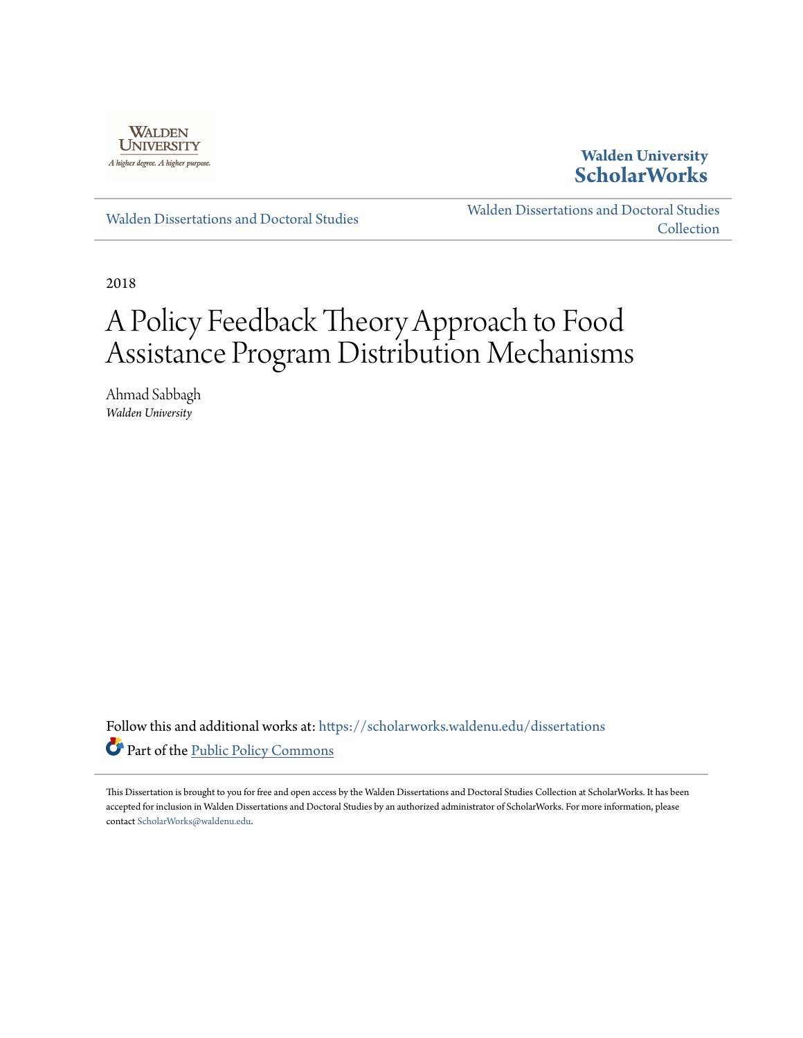Walden University

A higher degree. A higher purpose.

**Walden University ScholarWorks**

Walden Dissertations and Doctoral Studies

Walden Dissertations and Doctoral Studies Collection

2018

# A Policy Feedback Theory Approach to Food Assistance Program Distribution Mechanisms

Ahmad Sabbagh

*Walden University*

Follow this and additional works at: https://scholarworks.waldenu.edu/dissertations

Part of the Public Policy Commons

This Dissertation is brought to you for free and open access by the Walden Dissertations and Doctoral Studies Collection at ScholarWorks. It has been accepted for inclusion in Walden Dissertations and Doctoral Studies by an authorized administrator of ScholarWorks. For more information, please contact ScholarWorks@waldenu.edu.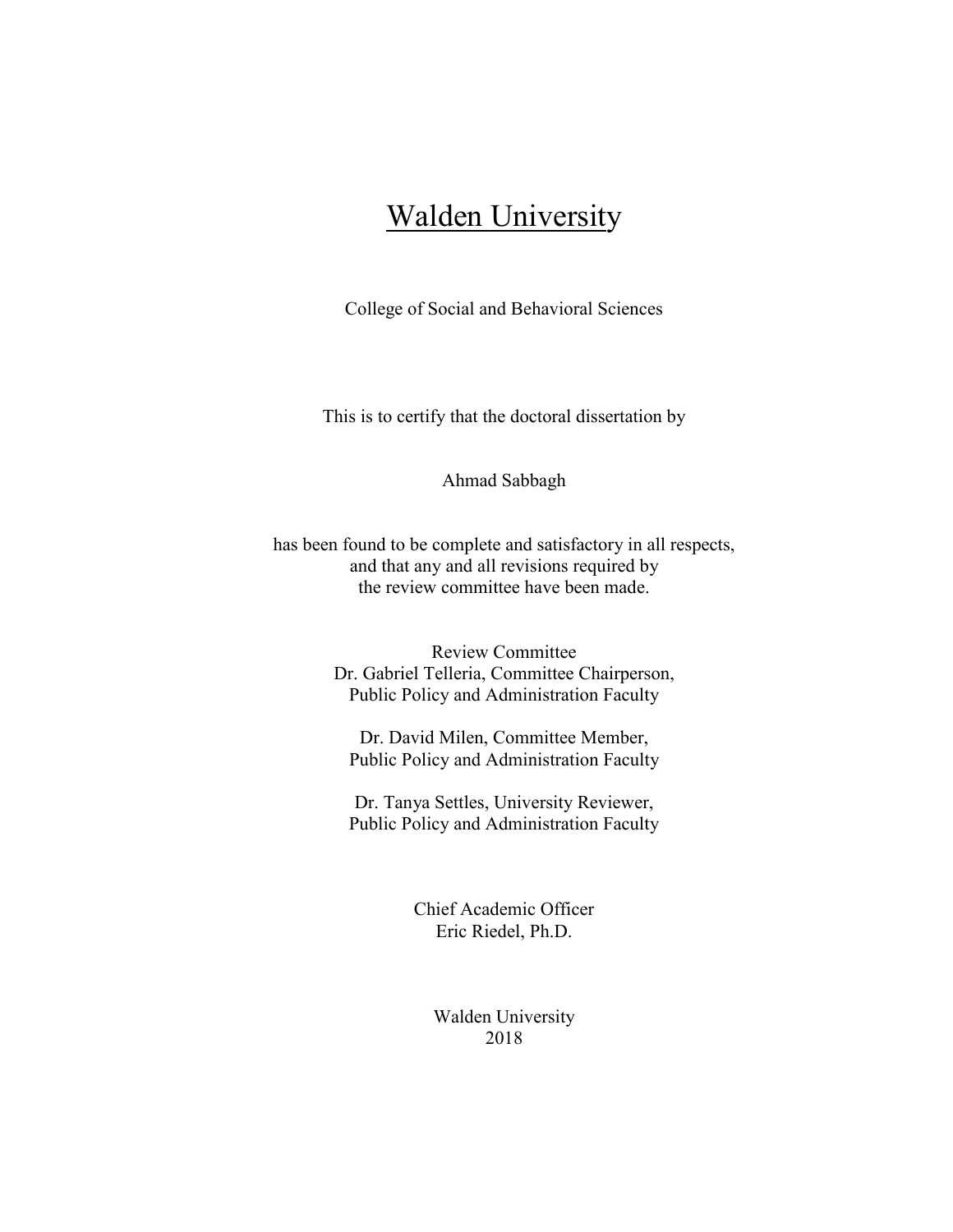# Walden University

College of Social and Behavioral Sciences

This is to certify that the doctoral dissertation by

Ahmad Sabbagh

has been found to be complete and satisfactory in all respects,
and that any and all revisions required by
the review committee have been made.

Review Committee
Dr. Gabriel Telleria, Committee Chairperson,
Public Policy and Administration Faculty

Dr. David Milen, Committee Member,
Public Policy and Administration Faculty

Dr. Tanya Settles, University Reviewer,
Public Policy and Administration Faculty

Chief Academic Officer
Eric Riedel, Ph.D.

Walden University
2018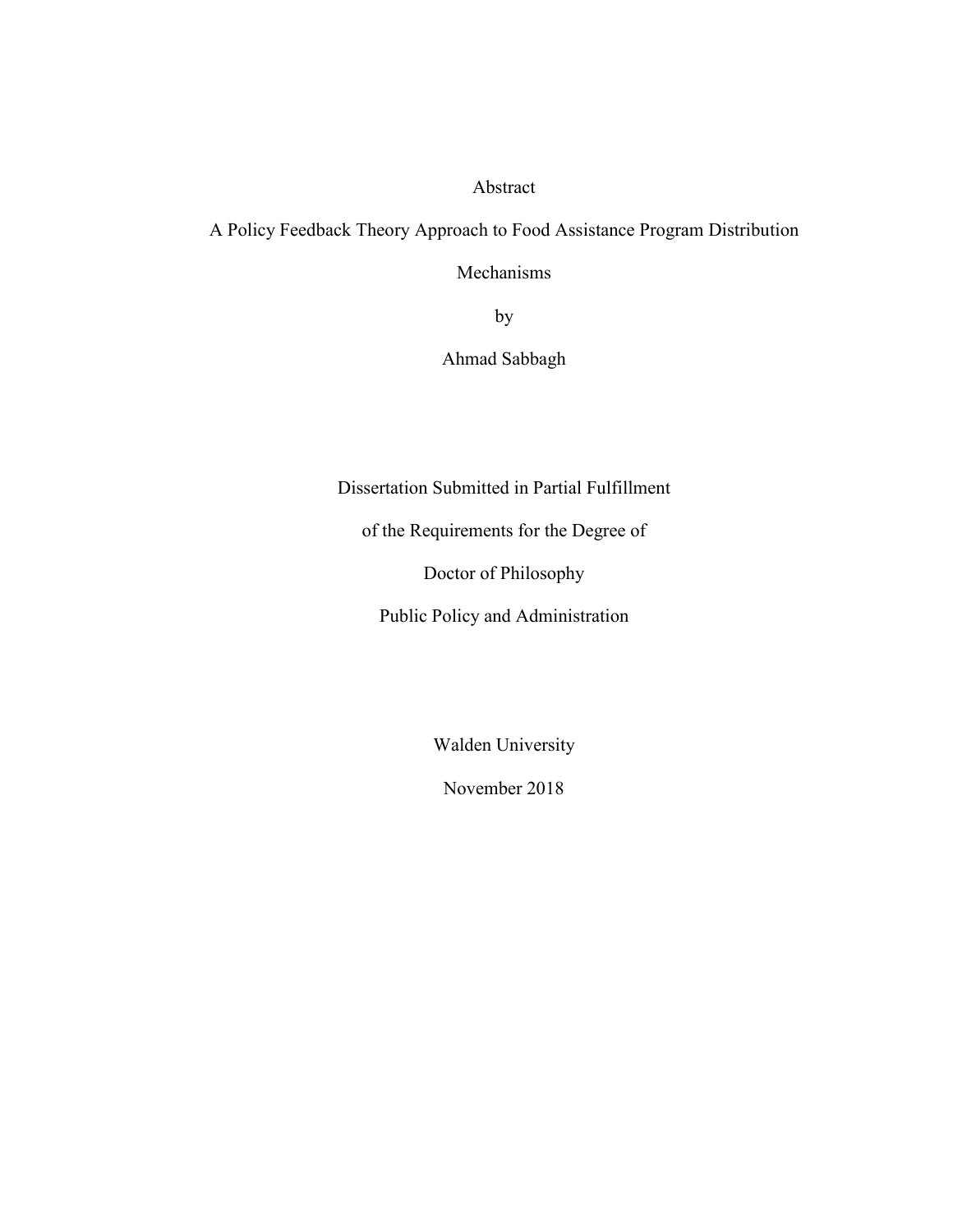Abstract

A Policy Feedback Theory Approach to Food Assistance Program Distribution Mechanisms

by

Ahmad Sabbagh

Dissertation Submitted in Partial Fulfillment

of the Requirements for the Degree of

Doctor of Philosophy

Public Policy and Administration

Walden University

November 2018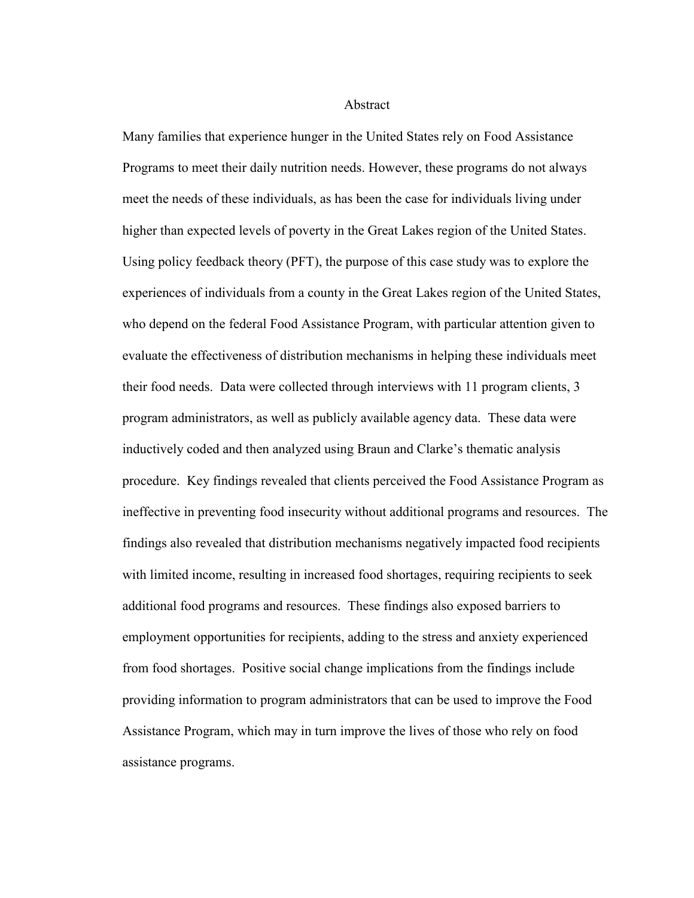# Abstract

Many families that experience hunger in the United States rely on Food Assistance Programs to meet their daily nutrition needs. However, these programs do not always meet the needs of these individuals, as has been the case for individuals living under higher than expected levels of poverty in the Great Lakes region of the United States. Using policy feedback theory (PFT), the purpose of this case study was to explore the experiences of individuals from a county in the Great Lakes region of the United States, who depend on the federal Food Assistance Program, with particular attention given to evaluate the effectiveness of distribution mechanisms in helping these individuals meet their food needs. Data were collected through interviews with 11 program clients, 3 program administrators, as well as publicly available agency data. These data were inductively coded and then analyzed using Braun and Clarke's thematic analysis procedure. Key findings revealed that clients perceived the Food Assistance Program as ineffective in preventing food insecurity without additional programs and resources. The findings also revealed that distribution mechanisms negatively impacted food recipients with limited income, resulting in increased food shortages, requiring recipients to seek additional food programs and resources. These findings also exposed barriers to employment opportunities for recipients, adding to the stress and anxiety experienced from food shortages. Positive social change implications from the findings include providing information to program administrators that can be used to improve the Food Assistance Program, which may in turn improve the lives of those who rely on food assistance programs.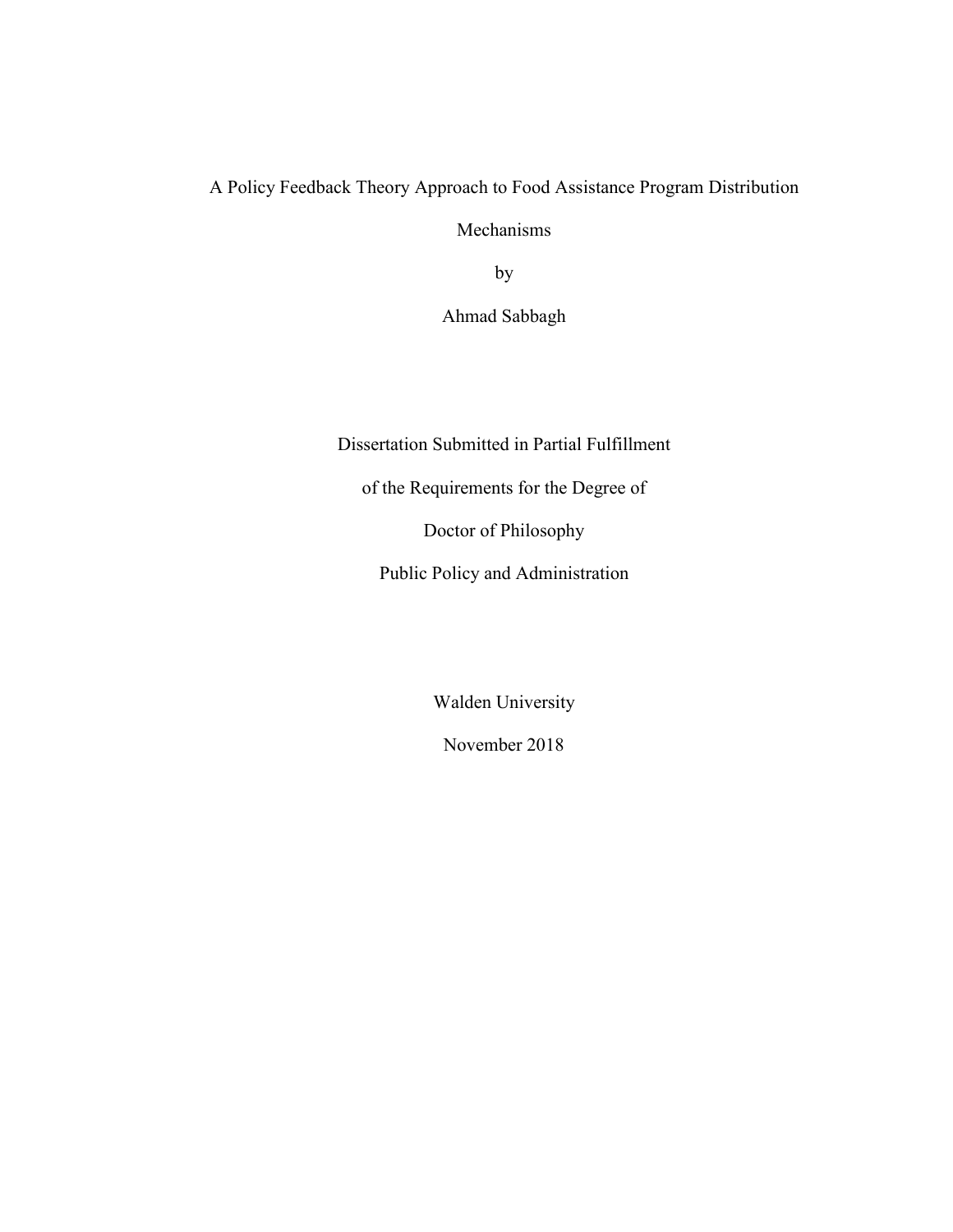A Policy Feedback Theory Approach to Food Assistance Program Distribution

Mechanisms

by

Ahmad Sabbagh

Dissertation Submitted in Partial Fulfillment

of the Requirements for the Degree of

Doctor of Philosophy

Public Policy and Administration

Walden University

November 2018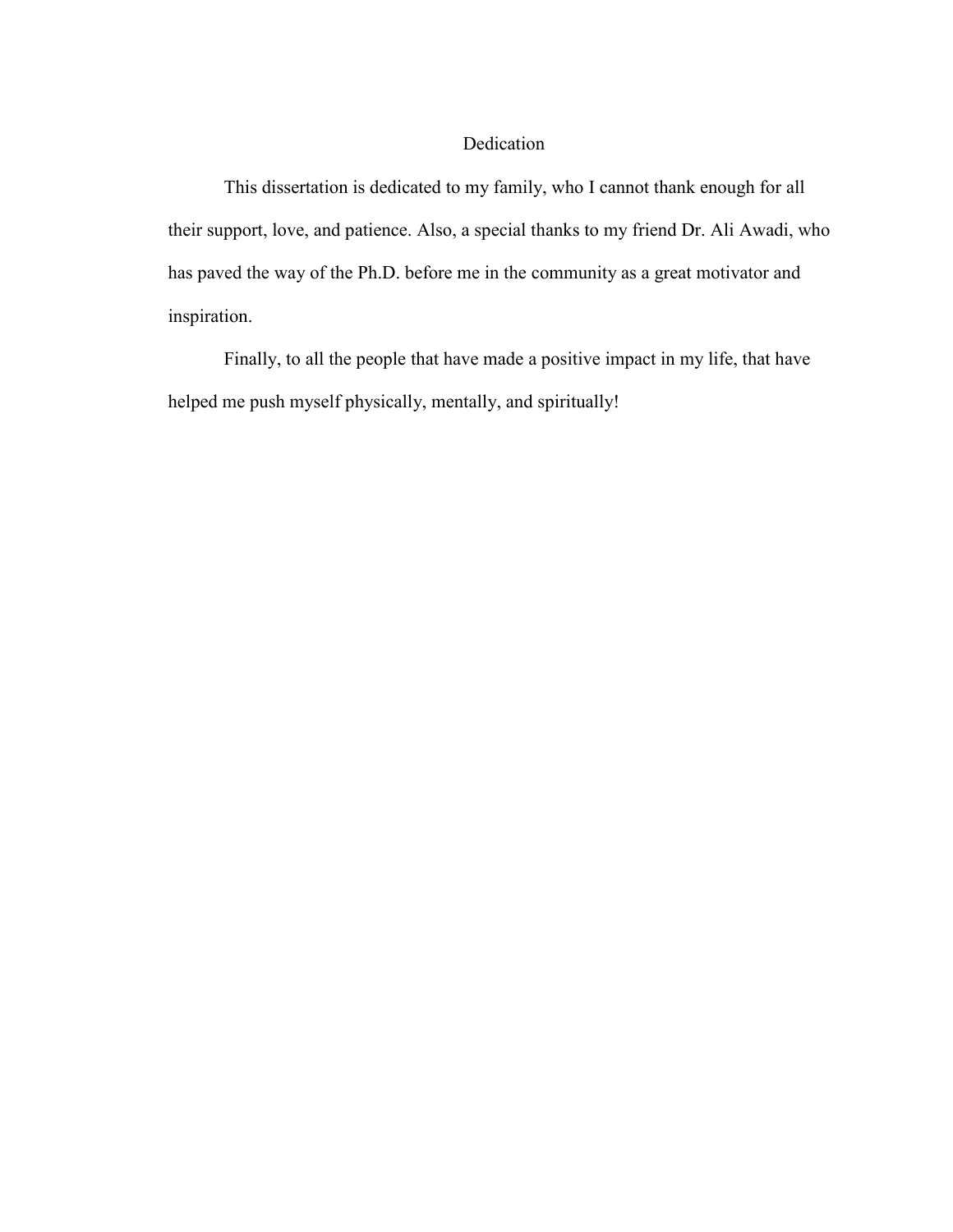# Dedication

This dissertation is dedicated to my family, who I cannot thank enough for all their support, love, and patience. Also, a special thanks to my friend Dr. Ali Awadi, who has paved the way of the Ph.D. before me in the community as a great motivator and inspiration.

Finally, to all the people that have made a positive impact in my life, that have helped me push myself physically, mentally, and spiritually!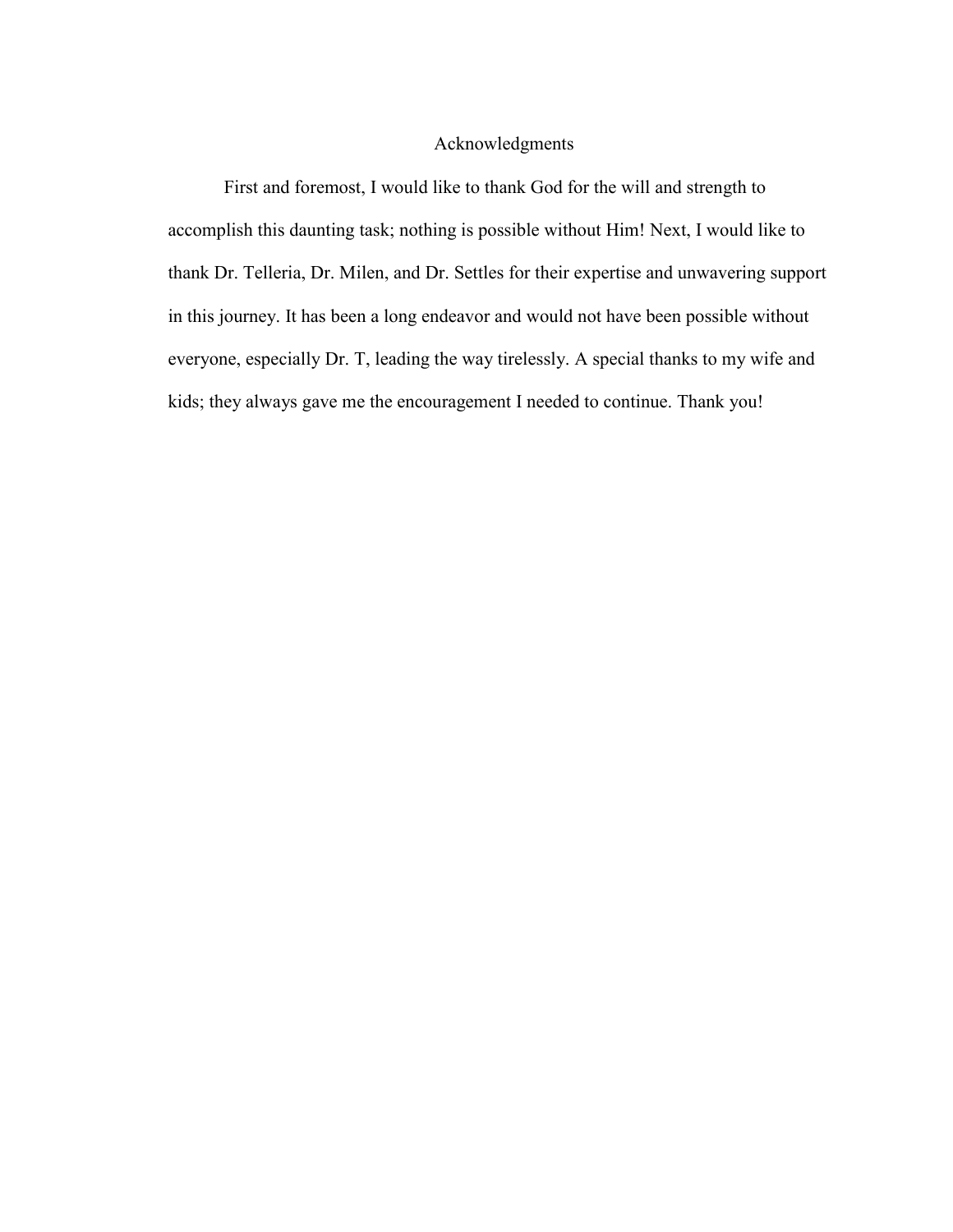# Acknowledgments

First and foremost, I would like to thank God for the will and strength to accomplish this daunting task; nothing is possible without Him! Next, I would like to thank Dr. Telleria, Dr. Milen, and Dr. Settles for their expertise and unwavering support in this journey. It has been a long endeavor and would not have been possible without everyone, especially Dr. T, leading the way tirelessly. A special thanks to my wife and kids; they always gave me the encouragement I needed to continue. Thank you!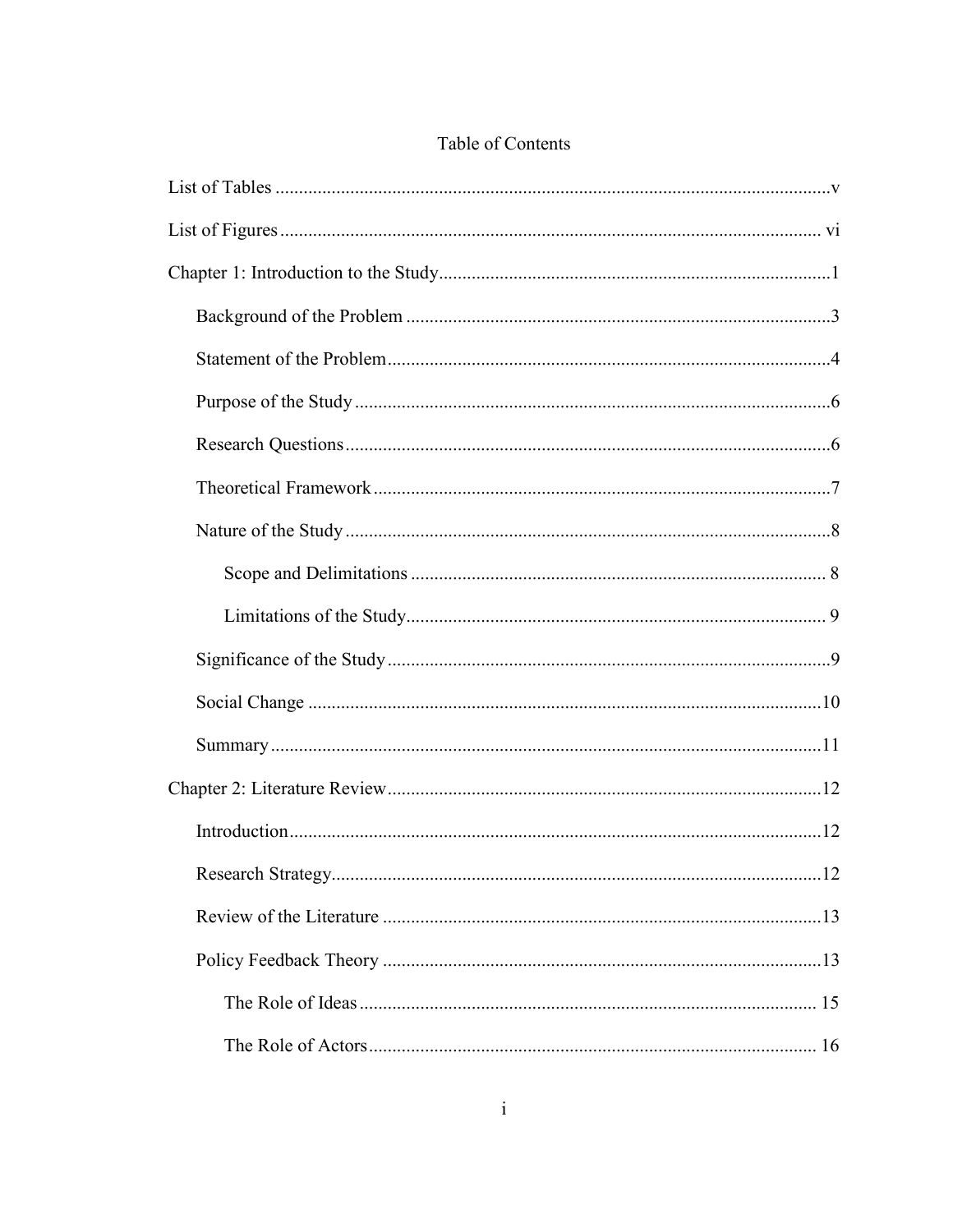# Table of Contents

List of Tables ..... v

List of Figures ..... vi

Chapter 1: Introduction to the Study ..... 1

- Background of the Problem ..... 3
- Statement of the Problem ..... 4
- Purpose of the Study ..... 6
- Research Questions ..... 6
- Theoretical Framework ..... 7
- Nature of the Study ..... 8
  - Scope and Delimitations ..... 8
  - Limitations of the Study ..... 9
- Significance of the Study ..... 9
- Social Change ..... 10
- Summary ..... 11

Chapter 2: Literature Review ..... 12

- Introduction ..... 12
- Research Strategy ..... 12
- Review of the Literature ..... 13
- Policy Feedback Theory ..... 13
  - The Role of Ideas ..... 15
  - The Role of Actors ..... 16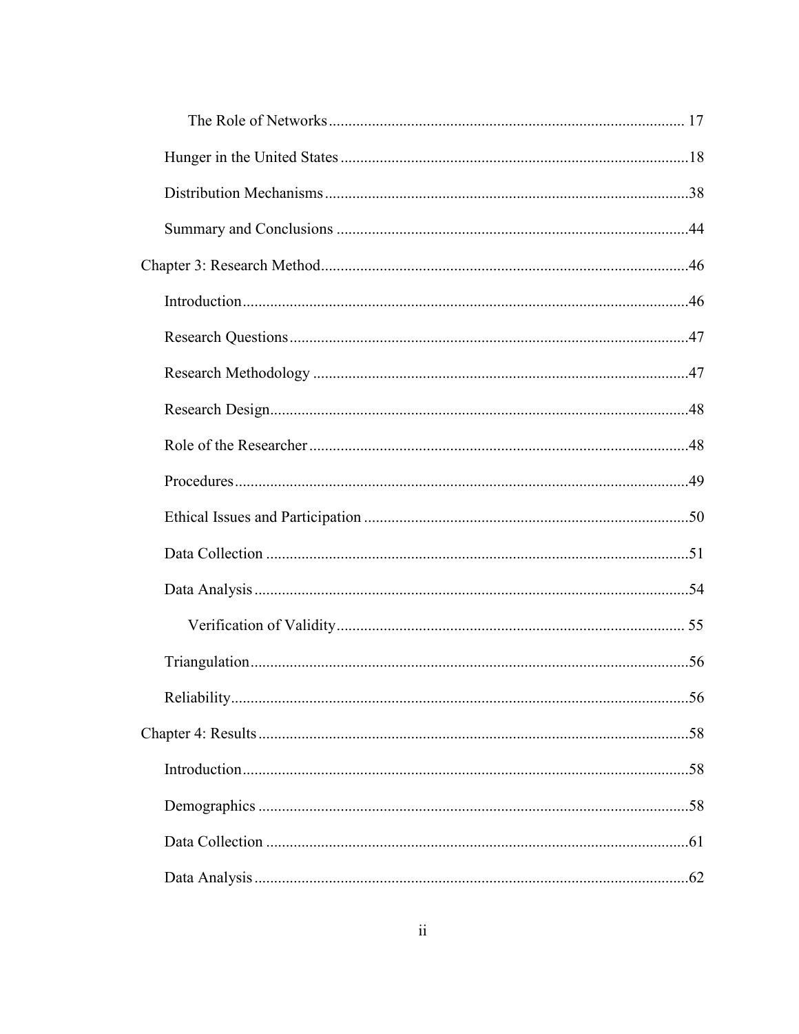The Role of Networks .......................................................................................... 17

Hunger in the United States ........................................................................................18

Distribution Mechanisms ............................................................................................38

Summary and Conclusions .........................................................................................44

Chapter 3: Research Method.............................................................................................46

Introduction.................................................................................................................46

Research Questions.....................................................................................................47

Research Methodology ...............................................................................................47

Research Design..........................................................................................................48

Role of the Researcher ................................................................................................48

Procedures...................................................................................................................49

Ethical Issues and Participation ..................................................................................50

Data Collection ...........................................................................................................51

Data Analysis ..............................................................................................................54

Verification of Validity........................................................................................ 55

Triangulation...............................................................................................................56

Reliability....................................................................................................................56

Chapter 4: Results.............................................................................................................58

Introduction.................................................................................................................58

Demographics .............................................................................................................58

Data Collection ...........................................................................................................61

Data Analysis ..............................................................................................................62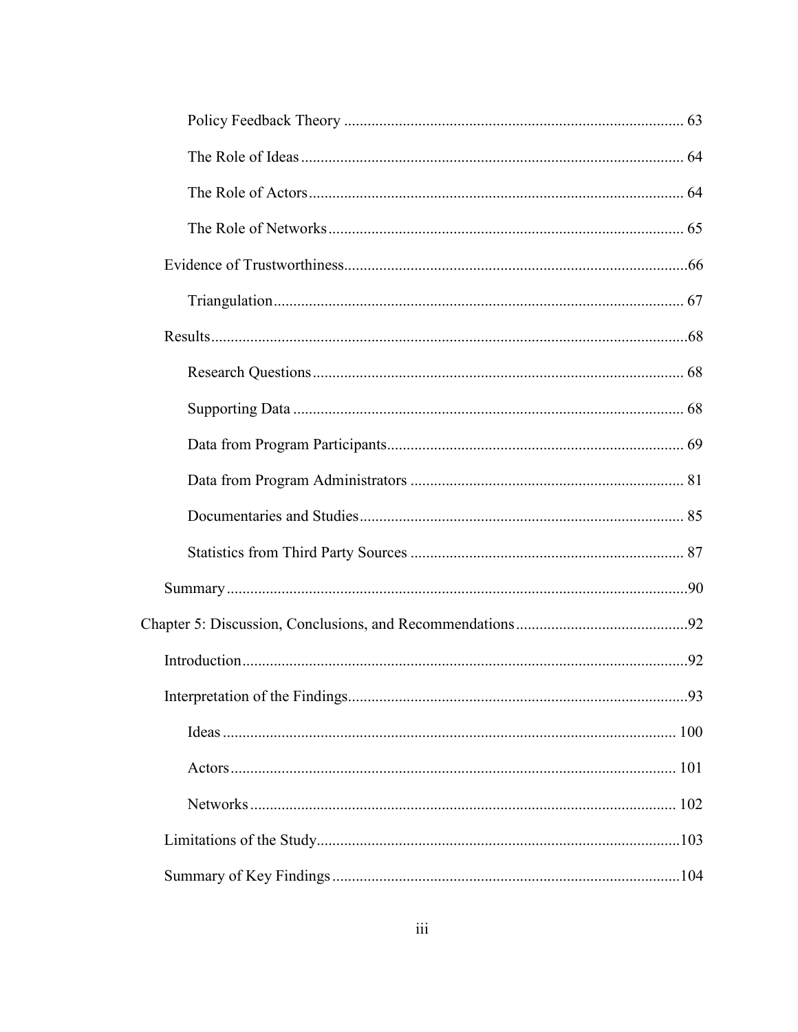Policy Feedback Theory ........................................................................................ 63

The Role of Ideas ................................................................................................ 64

The Role of Actors ............................................................................................... 64

The Role of Networks .......................................................................................... 65

Evidence of Trustworthiness........................................................................................66

Triangulation ......................................................................................................... 67

Results...........................................................................................................................68

Research Questions ............................................................................................... 68

Supporting Data .................................................................................................... 68

Data from Program Participants............................................................................ 69

Data from Program Administrators ...................................................................... 81

Documentaries and Studies................................................................................... 85

Statistics from Third Party Sources ...................................................................... 87

Summary.......................................................................................................................90

Chapter 5: Discussion, Conclusions, and Recommendations............................................92

Introduction...................................................................................................................92

Interpretation of the Findings........................................................................................93

Ideas ..................................................................................................................... 100

Actors ................................................................................................................... 101

Networks .............................................................................................................. 102

Limitations of the Study..............................................................................................103

Summary of Key Findings ..........................................................................................104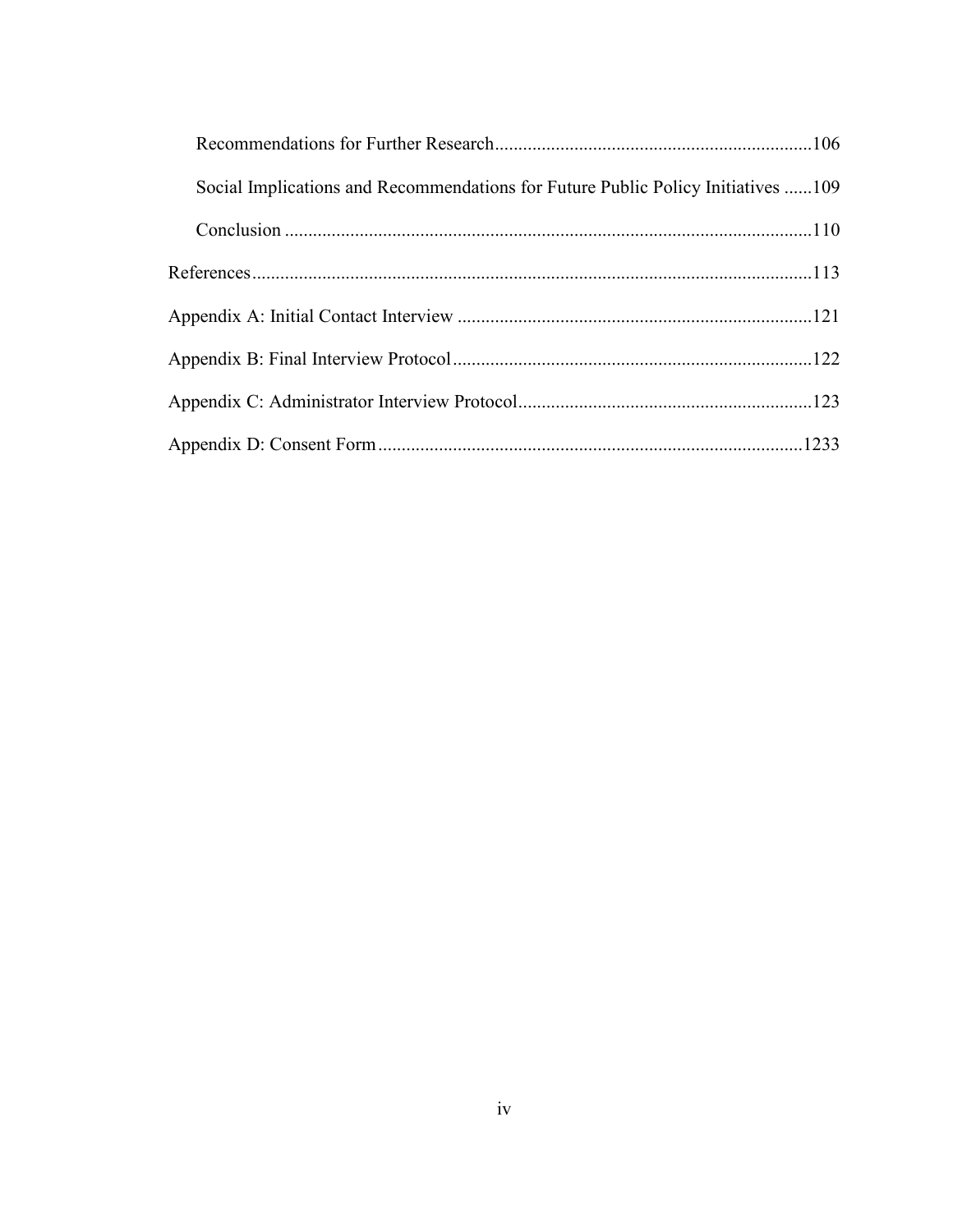Recommendations for Further Research....................................................................106

Social Implications and Recommendations for Future Public Policy Initiatives ......109

Conclusion ...............................................................................................................110

References......................................................................................................................113

Appendix A: Initial Contact Interview ...........................................................................121

Appendix B: Final Interview Protocol............................................................................122

Appendix C: Administrator Interview Protocol..............................................................123

Appendix D: Consent Form...........................................................................................1233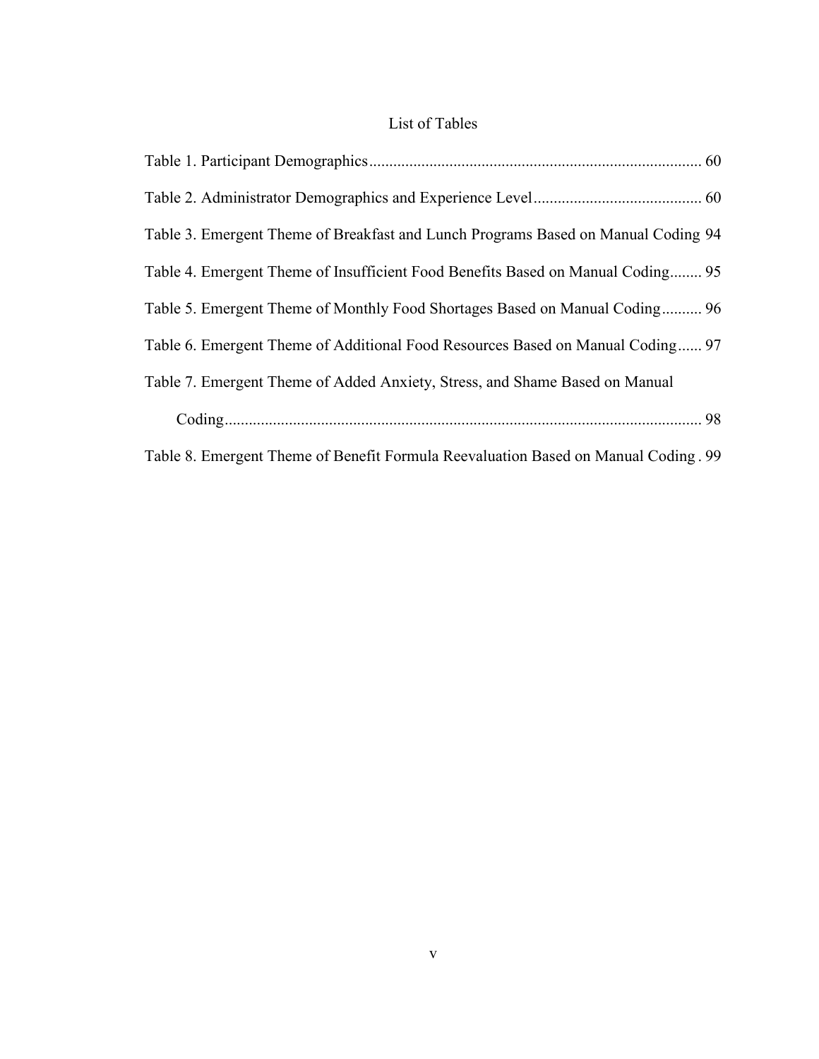# List of Tables

Table 1. Participant Demographics .................................................................................. 60

Table 2. Administrator Demographics and Experience Level .......................................... 60

Table 3. Emergent Theme of Breakfast and Lunch Programs Based on Manual Coding 94

Table 4. Emergent Theme of Insufficient Food Benefits Based on Manual Coding ........ 95

Table 5. Emergent Theme of Monthly Food Shortages Based on Manual Coding .......... 96

Table 6. Emergent Theme of Additional Food Resources Based on Manual Coding ...... 97

Table 7. Emergent Theme of Added Anxiety, Stress, and Shame Based on Manual Coding ...................................................................................................................... 98

Table 8. Emergent Theme of Benefit Formula Reevaluation Based on Manual Coding . 99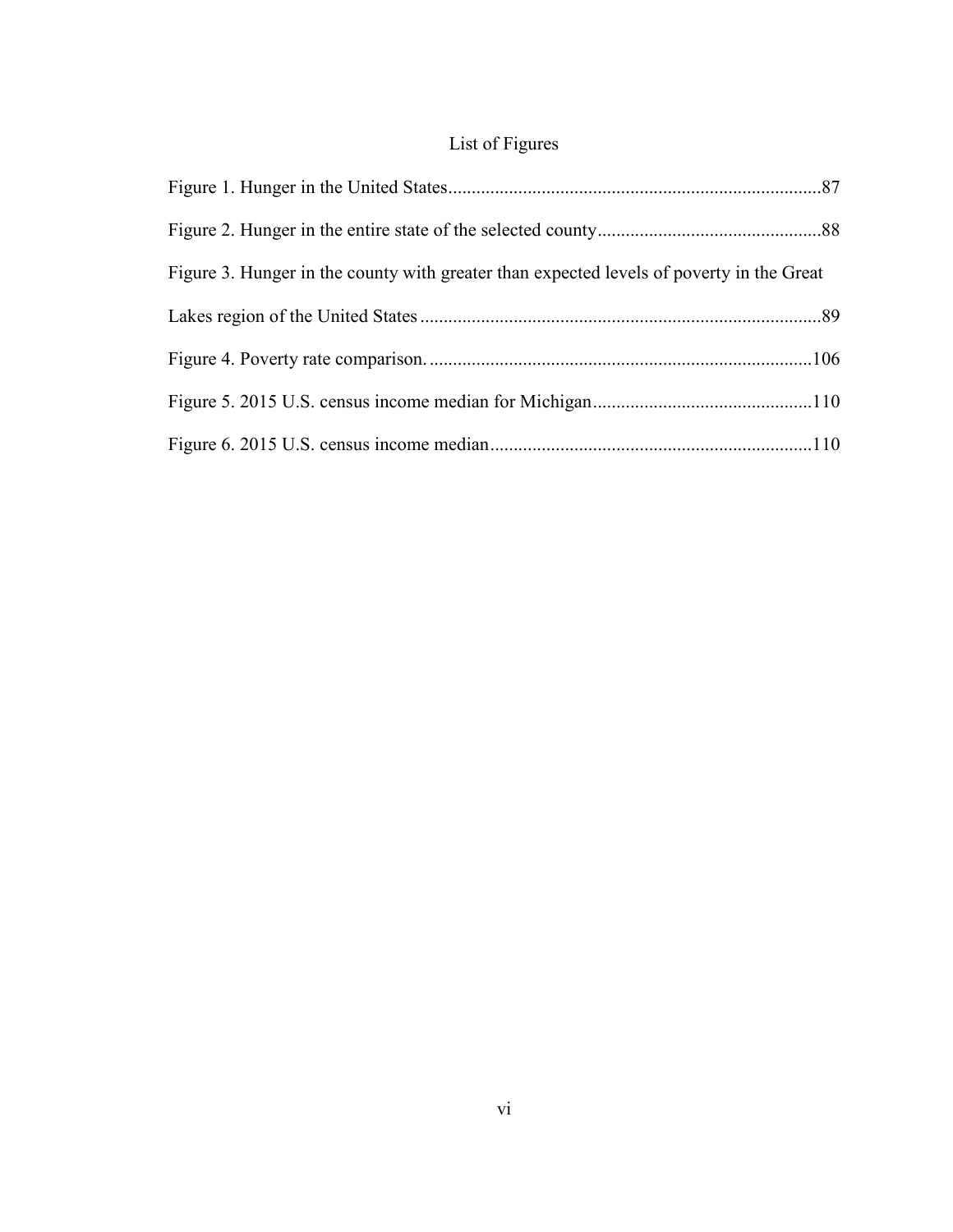# List of Figures

Figure 1. Hunger in the United States................................................................................87

Figure 2. Hunger in the entire state of the selected county................................................88

Figure 3. Hunger in the county with greater than expected levels of poverty in the Great Lakes region of the United States......................................................................................89

Figure 4. Poverty rate comparison. ..................................................................................106

Figure 5. 2015 U.S. census income median for Michigan...............................................110

Figure 6. 2015 U.S. census income median....................................................................110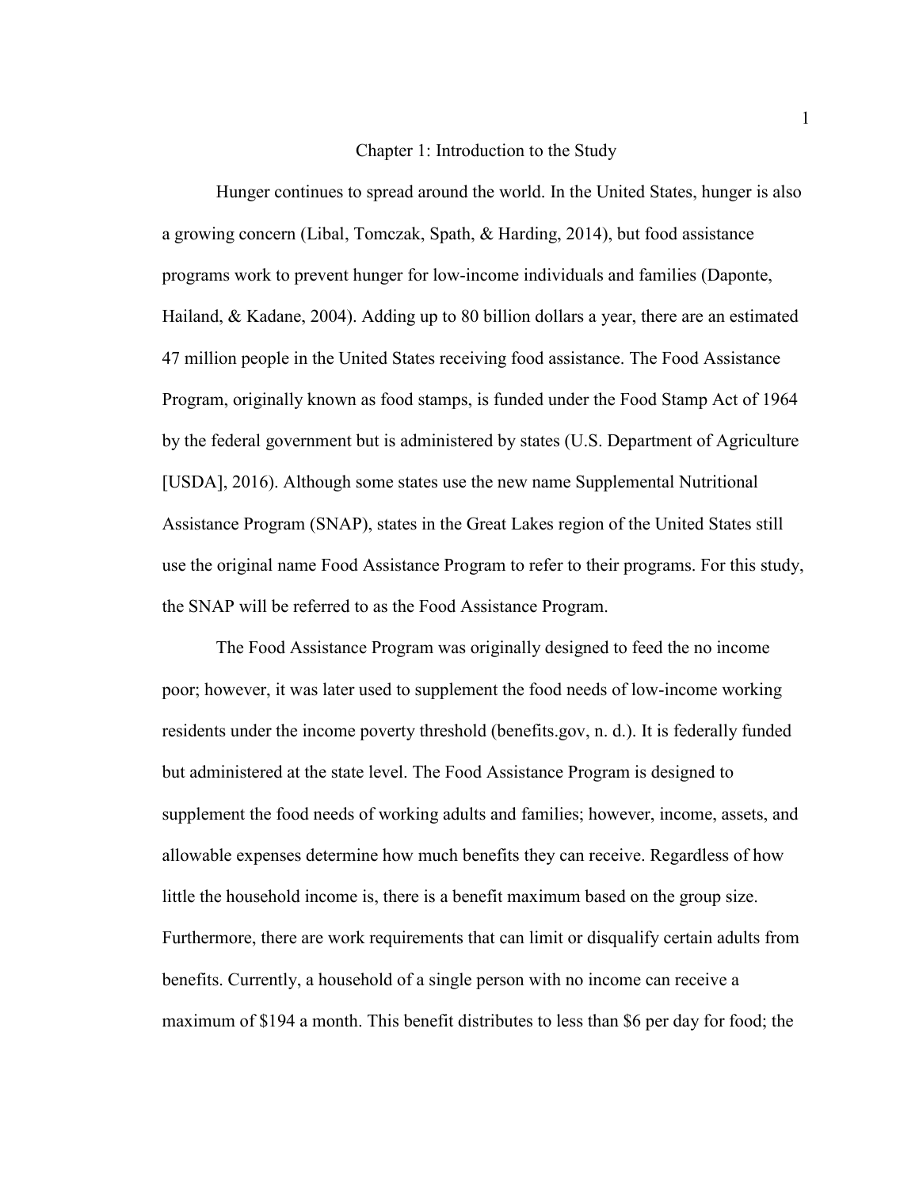# Chapter 1: Introduction to the Study

Hunger continues to spread around the world. In the United States, hunger is also a growing concern (Libal, Tomczak, Spath, & Harding, 2014), but food assistance programs work to prevent hunger for low-income individuals and families (Daponte, Hailand, & Kadane, 2004). Adding up to 80 billion dollars a year, there are an estimated 47 million people in the United States receiving food assistance. The Food Assistance Program, originally known as food stamps, is funded under the Food Stamp Act of 1964 by the federal government but is administered by states (U.S. Department of Agriculture [USDA], 2016). Although some states use the new name Supplemental Nutritional Assistance Program (SNAP), states in the Great Lakes region of the United States still use the original name Food Assistance Program to refer to their programs. For this study, the SNAP will be referred to as the Food Assistance Program.

The Food Assistance Program was originally designed to feed the no income poor; however, it was later used to supplement the food needs of low-income working residents under the income poverty threshold (benefits.gov, n. d.). It is federally funded but administered at the state level. The Food Assistance Program is designed to supplement the food needs of working adults and families; however, income, assets, and allowable expenses determine how much benefits they can receive. Regardless of how little the household income is, there is a benefit maximum based on the group size. Furthermore, there are work requirements that can limit or disqualify certain adults from benefits. Currently, a household of a single person with no income can receive a maximum of $194 a month. This benefit distributes to less than $6 per day for food; the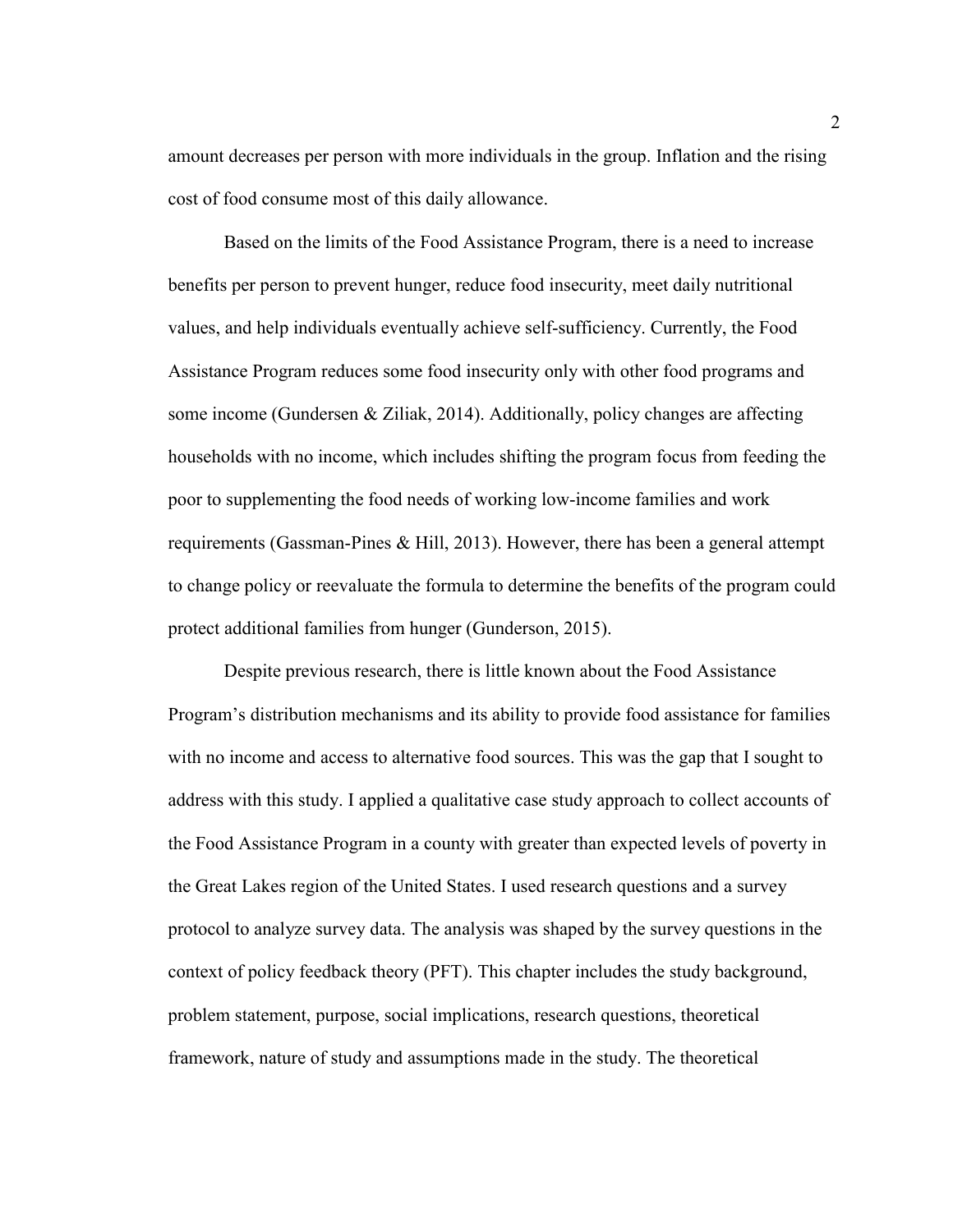amount decreases per person with more individuals in the group. Inflation and the rising cost of food consume most of this daily allowance.

Based on the limits of the Food Assistance Program, there is a need to increase benefits per person to prevent hunger, reduce food insecurity, meet daily nutritional values, and help individuals eventually achieve self-sufficiency. Currently, the Food Assistance Program reduces some food insecurity only with other food programs and some income (Gundersen & Ziliak, 2014). Additionally, policy changes are affecting households with no income, which includes shifting the program focus from feeding the poor to supplementing the food needs of working low-income families and work requirements (Gassman-Pines & Hill, 2013). However, there has been a general attempt to change policy or reevaluate the formula to determine the benefits of the program could protect additional families from hunger (Gunderson, 2015).

Despite previous research, there is little known about the Food Assistance Program's distribution mechanisms and its ability to provide food assistance for families with no income and access to alternative food sources. This was the gap that I sought to address with this study. I applied a qualitative case study approach to collect accounts of the Food Assistance Program in a county with greater than expected levels of poverty in the Great Lakes region of the United States. I used research questions and a survey protocol to analyze survey data. The analysis was shaped by the survey questions in the context of policy feedback theory (PFT). This chapter includes the study background, problem statement, purpose, social implications, research questions, theoretical framework, nature of study and assumptions made in the study. The theoretical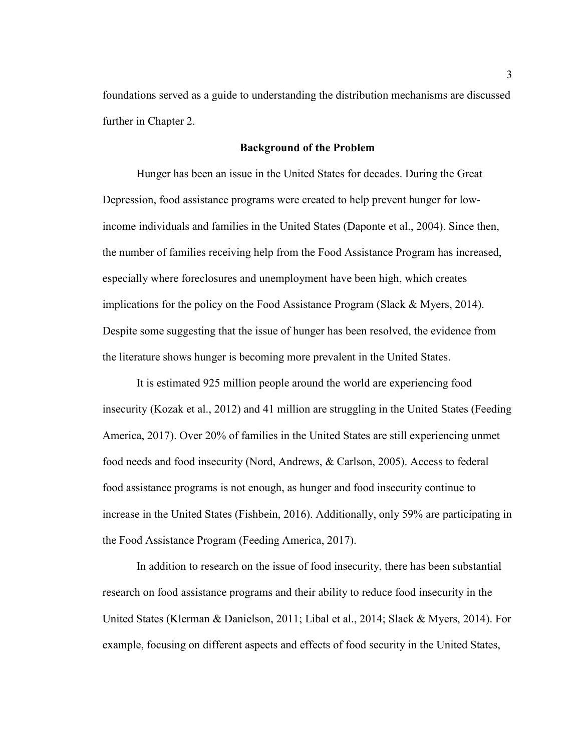foundations served as a guide to understanding the distribution mechanisms are discussed further in Chapter 2.

## Background of the Problem

Hunger has been an issue in the United States for decades. During the Great Depression, food assistance programs were created to help prevent hunger for low-income individuals and families in the United States (Daponte et al., 2004). Since then, the number of families receiving help from the Food Assistance Program has increased, especially where foreclosures and unemployment have been high, which creates implications for the policy on the Food Assistance Program (Slack & Myers, 2014). Despite some suggesting that the issue of hunger has been resolved, the evidence from the literature shows hunger is becoming more prevalent in the United States.

It is estimated 925 million people around the world are experiencing food insecurity (Kozak et al., 2012) and 41 million are struggling in the United States (Feeding America, 2017). Over 20% of families in the United States are still experiencing unmet food needs and food insecurity (Nord, Andrews, & Carlson, 2005). Access to federal food assistance programs is not enough, as hunger and food insecurity continue to increase in the United States (Fishbein, 2016). Additionally, only 59% are participating in the Food Assistance Program (Feeding America, 2017).

In addition to research on the issue of food insecurity, there has been substantial research on food assistance programs and their ability to reduce food insecurity in the United States (Klerman & Danielson, 2011; Libal et al., 2014; Slack & Myers, 2014). For example, focusing on different aspects and effects of food security in the United States,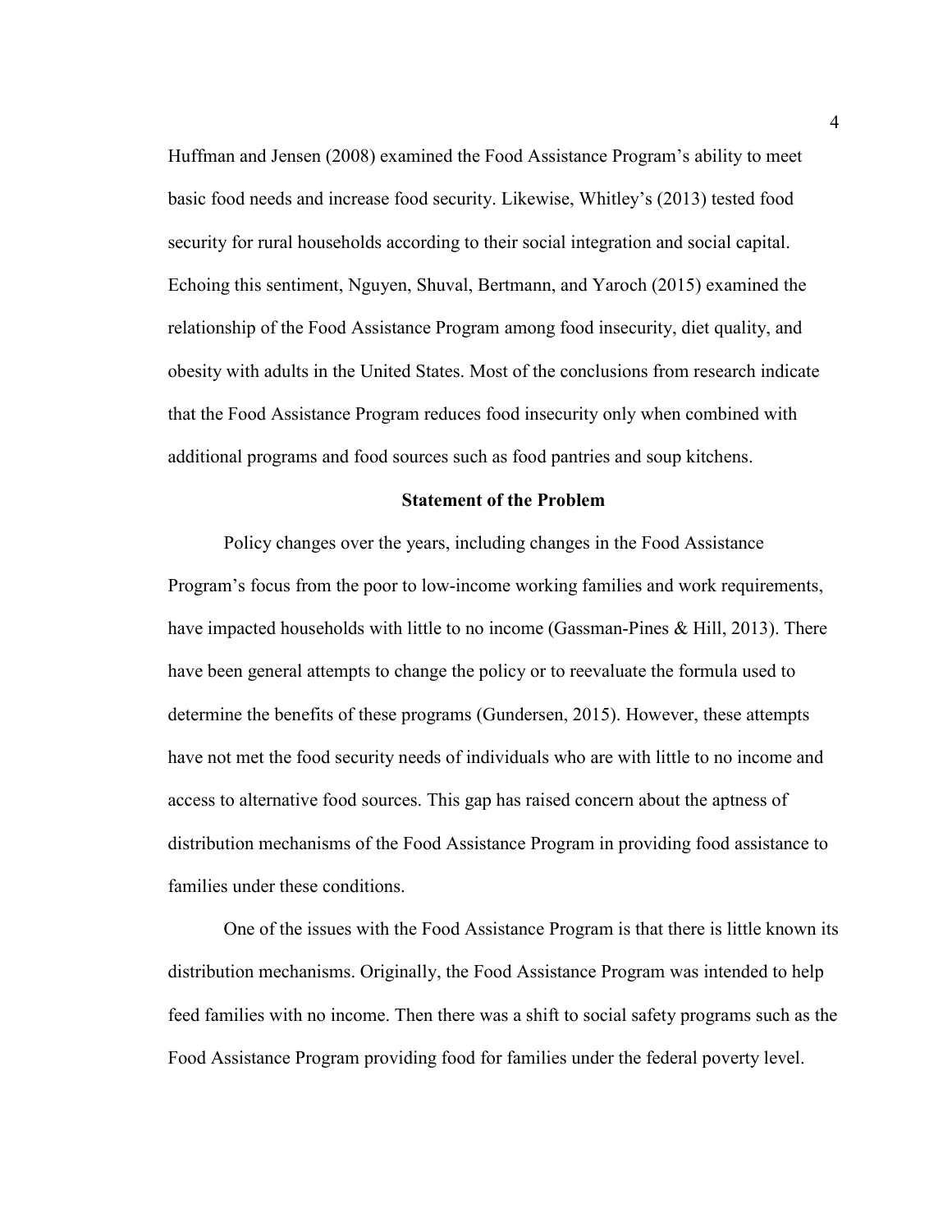Huffman and Jensen (2008) examined the Food Assistance Program's ability to meet basic food needs and increase food security. Likewise, Whitley's (2013) tested food security for rural households according to their social integration and social capital. Echoing this sentiment, Nguyen, Shuval, Bertmann, and Yaroch (2015) examined the relationship of the Food Assistance Program among food insecurity, diet quality, and obesity with adults in the United States. Most of the conclusions from research indicate that the Food Assistance Program reduces food insecurity only when combined with additional programs and food sources such as food pantries and soup kitchens.

## Statement of the Problem

Policy changes over the years, including changes in the Food Assistance Program's focus from the poor to low-income working families and work requirements, have impacted households with little to no income (Gassman-Pines & Hill, 2013). There have been general attempts to change the policy or to reevaluate the formula used to determine the benefits of these programs (Gundersen, 2015). However, these attempts have not met the food security needs of individuals who are with little to no income and access to alternative food sources. This gap has raised concern about the aptness of distribution mechanisms of the Food Assistance Program in providing food assistance to families under these conditions.

One of the issues with the Food Assistance Program is that there is little known its distribution mechanisms. Originally, the Food Assistance Program was intended to help feed families with no income. Then there was a shift to social safety programs such as the Food Assistance Program providing food for families under the federal poverty level.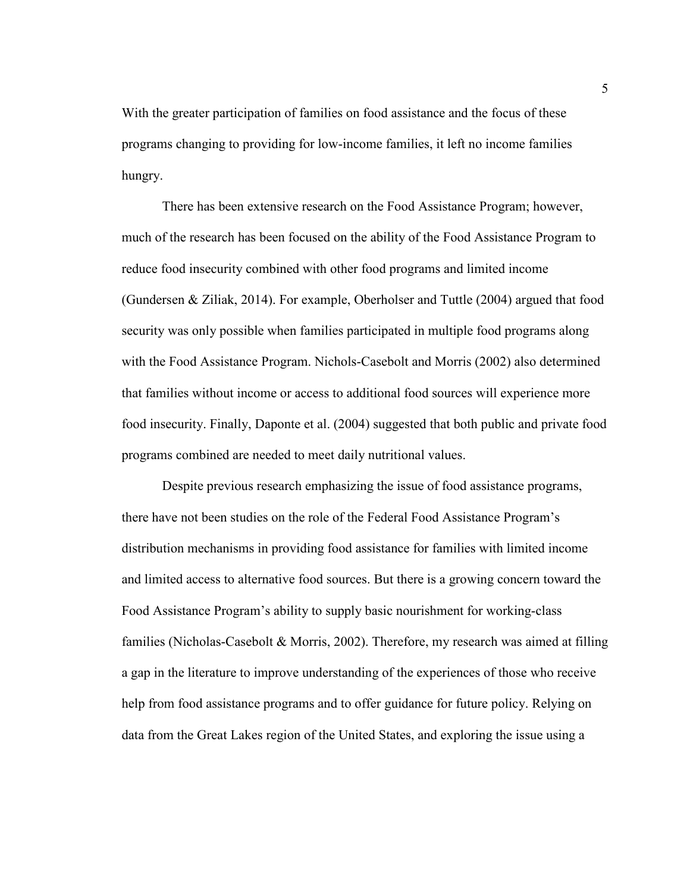With the greater participation of families on food assistance and the focus of these programs changing to providing for low-income families, it left no income families hungry.

There has been extensive research on the Food Assistance Program; however, much of the research has been focused on the ability of the Food Assistance Program to reduce food insecurity combined with other food programs and limited income (Gundersen & Ziliak, 2014). For example, Oberholser and Tuttle (2004) argued that food security was only possible when families participated in multiple food programs along with the Food Assistance Program. Nichols-Casebolt and Morris (2002) also determined that families without income or access to additional food sources will experience more food insecurity. Finally, Daponte et al. (2004) suggested that both public and private food programs combined are needed to meet daily nutritional values.

Despite previous research emphasizing the issue of food assistance programs, there have not been studies on the role of the Federal Food Assistance Program's distribution mechanisms in providing food assistance for families with limited income and limited access to alternative food sources. But there is a growing concern toward the Food Assistance Program's ability to supply basic nourishment for working-class families (Nicholas-Casebolt & Morris, 2002). Therefore, my research was aimed at filling a gap in the literature to improve understanding of the experiences of those who receive help from food assistance programs and to offer guidance for future policy. Relying on data from the Great Lakes region of the United States, and exploring the issue using a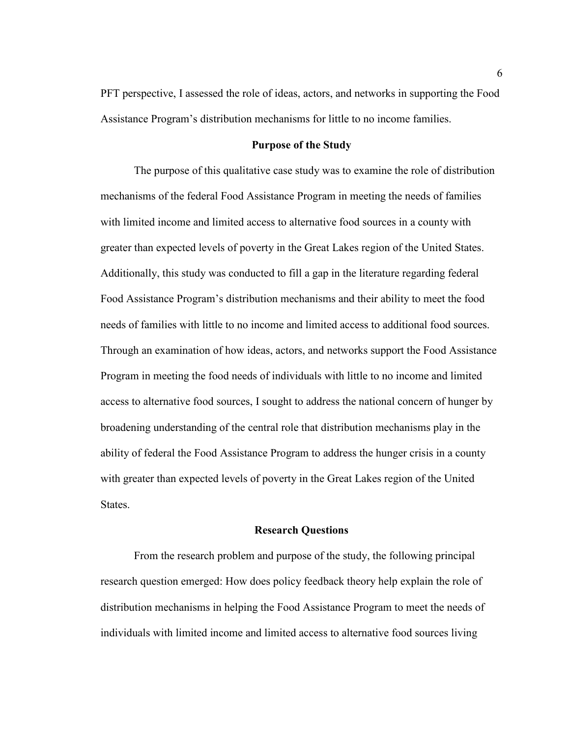PFT perspective, I assessed the role of ideas, actors, and networks in supporting the Food Assistance Program's distribution mechanisms for little to no income families.

## Purpose of the Study

The purpose of this qualitative case study was to examine the role of distribution mechanisms of the federal Food Assistance Program in meeting the needs of families with limited income and limited access to alternative food sources in a county with greater than expected levels of poverty in the Great Lakes region of the United States. Additionally, this study was conducted to fill a gap in the literature regarding federal Food Assistance Program's distribution mechanisms and their ability to meet the food needs of families with little to no income and limited access to additional food sources. Through an examination of how ideas, actors, and networks support the Food Assistance Program in meeting the food needs of individuals with little to no income and limited access to alternative food sources, I sought to address the national concern of hunger by broadening understanding of the central role that distribution mechanisms play in the ability of federal the Food Assistance Program to address the hunger crisis in a county with greater than expected levels of poverty in the Great Lakes region of the United States.

## Research Questions

From the research problem and purpose of the study, the following principal research question emerged: How does policy feedback theory help explain the role of distribution mechanisms in helping the Food Assistance Program to meet the needs of individuals with limited income and limited access to alternative food sources living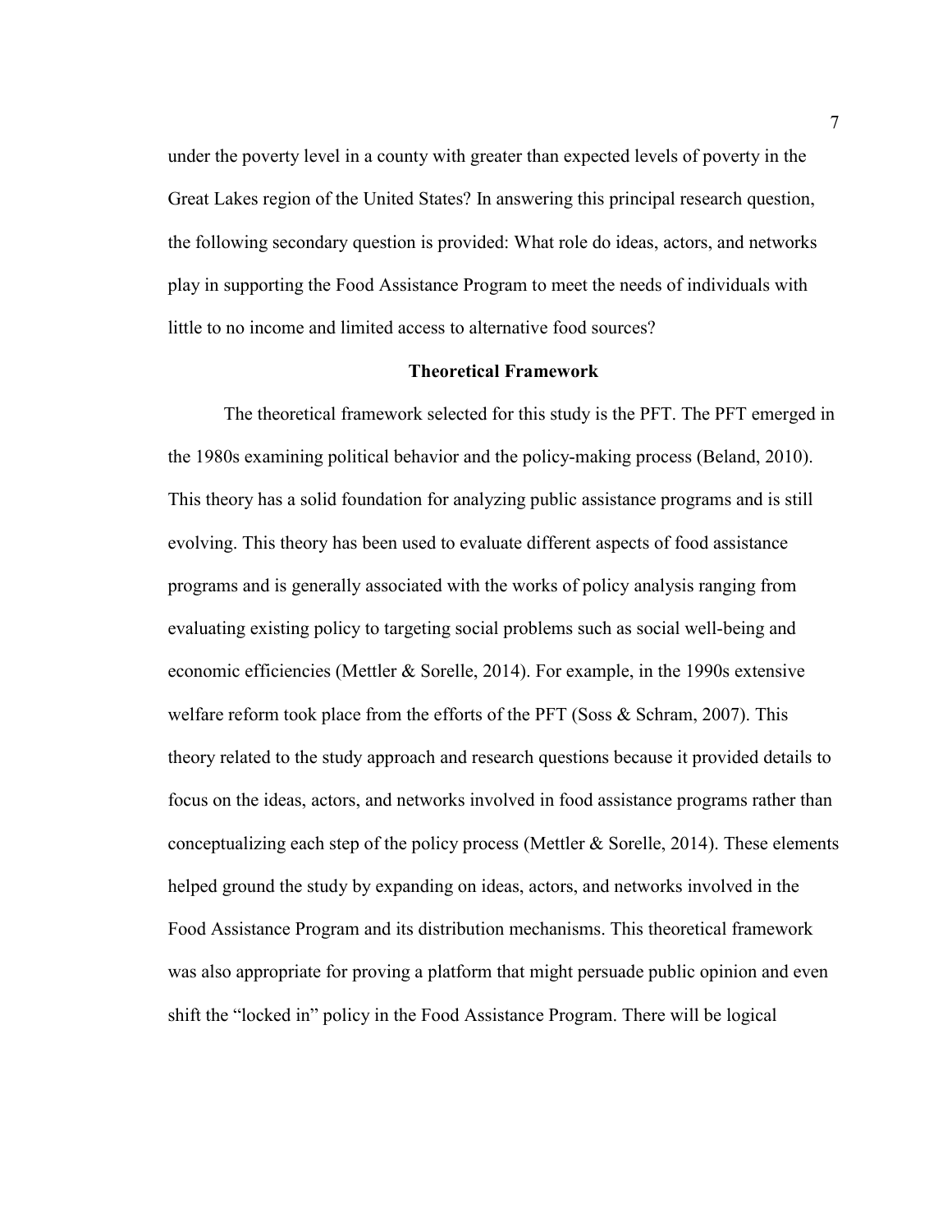under the poverty level in a county with greater than expected levels of poverty in the Great Lakes region of the United States? In answering this principal research question, the following secondary question is provided: What role do ideas, actors, and networks play in supporting the Food Assistance Program to meet the needs of individuals with little to no income and limited access to alternative food sources?

## Theoretical Framework

The theoretical framework selected for this study is the PFT. The PFT emerged in the 1980s examining political behavior and the policy-making process (Beland, 2010). This theory has a solid foundation for analyzing public assistance programs and is still evolving. This theory has been used to evaluate different aspects of food assistance programs and is generally associated with the works of policy analysis ranging from evaluating existing policy to targeting social problems such as social well-being and economic efficiencies (Mettler & Sorelle, 2014). For example, in the 1990s extensive welfare reform took place from the efforts of the PFT (Soss & Schram, 2007). This theory related to the study approach and research questions because it provided details to focus on the ideas, actors, and networks involved in food assistance programs rather than conceptualizing each step of the policy process (Mettler & Sorelle, 2014). These elements helped ground the study by expanding on ideas, actors, and networks involved in the Food Assistance Program and its distribution mechanisms. This theoretical framework was also appropriate for proving a platform that might persuade public opinion and even shift the "locked in" policy in the Food Assistance Program. There will be logical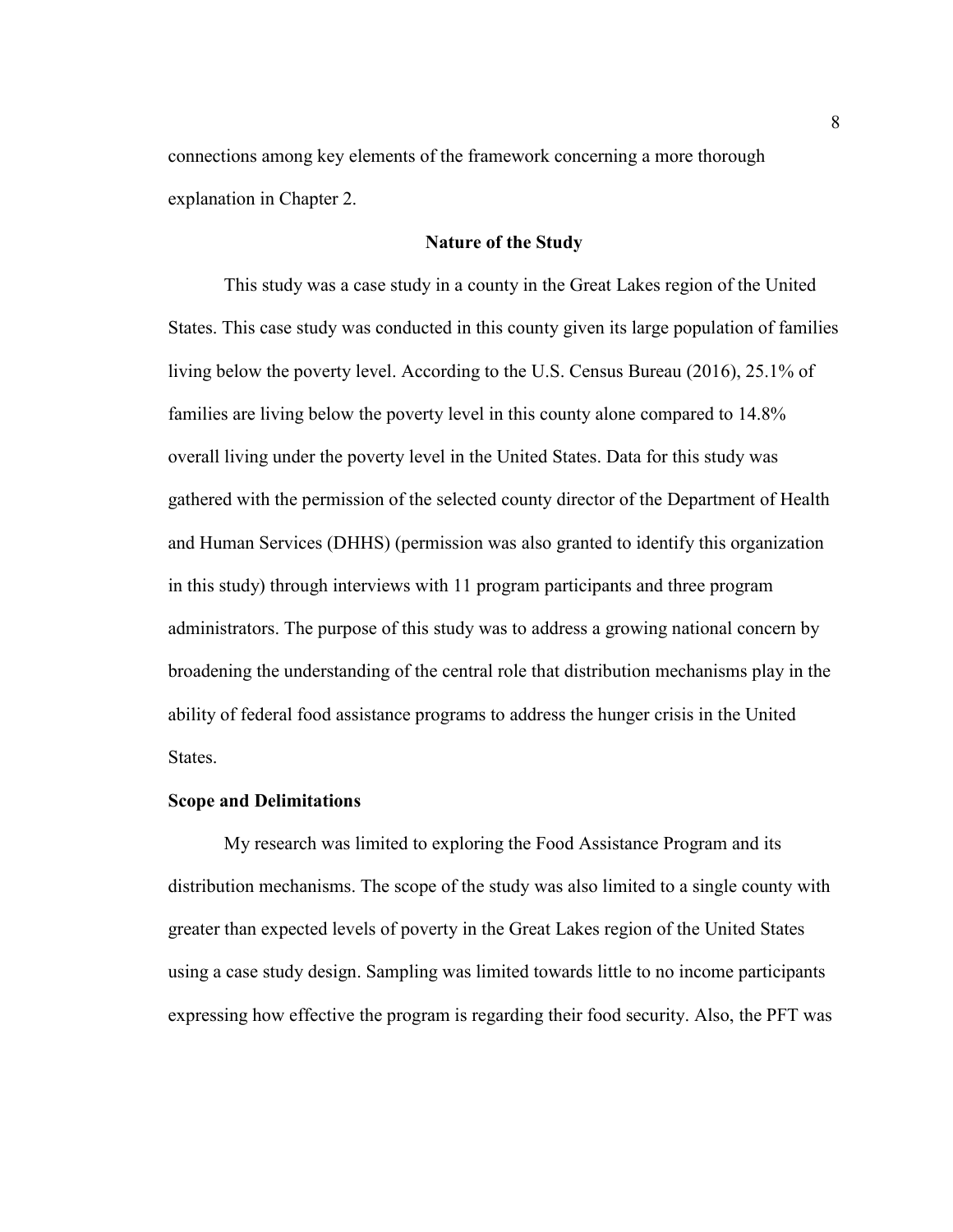connections among key elements of the framework concerning a more thorough explanation in Chapter 2.

## Nature of the Study

This study was a case study in a county in the Great Lakes region of the United States. This case study was conducted in this county given its large population of families living below the poverty level. According to the U.S. Census Bureau (2016), 25.1% of families are living below the poverty level in this county alone compared to 14.8% overall living under the poverty level in the United States. Data for this study was gathered with the permission of the selected county director of the Department of Health and Human Services (DHHS) (permission was also granted to identify this organization in this study) through interviews with 11 program participants and three program administrators. The purpose of this study was to address a growing national concern by broadening the understanding of the central role that distribution mechanisms play in the ability of federal food assistance programs to address the hunger crisis in the United States.

### Scope and Delimitations

My research was limited to exploring the Food Assistance Program and its distribution mechanisms. The scope of the study was also limited to a single county with greater than expected levels of poverty in the Great Lakes region of the United States using a case study design. Sampling was limited towards little to no income participants expressing how effective the program is regarding their food security. Also, the PFT was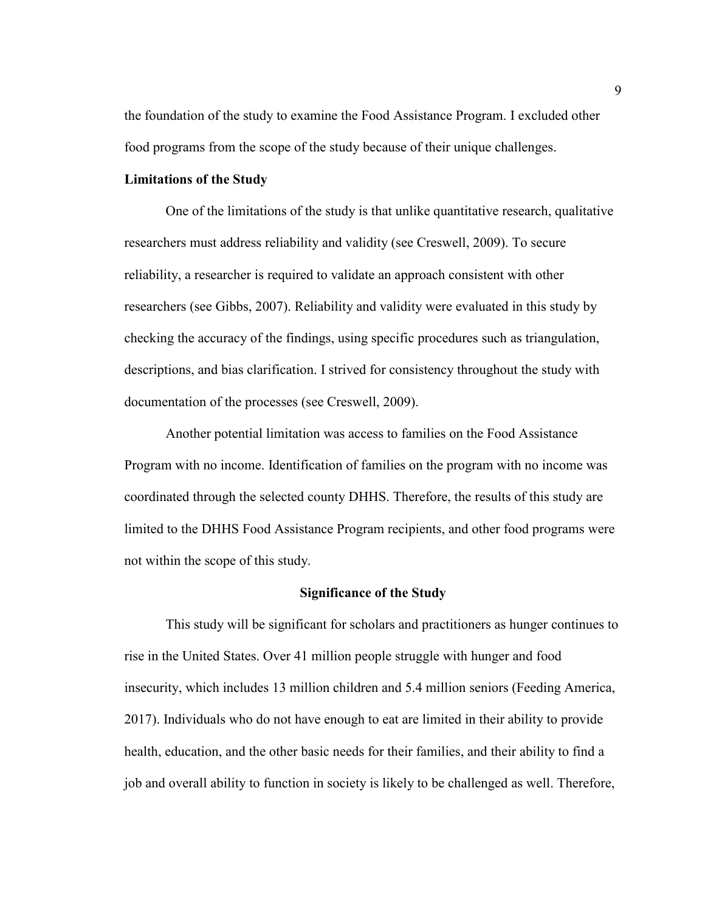the foundation of the study to examine the Food Assistance Program. I excluded other food programs from the scope of the study because of their unique challenges.

### Limitations of the Study

One of the limitations of the study is that unlike quantitative research, qualitative researchers must address reliability and validity (see Creswell, 2009). To secure reliability, a researcher is required to validate an approach consistent with other researchers (see Gibbs, 2007). Reliability and validity were evaluated in this study by checking the accuracy of the findings, using specific procedures such as triangulation, descriptions, and bias clarification. I strived for consistency throughout the study with documentation of the processes (see Creswell, 2009).

Another potential limitation was access to families on the Food Assistance Program with no income. Identification of families on the program with no income was coordinated through the selected county DHHS. Therefore, the results of this study are limited to the DHHS Food Assistance Program recipients, and other food programs were not within the scope of this study.

## Significance of the Study

This study will be significant for scholars and practitioners as hunger continues to rise in the United States. Over 41 million people struggle with hunger and food insecurity, which includes 13 million children and 5.4 million seniors (Feeding America, 2017). Individuals who do not have enough to eat are limited in their ability to provide health, education, and the other basic needs for their families, and their ability to find a job and overall ability to function in society is likely to be challenged as well. Therefore,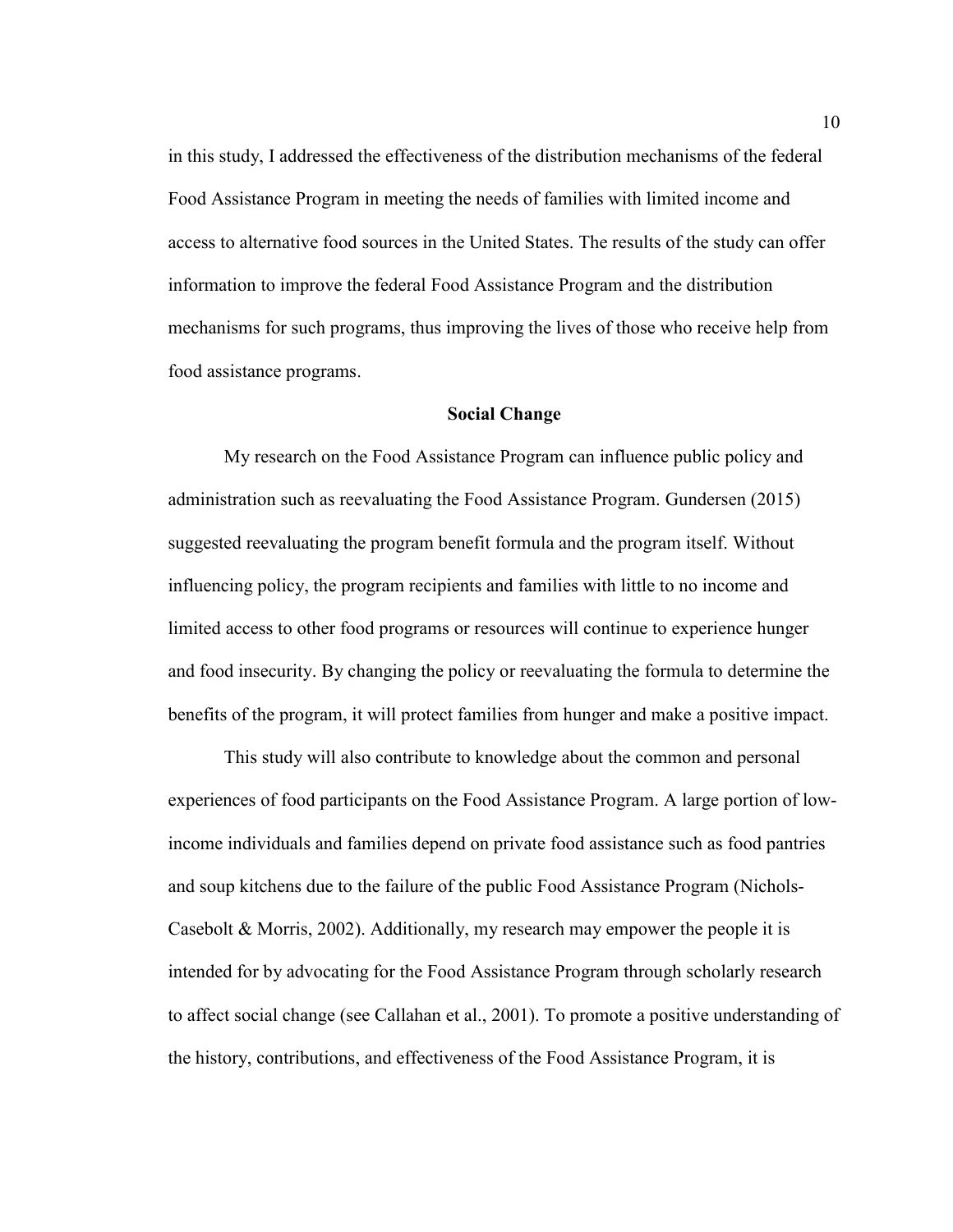in this study, I addressed the effectiveness of the distribution mechanisms of the federal Food Assistance Program in meeting the needs of families with limited income and access to alternative food sources in the United States. The results of the study can offer information to improve the federal Food Assistance Program and the distribution mechanisms for such programs, thus improving the lives of those who receive help from food assistance programs.

## Social Change

My research on the Food Assistance Program can influence public policy and administration such as reevaluating the Food Assistance Program. Gundersen (2015) suggested reevaluating the program benefit formula and the program itself. Without influencing policy, the program recipients and families with little to no income and limited access to other food programs or resources will continue to experience hunger and food insecurity. By changing the policy or reevaluating the formula to determine the benefits of the program, it will protect families from hunger and make a positive impact.

This study will also contribute to knowledge about the common and personal experiences of food participants on the Food Assistance Program. A large portion of low-income individuals and families depend on private food assistance such as food pantries and soup kitchens due to the failure of the public Food Assistance Program (Nichols-Casebolt & Morris, 2002). Additionally, my research may empower the people it is intended for by advocating for the Food Assistance Program through scholarly research to affect social change (see Callahan et al., 2001). To promote a positive understanding of the history, contributions, and effectiveness of the Food Assistance Program, it is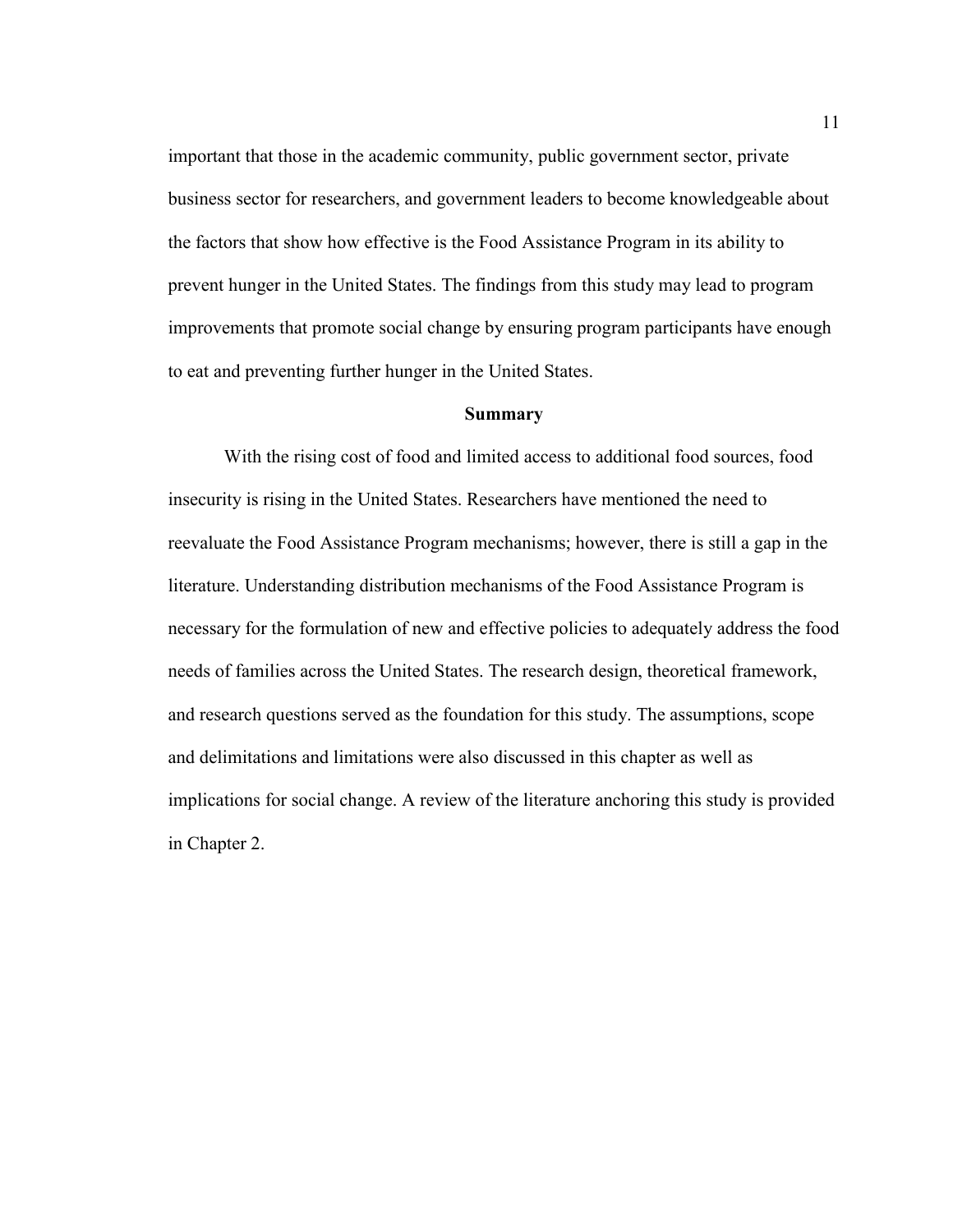important that those in the academic community, public government sector, private business sector for researchers, and government leaders to become knowledgeable about the factors that show how effective is the Food Assistance Program in its ability to prevent hunger in the United States. The findings from this study may lead to program improvements that promote social change by ensuring program participants have enough to eat and preventing further hunger in the United States.

## Summary

With the rising cost of food and limited access to additional food sources, food insecurity is rising in the United States. Researchers have mentioned the need to reevaluate the Food Assistance Program mechanisms; however, there is still a gap in the literature. Understanding distribution mechanisms of the Food Assistance Program is necessary for the formulation of new and effective policies to adequately address the food needs of families across the United States. The research design, theoretical framework, and research questions served as the foundation for this study. The assumptions, scope and delimitations and limitations were also discussed in this chapter as well as implications for social change. A review of the literature anchoring this study is provided in Chapter 2.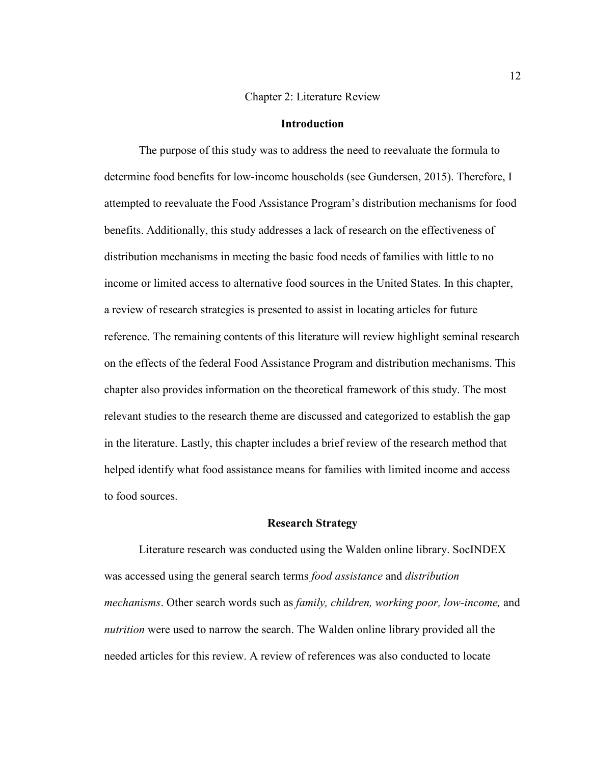# Chapter 2: Literature Review

## Introduction

The purpose of this study was to address the need to reevaluate the formula to determine food benefits for low-income households (see Gundersen, 2015). Therefore, I attempted to reevaluate the Food Assistance Program's distribution mechanisms for food benefits. Additionally, this study addresses a lack of research on the effectiveness of distribution mechanisms in meeting the basic food needs of families with little to no income or limited access to alternative food sources in the United States. In this chapter, a review of research strategies is presented to assist in locating articles for future reference. The remaining contents of this literature will review highlight seminal research on the effects of the federal Food Assistance Program and distribution mechanisms. This chapter also provides information on the theoretical framework of this study. The most relevant studies to the research theme are discussed and categorized to establish the gap in the literature. Lastly, this chapter includes a brief review of the research method that helped identify what food assistance means for families with limited income and access to food sources.

## Research Strategy

Literature research was conducted using the Walden online library. SocINDEX was accessed using the general search terms *food assistance* and *distribution mechanisms*. Other search words such as *family, children, working poor, low-income,* and *nutrition* were used to narrow the search. The Walden online library provided all the needed articles for this review. A review of references was also conducted to locate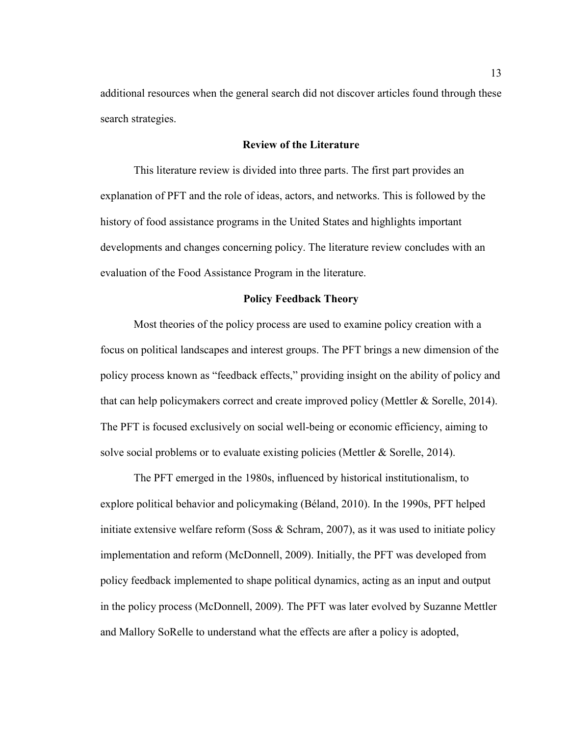additional resources when the general search did not discover articles found through these search strategies.

## Review of the Literature

This literature review is divided into three parts. The first part provides an explanation of PFT and the role of ideas, actors, and networks. This is followed by the history of food assistance programs in the United States and highlights important developments and changes concerning policy. The literature review concludes with an evaluation of the Food Assistance Program in the literature.

## Policy Feedback Theory

Most theories of the policy process are used to examine policy creation with a focus on political landscapes and interest groups. The PFT brings a new dimension of the policy process known as "feedback effects," providing insight on the ability of policy and that can help policymakers correct and create improved policy (Mettler & Sorelle, 2014). The PFT is focused exclusively on social well-being or economic efficiency, aiming to solve social problems or to evaluate existing policies (Mettler & Sorelle, 2014).

The PFT emerged in the 1980s, influenced by historical institutionalism, to explore political behavior and policymaking (Béland, 2010). In the 1990s, PFT helped initiate extensive welfare reform (Soss & Schram, 2007), as it was used to initiate policy implementation and reform (McDonnell, 2009). Initially, the PFT was developed from policy feedback implemented to shape political dynamics, acting as an input and output in the policy process (McDonnell, 2009). The PFT was later evolved by Suzanne Mettler and Mallory SoRelle to understand what the effects are after a policy is adopted,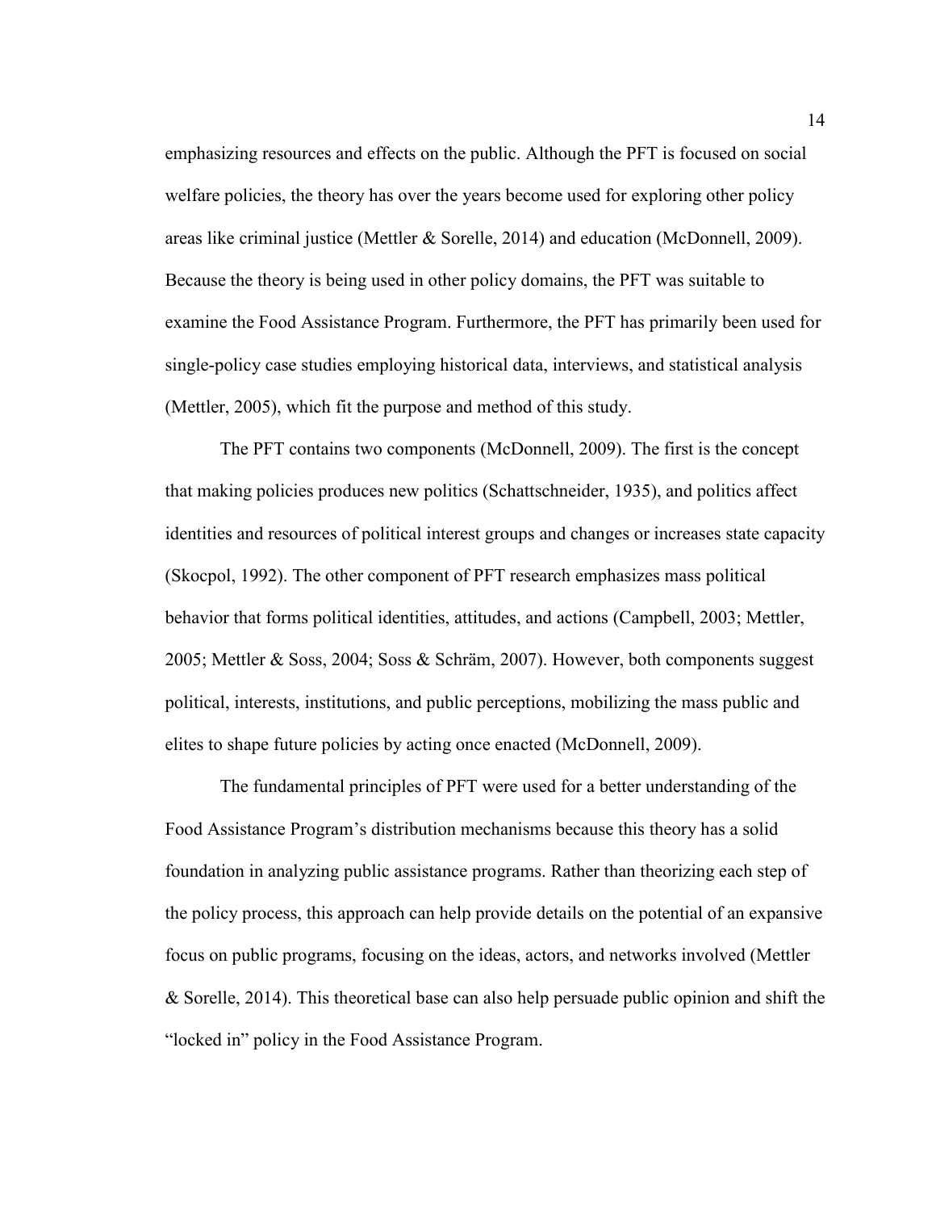emphasizing resources and effects on the public. Although the PFT is focused on social welfare policies, the theory has over the years become used for exploring other policy areas like criminal justice (Mettler & Sorelle, 2014) and education (McDonnell, 2009). Because the theory is being used in other policy domains, the PFT was suitable to examine the Food Assistance Program. Furthermore, the PFT has primarily been used for single-policy case studies employing historical data, interviews, and statistical analysis (Mettler, 2005), which fit the purpose and method of this study.

The PFT contains two components (McDonnell, 2009). The first is the concept that making policies produces new politics (Schattschneider, 1935), and politics affect identities and resources of political interest groups and changes or increases state capacity (Skocpol, 1992). The other component of PFT research emphasizes mass political behavior that forms political identities, attitudes, and actions (Campbell, 2003; Mettler, 2005; Mettler & Soss, 2004; Soss & Schräm, 2007). However, both components suggest political, interests, institutions, and public perceptions, mobilizing the mass public and elites to shape future policies by acting once enacted (McDonnell, 2009).

The fundamental principles of PFT were used for a better understanding of the Food Assistance Program's distribution mechanisms because this theory has a solid foundation in analyzing public assistance programs. Rather than theorizing each step of the policy process, this approach can help provide details on the potential of an expansive focus on public programs, focusing on the ideas, actors, and networks involved (Mettler & Sorelle, 2014). This theoretical base can also help persuade public opinion and shift the "locked in" policy in the Food Assistance Program.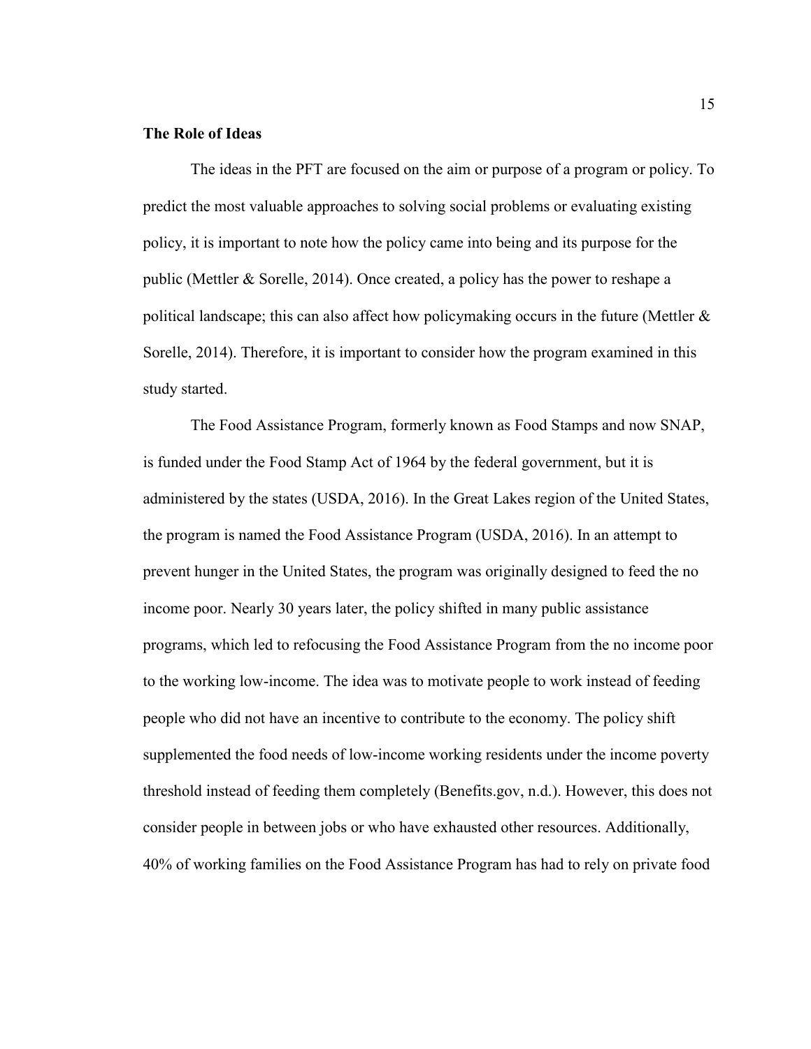**The Role of Ideas**

The ideas in the PFT are focused on the aim or purpose of a program or policy. To predict the most valuable approaches to solving social problems or evaluating existing policy, it is important to note how the policy came into being and its purpose for the public (Mettler & Sorelle, 2014). Once created, a policy has the power to reshape a political landscape; this can also affect how policymaking occurs in the future (Mettler & Sorelle, 2014). Therefore, it is important to consider how the program examined in this study started.

The Food Assistance Program, formerly known as Food Stamps and now SNAP, is funded under the Food Stamp Act of 1964 by the federal government, but it is administered by the states (USDA, 2016). In the Great Lakes region of the United States, the program is named the Food Assistance Program (USDA, 2016). In an attempt to prevent hunger in the United States, the program was originally designed to feed the no income poor. Nearly 30 years later, the policy shifted in many public assistance programs, which led to refocusing the Food Assistance Program from the no income poor to the working low-income. The idea was to motivate people to work instead of feeding people who did not have an incentive to contribute to the economy. The policy shift supplemented the food needs of low-income working residents under the income poverty threshold instead of feeding them completely (Benefits.gov, n.d.). However, this does not consider people in between jobs or who have exhausted other resources. Additionally, 40% of working families on the Food Assistance Program has had to rely on private food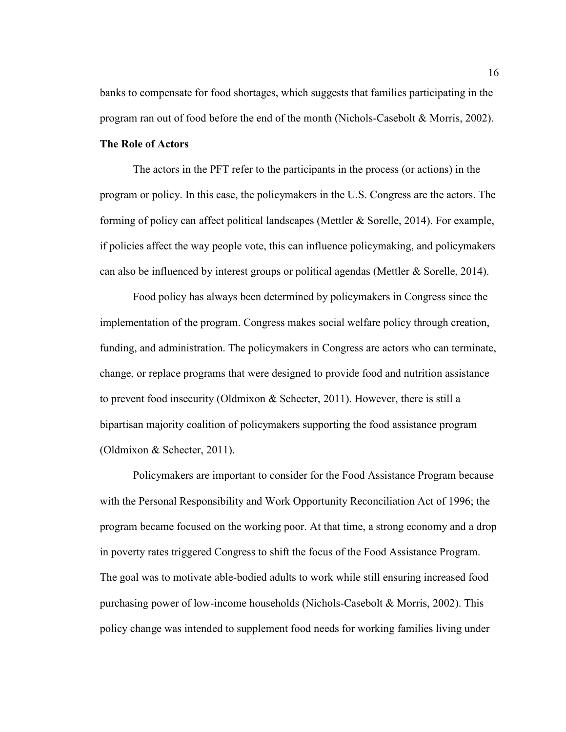banks to compensate for food shortages, which suggests that families participating in the program ran out of food before the end of the month (Nichols-Casebolt & Morris, 2002).

**The Role of Actors**

The actors in the PFT refer to the participants in the process (or actions) in the program or policy. In this case, the policymakers in the U.S. Congress are the actors. The forming of policy can affect political landscapes (Mettler & Sorelle, 2014). For example, if policies affect the way people vote, this can influence policymaking, and policymakers can also be influenced by interest groups or political agendas (Mettler & Sorelle, 2014).

Food policy has always been determined by policymakers in Congress since the implementation of the program. Congress makes social welfare policy through creation, funding, and administration. The policymakers in Congress are actors who can terminate, change, or replace programs that were designed to provide food and nutrition assistance to prevent food insecurity (Oldmixon & Schecter, 2011). However, there is still a bipartisan majority coalition of policymakers supporting the food assistance program (Oldmixon & Schecter, 2011).

Policymakers are important to consider for the Food Assistance Program because with the Personal Responsibility and Work Opportunity Reconciliation Act of 1996; the program became focused on the working poor. At that time, a strong economy and a drop in poverty rates triggered Congress to shift the focus of the Food Assistance Program. The goal was to motivate able-bodied adults to work while still ensuring increased food purchasing power of low-income households (Nichols-Casebolt & Morris, 2002). This policy change was intended to supplement food needs for working families living under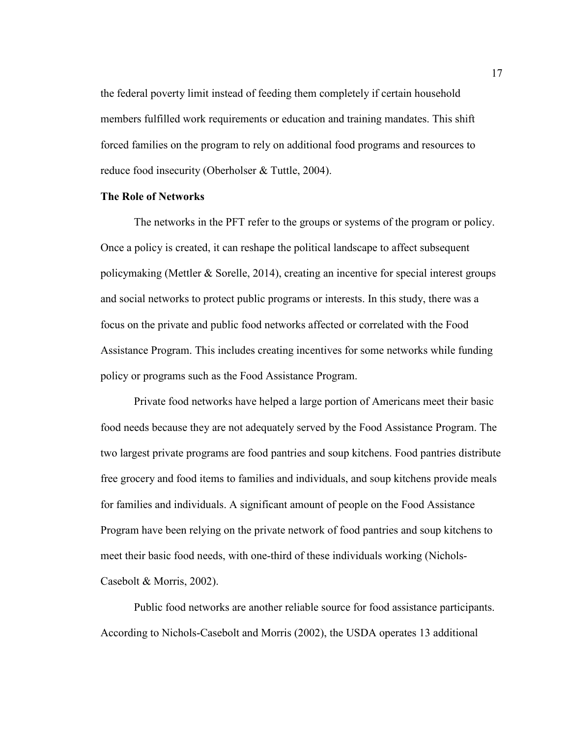the federal poverty limit instead of feeding them completely if certain household members fulfilled work requirements or education and training mandates. This shift forced families on the program to rely on additional food programs and resources to reduce food insecurity (Oberholser & Tuttle, 2004).

**The Role of Networks**

The networks in the PFT refer to the groups or systems of the program or policy. Once a policy is created, it can reshape the political landscape to affect subsequent policymaking (Mettler & Sorelle, 2014), creating an incentive for special interest groups and social networks to protect public programs or interests. In this study, there was a focus on the private and public food networks affected or correlated with the Food Assistance Program. This includes creating incentives for some networks while funding policy or programs such as the Food Assistance Program.

Private food networks have helped a large portion of Americans meet their basic food needs because they are not adequately served by the Food Assistance Program. The two largest private programs are food pantries and soup kitchens. Food pantries distribute free grocery and food items to families and individuals, and soup kitchens provide meals for families and individuals. A significant amount of people on the Food Assistance Program have been relying on the private network of food pantries and soup kitchens to meet their basic food needs, with one-third of these individuals working (Nichols-Casebolt & Morris, 2002).

Public food networks are another reliable source for food assistance participants. According to Nichols-Casebolt and Morris (2002), the USDA operates 13 additional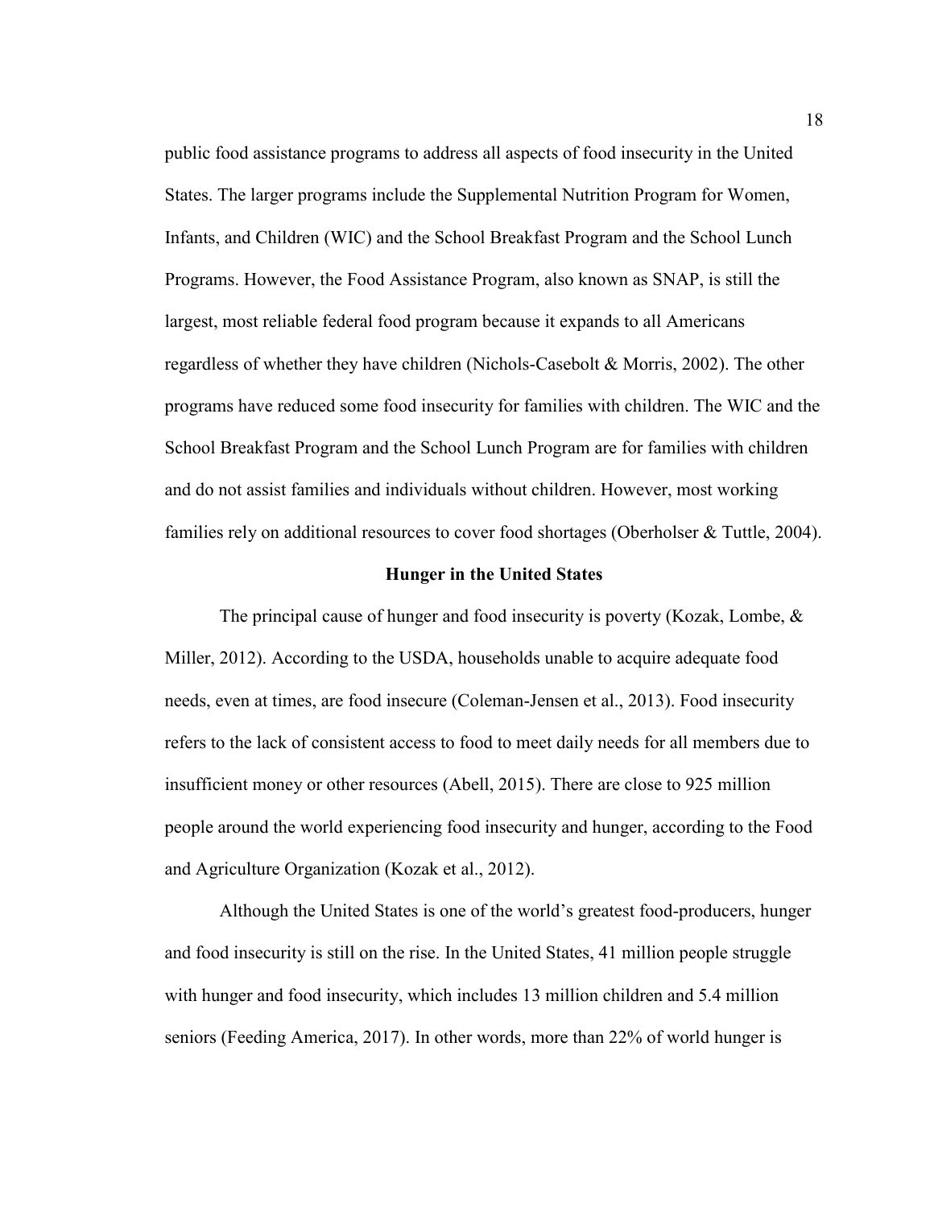public food assistance programs to address all aspects of food insecurity in the United States. The larger programs include the Supplemental Nutrition Program for Women, Infants, and Children (WIC) and the School Breakfast Program and the School Lunch Programs. However, the Food Assistance Program, also known as SNAP, is still the largest, most reliable federal food program because it expands to all Americans regardless of whether they have children (Nichols-Casebolt & Morris, 2002). The other programs have reduced some food insecurity for families with children. The WIC and the School Breakfast Program and the School Lunch Program are for families with children and do not assist families and individuals without children. However, most working families rely on additional resources to cover food shortages (Oberholser & Tuttle, 2004).

## Hunger in the United States

The principal cause of hunger and food insecurity is poverty (Kozak, Lombe, & Miller, 2012). According to the USDA, households unable to acquire adequate food needs, even at times, are food insecure (Coleman-Jensen et al., 2013). Food insecurity refers to the lack of consistent access to food to meet daily needs for all members due to insufficient money or other resources (Abell, 2015). There are close to 925 million people around the world experiencing food insecurity and hunger, according to the Food and Agriculture Organization (Kozak et al., 2012).

Although the United States is one of the world's greatest food-producers, hunger and food insecurity is still on the rise. In the United States, 41 million people struggle with hunger and food insecurity, which includes 13 million children and 5.4 million seniors (Feeding America, 2017). In other words, more than 22% of world hunger is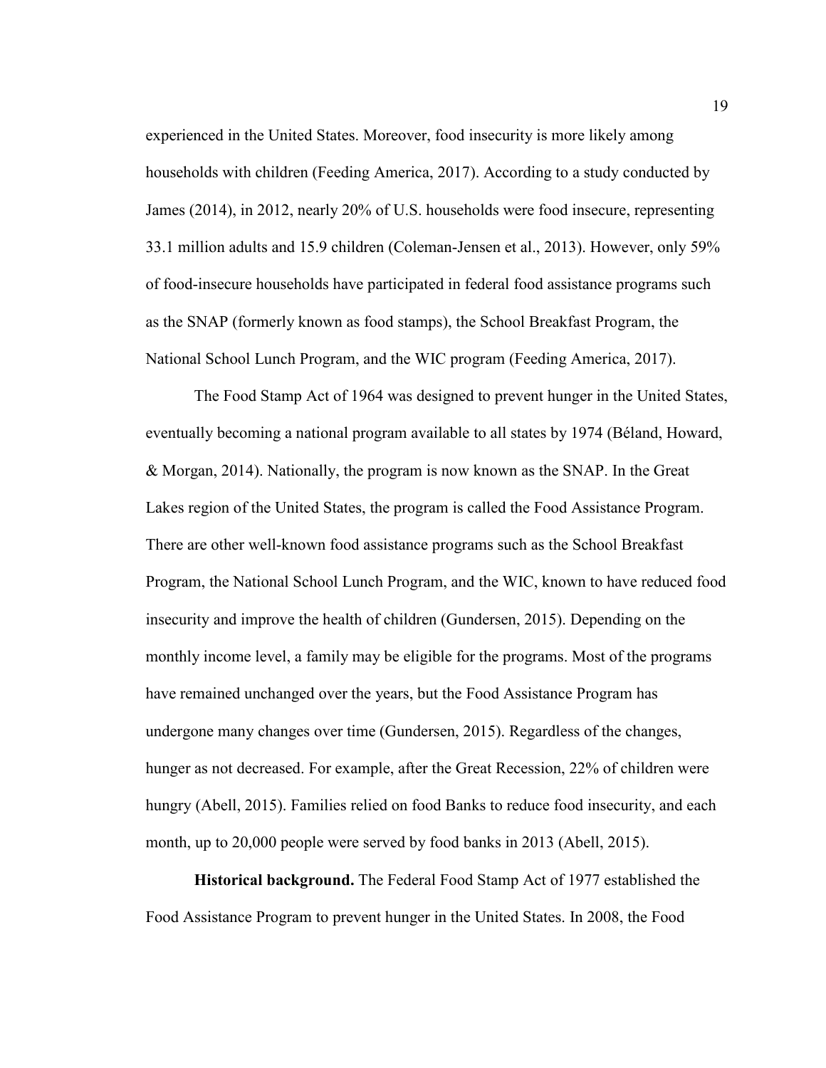experienced in the United States. Moreover, food insecurity is more likely among households with children (Feeding America, 2017). According to a study conducted by James (2014), in 2012, nearly 20% of U.S. households were food insecure, representing 33.1 million adults and 15.9 children (Coleman-Jensen et al., 2013). However, only 59% of food-insecure households have participated in federal food assistance programs such as the SNAP (formerly known as food stamps), the School Breakfast Program, the National School Lunch Program, and the WIC program (Feeding America, 2017).

The Food Stamp Act of 1964 was designed to prevent hunger in the United States, eventually becoming a national program available to all states by 1974 (Béland, Howard, & Morgan, 2014). Nationally, the program is now known as the SNAP. In the Great Lakes region of the United States, the program is called the Food Assistance Program. There are other well-known food assistance programs such as the School Breakfast Program, the National School Lunch Program, and the WIC, known to have reduced food insecurity and improve the health of children (Gundersen, 2015). Depending on the monthly income level, a family may be eligible for the programs. Most of the programs have remained unchanged over the years, but the Food Assistance Program has undergone many changes over time (Gundersen, 2015). Regardless of the changes, hunger as not decreased. For example, after the Great Recession, 22% of children were hungry (Abell, 2015). Families relied on food Banks to reduce food insecurity, and each month, up to 20,000 people were served by food banks in 2013 (Abell, 2015).

**Historical background.** The Federal Food Stamp Act of 1977 established the Food Assistance Program to prevent hunger in the United States. In 2008, the Food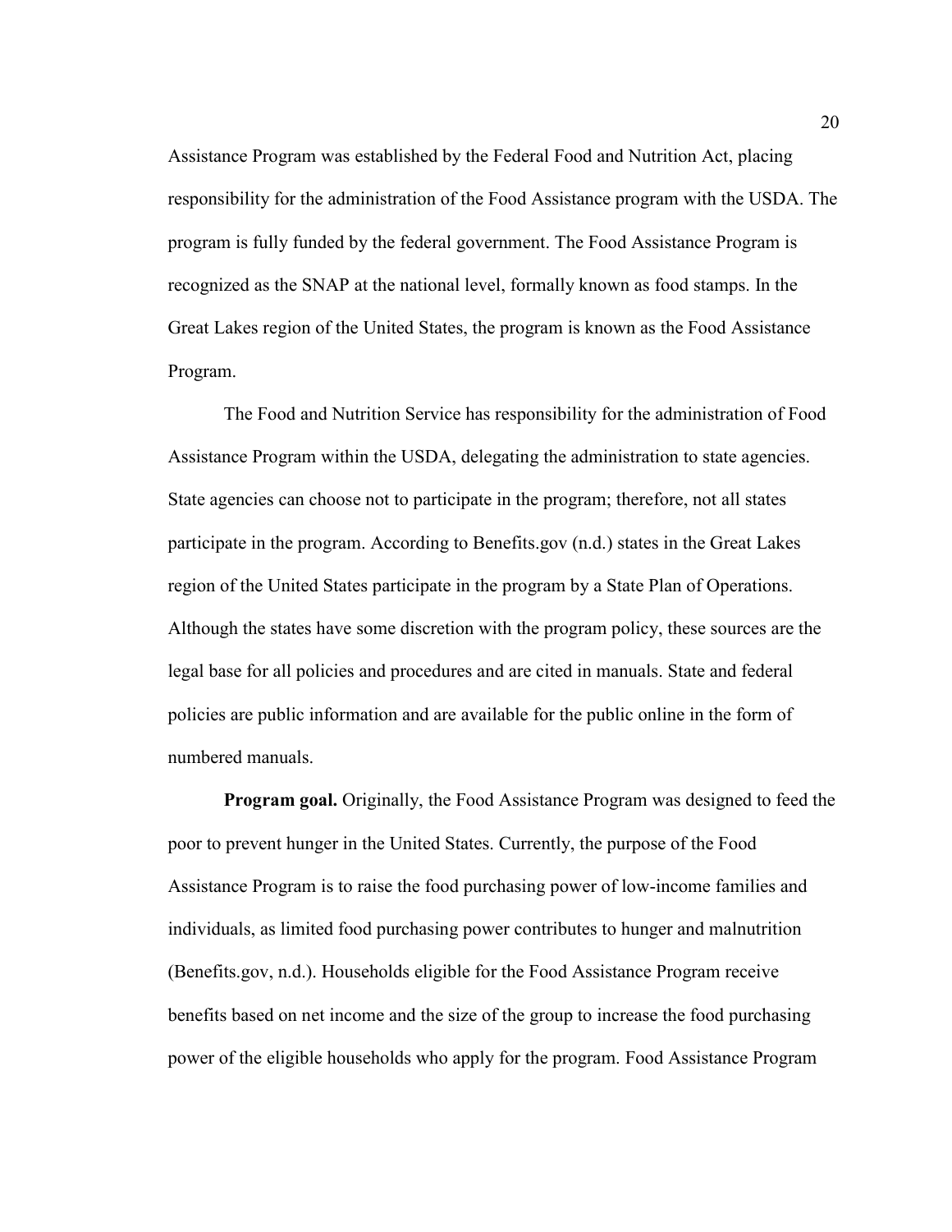Assistance Program was established by the Federal Food and Nutrition Act, placing responsibility for the administration of the Food Assistance program with the USDA. The program is fully funded by the federal government. The Food Assistance Program is recognized as the SNAP at the national level, formally known as food stamps. In the Great Lakes region of the United States, the program is known as the Food Assistance Program.

The Food and Nutrition Service has responsibility for the administration of Food Assistance Program within the USDA, delegating the administration to state agencies. State agencies can choose not to participate in the program; therefore, not all states participate in the program. According to Benefits.gov (n.d.) states in the Great Lakes region of the United States participate in the program by a State Plan of Operations. Although the states have some discretion with the program policy, these sources are the legal base for all policies and procedures and are cited in manuals. State and federal policies are public information and are available for the public online in the form of numbered manuals.

**Program goal.** Originally, the Food Assistance Program was designed to feed the poor to prevent hunger in the United States. Currently, the purpose of the Food Assistance Program is to raise the food purchasing power of low-income families and individuals, as limited food purchasing power contributes to hunger and malnutrition (Benefits.gov, n.d.). Households eligible for the Food Assistance Program receive benefits based on net income and the size of the group to increase the food purchasing power of the eligible households who apply for the program. Food Assistance Program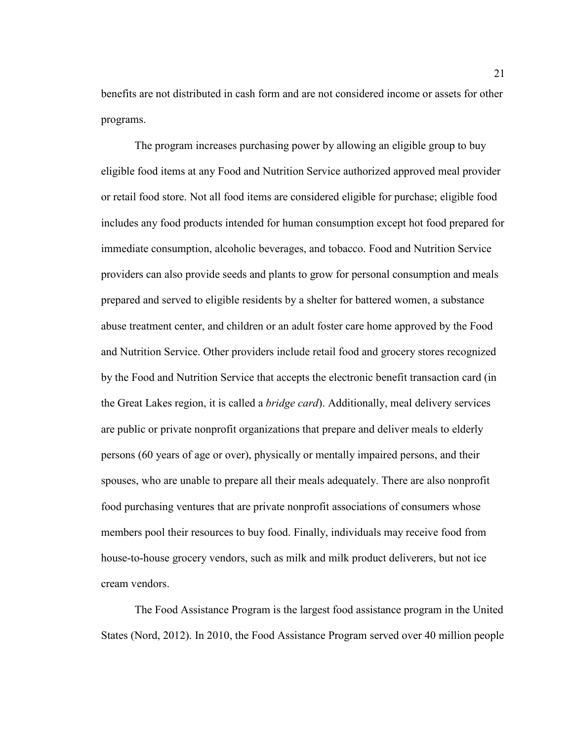benefits are not distributed in cash form and are not considered income or assets for other programs.

The program increases purchasing power by allowing an eligible group to buy eligible food items at any Food and Nutrition Service authorized approved meal provider or retail food store. Not all food items are considered eligible for purchase; eligible food includes any food products intended for human consumption except hot food prepared for immediate consumption, alcoholic beverages, and tobacco. Food and Nutrition Service providers can also provide seeds and plants to grow for personal consumption and meals prepared and served to eligible residents by a shelter for battered women, a substance abuse treatment center, and children or an adult foster care home approved by the Food and Nutrition Service. Other providers include retail food and grocery stores recognized by the Food and Nutrition Service that accepts the electronic benefit transaction card (in the Great Lakes region, it is called a *bridge card*). Additionally, meal delivery services are public or private nonprofit organizations that prepare and deliver meals to elderly persons (60 years of age or over), physically or mentally impaired persons, and their spouses, who are unable to prepare all their meals adequately. There are also nonprofit food purchasing ventures that are private nonprofit associations of consumers whose members pool their resources to buy food. Finally, individuals may receive food from house-to-house grocery vendors, such as milk and milk product deliverers, but not ice cream vendors.

The Food Assistance Program is the largest food assistance program in the United States (Nord, 2012). In 2010, the Food Assistance Program served over 40 million people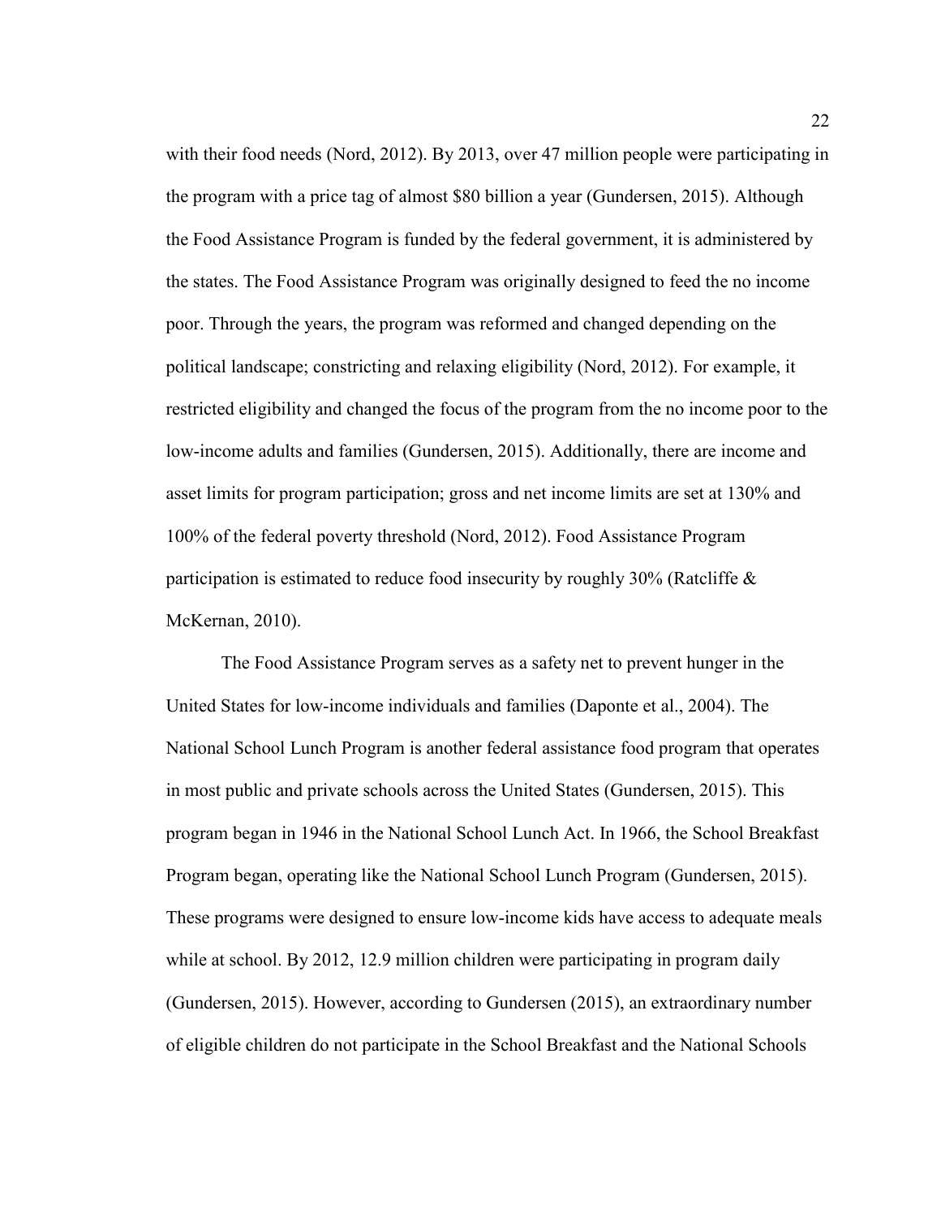with their food needs (Nord, 2012). By 2013, over 47 million people were participating in the program with a price tag of almost $80 billion a year (Gundersen, 2015). Although the Food Assistance Program is funded by the federal government, it is administered by the states. The Food Assistance Program was originally designed to feed the no income poor. Through the years, the program was reformed and changed depending on the political landscape; constricting and relaxing eligibility (Nord, 2012). For example, it restricted eligibility and changed the focus of the program from the no income poor to the low-income adults and families (Gundersen, 2015). Additionally, there are income and asset limits for program participation; gross and net income limits are set at 130% and 100% of the federal poverty threshold (Nord, 2012). Food Assistance Program participation is estimated to reduce food insecurity by roughly 30% (Ratcliffe & McKernan, 2010).

The Food Assistance Program serves as a safety net to prevent hunger in the United States for low-income individuals and families (Daponte et al., 2004). The National School Lunch Program is another federal assistance food program that operates in most public and private schools across the United States (Gundersen, 2015). This program began in 1946 in the National School Lunch Act. In 1966, the School Breakfast Program began, operating like the National School Lunch Program (Gundersen, 2015). These programs were designed to ensure low-income kids have access to adequate meals while at school. By 2012, 12.9 million children were participating in program daily (Gundersen, 2015). However, according to Gundersen (2015), an extraordinary number of eligible children do not participate in the School Breakfast and the National Schools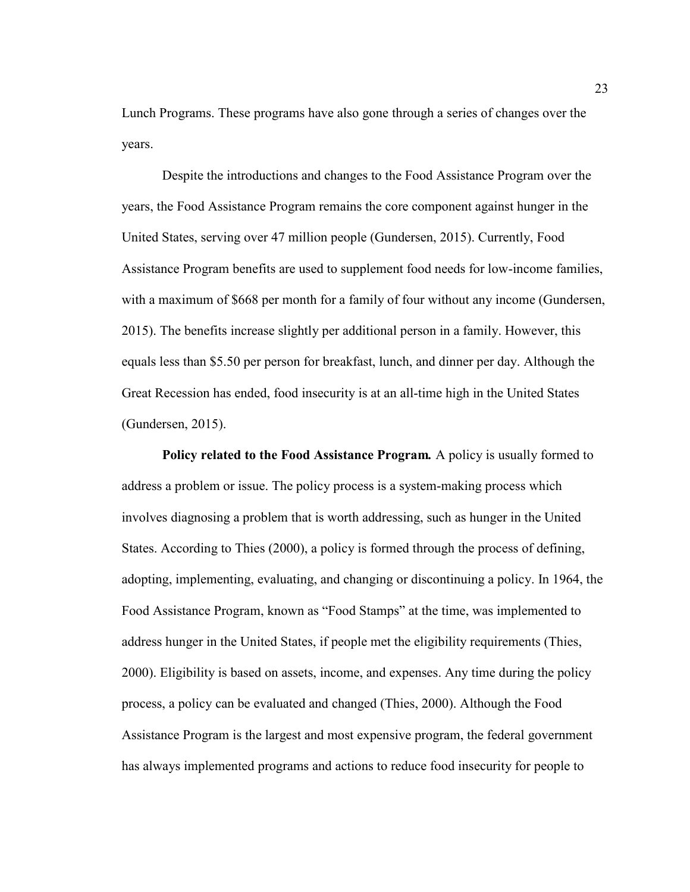Lunch Programs. These programs have also gone through a series of changes over the years.

Despite the introductions and changes to the Food Assistance Program over the years, the Food Assistance Program remains the core component against hunger in the United States, serving over 47 million people (Gundersen, 2015). Currently, Food Assistance Program benefits are used to supplement food needs for low-income families, with a maximum of $668 per month for a family of four without any income (Gundersen, 2015). The benefits increase slightly per additional person in a family. However, this equals less than $5.50 per person for breakfast, lunch, and dinner per day. Although the Great Recession has ended, food insecurity is at an all-time high in the United States (Gundersen, 2015).

**Policy related to the Food Assistance Program.** A policy is usually formed to address a problem or issue. The policy process is a system-making process which involves diagnosing a problem that is worth addressing, such as hunger in the United States. According to Thies (2000), a policy is formed through the process of defining, adopting, implementing, evaluating, and changing or discontinuing a policy. In 1964, the Food Assistance Program, known as "Food Stamps" at the time, was implemented to address hunger in the United States, if people met the eligibility requirements (Thies, 2000). Eligibility is based on assets, income, and expenses. Any time during the policy process, a policy can be evaluated and changed (Thies, 2000). Although the Food Assistance Program is the largest and most expensive program, the federal government has always implemented programs and actions to reduce food insecurity for people to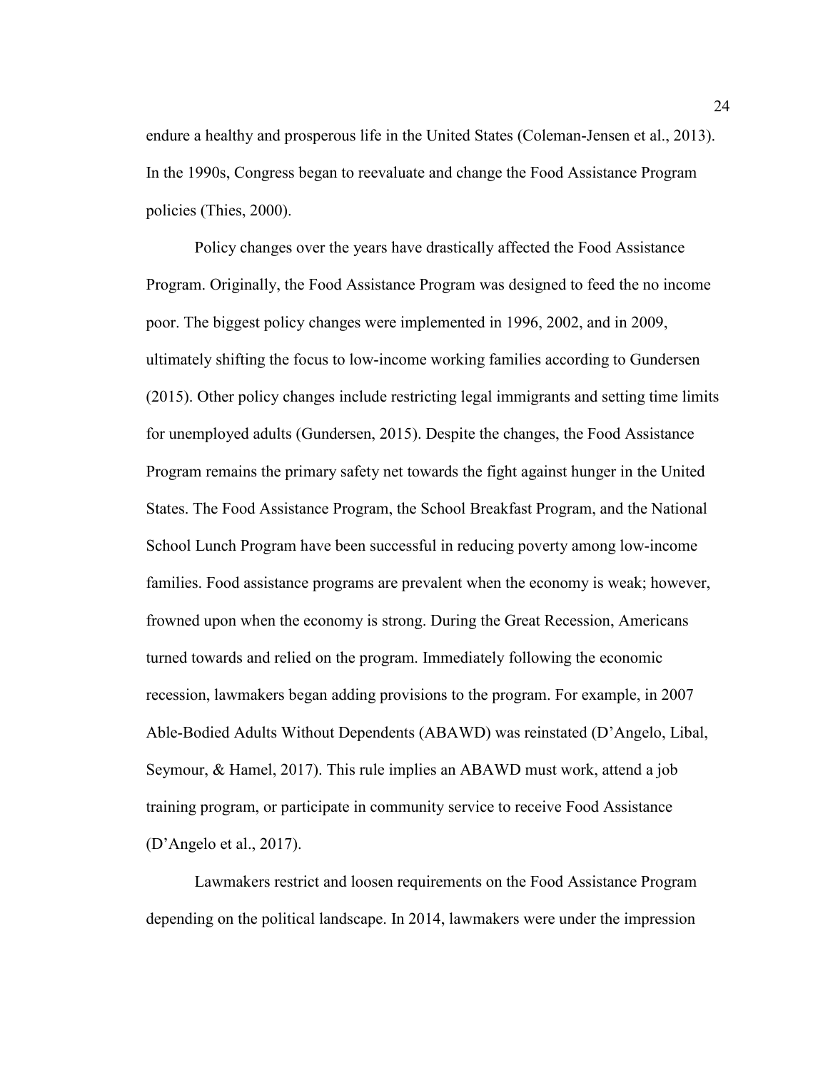endure a healthy and prosperous life in the United States (Coleman-Jensen et al., 2013). In the 1990s, Congress began to reevaluate and change the Food Assistance Program policies (Thies, 2000).

Policy changes over the years have drastically affected the Food Assistance Program. Originally, the Food Assistance Program was designed to feed the no income poor. The biggest policy changes were implemented in 1996, 2002, and in 2009, ultimately shifting the focus to low-income working families according to Gundersen (2015). Other policy changes include restricting legal immigrants and setting time limits for unemployed adults (Gundersen, 2015). Despite the changes, the Food Assistance Program remains the primary safety net towards the fight against hunger in the United States. The Food Assistance Program, the School Breakfast Program, and the National School Lunch Program have been successful in reducing poverty among low-income families. Food assistance programs are prevalent when the economy is weak; however, frowned upon when the economy is strong. During the Great Recession, Americans turned towards and relied on the program. Immediately following the economic recession, lawmakers began adding provisions to the program. For example, in 2007 Able-Bodied Adults Without Dependents (ABAWD) was reinstated (D'Angelo, Libal, Seymour, & Hamel, 2017). This rule implies an ABAWD must work, attend a job training program, or participate in community service to receive Food Assistance (D'Angelo et al., 2017).

Lawmakers restrict and loosen requirements on the Food Assistance Program depending on the political landscape. In 2014, lawmakers were under the impression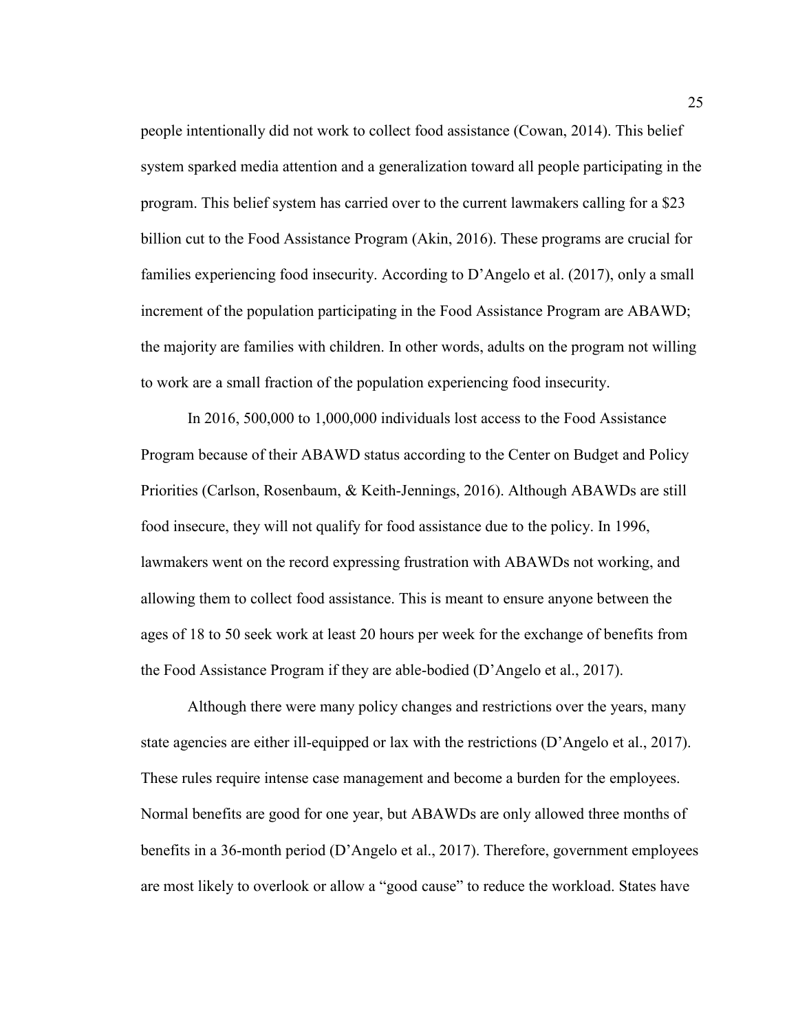people intentionally did not work to collect food assistance (Cowan, 2014). This belief system sparked media attention and a generalization toward all people participating in the program. This belief system has carried over to the current lawmakers calling for a $23 billion cut to the Food Assistance Program (Akin, 2016). These programs are crucial for families experiencing food insecurity. According to D'Angelo et al. (2017), only a small increment of the population participating in the Food Assistance Program are ABAWD; the majority are families with children. In other words, adults on the program not willing to work are a small fraction of the population experiencing food insecurity.

In 2016, 500,000 to 1,000,000 individuals lost access to the Food Assistance Program because of their ABAWD status according to the Center on Budget and Policy Priorities (Carlson, Rosenbaum, & Keith-Jennings, 2016). Although ABAWDs are still food insecure, they will not qualify for food assistance due to the policy. In 1996, lawmakers went on the record expressing frustration with ABAWDs not working, and allowing them to collect food assistance. This is meant to ensure anyone between the ages of 18 to 50 seek work at least 20 hours per week for the exchange of benefits from the Food Assistance Program if they are able-bodied (D'Angelo et al., 2017).

Although there were many policy changes and restrictions over the years, many state agencies are either ill-equipped or lax with the restrictions (D'Angelo et al., 2017). These rules require intense case management and become a burden for the employees. Normal benefits are good for one year, but ABAWDs are only allowed three months of benefits in a 36-month period (D'Angelo et al., 2017). Therefore, government employees are most likely to overlook or allow a "good cause" to reduce the workload. States have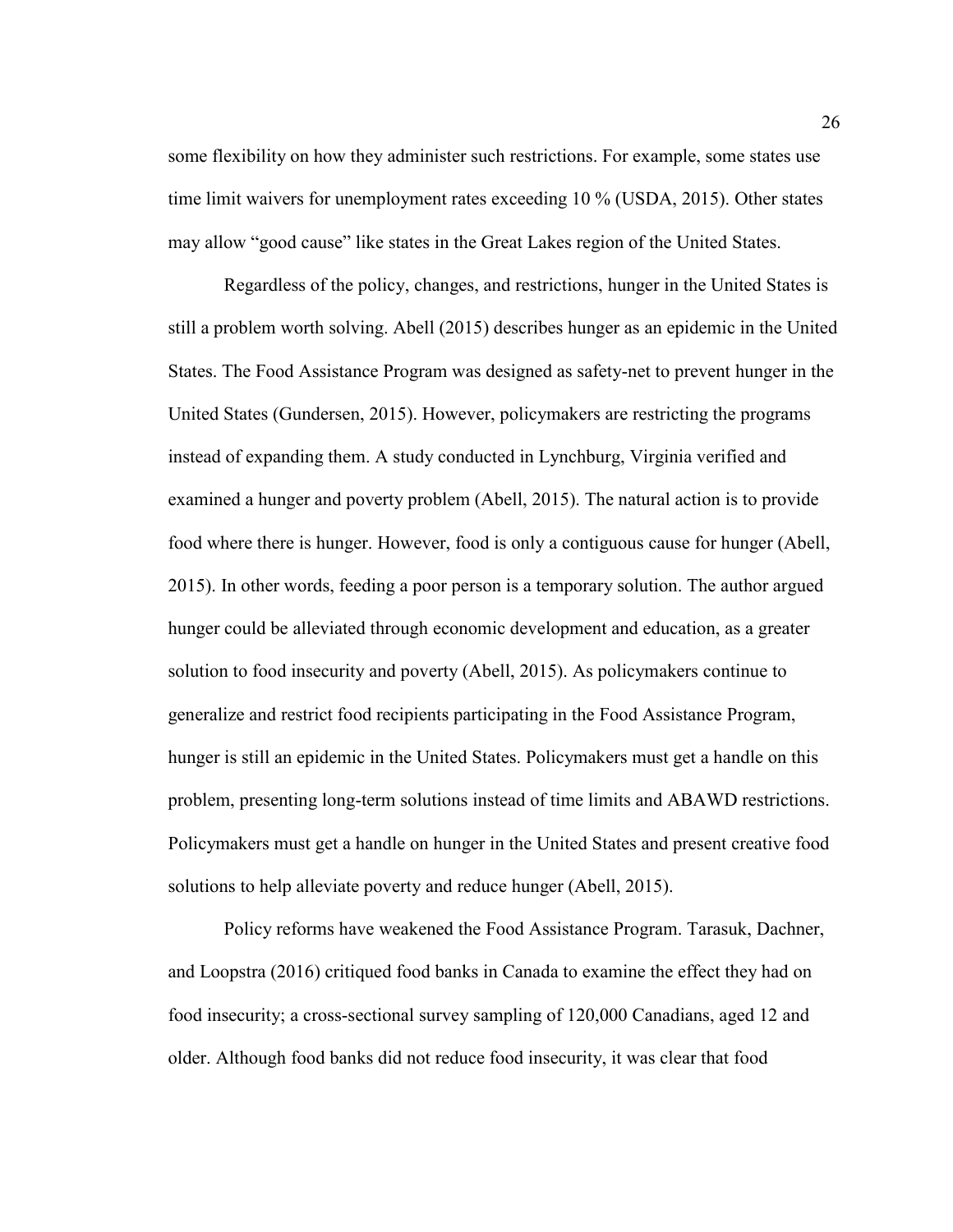some flexibility on how they administer such restrictions. For example, some states use time limit waivers for unemployment rates exceeding 10 % (USDA, 2015). Other states may allow "good cause" like states in the Great Lakes region of the United States.

Regardless of the policy, changes, and restrictions, hunger in the United States is still a problem worth solving. Abell (2015) describes hunger as an epidemic in the United States. The Food Assistance Program was designed as safety-net to prevent hunger in the United States (Gundersen, 2015). However, policymakers are restricting the programs instead of expanding them. A study conducted in Lynchburg, Virginia verified and examined a hunger and poverty problem (Abell, 2015). The natural action is to provide food where there is hunger. However, food is only a contiguous cause for hunger (Abell, 2015). In other words, feeding a poor person is a temporary solution. The author argued hunger could be alleviated through economic development and education, as a greater solution to food insecurity and poverty (Abell, 2015). As policymakers continue to generalize and restrict food recipients participating in the Food Assistance Program, hunger is still an epidemic in the United States. Policymakers must get a handle on this problem, presenting long-term solutions instead of time limits and ABAWD restrictions. Policymakers must get a handle on hunger in the United States and present creative food solutions to help alleviate poverty and reduce hunger (Abell, 2015).

Policy reforms have weakened the Food Assistance Program. Tarasuk, Dachner, and Loopstra (2016) critiqued food banks in Canada to examine the effect they had on food insecurity; a cross-sectional survey sampling of 120,000 Canadians, aged 12 and older. Although food banks did not reduce food insecurity, it was clear that food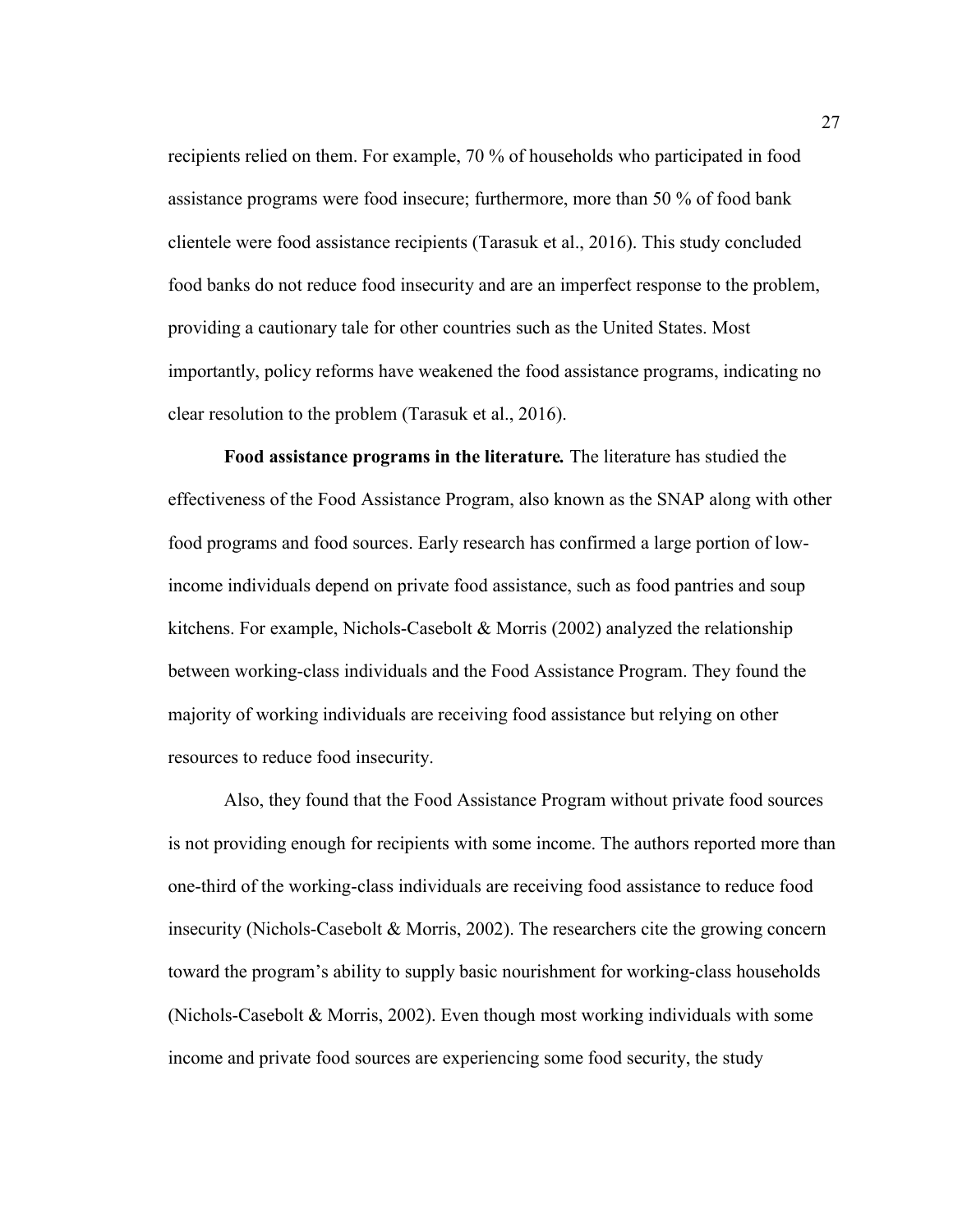recipients relied on them. For example, 70 % of households who participated in food assistance programs were food insecure; furthermore, more than 50 % of food bank clientele were food assistance recipients (Tarasuk et al., 2016). This study concluded food banks do not reduce food insecurity and are an imperfect response to the problem, providing a cautionary tale for other countries such as the United States. Most importantly, policy reforms have weakened the food assistance programs, indicating no clear resolution to the problem (Tarasuk et al., 2016).

**Food assistance programs in the literature.** The literature has studied the effectiveness of the Food Assistance Program, also known as the SNAP along with other food programs and food sources. Early research has confirmed a large portion of low-income individuals depend on private food assistance, such as food pantries and soup kitchens. For example, Nichols-Casebolt & Morris (2002) analyzed the relationship between working-class individuals and the Food Assistance Program. They found the majority of working individuals are receiving food assistance but relying on other resources to reduce food insecurity.

Also, they found that the Food Assistance Program without private food sources is not providing enough for recipients with some income. The authors reported more than one-third of the working-class individuals are receiving food assistance to reduce food insecurity (Nichols-Casebolt & Morris, 2002). The researchers cite the growing concern toward the program's ability to supply basic nourishment for working-class households (Nichols-Casebolt & Morris, 2002). Even though most working individuals with some income and private food sources are experiencing some food security, the study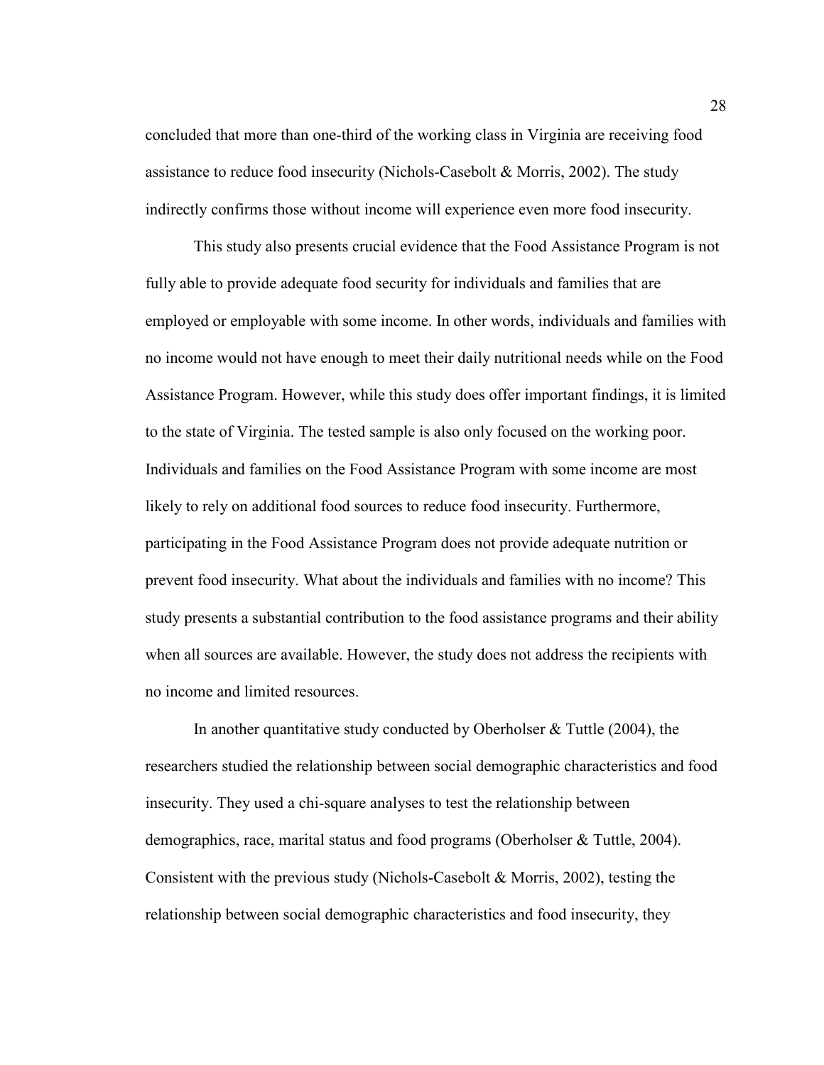concluded that more than one-third of the working class in Virginia are receiving food assistance to reduce food insecurity (Nichols-Casebolt & Morris, 2002). The study indirectly confirms those without income will experience even more food insecurity.

This study also presents crucial evidence that the Food Assistance Program is not fully able to provide adequate food security for individuals and families that are employed or employable with some income. In other words, individuals and families with no income would not have enough to meet their daily nutritional needs while on the Food Assistance Program. However, while this study does offer important findings, it is limited to the state of Virginia. The tested sample is also only focused on the working poor. Individuals and families on the Food Assistance Program with some income are most likely to rely on additional food sources to reduce food insecurity. Furthermore, participating in the Food Assistance Program does not provide adequate nutrition or prevent food insecurity. What about the individuals and families with no income? This study presents a substantial contribution to the food assistance programs and their ability when all sources are available. However, the study does not address the recipients with no income and limited resources.

In another quantitative study conducted by Oberholser & Tuttle (2004), the researchers studied the relationship between social demographic characteristics and food insecurity. They used a chi-square analyses to test the relationship between demographics, race, marital status and food programs (Oberholser & Tuttle, 2004). Consistent with the previous study (Nichols-Casebolt & Morris, 2002), testing the relationship between social demographic characteristics and food insecurity, they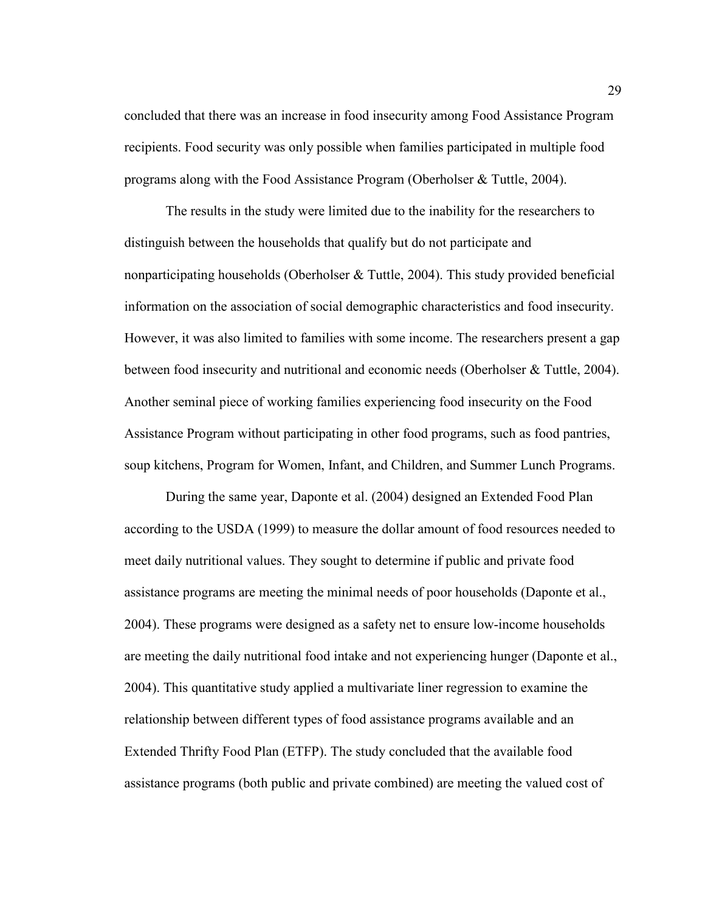concluded that there was an increase in food insecurity among Food Assistance Program recipients. Food security was only possible when families participated in multiple food programs along with the Food Assistance Program (Oberholser & Tuttle, 2004).

The results in the study were limited due to the inability for the researchers to distinguish between the households that qualify but do not participate and nonparticipating households (Oberholser & Tuttle, 2004). This study provided beneficial information on the association of social demographic characteristics and food insecurity. However, it was also limited to families with some income. The researchers present a gap between food insecurity and nutritional and economic needs (Oberholser & Tuttle, 2004). Another seminal piece of working families experiencing food insecurity on the Food Assistance Program without participating in other food programs, such as food pantries, soup kitchens, Program for Women, Infant, and Children, and Summer Lunch Programs.

During the same year, Daponte et al. (2004) designed an Extended Food Plan according to the USDA (1999) to measure the dollar amount of food resources needed to meet daily nutritional values. They sought to determine if public and private food assistance programs are meeting the minimal needs of poor households (Daponte et al., 2004). These programs were designed as a safety net to ensure low-income households are meeting the daily nutritional food intake and not experiencing hunger (Daponte et al., 2004). This quantitative study applied a multivariate liner regression to examine the relationship between different types of food assistance programs available and an Extended Thrifty Food Plan (ETFP). The study concluded that the available food assistance programs (both public and private combined) are meeting the valued cost of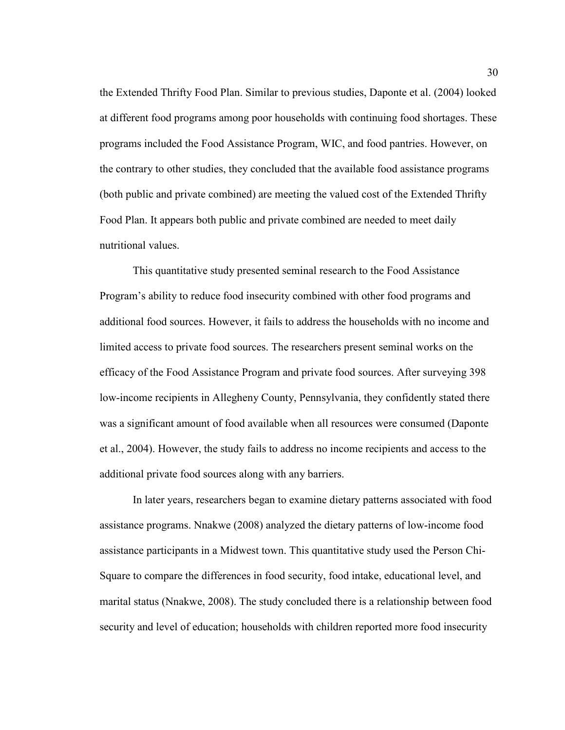the Extended Thrifty Food Plan. Similar to previous studies, Daponte et al. (2004) looked at different food programs among poor households with continuing food shortages. These programs included the Food Assistance Program, WIC, and food pantries. However, on the contrary to other studies, they concluded that the available food assistance programs (both public and private combined) are meeting the valued cost of the Extended Thrifty Food Plan. It appears both public and private combined are needed to meet daily nutritional values.

This quantitative study presented seminal research to the Food Assistance Program's ability to reduce food insecurity combined with other food programs and additional food sources. However, it fails to address the households with no income and limited access to private food sources. The researchers present seminal works on the efficacy of the Food Assistance Program and private food sources. After surveying 398 low-income recipients in Allegheny County, Pennsylvania, they confidently stated there was a significant amount of food available when all resources were consumed (Daponte et al., 2004). However, the study fails to address no income recipients and access to the additional private food sources along with any barriers.

In later years, researchers began to examine dietary patterns associated with food assistance programs. Nnakwe (2008) analyzed the dietary patterns of low-income food assistance participants in a Midwest town. This quantitative study used the Person Chi-Square to compare the differences in food security, food intake, educational level, and marital status (Nnakwe, 2008). The study concluded there is a relationship between food security and level of education; households with children reported more food insecurity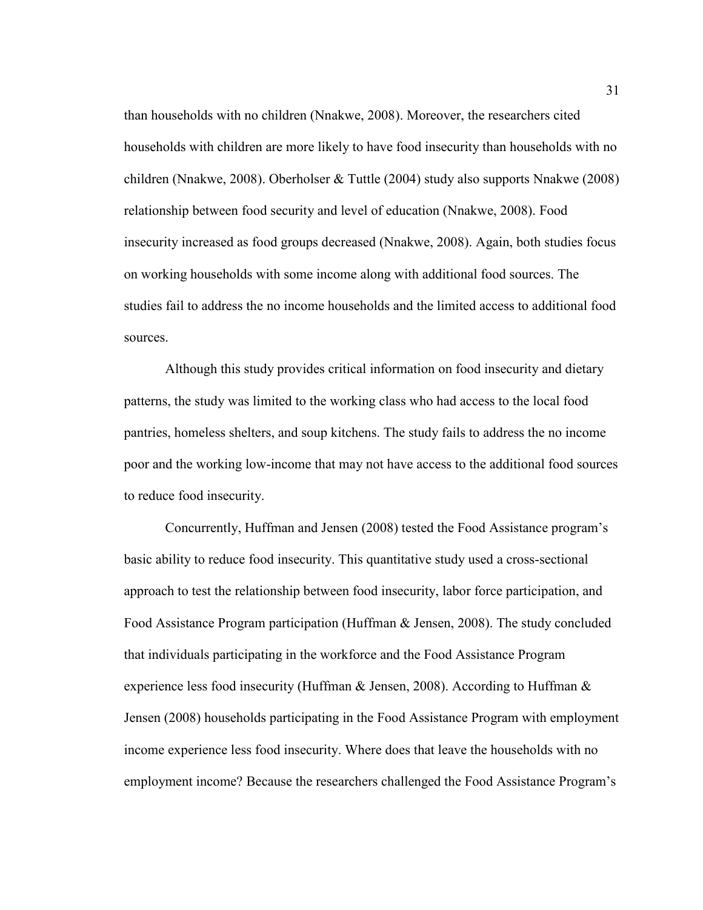than households with no children (Nnakwe, 2008). Moreover, the researchers cited households with children are more likely to have food insecurity than households with no children (Nnakwe, 2008). Oberholser & Tuttle (2004) study also supports Nnakwe (2008) relationship between food security and level of education (Nnakwe, 2008). Food insecurity increased as food groups decreased (Nnakwe, 2008). Again, both studies focus on working households with some income along with additional food sources. The studies fail to address the no income households and the limited access to additional food sources.

Although this study provides critical information on food insecurity and dietary patterns, the study was limited to the working class who had access to the local food pantries, homeless shelters, and soup kitchens. The study fails to address the no income poor and the working low-income that may not have access to the additional food sources to reduce food insecurity.

Concurrently, Huffman and Jensen (2008) tested the Food Assistance program's basic ability to reduce food insecurity. This quantitative study used a cross-sectional approach to test the relationship between food insecurity, labor force participation, and Food Assistance Program participation (Huffman & Jensen, 2008). The study concluded that individuals participating in the workforce and the Food Assistance Program experience less food insecurity (Huffman & Jensen, 2008). According to Huffman & Jensen (2008) households participating in the Food Assistance Program with employment income experience less food insecurity. Where does that leave the households with no employment income? Because the researchers challenged the Food Assistance Program's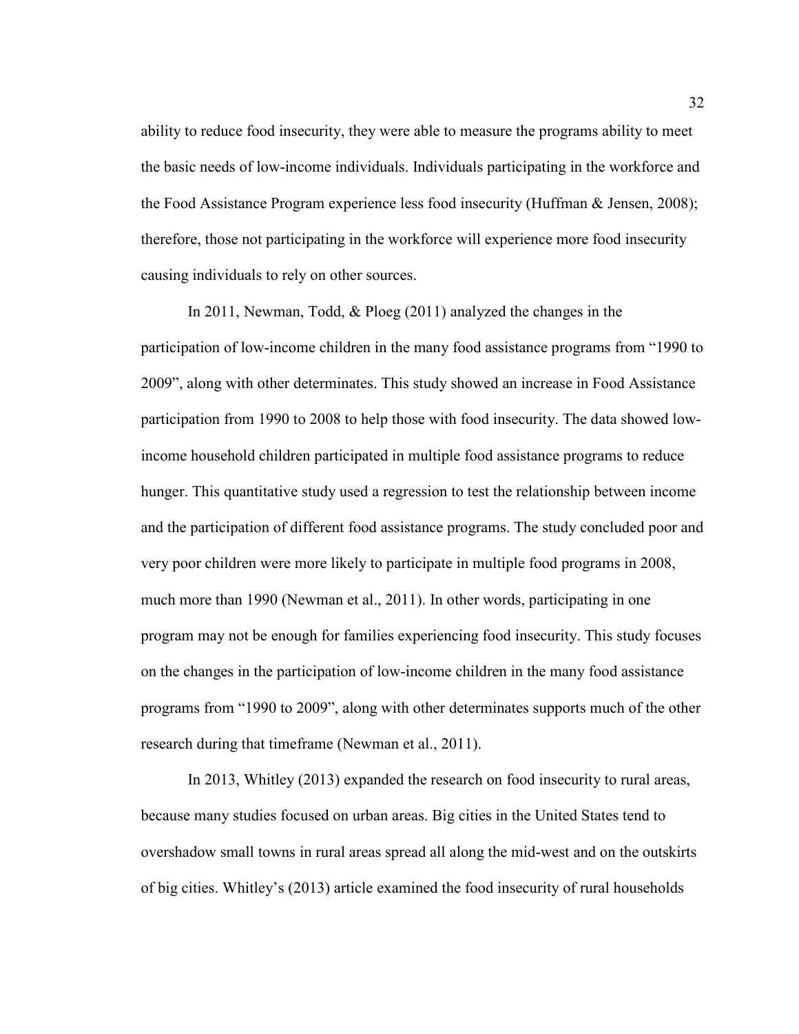ability to reduce food insecurity, they were able to measure the programs ability to meet the basic needs of low-income individuals. Individuals participating in the workforce and the Food Assistance Program experience less food insecurity (Huffman & Jensen, 2008); therefore, those not participating in the workforce will experience more food insecurity causing individuals to rely on other sources.

In 2011, Newman, Todd, & Ploeg (2011) analyzed the changes in the participation of low-income children in the many food assistance programs from "1990 to 2009", along with other determinates. This study showed an increase in Food Assistance participation from 1990 to 2008 to help those with food insecurity. The data showed low-income household children participated in multiple food assistance programs to reduce hunger. This quantitative study used a regression to test the relationship between income and the participation of different food assistance programs. The study concluded poor and very poor children were more likely to participate in multiple food programs in 2008, much more than 1990 (Newman et al., 2011). In other words, participating in one program may not be enough for families experiencing food insecurity. This study focuses on the changes in the participation of low-income children in the many food assistance programs from "1990 to 2009", along with other determinates supports much of the other research during that timeframe (Newman et al., 2011).

In 2013, Whitley (2013) expanded the research on food insecurity to rural areas, because many studies focused on urban areas. Big cities in the United States tend to overshadow small towns in rural areas spread all along the mid-west and on the outskirts of big cities. Whitley's (2013) article examined the food insecurity of rural households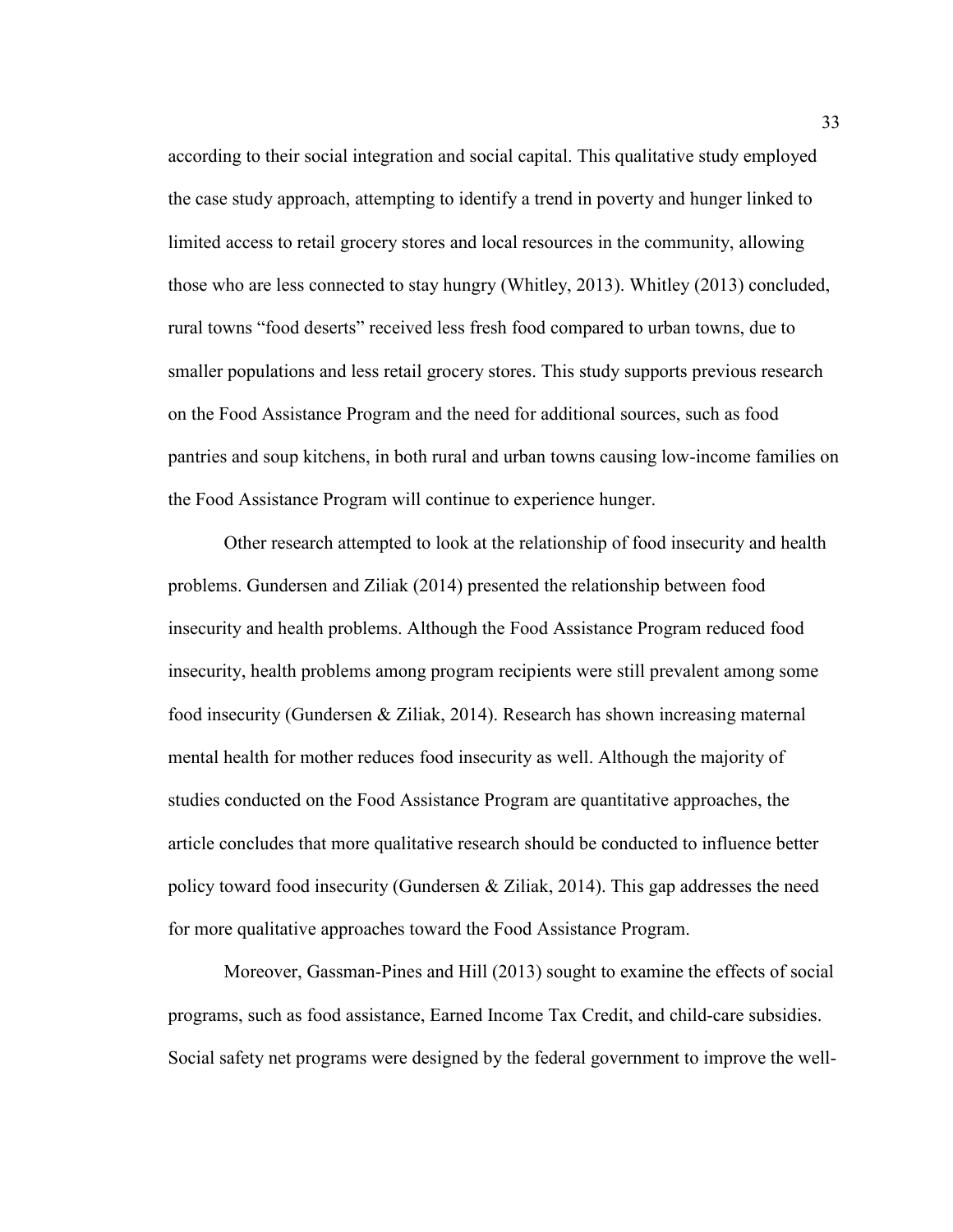according to their social integration and social capital. This qualitative study employed the case study approach, attempting to identify a trend in poverty and hunger linked to limited access to retail grocery stores and local resources in the community, allowing those who are less connected to stay hungry (Whitley, 2013). Whitley (2013) concluded, rural towns "food deserts" received less fresh food compared to urban towns, due to smaller populations and less retail grocery stores. This study supports previous research on the Food Assistance Program and the need for additional sources, such as food pantries and soup kitchens, in both rural and urban towns causing low-income families on the Food Assistance Program will continue to experience hunger.

Other research attempted to look at the relationship of food insecurity and health problems. Gundersen and Ziliak (2014) presented the relationship between food insecurity and health problems. Although the Food Assistance Program reduced food insecurity, health problems among program recipients were still prevalent among some food insecurity (Gundersen & Ziliak, 2014). Research has shown increasing maternal mental health for mother reduces food insecurity as well. Although the majority of studies conducted on the Food Assistance Program are quantitative approaches, the article concludes that more qualitative research should be conducted to influence better policy toward food insecurity (Gundersen & Ziliak, 2014). This gap addresses the need for more qualitative approaches toward the Food Assistance Program.

Moreover, Gassman-Pines and Hill (2013) sought to examine the effects of social programs, such as food assistance, Earned Income Tax Credit, and child-care subsidies. Social safety net programs were designed by the federal government to improve the well-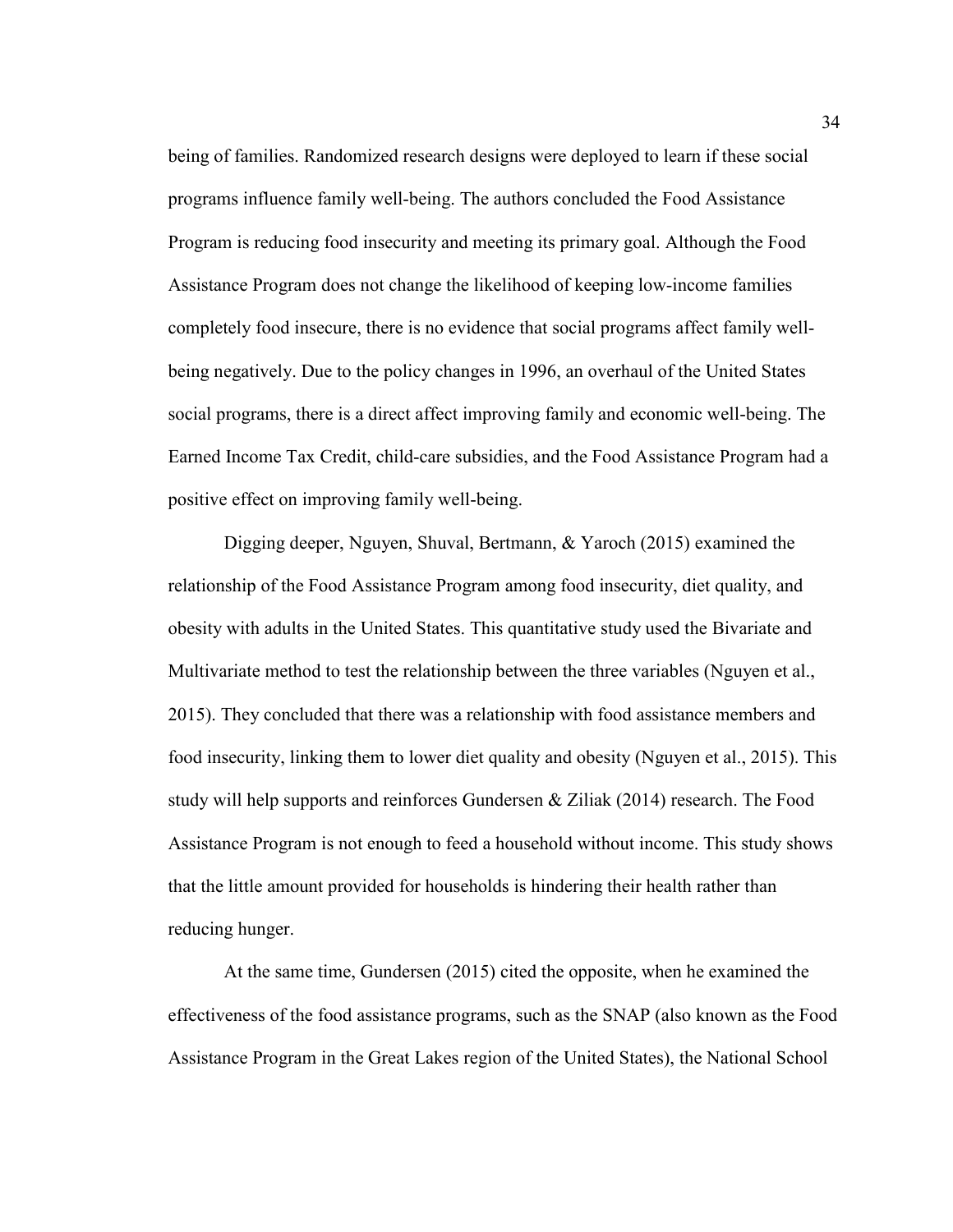being of families. Randomized research designs were deployed to learn if these social programs influence family well-being. The authors concluded the Food Assistance Program is reducing food insecurity and meeting its primary goal. Although the Food Assistance Program does not change the likelihood of keeping low-income families completely food insecure, there is no evidence that social programs affect family well-being negatively. Due to the policy changes in 1996, an overhaul of the United States social programs, there is a direct affect improving family and economic well-being. The Earned Income Tax Credit, child-care subsidies, and the Food Assistance Program had a positive effect on improving family well-being.

Digging deeper, Nguyen, Shuval, Bertmann, & Yaroch (2015) examined the relationship of the Food Assistance Program among food insecurity, diet quality, and obesity with adults in the United States. This quantitative study used the Bivariate and Multivariate method to test the relationship between the three variables (Nguyen et al., 2015). They concluded that there was a relationship with food assistance members and food insecurity, linking them to lower diet quality and obesity (Nguyen et al., 2015). This study will help supports and reinforces Gundersen & Ziliak (2014) research. The Food Assistance Program is not enough to feed a household without income. This study shows that the little amount provided for households is hindering their health rather than reducing hunger.

At the same time, Gundersen (2015) cited the opposite, when he examined the effectiveness of the food assistance programs, such as the SNAP (also known as the Food Assistance Program in the Great Lakes region of the United States), the National School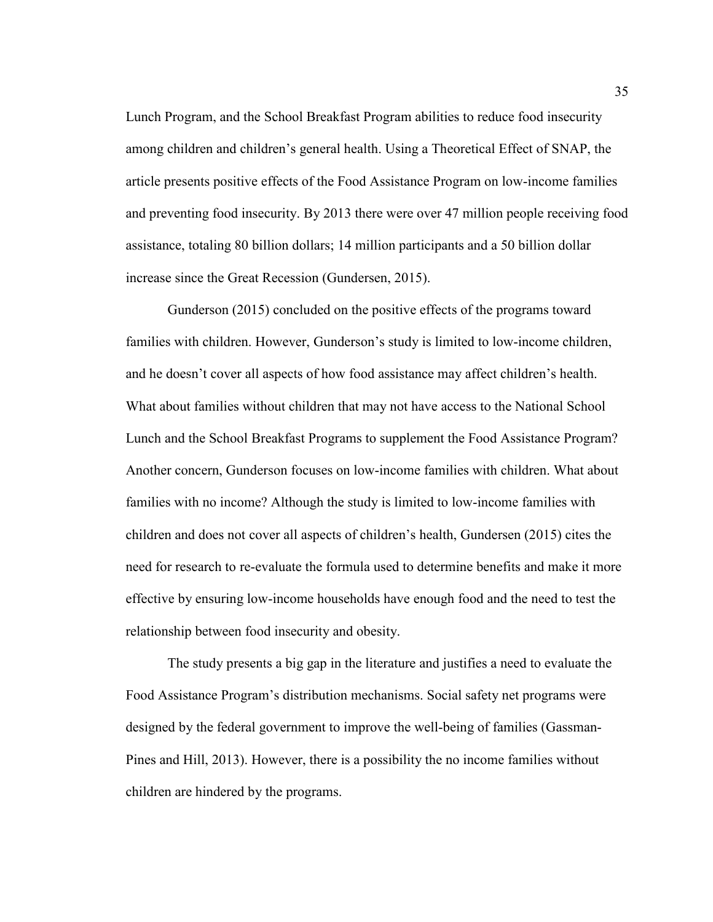Lunch Program, and the School Breakfast Program abilities to reduce food insecurity among children and children's general health. Using a Theoretical Effect of SNAP, the article presents positive effects of the Food Assistance Program on low-income families and preventing food insecurity. By 2013 there were over 47 million people receiving food assistance, totaling 80 billion dollars; 14 million participants and a 50 billion dollar increase since the Great Recession (Gundersen, 2015).

Gunderson (2015) concluded on the positive effects of the programs toward families with children. However, Gunderson's study is limited to low-income children, and he doesn't cover all aspects of how food assistance may affect children's health. What about families without children that may not have access to the National School Lunch and the School Breakfast Programs to supplement the Food Assistance Program? Another concern, Gunderson focuses on low-income families with children. What about families with no income? Although the study is limited to low-income families with children and does not cover all aspects of children's health, Gundersen (2015) cites the need for research to re-evaluate the formula used to determine benefits and make it more effective by ensuring low-income households have enough food and the need to test the relationship between food insecurity and obesity.

The study presents a big gap in the literature and justifies a need to evaluate the Food Assistance Program's distribution mechanisms. Social safety net programs were designed by the federal government to improve the well-being of families (Gassman-Pines and Hill, 2013). However, there is a possibility the no income families without children are hindered by the programs.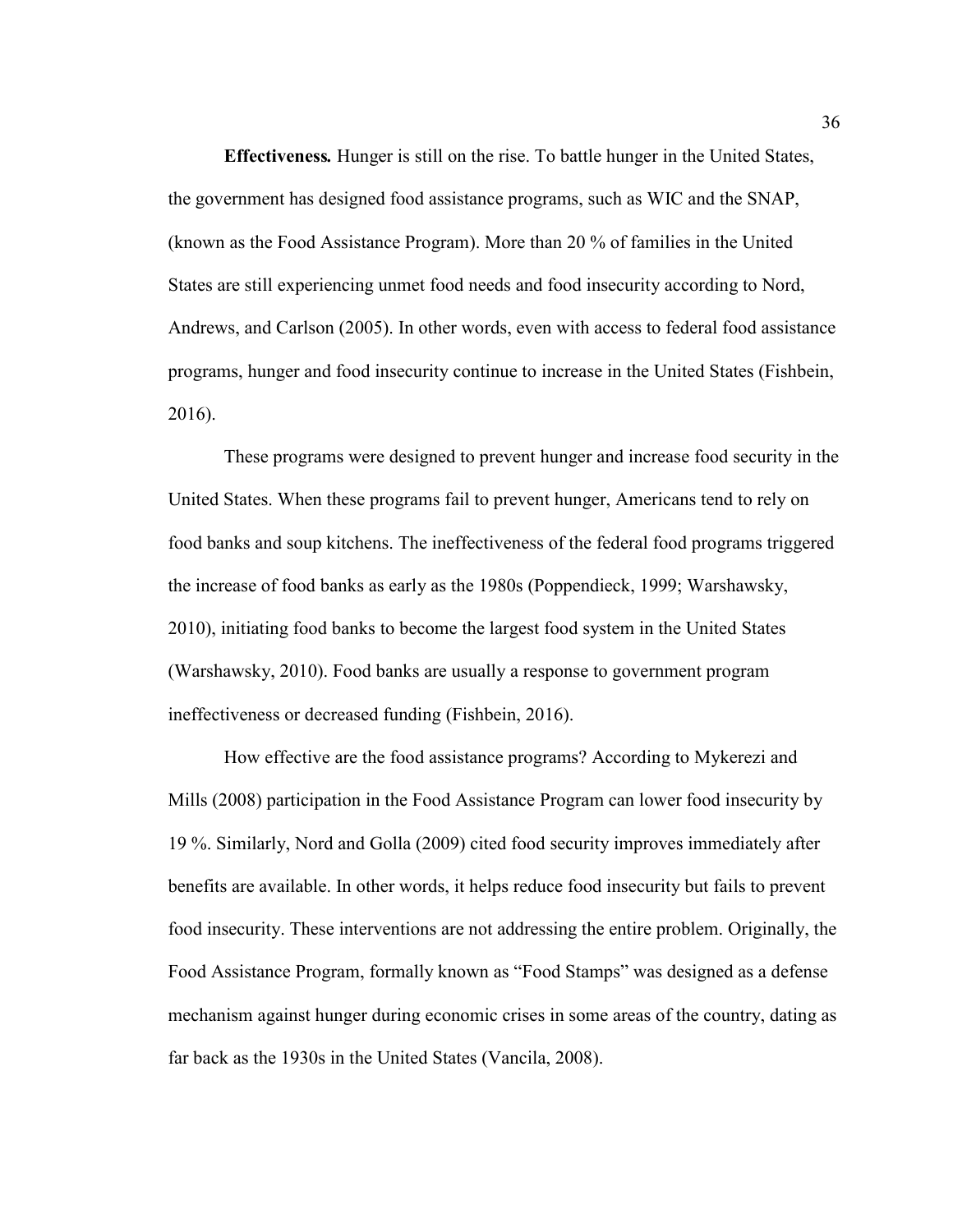**Effectiveness.** Hunger is still on the rise. To battle hunger in the United States, the government has designed food assistance programs, such as WIC and the SNAP, (known as the Food Assistance Program). More than 20 % of families in the United States are still experiencing unmet food needs and food insecurity according to Nord, Andrews, and Carlson (2005). In other words, even with access to federal food assistance programs, hunger and food insecurity continue to increase in the United States (Fishbein, 2016).

These programs were designed to prevent hunger and increase food security in the United States. When these programs fail to prevent hunger, Americans tend to rely on food banks and soup kitchens. The ineffectiveness of the federal food programs triggered the increase of food banks as early as the 1980s (Poppendieck, 1999; Warshawsky, 2010), initiating food banks to become the largest food system in the United States (Warshawsky, 2010). Food banks are usually a response to government program ineffectiveness or decreased funding (Fishbein, 2016).

How effective are the food assistance programs? According to Mykerezi and Mills (2008) participation in the Food Assistance Program can lower food insecurity by 19 %. Similarly, Nord and Golla (2009) cited food security improves immediately after benefits are available. In other words, it helps reduce food insecurity but fails to prevent food insecurity. These interventions are not addressing the entire problem. Originally, the Food Assistance Program, formally known as "Food Stamps" was designed as a defense mechanism against hunger during economic crises in some areas of the country, dating as far back as the 1930s in the United States (Vancila, 2008).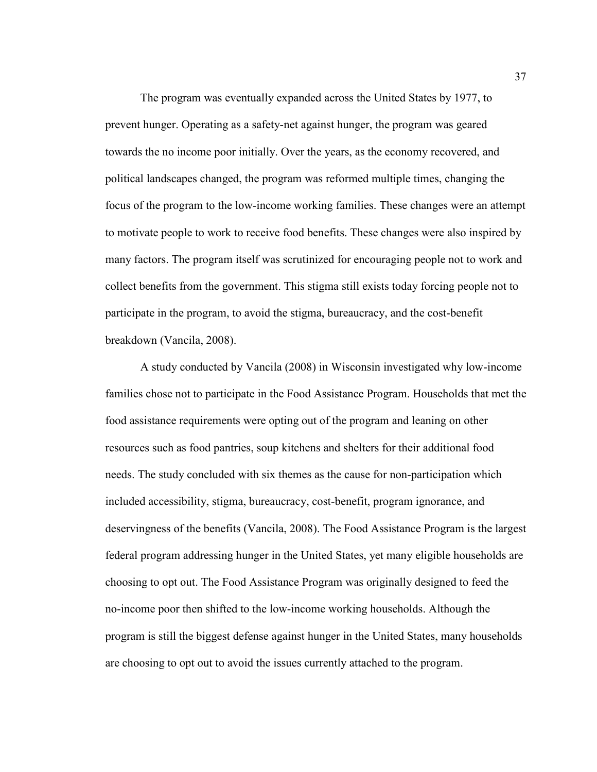The program was eventually expanded across the United States by 1977, to prevent hunger. Operating as a safety-net against hunger, the program was geared towards the no income poor initially. Over the years, as the economy recovered, and political landscapes changed, the program was reformed multiple times, changing the focus of the program to the low-income working families. These changes were an attempt to motivate people to work to receive food benefits. These changes were also inspired by many factors. The program itself was scrutinized for encouraging people not to work and collect benefits from the government. This stigma still exists today forcing people not to participate in the program, to avoid the stigma, bureaucracy, and the cost-benefit breakdown (Vancila, 2008).

A study conducted by Vancila (2008) in Wisconsin investigated why low-income families chose not to participate in the Food Assistance Program. Households that met the food assistance requirements were opting out of the program and leaning on other resources such as food pantries, soup kitchens and shelters for their additional food needs. The study concluded with six themes as the cause for non-participation which included accessibility, stigma, bureaucracy, cost-benefit, program ignorance, and deservingness of the benefits (Vancila, 2008). The Food Assistance Program is the largest federal program addressing hunger in the United States, yet many eligible households are choosing to opt out. The Food Assistance Program was originally designed to feed the no-income poor then shifted to the low-income working households. Although the program is still the biggest defense against hunger in the United States, many households are choosing to opt out to avoid the issues currently attached to the program.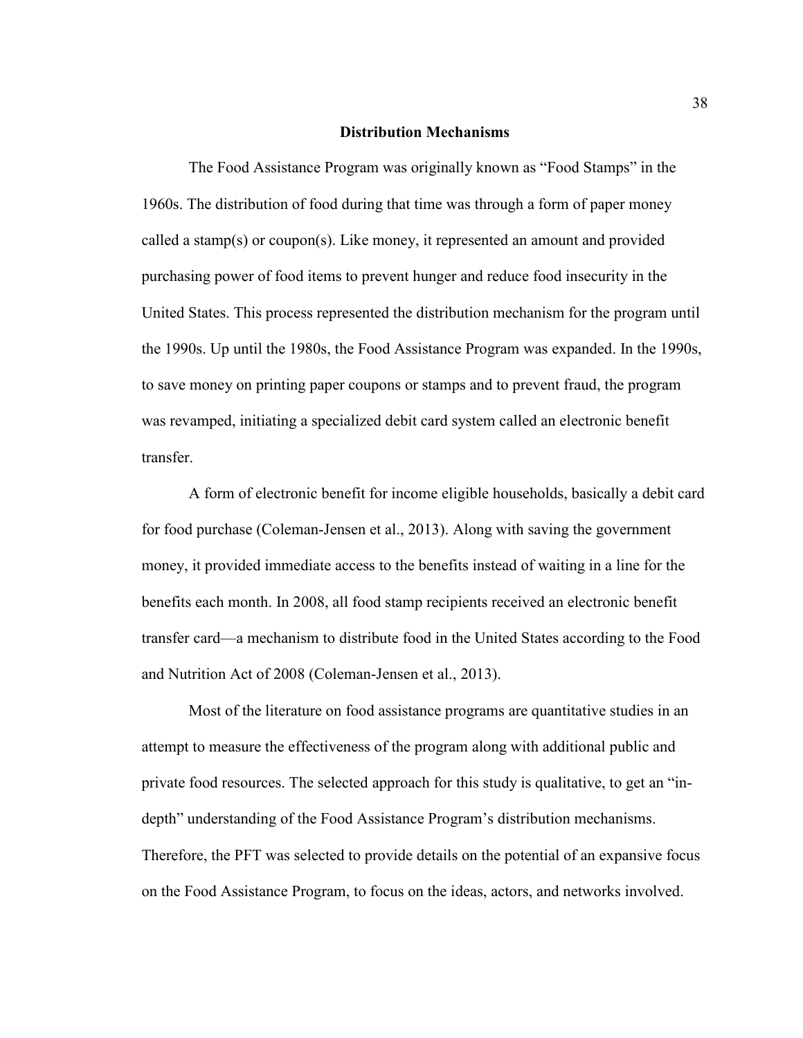## Distribution Mechanisms

The Food Assistance Program was originally known as "Food Stamps" in the 1960s. The distribution of food during that time was through a form of paper money called a stamp(s) or coupon(s). Like money, it represented an amount and provided purchasing power of food items to prevent hunger and reduce food insecurity in the United States. This process represented the distribution mechanism for the program until the 1990s. Up until the 1980s, the Food Assistance Program was expanded. In the 1990s, to save money on printing paper coupons or stamps and to prevent fraud, the program was revamped, initiating a specialized debit card system called an electronic benefit transfer.

A form of electronic benefit for income eligible households, basically a debit card for food purchase (Coleman-Jensen et al., 2013). Along with saving the government money, it provided immediate access to the benefits instead of waiting in a line for the benefits each month. In 2008, all food stamp recipients received an electronic benefit transfer card—a mechanism to distribute food in the United States according to the Food and Nutrition Act of 2008 (Coleman-Jensen et al., 2013).

Most of the literature on food assistance programs are quantitative studies in an attempt to measure the effectiveness of the program along with additional public and private food resources. The selected approach for this study is qualitative, to get an "in-depth" understanding of the Food Assistance Program's distribution mechanisms. Therefore, the PFT was selected to provide details on the potential of an expansive focus on the Food Assistance Program, to focus on the ideas, actors, and networks involved.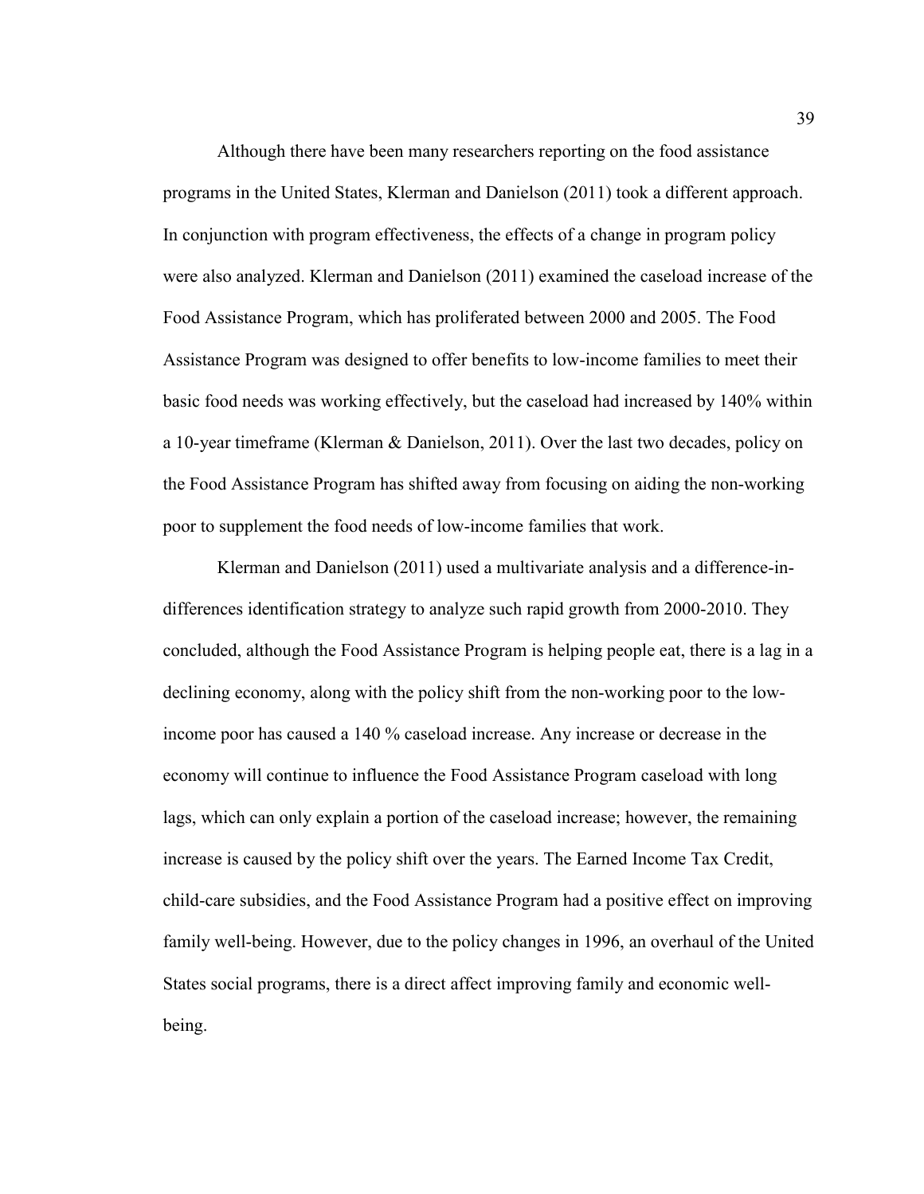Although there have been many researchers reporting on the food assistance programs in the United States, Klerman and Danielson (2011) took a different approach. In conjunction with program effectiveness, the effects of a change in program policy were also analyzed. Klerman and Danielson (2011) examined the caseload increase of the Food Assistance Program, which has proliferated between 2000 and 2005. The Food Assistance Program was designed to offer benefits to low-income families to meet their basic food needs was working effectively, but the caseload had increased by 140% within a 10-year timeframe (Klerman & Danielson, 2011). Over the last two decades, policy on the Food Assistance Program has shifted away from focusing on aiding the non-working poor to supplement the food needs of low-income families that work.

Klerman and Danielson (2011) used a multivariate analysis and a difference-in-differences identification strategy to analyze such rapid growth from 2000-2010. They concluded, although the Food Assistance Program is helping people eat, there is a lag in a declining economy, along with the policy shift from the non-working poor to the low-income poor has caused a 140 % caseload increase. Any increase or decrease in the economy will continue to influence the Food Assistance Program caseload with long lags, which can only explain a portion of the caseload increase; however, the remaining increase is caused by the policy shift over the years. The Earned Income Tax Credit, child-care subsidies, and the Food Assistance Program had a positive effect on improving family well-being. However, due to the policy changes in 1996, an overhaul of the United States social programs, there is a direct affect improving family and economic well-being.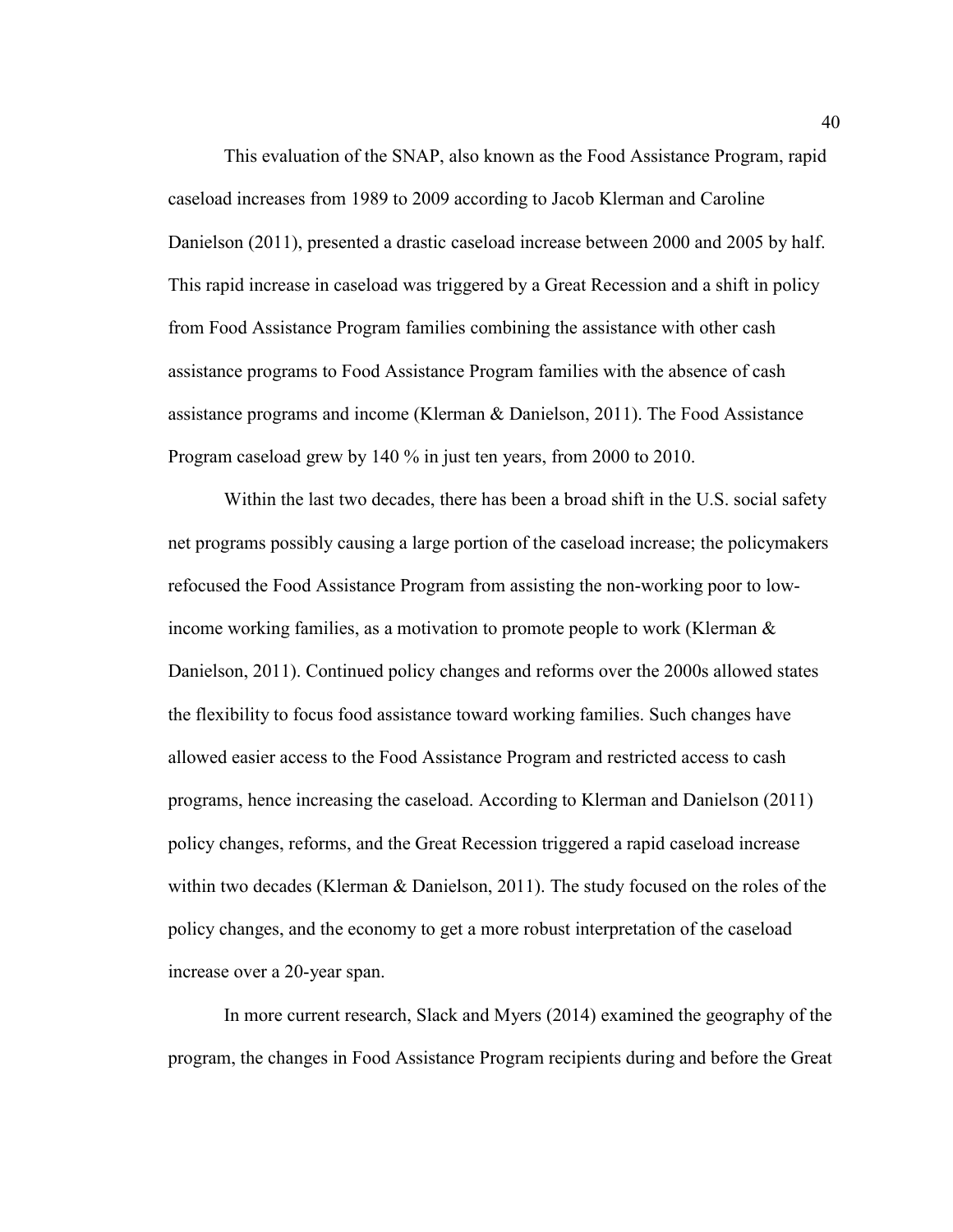This evaluation of the SNAP, also known as the Food Assistance Program, rapid caseload increases from 1989 to 2009 according to Jacob Klerman and Caroline Danielson (2011), presented a drastic caseload increase between 2000 and 2005 by half. This rapid increase in caseload was triggered by a Great Recession and a shift in policy from Food Assistance Program families combining the assistance with other cash assistance programs to Food Assistance Program families with the absence of cash assistance programs and income (Klerman & Danielson, 2011). The Food Assistance Program caseload grew by 140 % in just ten years, from 2000 to 2010.

Within the last two decades, there has been a broad shift in the U.S. social safety net programs possibly causing a large portion of the caseload increase; the policymakers refocused the Food Assistance Program from assisting the non-working poor to low-income working families, as a motivation to promote people to work (Klerman & Danielson, 2011). Continued policy changes and reforms over the 2000s allowed states the flexibility to focus food assistance toward working families. Such changes have allowed easier access to the Food Assistance Program and restricted access to cash programs, hence increasing the caseload. According to Klerman and Danielson (2011) policy changes, reforms, and the Great Recession triggered a rapid caseload increase within two decades (Klerman & Danielson, 2011). The study focused on the roles of the policy changes, and the economy to get a more robust interpretation of the caseload increase over a 20-year span.

In more current research, Slack and Myers (2014) examined the geography of the program, the changes in Food Assistance Program recipients during and before the Great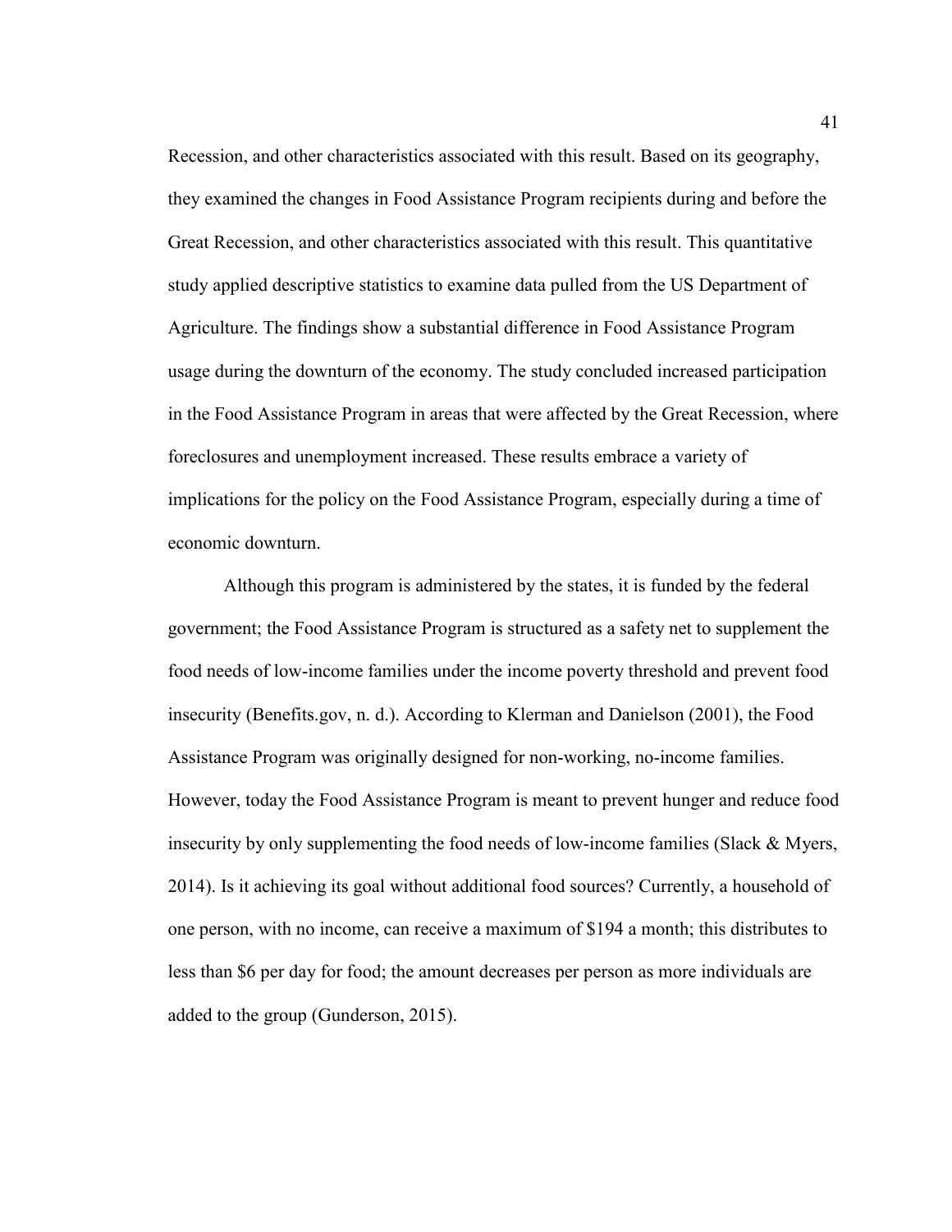Recession, and other characteristics associated with this result. Based on its geography, they examined the changes in Food Assistance Program recipients during and before the Great Recession, and other characteristics associated with this result. This quantitative study applied descriptive statistics to examine data pulled from the US Department of Agriculture. The findings show a substantial difference in Food Assistance Program usage during the downturn of the economy. The study concluded increased participation in the Food Assistance Program in areas that were affected by the Great Recession, where foreclosures and unemployment increased. These results embrace a variety of implications for the policy on the Food Assistance Program, especially during a time of economic downturn.

Although this program is administered by the states, it is funded by the federal government; the Food Assistance Program is structured as a safety net to supplement the food needs of low-income families under the income poverty threshold and prevent food insecurity (Benefits.gov, n. d.). According to Klerman and Danielson (2001), the Food Assistance Program was originally designed for non-working, no-income families. However, today the Food Assistance Program is meant to prevent hunger and reduce food insecurity by only supplementing the food needs of low-income families (Slack & Myers, 2014). Is it achieving its goal without additional food sources? Currently, a household of one person, with no income, can receive a maximum of $194 a month; this distributes to less than $6 per day for food; the amount decreases per person as more individuals are added to the group (Gunderson, 2015).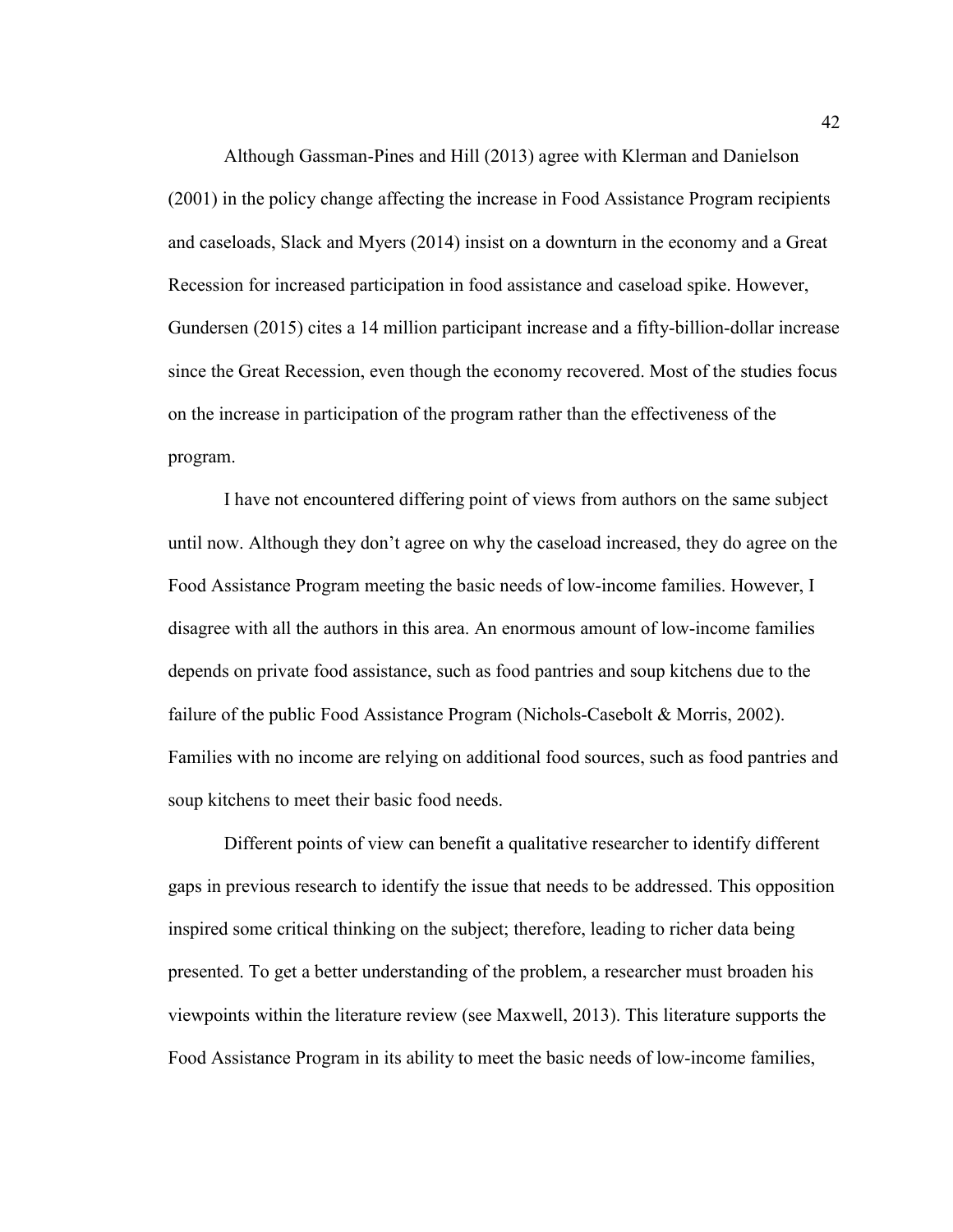Although Gassman-Pines and Hill (2013) agree with Klerman and Danielson (2001) in the policy change affecting the increase in Food Assistance Program recipients and caseloads, Slack and Myers (2014) insist on a downturn in the economy and a Great Recession for increased participation in food assistance and caseload spike. However, Gundersen (2015) cites a 14 million participant increase and a fifty-billion-dollar increase since the Great Recession, even though the economy recovered. Most of the studies focus on the increase in participation of the program rather than the effectiveness of the program.

I have not encountered differing point of views from authors on the same subject until now. Although they don't agree on why the caseload increased, they do agree on the Food Assistance Program meeting the basic needs of low-income families. However, I disagree with all the authors in this area. An enormous amount of low-income families depends on private food assistance, such as food pantries and soup kitchens due to the failure of the public Food Assistance Program (Nichols-Casebolt & Morris, 2002). Families with no income are relying on additional food sources, such as food pantries and soup kitchens to meet their basic food needs.

Different points of view can benefit a qualitative researcher to identify different gaps in previous research to identify the issue that needs to be addressed. This opposition inspired some critical thinking on the subject; therefore, leading to richer data being presented. To get a better understanding of the problem, a researcher must broaden his viewpoints within the literature review (see Maxwell, 2013). This literature supports the Food Assistance Program in its ability to meet the basic needs of low-income families,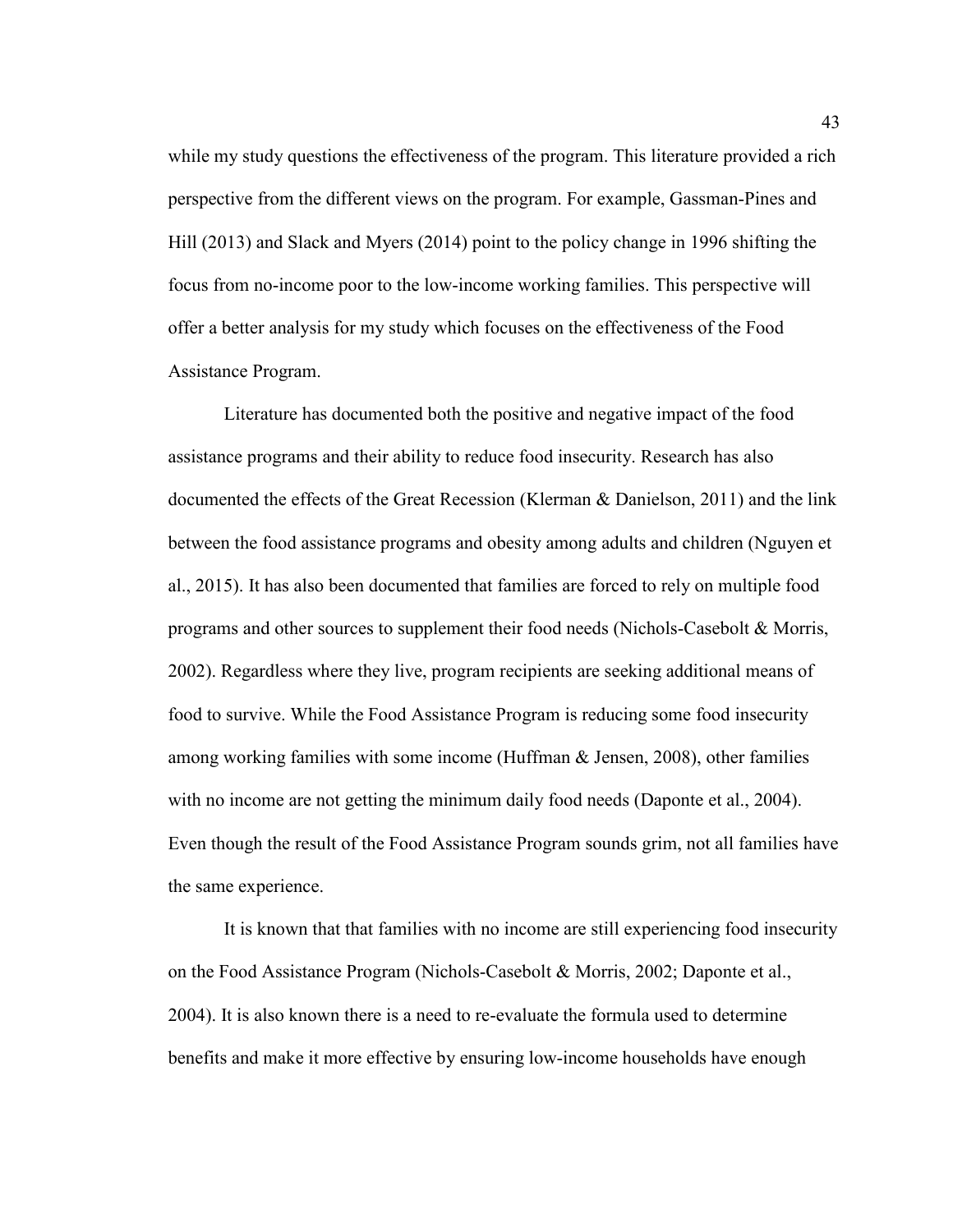while my study questions the effectiveness of the program. This literature provided a rich perspective from the different views on the program. For example, Gassman-Pines and Hill (2013) and Slack and Myers (2014) point to the policy change in 1996 shifting the focus from no-income poor to the low-income working families. This perspective will offer a better analysis for my study which focuses on the effectiveness of the Food Assistance Program.

Literature has documented both the positive and negative impact of the food assistance programs and their ability to reduce food insecurity. Research has also documented the effects of the Great Recession (Klerman & Danielson, 2011) and the link between the food assistance programs and obesity among adults and children (Nguyen et al., 2015). It has also been documented that families are forced to rely on multiple food programs and other sources to supplement their food needs (Nichols-Casebolt & Morris, 2002). Regardless where they live, program recipients are seeking additional means of food to survive. While the Food Assistance Program is reducing some food insecurity among working families with some income (Huffman & Jensen, 2008), other families with no income are not getting the minimum daily food needs (Daponte et al., 2004). Even though the result of the Food Assistance Program sounds grim, not all families have the same experience.

It is known that that families with no income are still experiencing food insecurity on the Food Assistance Program (Nichols-Casebolt & Morris, 2002; Daponte et al., 2004). It is also known there is a need to re-evaluate the formula used to determine benefits and make it more effective by ensuring low-income households have enough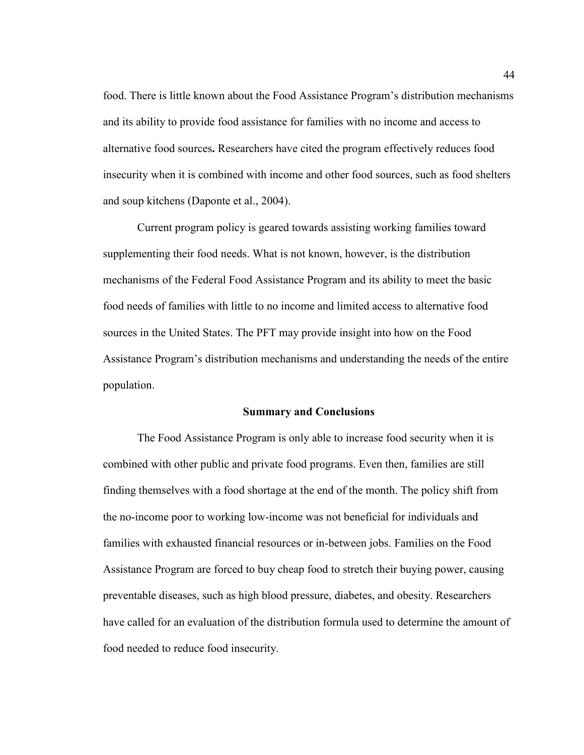food. There is little known about the Food Assistance Program's distribution mechanisms and its ability to provide food assistance for families with no income and access to alternative food sources**.** Researchers have cited the program effectively reduces food insecurity when it is combined with income and other food sources, such as food shelters and soup kitchens (Daponte et al., 2004).

Current program policy is geared towards assisting working families toward supplementing their food needs. What is not known, however, is the distribution mechanisms of the Federal Food Assistance Program and its ability to meet the basic food needs of families with little to no income and limited access to alternative food sources in the United States. The PFT may provide insight into how on the Food Assistance Program's distribution mechanisms and understanding the needs of the entire population.

## Summary and Conclusions

The Food Assistance Program is only able to increase food security when it is combined with other public and private food programs. Even then, families are still finding themselves with a food shortage at the end of the month. The policy shift from the no-income poor to working low-income was not beneficial for individuals and families with exhausted financial resources or in-between jobs. Families on the Food Assistance Program are forced to buy cheap food to stretch their buying power, causing preventable diseases, such as high blood pressure, diabetes, and obesity. Researchers have called for an evaluation of the distribution formula used to determine the amount of food needed to reduce food insecurity.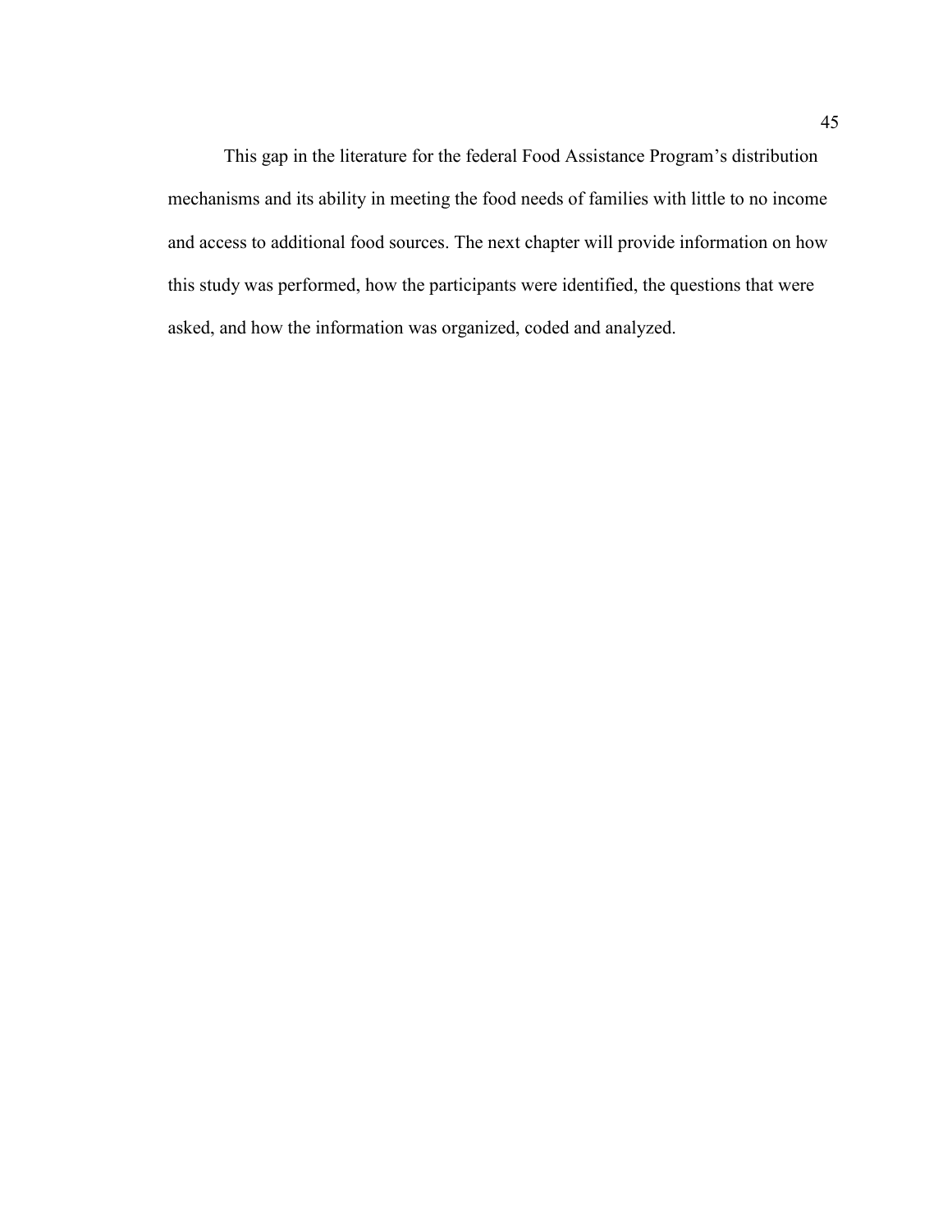This gap in the literature for the federal Food Assistance Program's distribution mechanisms and its ability in meeting the food needs of families with little to no income and access to additional food sources. The next chapter will provide information on how this study was performed, how the participants were identified, the questions that were asked, and how the information was organized, coded and analyzed.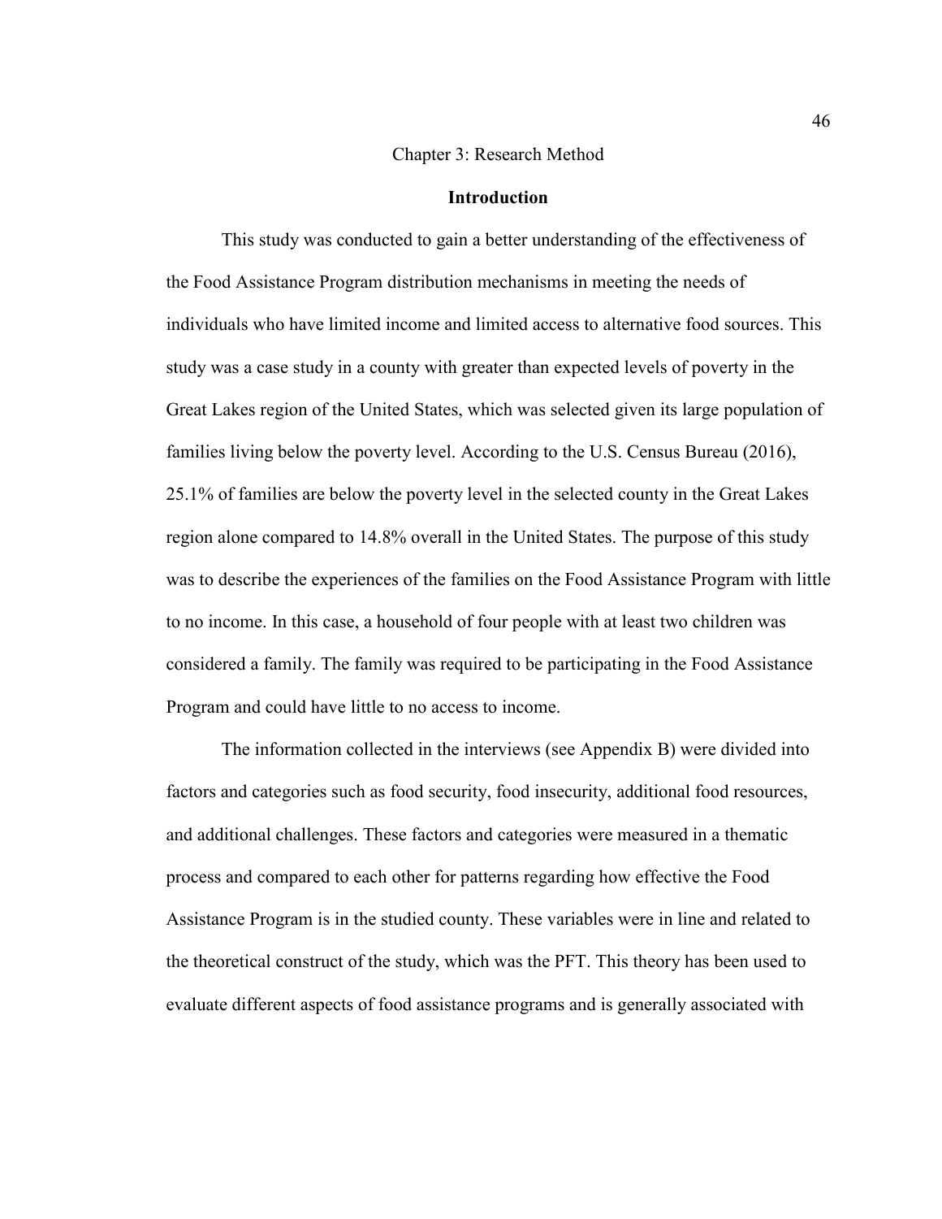# Chapter 3: Research Method

## Introduction

This study was conducted to gain a better understanding of the effectiveness of the Food Assistance Program distribution mechanisms in meeting the needs of individuals who have limited income and limited access to alternative food sources. This study was a case study in a county with greater than expected levels of poverty in the Great Lakes region of the United States, which was selected given its large population of families living below the poverty level. According to the U.S. Census Bureau (2016), 25.1% of families are below the poverty level in the selected county in the Great Lakes region alone compared to 14.8% overall in the United States. The purpose of this study was to describe the experiences of the families on the Food Assistance Program with little to no income. In this case, a household of four people with at least two children was considered a family. The family was required to be participating in the Food Assistance Program and could have little to no access to income.

The information collected in the interviews (see Appendix B) were divided into factors and categories such as food security, food insecurity, additional food resources, and additional challenges. These factors and categories were measured in a thematic process and compared to each other for patterns regarding how effective the Food Assistance Program is in the studied county. These variables were in line and related to the theoretical construct of the study, which was the PFT. This theory has been used to evaluate different aspects of food assistance programs and is generally associated with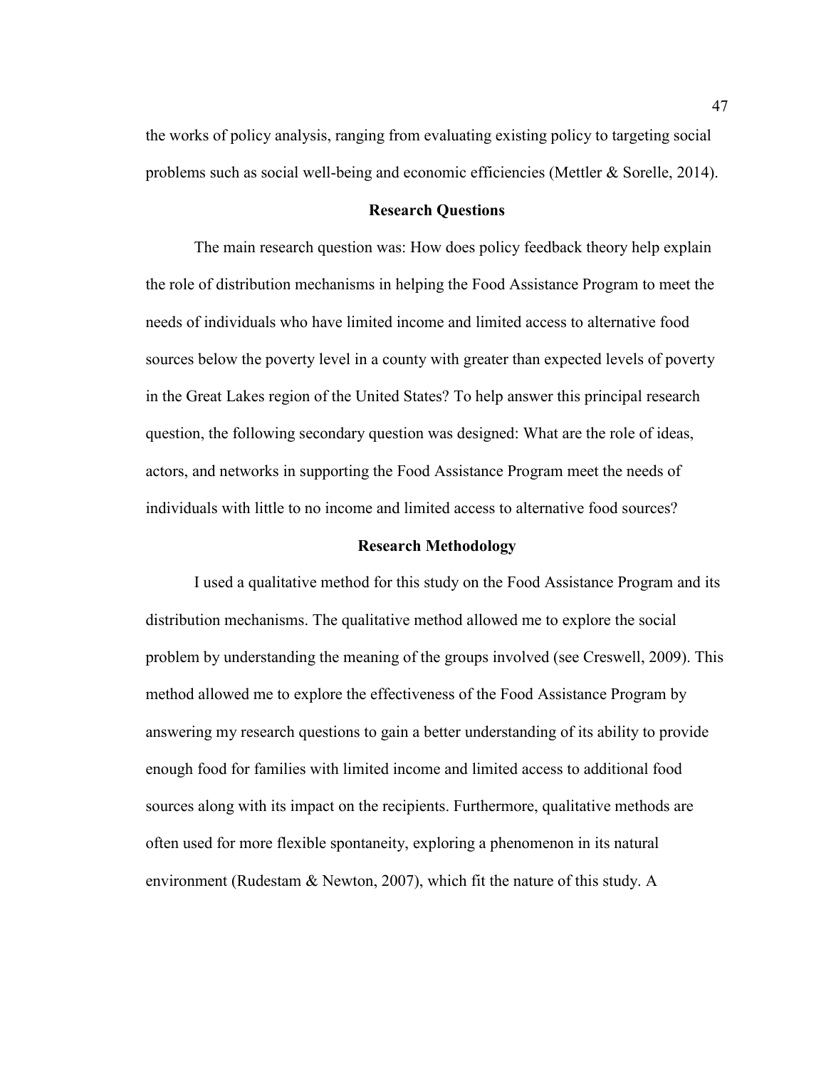the works of policy analysis, ranging from evaluating existing policy to targeting social problems such as social well-being and economic efficiencies (Mettler & Sorelle, 2014).

## Research Questions

The main research question was: How does policy feedback theory help explain the role of distribution mechanisms in helping the Food Assistance Program to meet the needs of individuals who have limited income and limited access to alternative food sources below the poverty level in a county with greater than expected levels of poverty in the Great Lakes region of the United States? To help answer this principal research question, the following secondary question was designed: What are the role of ideas, actors, and networks in supporting the Food Assistance Program meet the needs of individuals with little to no income and limited access to alternative food sources?

## Research Methodology

I used a qualitative method for this study on the Food Assistance Program and its distribution mechanisms. The qualitative method allowed me to explore the social problem by understanding the meaning of the groups involved (see Creswell, 2009). This method allowed me to explore the effectiveness of the Food Assistance Program by answering my research questions to gain a better understanding of its ability to provide enough food for families with limited income and limited access to additional food sources along with its impact on the recipients. Furthermore, qualitative methods are often used for more flexible spontaneity, exploring a phenomenon in its natural environment (Rudestam & Newton, 2007), which fit the nature of this study. A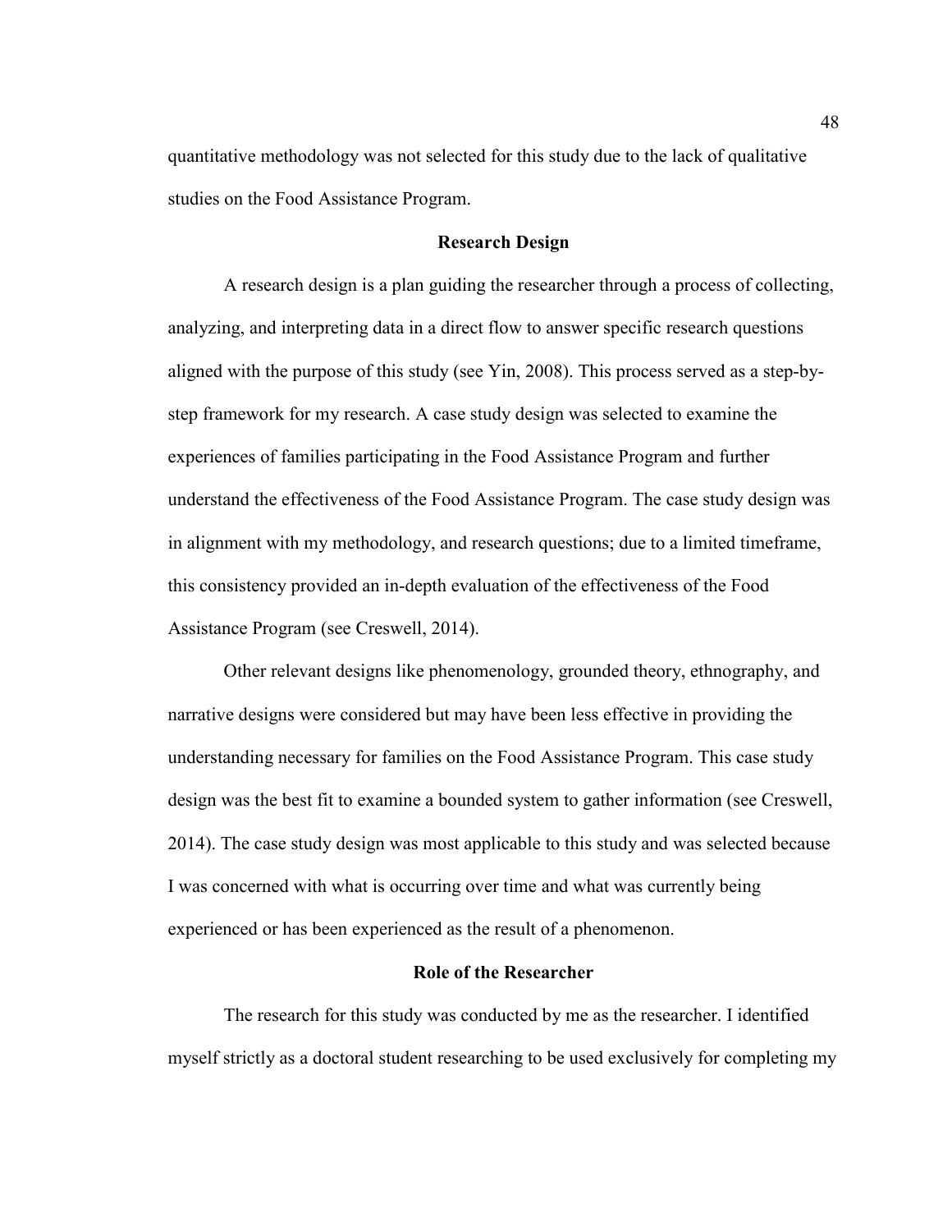quantitative methodology was not selected for this study due to the lack of qualitative studies on the Food Assistance Program.

## Research Design

A research design is a plan guiding the researcher through a process of collecting, analyzing, and interpreting data in a direct flow to answer specific research questions aligned with the purpose of this study (see Yin, 2008). This process served as a step-by-step framework for my research. A case study design was selected to examine the experiences of families participating in the Food Assistance Program and further understand the effectiveness of the Food Assistance Program. The case study design was in alignment with my methodology, and research questions; due to a limited timeframe, this consistency provided an in-depth evaluation of the effectiveness of the Food Assistance Program (see Creswell, 2014).

Other relevant designs like phenomenology, grounded theory, ethnography, and narrative designs were considered but may have been less effective in providing the understanding necessary for families on the Food Assistance Program. This case study design was the best fit to examine a bounded system to gather information (see Creswell, 2014). The case study design was most applicable to this study and was selected because I was concerned with what is occurring over time and what was currently being experienced or has been experienced as the result of a phenomenon.

## Role of the Researcher

The research for this study was conducted by me as the researcher. I identified myself strictly as a doctoral student researching to be used exclusively for completing my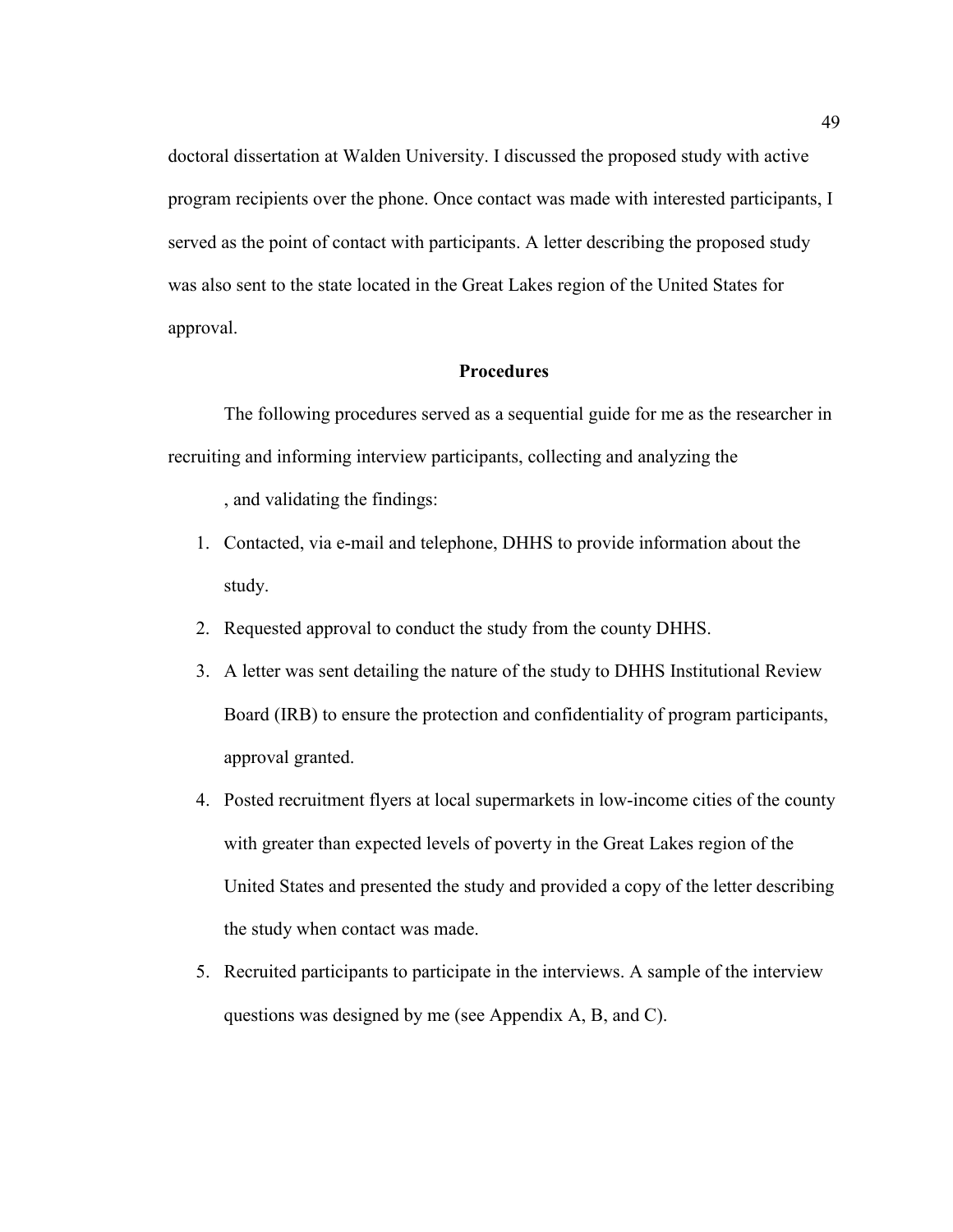doctoral dissertation at Walden University. I discussed the proposed study with active program recipients over the phone. Once contact was made with interested participants, I served as the point of contact with participants. A letter describing the proposed study was also sent to the state located in the Great Lakes region of the United States for approval.

## Procedures

The following procedures served as a sequential guide for me as the researcher in recruiting and informing interview participants, collecting and analyzing the

, and validating the findings:

1. Contacted, via e-mail and telephone, DHHS to provide information about the study.
2. Requested approval to conduct the study from the county DHHS.
3. A letter was sent detailing the nature of the study to DHHS Institutional Review Board (IRB) to ensure the protection and confidentiality of program participants, approval granted.
4. Posted recruitment flyers at local supermarkets in low-income cities of the county with greater than expected levels of poverty in the Great Lakes region of the United States and presented the study and provided a copy of the letter describing the study when contact was made.
5. Recruited participants to participate in the interviews. A sample of the interview questions was designed by me (see Appendix A, B, and C).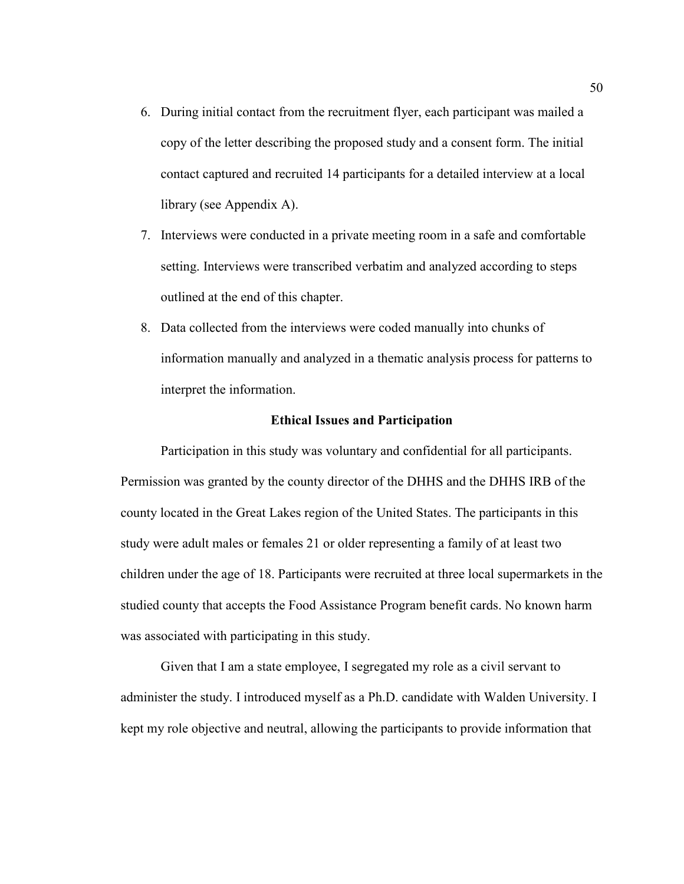6. During initial contact from the recruitment flyer, each participant was mailed a copy of the letter describing the proposed study and a consent form. The initial contact captured and recruited 14 participants for a detailed interview at a local library (see Appendix A).
7. Interviews were conducted in a private meeting room in a safe and comfortable setting. Interviews were transcribed verbatim and analyzed according to steps outlined at the end of this chapter.
8. Data collected from the interviews were coded manually into chunks of information manually and analyzed in a thematic analysis process for patterns to interpret the information.

## Ethical Issues and Participation

Participation in this study was voluntary and confidential for all participants. Permission was granted by the county director of the DHHS and the DHHS IRB of the county located in the Great Lakes region of the United States. The participants in this study were adult males or females 21 or older representing a family of at least two children under the age of 18. Participants were recruited at three local supermarkets in the studied county that accepts the Food Assistance Program benefit cards. No known harm was associated with participating in this study.

Given that I am a state employee, I segregated my role as a civil servant to administer the study. I introduced myself as a Ph.D. candidate with Walden University. I kept my role objective and neutral, allowing the participants to provide information that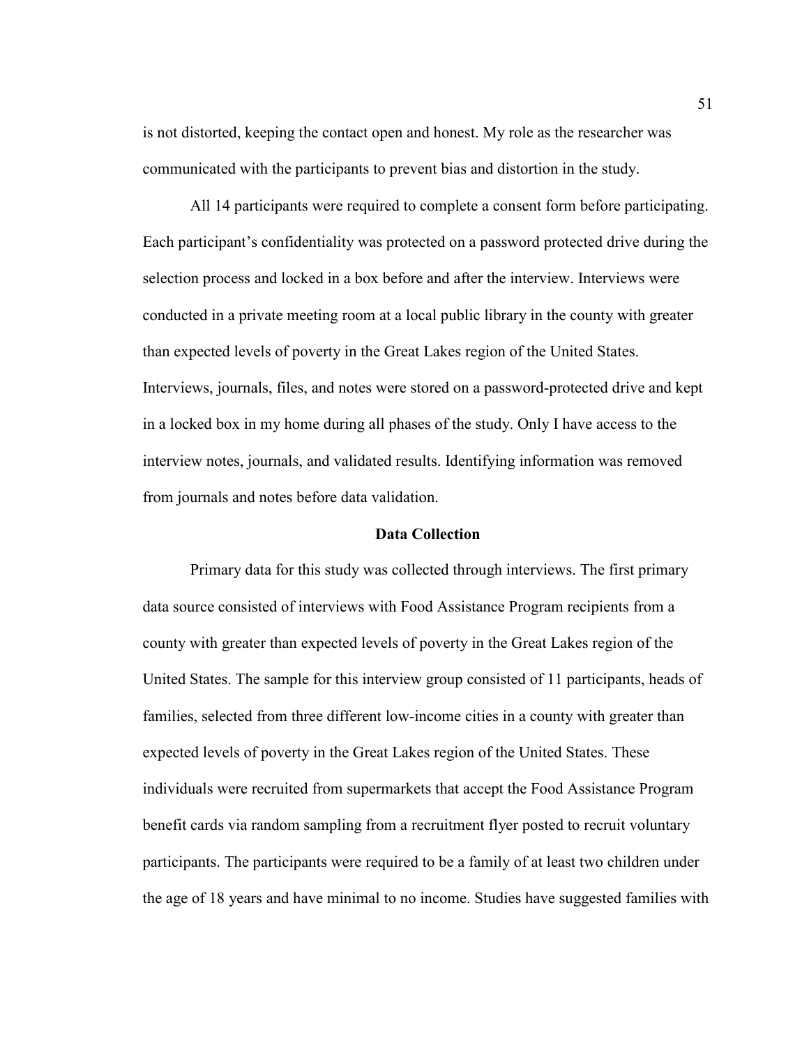is not distorted, keeping the contact open and honest. My role as the researcher was communicated with the participants to prevent bias and distortion in the study.

All 14 participants were required to complete a consent form before participating. Each participant's confidentiality was protected on a password protected drive during the selection process and locked in a box before and after the interview. Interviews were conducted in a private meeting room at a local public library in the county with greater than expected levels of poverty in the Great Lakes region of the United States. Interviews, journals, files, and notes were stored on a password-protected drive and kept in a locked box in my home during all phases of the study. Only I have access to the interview notes, journals, and validated results. Identifying information was removed from journals and notes before data validation.

## Data Collection

Primary data for this study was collected through interviews. The first primary data source consisted of interviews with Food Assistance Program recipients from a county with greater than expected levels of poverty in the Great Lakes region of the United States. The sample for this interview group consisted of 11 participants, heads of families, selected from three different low-income cities in a county with greater than expected levels of poverty in the Great Lakes region of the United States. These individuals were recruited from supermarkets that accept the Food Assistance Program benefit cards via random sampling from a recruitment flyer posted to recruit voluntary participants. The participants were required to be a family of at least two children under the age of 18 years and have minimal to no income. Studies have suggested families with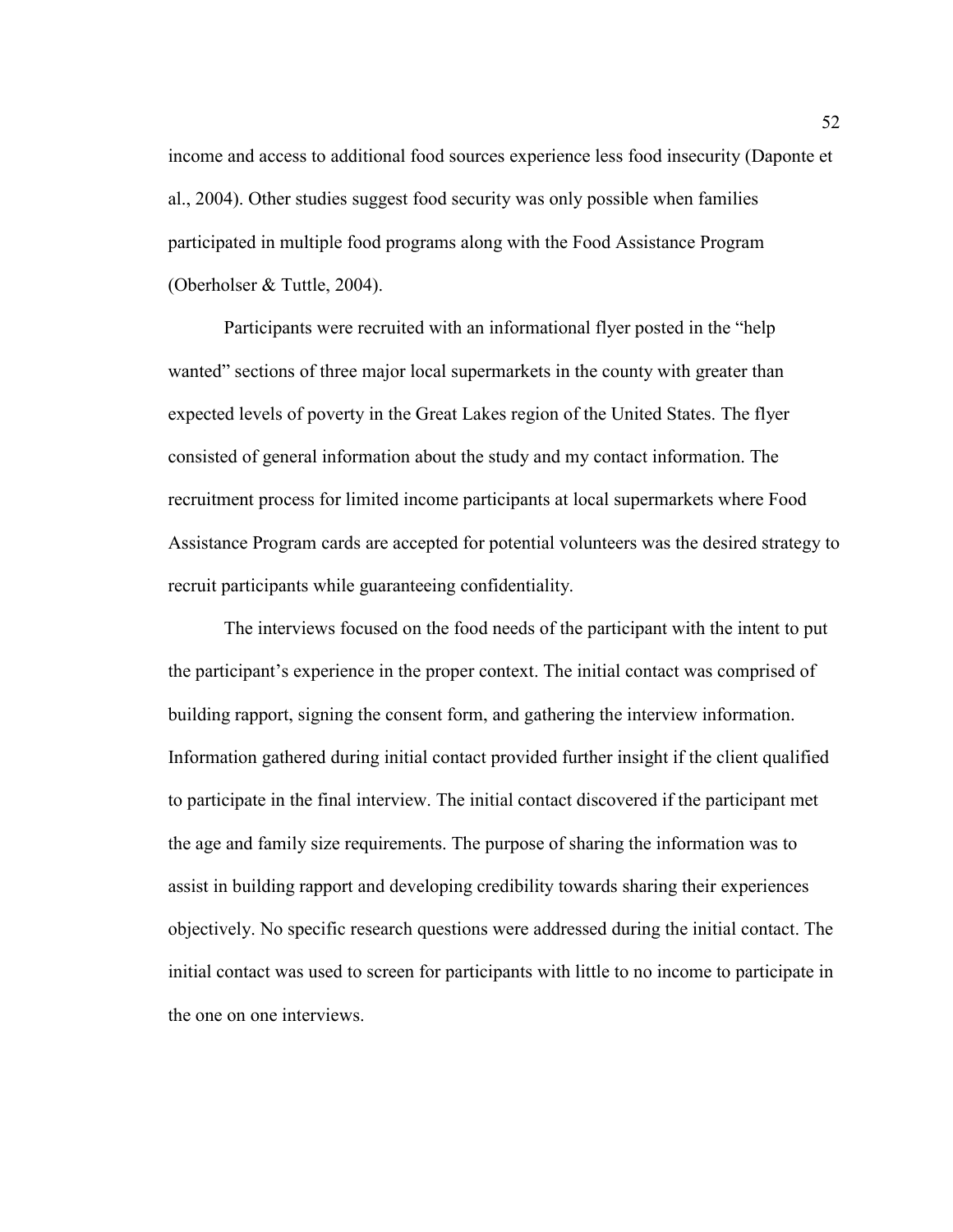income and access to additional food sources experience less food insecurity (Daponte et al., 2004). Other studies suggest food security was only possible when families participated in multiple food programs along with the Food Assistance Program (Oberholser & Tuttle, 2004).

Participants were recruited with an informational flyer posted in the "help wanted" sections of three major local supermarkets in the county with greater than expected levels of poverty in the Great Lakes region of the United States. The flyer consisted of general information about the study and my contact information. The recruitment process for limited income participants at local supermarkets where Food Assistance Program cards are accepted for potential volunteers was the desired strategy to recruit participants while guaranteeing confidentiality.

The interviews focused on the food needs of the participant with the intent to put the participant's experience in the proper context. The initial contact was comprised of building rapport, signing the consent form, and gathering the interview information. Information gathered during initial contact provided further insight if the client qualified to participate in the final interview. The initial contact discovered if the participant met the age and family size requirements. The purpose of sharing the information was to assist in building rapport and developing credibility towards sharing their experiences objectively. No specific research questions were addressed during the initial contact. The initial contact was used to screen for participants with little to no income to participate in the one on one interviews.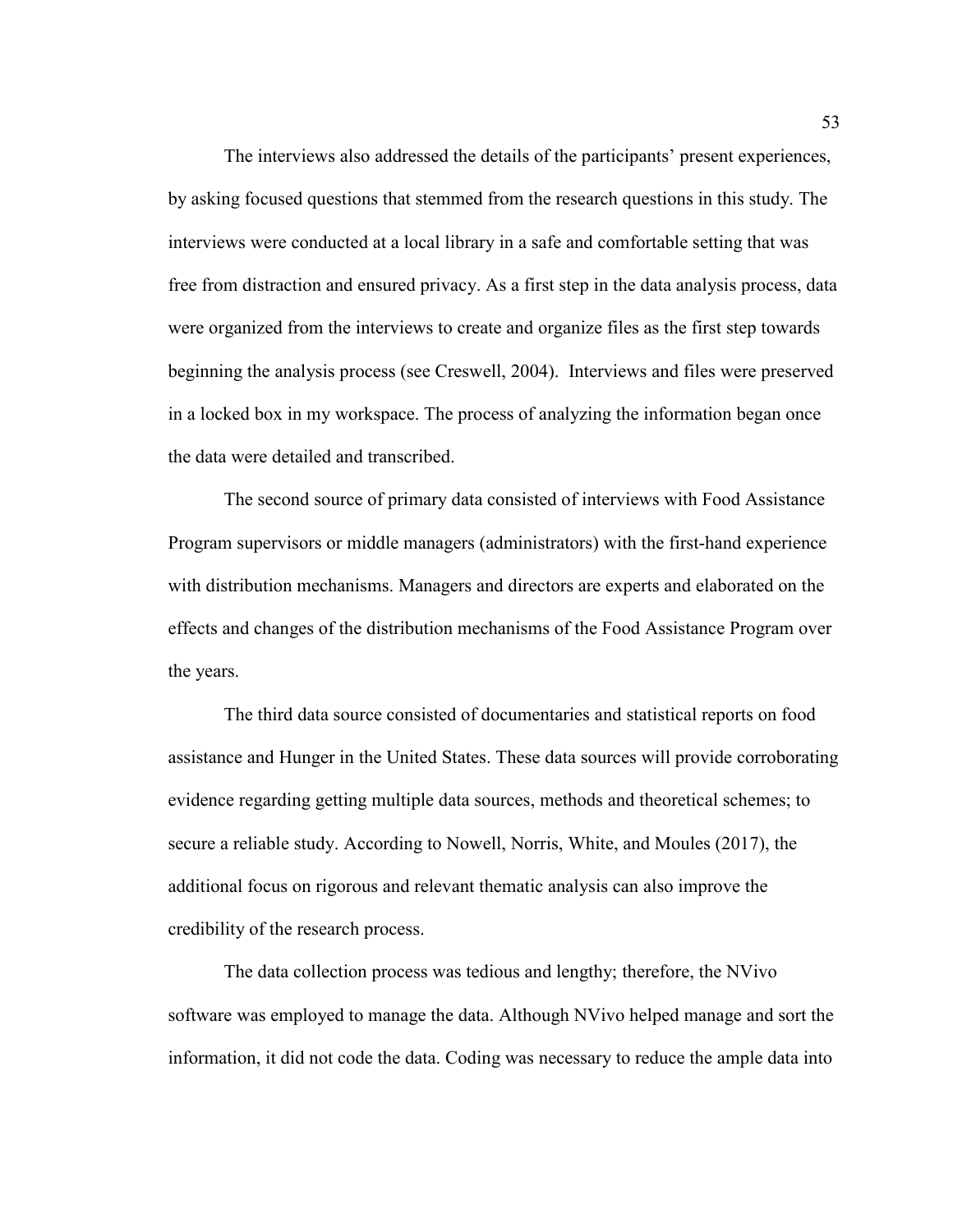The interviews also addressed the details of the participants' present experiences, by asking focused questions that stemmed from the research questions in this study. The interviews were conducted at a local library in a safe and comfortable setting that was free from distraction and ensured privacy. As a first step in the data analysis process, data were organized from the interviews to create and organize files as the first step towards beginning the analysis process (see Creswell, 2004). Interviews and files were preserved in a locked box in my workspace. The process of analyzing the information began once the data were detailed and transcribed.

The second source of primary data consisted of interviews with Food Assistance Program supervisors or middle managers (administrators) with the first-hand experience with distribution mechanisms. Managers and directors are experts and elaborated on the effects and changes of the distribution mechanisms of the Food Assistance Program over the years.

The third data source consisted of documentaries and statistical reports on food assistance and Hunger in the United States. These data sources will provide corroborating evidence regarding getting multiple data sources, methods and theoretical schemes; to secure a reliable study. According to Nowell, Norris, White, and Moules (2017), the additional focus on rigorous and relevant thematic analysis can also improve the credibility of the research process.

The data collection process was tedious and lengthy; therefore, the NVivo software was employed to manage the data. Although NVivo helped manage and sort the information, it did not code the data. Coding was necessary to reduce the ample data into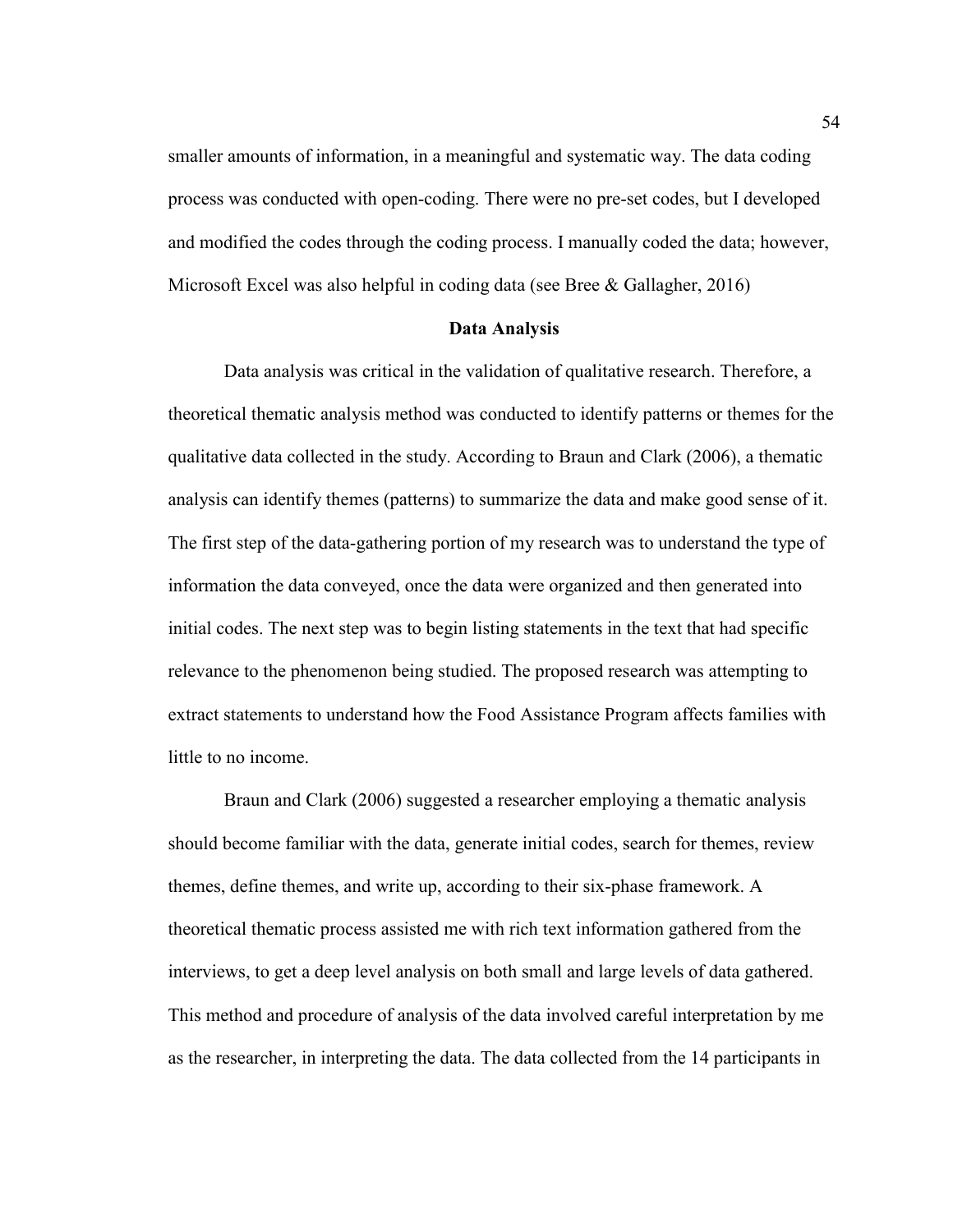smaller amounts of information, in a meaningful and systematic way. The data coding process was conducted with open-coding. There were no pre-set codes, but I developed and modified the codes through the coding process. I manually coded the data; however, Microsoft Excel was also helpful in coding data (see Bree & Gallagher, 2016)

## Data Analysis

Data analysis was critical in the validation of qualitative research. Therefore, a theoretical thematic analysis method was conducted to identify patterns or themes for the qualitative data collected in the study. According to Braun and Clark (2006), a thematic analysis can identify themes (patterns) to summarize the data and make good sense of it. The first step of the data-gathering portion of my research was to understand the type of information the data conveyed, once the data were organized and then generated into initial codes. The next step was to begin listing statements in the text that had specific relevance to the phenomenon being studied. The proposed research was attempting to extract statements to understand how the Food Assistance Program affects families with little to no income.

Braun and Clark (2006) suggested a researcher employing a thematic analysis should become familiar with the data, generate initial codes, search for themes, review themes, define themes, and write up, according to their six-phase framework. A theoretical thematic process assisted me with rich text information gathered from the interviews, to get a deep level analysis on both small and large levels of data gathered. This method and procedure of analysis of the data involved careful interpretation by me as the researcher, in interpreting the data. The data collected from the 14 participants in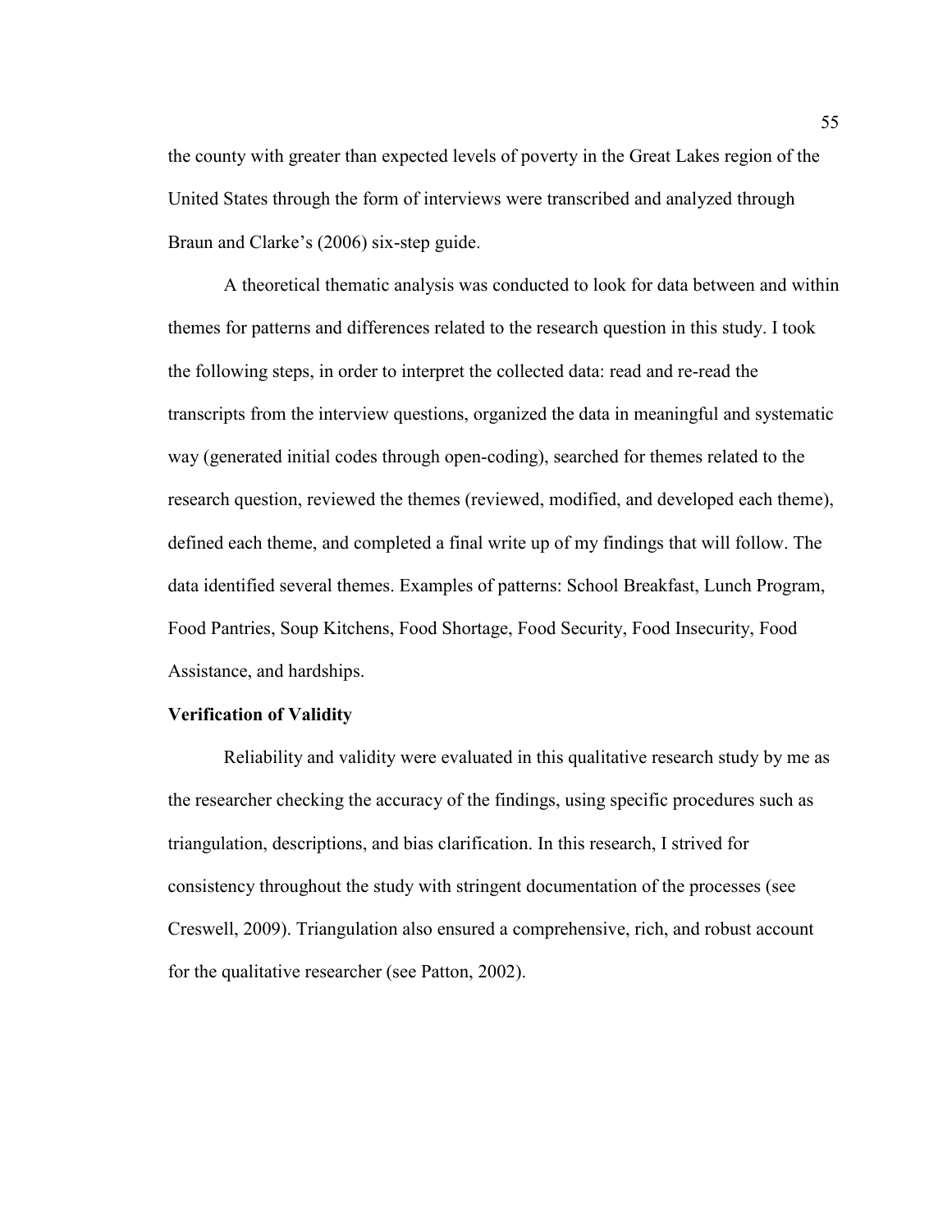the county with greater than expected levels of poverty in the Great Lakes region of the United States through the form of interviews were transcribed and analyzed through Braun and Clarke's (2006) six-step guide.

A theoretical thematic analysis was conducted to look for data between and within themes for patterns and differences related to the research question in this study. I took the following steps, in order to interpret the collected data: read and re-read the transcripts from the interview questions, organized the data in meaningful and systematic way (generated initial codes through open-coding), searched for themes related to the research question, reviewed the themes (reviewed, modified, and developed each theme), defined each theme, and completed a final write up of my findings that will follow. The data identified several themes. Examples of patterns: School Breakfast, Lunch Program, Food Pantries, Soup Kitchens, Food Shortage, Food Security, Food Insecurity, Food Assistance, and hardships.

**Verification of Validity**

Reliability and validity were evaluated in this qualitative research study by me as the researcher checking the accuracy of the findings, using specific procedures such as triangulation, descriptions, and bias clarification. In this research, I strived for consistency throughout the study with stringent documentation of the processes (see Creswell, 2009). Triangulation also ensured a comprehensive, rich, and robust account for the qualitative researcher (see Patton, 2002).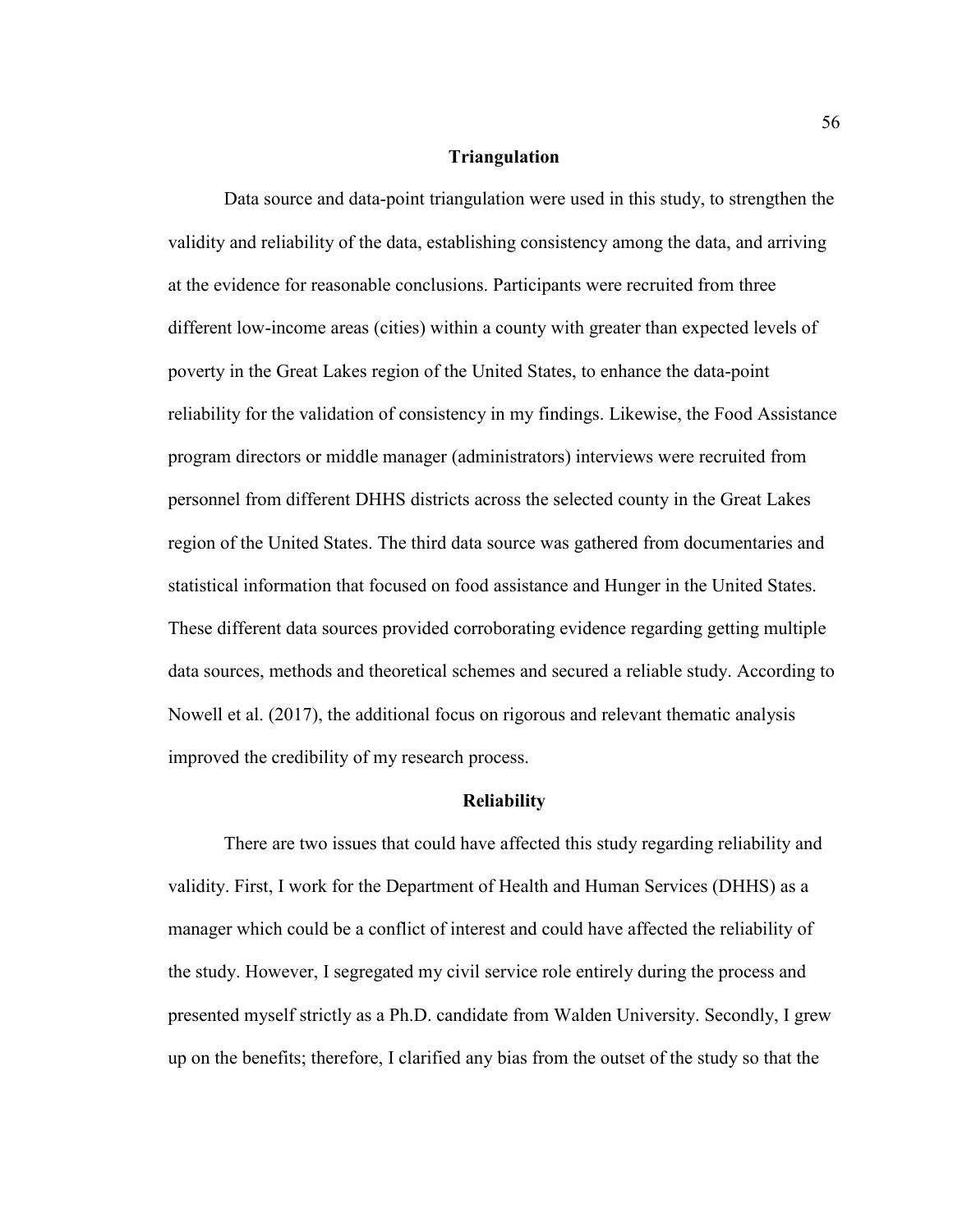## Triangulation

Data source and data-point triangulation were used in this study, to strengthen the validity and reliability of the data, establishing consistency among the data, and arriving at the evidence for reasonable conclusions. Participants were recruited from three different low-income areas (cities) within a county with greater than expected levels of poverty in the Great Lakes region of the United States, to enhance the data-point reliability for the validation of consistency in my findings. Likewise, the Food Assistance program directors or middle manager (administrators) interviews were recruited from personnel from different DHHS districts across the selected county in the Great Lakes region of the United States. The third data source was gathered from documentaries and statistical information that focused on food assistance and Hunger in the United States. These different data sources provided corroborating evidence regarding getting multiple data sources, methods and theoretical schemes and secured a reliable study. According to Nowell et al. (2017), the additional focus on rigorous and relevant thematic analysis improved the credibility of my research process.

## Reliability

There are two issues that could have affected this study regarding reliability and validity. First, I work for the Department of Health and Human Services (DHHS) as a manager which could be a conflict of interest and could have affected the reliability of the study. However, I segregated my civil service role entirely during the process and presented myself strictly as a Ph.D. candidate from Walden University. Secondly, I grew up on the benefits; therefore, I clarified any bias from the outset of the study so that the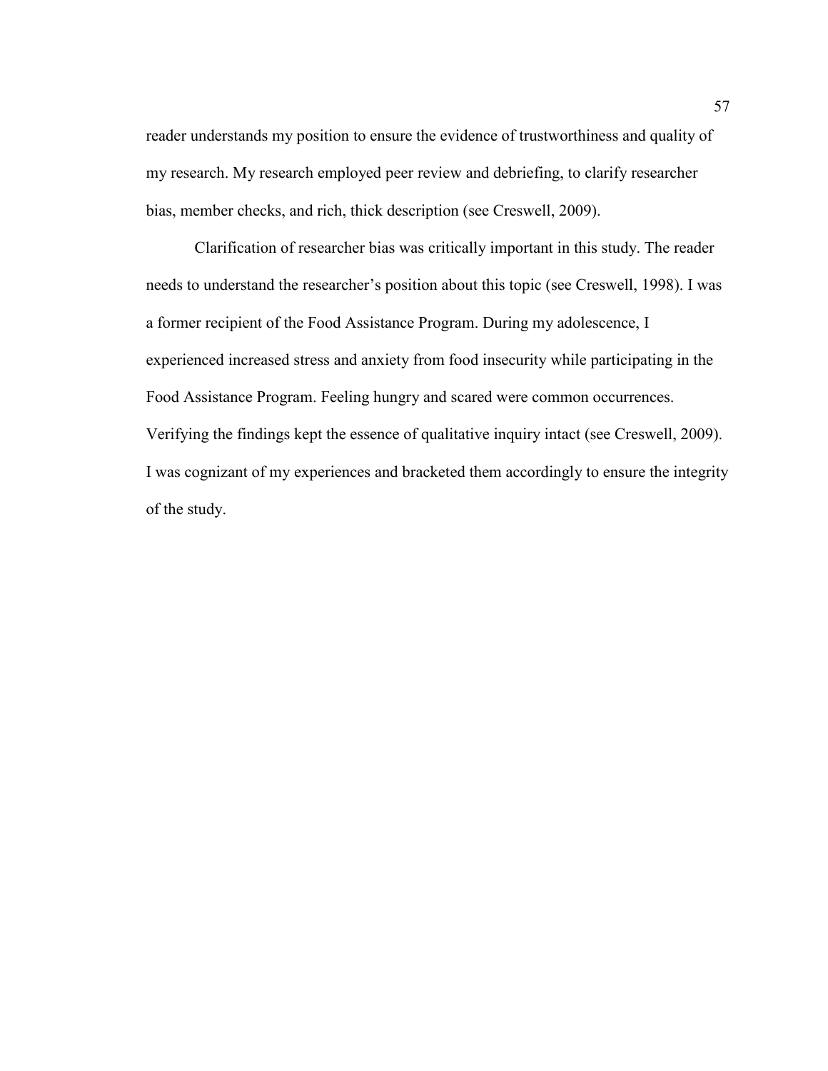reader understands my position to ensure the evidence of trustworthiness and quality of my research. My research employed peer review and debriefing, to clarify researcher bias, member checks, and rich, thick description (see Creswell, 2009).

Clarification of researcher bias was critically important in this study. The reader needs to understand the researcher's position about this topic (see Creswell, 1998). I was a former recipient of the Food Assistance Program. During my adolescence, I experienced increased stress and anxiety from food insecurity while participating in the Food Assistance Program. Feeling hungry and scared were common occurrences. Verifying the findings kept the essence of qualitative inquiry intact (see Creswell, 2009). I was cognizant of my experiences and bracketed them accordingly to ensure the integrity of the study.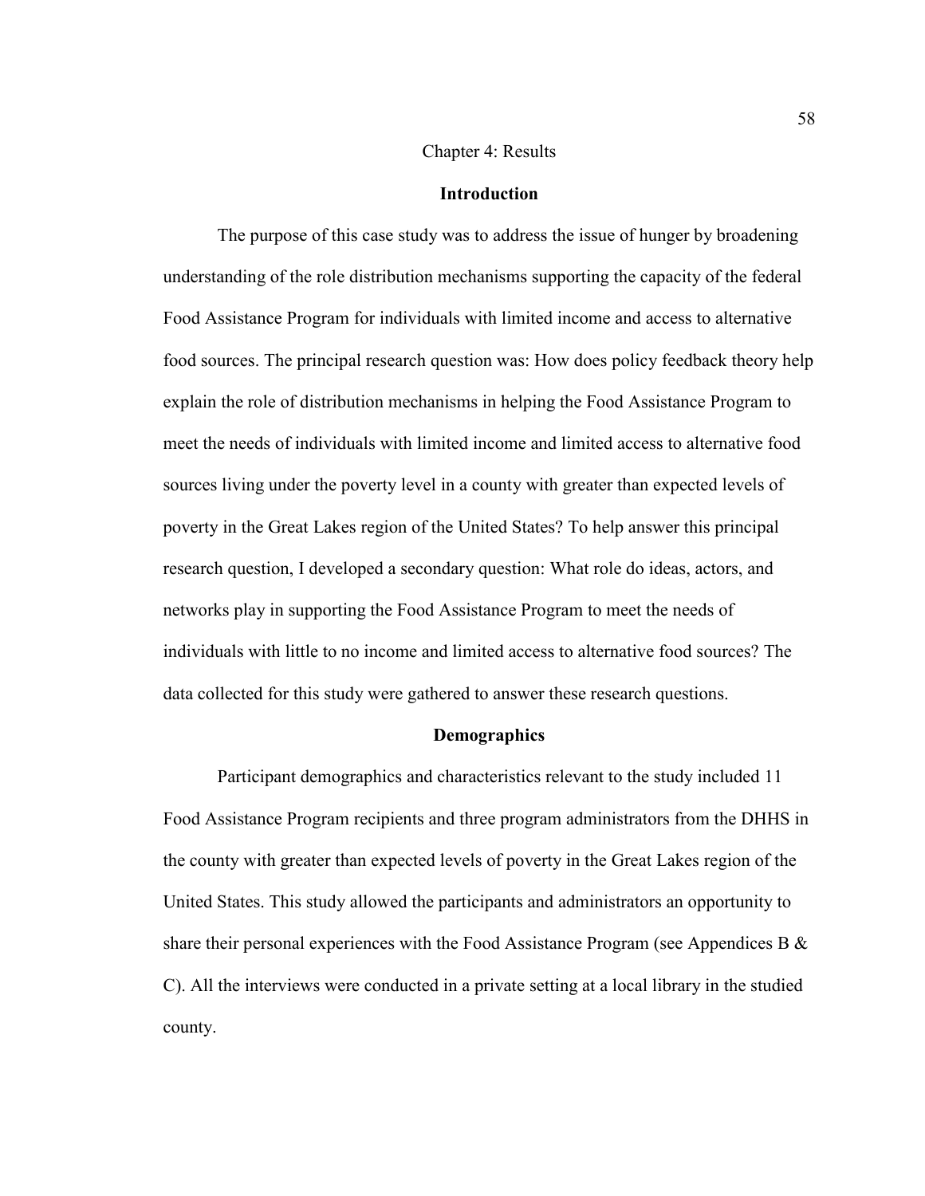# Chapter 4: Results

## Introduction

The purpose of this case study was to address the issue of hunger by broadening understanding of the role distribution mechanisms supporting the capacity of the federal Food Assistance Program for individuals with limited income and access to alternative food sources. The principal research question was: How does policy feedback theory help explain the role of distribution mechanisms in helping the Food Assistance Program to meet the needs of individuals with limited income and limited access to alternative food sources living under the poverty level in a county with greater than expected levels of poverty in the Great Lakes region of the United States? To help answer this principal research question, I developed a secondary question: What role do ideas, actors, and networks play in supporting the Food Assistance Program to meet the needs of individuals with little to no income and limited access to alternative food sources? The data collected for this study were gathered to answer these research questions.

## Demographics

Participant demographics and characteristics relevant to the study included 11 Food Assistance Program recipients and three program administrators from the DHHS in the county with greater than expected levels of poverty in the Great Lakes region of the United States. This study allowed the participants and administrators an opportunity to share their personal experiences with the Food Assistance Program (see Appendices B & C). All the interviews were conducted in a private setting at a local library in the studied county.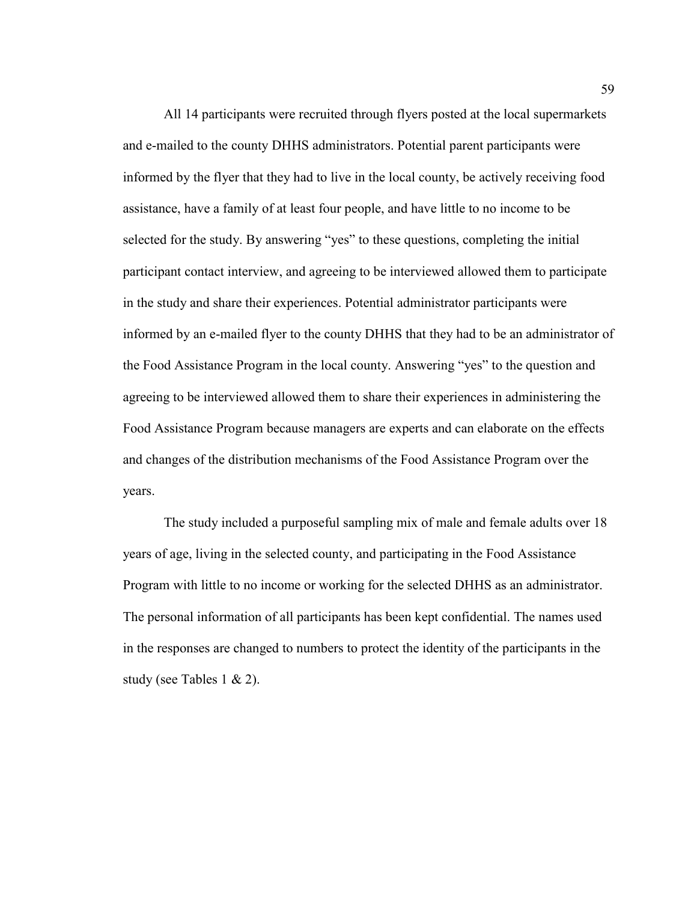All 14 participants were recruited through flyers posted at the local supermarkets and e-mailed to the county DHHS administrators. Potential parent participants were informed by the flyer that they had to live in the local county, be actively receiving food assistance, have a family of at least four people, and have little to no income to be selected for the study. By answering "yes" to these questions, completing the initial participant contact interview, and agreeing to be interviewed allowed them to participate in the study and share their experiences. Potential administrator participants were informed by an e-mailed flyer to the county DHHS that they had to be an administrator of the Food Assistance Program in the local county. Answering "yes" to the question and agreeing to be interviewed allowed them to share their experiences in administering the Food Assistance Program because managers are experts and can elaborate on the effects and changes of the distribution mechanisms of the Food Assistance Program over the years.

The study included a purposeful sampling mix of male and female adults over 18 years of age, living in the selected county, and participating in the Food Assistance Program with little to no income or working for the selected DHHS as an administrator. The personal information of all participants has been kept confidential. The names used in the responses are changed to numbers to protect the identity of the participants in the study (see Tables 1 & 2).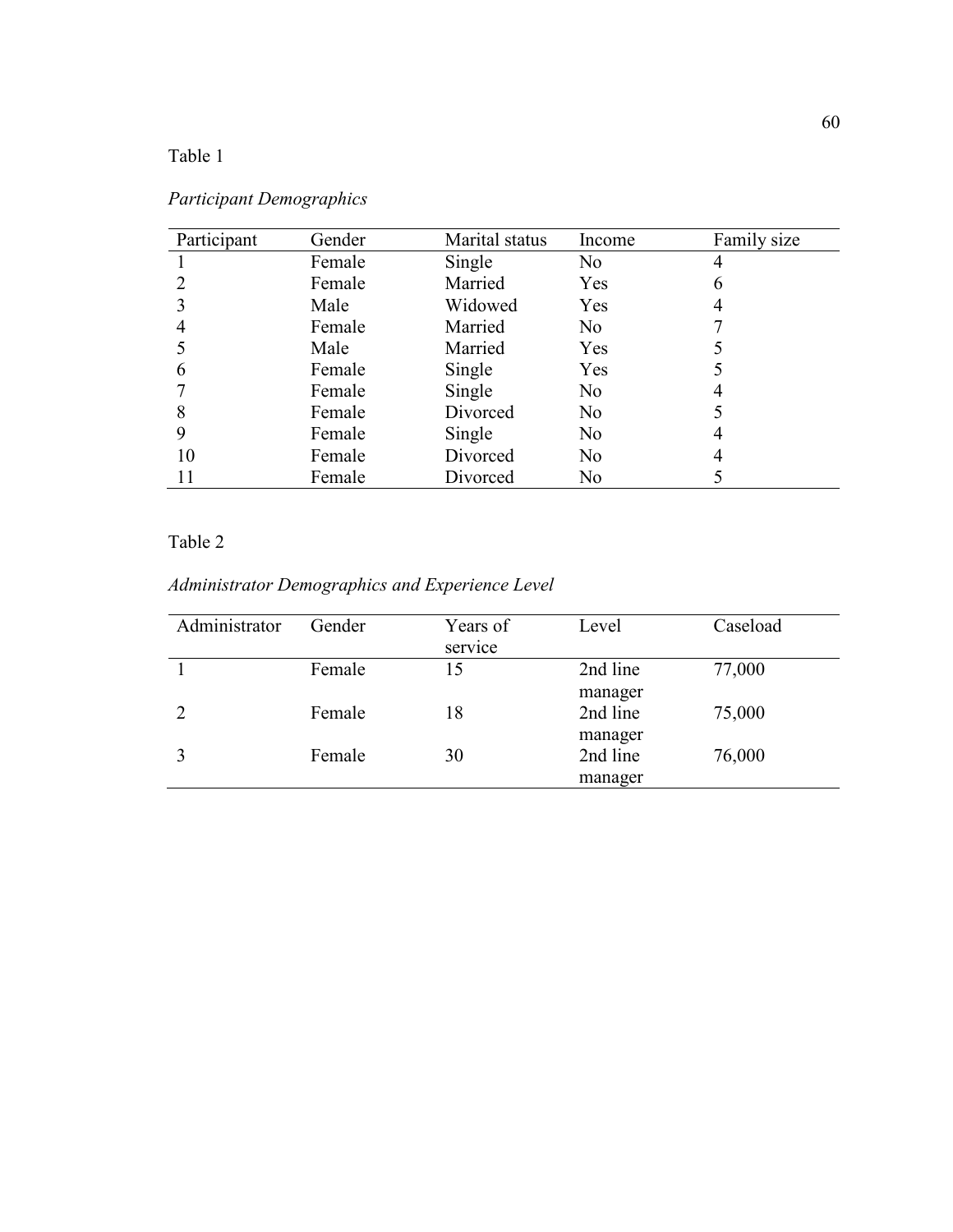Table 1

*Participant Demographics*

| Participant | Gender | Marital status | Income | Family size |
|---|---|---|---|---|
| 1 | Female | Single | No | 4 |
| 2 | Female | Married | Yes | 6 |
| 3 | Male | Widowed | Yes | 4 |
| 4 | Female | Married | No | 7 |
| 5 | Male | Married | Yes | 5 |
| 6 | Female | Single | Yes | 5 |
| 7 | Female | Single | No | 4 |
| 8 | Female | Divorced | No | 5 |
| 9 | Female | Single | No | 4 |
| 10 | Female | Divorced | No | 4 |
| 11 | Female | Divorced | No | 5 |

Table 2

*Administrator Demographics and Experience Level*

| Administrator | Gender | Years of service | Level | Caseload |
|---|---|---|---|---|
| 1 | Female | 15 | 2nd line manager | 77,000 |
| 2 | Female | 18 | 2nd line manager | 75,000 |
| 3 | Female | 30 | 2nd line manager | 76,000 |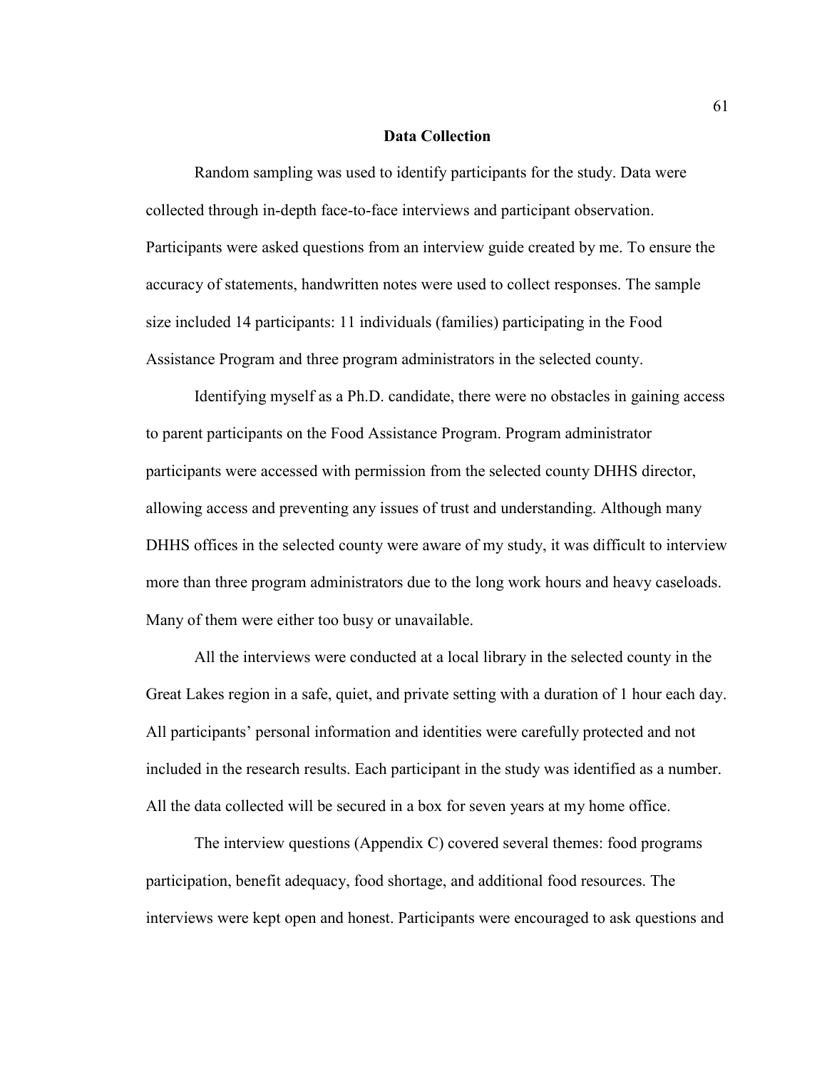## Data Collection

Random sampling was used to identify participants for the study. Data were collected through in-depth face-to-face interviews and participant observation. Participants were asked questions from an interview guide created by me. To ensure the accuracy of statements, handwritten notes were used to collect responses. The sample size included 14 participants: 11 individuals (families) participating in the Food Assistance Program and three program administrators in the selected county.

Identifying myself as a Ph.D. candidate, there were no obstacles in gaining access to parent participants on the Food Assistance Program. Program administrator participants were accessed with permission from the selected county DHHS director, allowing access and preventing any issues of trust and understanding. Although many DHHS offices in the selected county were aware of my study, it was difficult to interview more than three program administrators due to the long work hours and heavy caseloads. Many of them were either too busy or unavailable.

All the interviews were conducted at a local library in the selected county in the Great Lakes region in a safe, quiet, and private setting with a duration of 1 hour each day. All participants' personal information and identities were carefully protected and not included in the research results. Each participant in the study was identified as a number. All the data collected will be secured in a box for seven years at my home office.

The interview questions (Appendix C) covered several themes: food programs participation, benefit adequacy, food shortage, and additional food resources. The interviews were kept open and honest. Participants were encouraged to ask questions and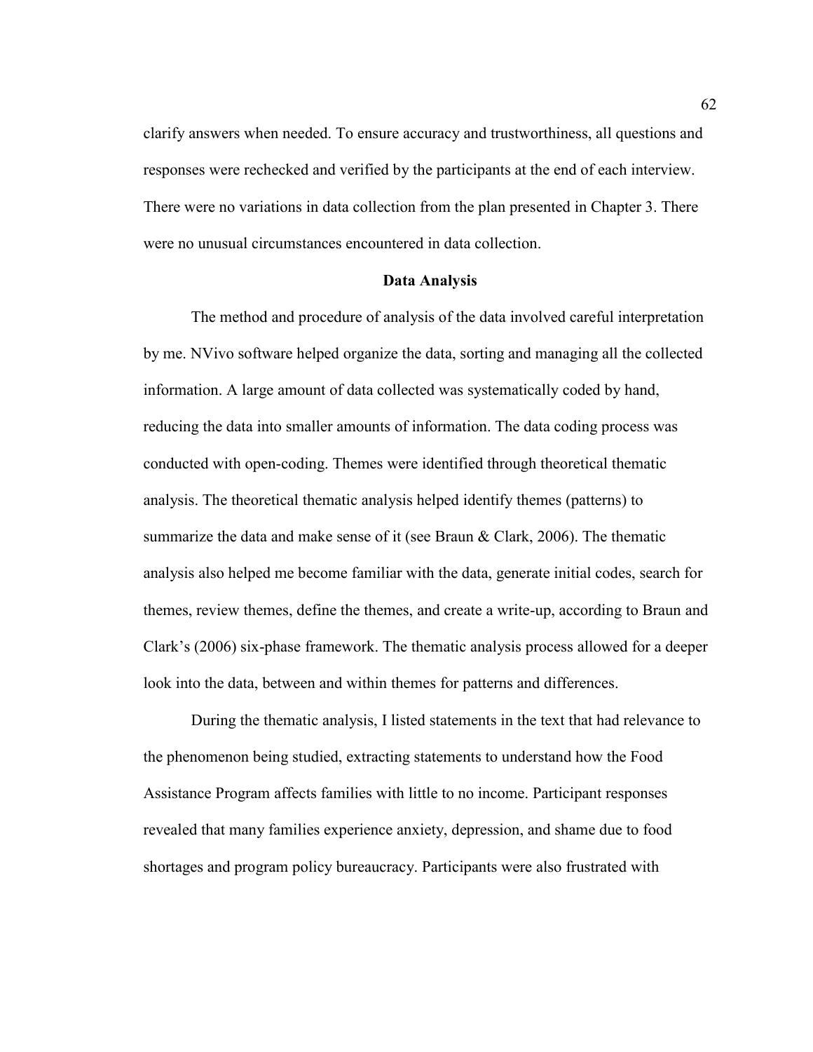clarify answers when needed. To ensure accuracy and trustworthiness, all questions and responses were rechecked and verified by the participants at the end of each interview. There were no variations in data collection from the plan presented in Chapter 3. There were no unusual circumstances encountered in data collection.

## Data Analysis

The method and procedure of analysis of the data involved careful interpretation by me. NVivo software helped organize the data, sorting and managing all the collected information. A large amount of data collected was systematically coded by hand, reducing the data into smaller amounts of information. The data coding process was conducted with open-coding. Themes were identified through theoretical thematic analysis. The theoretical thematic analysis helped identify themes (patterns) to summarize the data and make sense of it (see Braun & Clark, 2006). The thematic analysis also helped me become familiar with the data, generate initial codes, search for themes, review themes, define the themes, and create a write-up, according to Braun and Clark's (2006) six-phase framework. The thematic analysis process allowed for a deeper look into the data, between and within themes for patterns and differences.

During the thematic analysis, I listed statements in the text that had relevance to the phenomenon being studied, extracting statements to understand how the Food Assistance Program affects families with little to no income. Participant responses revealed that many families experience anxiety, depression, and shame due to food shortages and program policy bureaucracy. Participants were also frustrated with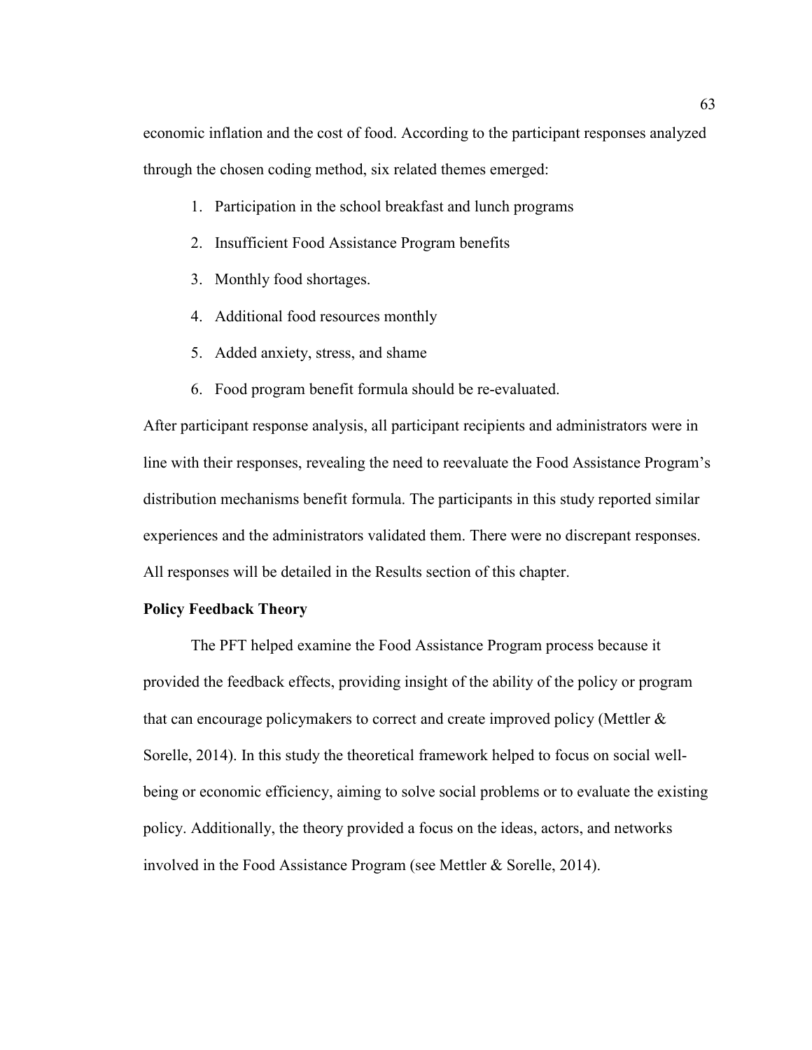economic inflation and the cost of food. According to the participant responses analyzed through the chosen coding method, six related themes emerged:

1. Participation in the school breakfast and lunch programs
2. Insufficient Food Assistance Program benefits
3. Monthly food shortages.
4. Additional food resources monthly
5. Added anxiety, stress, and shame
6. Food program benefit formula should be re-evaluated.

After participant response analysis, all participant recipients and administrators were in line with their responses, revealing the need to reevaluate the Food Assistance Program's distribution mechanisms benefit formula. The participants in this study reported similar experiences and the administrators validated them. There were no discrepant responses. All responses will be detailed in the Results section of this chapter.

**Policy Feedback Theory**

The PFT helped examine the Food Assistance Program process because it provided the feedback effects, providing insight of the ability of the policy or program that can encourage policymakers to correct and create improved policy (Mettler & Sorelle, 2014). In this study the theoretical framework helped to focus on social well-being or economic efficiency, aiming to solve social problems or to evaluate the existing policy. Additionally, the theory provided a focus on the ideas, actors, and networks involved in the Food Assistance Program (see Mettler & Sorelle, 2014).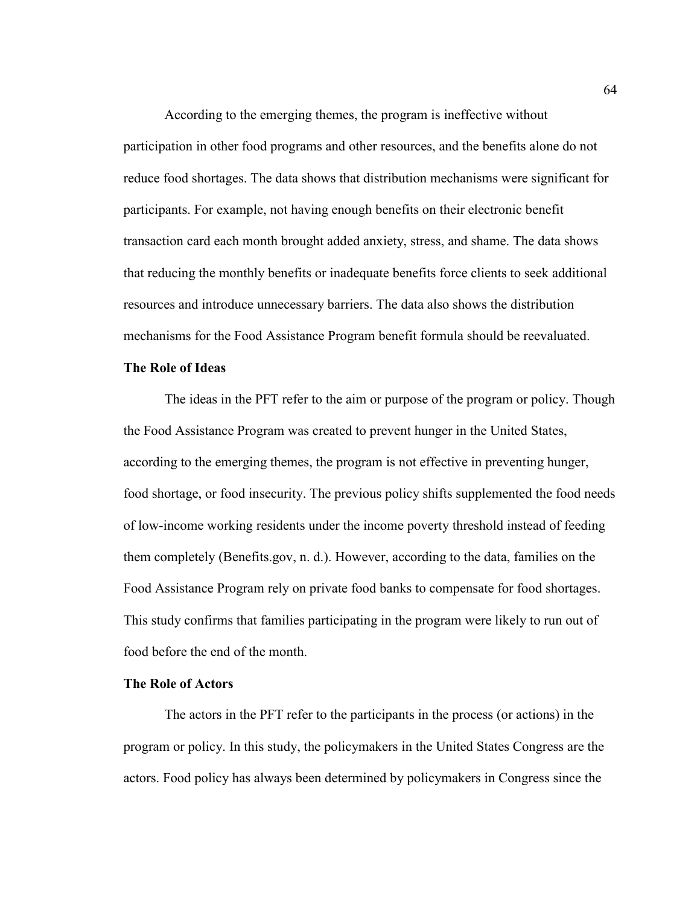According to the emerging themes, the program is ineffective without participation in other food programs and other resources, and the benefits alone do not reduce food shortages. The data shows that distribution mechanisms were significant for participants. For example, not having enough benefits on their electronic benefit transaction card each month brought added anxiety, stress, and shame. The data shows that reducing the monthly benefits or inadequate benefits force clients to seek additional resources and introduce unnecessary barriers. The data also shows the distribution mechanisms for the Food Assistance Program benefit formula should be reevaluated.

### The Role of Ideas

The ideas in the PFT refer to the aim or purpose of the program or policy. Though the Food Assistance Program was created to prevent hunger in the United States, according to the emerging themes, the program is not effective in preventing hunger, food shortage, or food insecurity. The previous policy shifts supplemented the food needs of low-income working residents under the income poverty threshold instead of feeding them completely (Benefits.gov, n. d.). However, according to the data, families on the Food Assistance Program rely on private food banks to compensate for food shortages. This study confirms that families participating in the program were likely to run out of food before the end of the month.

### The Role of Actors

The actors in the PFT refer to the participants in the process (or actions) in the program or policy. In this study, the policymakers in the United States Congress are the actors. Food policy has always been determined by policymakers in Congress since the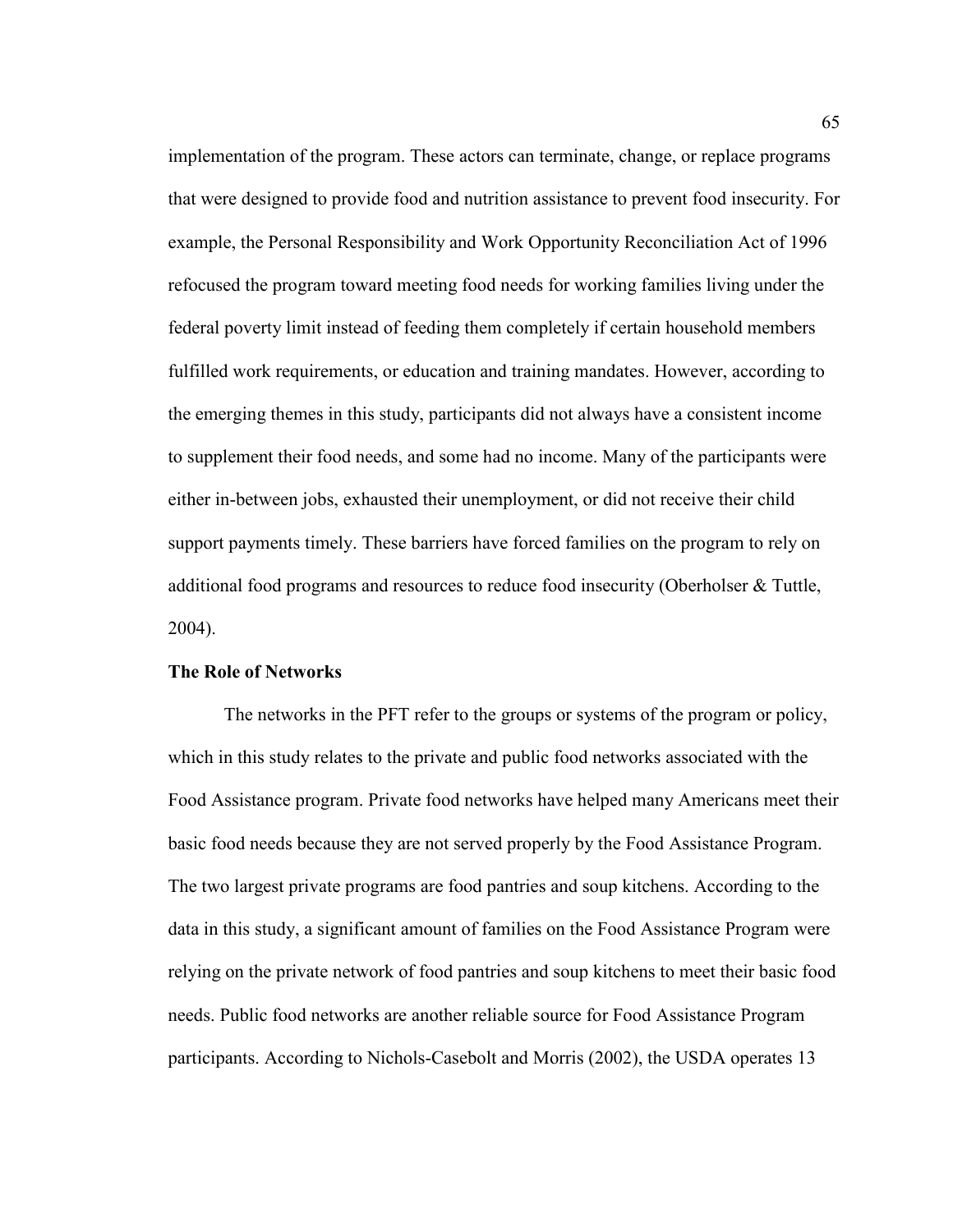implementation of the program. These actors can terminate, change, or replace programs that were designed to provide food and nutrition assistance to prevent food insecurity. For example, the Personal Responsibility and Work Opportunity Reconciliation Act of 1996 refocused the program toward meeting food needs for working families living under the federal poverty limit instead of feeding them completely if certain household members fulfilled work requirements, or education and training mandates. However, according to the emerging themes in this study, participants did not always have a consistent income to supplement their food needs, and some had no income. Many of the participants were either in-between jobs, exhausted their unemployment, or did not receive their child support payments timely. These barriers have forced families on the program to rely on additional food programs and resources to reduce food insecurity (Oberholser & Tuttle, 2004).

### The Role of Networks

The networks in the PFT refer to the groups or systems of the program or policy, which in this study relates to the private and public food networks associated with the Food Assistance program. Private food networks have helped many Americans meet their basic food needs because they are not served properly by the Food Assistance Program. The two largest private programs are food pantries and soup kitchens. According to the data in this study, a significant amount of families on the Food Assistance Program were relying on the private network of food pantries and soup kitchens to meet their basic food needs. Public food networks are another reliable source for Food Assistance Program participants. According to Nichols-Casebolt and Morris (2002), the USDA operates 13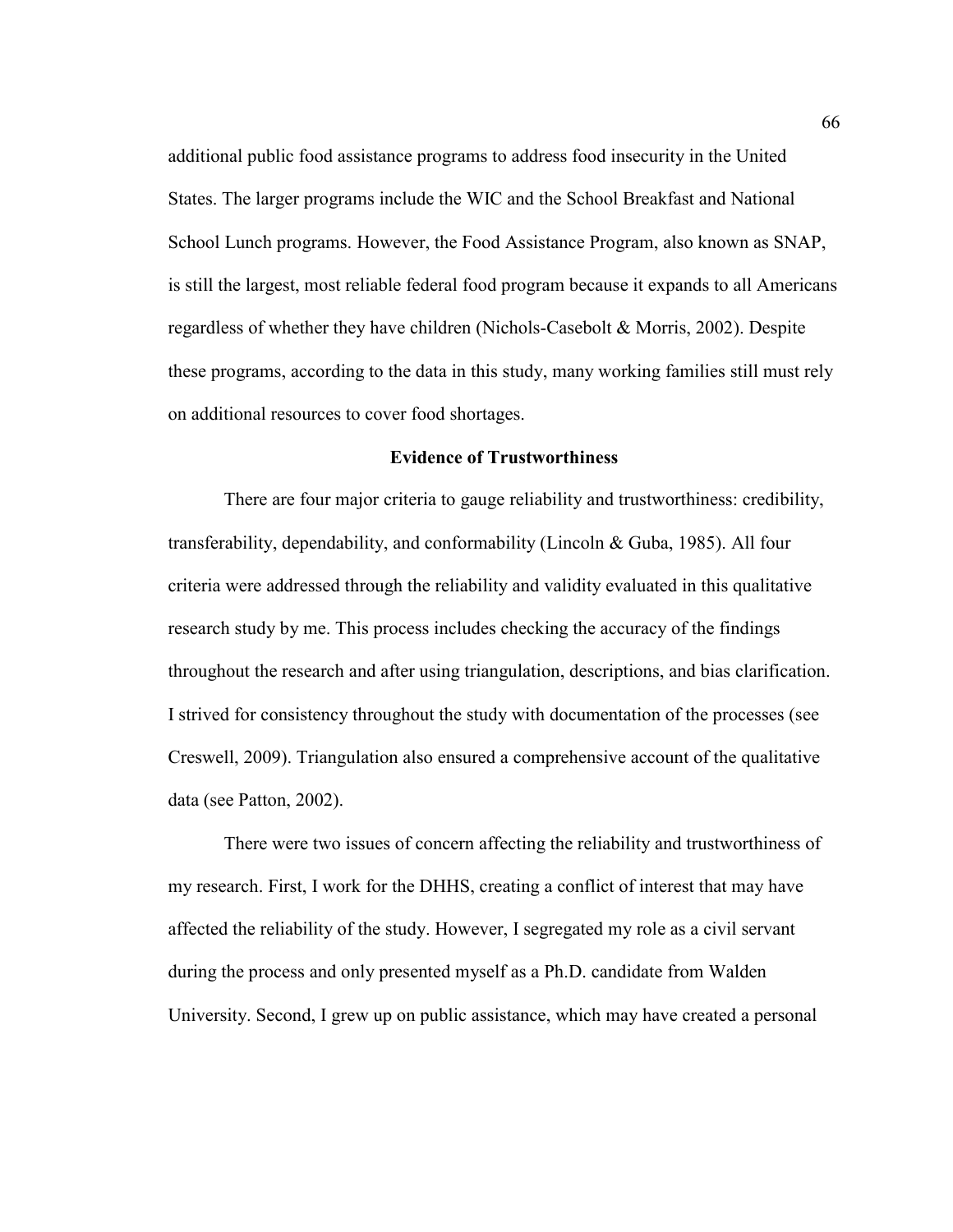additional public food assistance programs to address food insecurity in the United States. The larger programs include the WIC and the School Breakfast and National School Lunch programs. However, the Food Assistance Program, also known as SNAP, is still the largest, most reliable federal food program because it expands to all Americans regardless of whether they have children (Nichols-Casebolt & Morris, 2002). Despite these programs, according to the data in this study, many working families still must rely on additional resources to cover food shortages.

## Evidence of Trustworthiness

There are four major criteria to gauge reliability and trustworthiness: credibility, transferability, dependability, and conformability (Lincoln & Guba, 1985). All four criteria were addressed through the reliability and validity evaluated in this qualitative research study by me. This process includes checking the accuracy of the findings throughout the research and after using triangulation, descriptions, and bias clarification. I strived for consistency throughout the study with documentation of the processes (see Creswell, 2009). Triangulation also ensured a comprehensive account of the qualitative data (see Patton, 2002).

There were two issues of concern affecting the reliability and trustworthiness of my research. First, I work for the DHHS, creating a conflict of interest that may have affected the reliability of the study. However, I segregated my role as a civil servant during the process and only presented myself as a Ph.D. candidate from Walden University. Second, I grew up on public assistance, which may have created a personal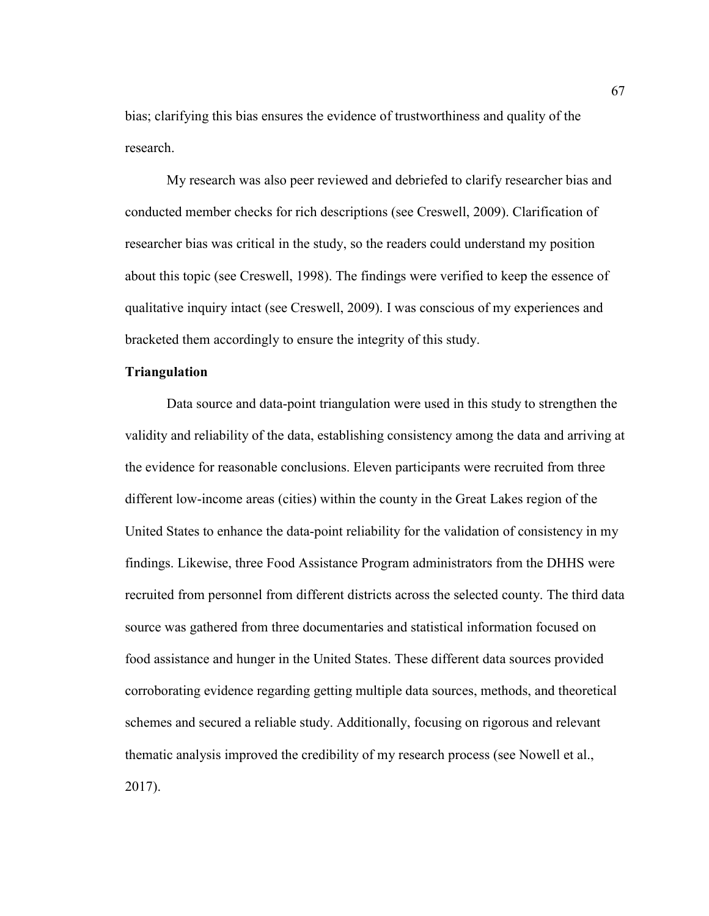bias; clarifying this bias ensures the evidence of trustworthiness and quality of the research.

My research was also peer reviewed and debriefed to clarify researcher bias and conducted member checks for rich descriptions (see Creswell, 2009). Clarification of researcher bias was critical in the study, so the readers could understand my position about this topic (see Creswell, 1998). The findings were verified to keep the essence of qualitative inquiry intact (see Creswell, 2009). I was conscious of my experiences and bracketed them accordingly to ensure the integrity of this study.

**Triangulation**

Data source and data-point triangulation were used in this study to strengthen the validity and reliability of the data, establishing consistency among the data and arriving at the evidence for reasonable conclusions. Eleven participants were recruited from three different low-income areas (cities) within the county in the Great Lakes region of the United States to enhance the data-point reliability for the validation of consistency in my findings. Likewise, three Food Assistance Program administrators from the DHHS were recruited from personnel from different districts across the selected county. The third data source was gathered from three documentaries and statistical information focused on food assistance and hunger in the United States. These different data sources provided corroborating evidence regarding getting multiple data sources, methods, and theoretical schemes and secured a reliable study. Additionally, focusing on rigorous and relevant thematic analysis improved the credibility of my research process (see Nowell et al., 2017).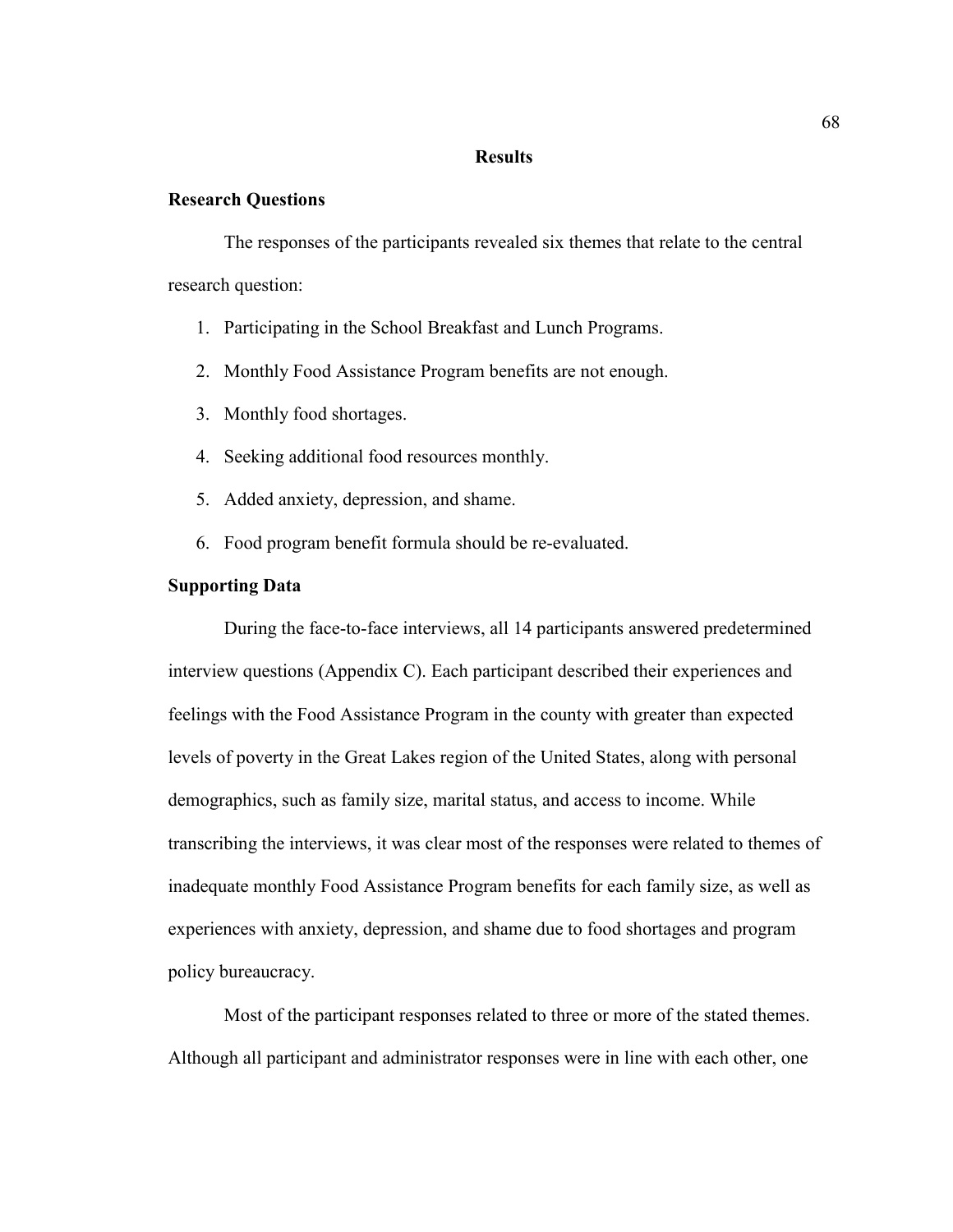## Results

### Research Questions

The responses of the participants revealed six themes that relate to the central research question:

1. Participating in the School Breakfast and Lunch Programs.
2. Monthly Food Assistance Program benefits are not enough.
3. Monthly food shortages.
4. Seeking additional food resources monthly.
5. Added anxiety, depression, and shame.
6. Food program benefit formula should be re-evaluated.

### Supporting Data

During the face-to-face interviews, all 14 participants answered predetermined interview questions (Appendix C). Each participant described their experiences and feelings with the Food Assistance Program in the county with greater than expected levels of poverty in the Great Lakes region of the United States, along with personal demographics, such as family size, marital status, and access to income. While transcribing the interviews, it was clear most of the responses were related to themes of inadequate monthly Food Assistance Program benefits for each family size, as well as experiences with anxiety, depression, and shame due to food shortages and program policy bureaucracy.

Most of the participant responses related to three or more of the stated themes. Although all participant and administrator responses were in line with each other, one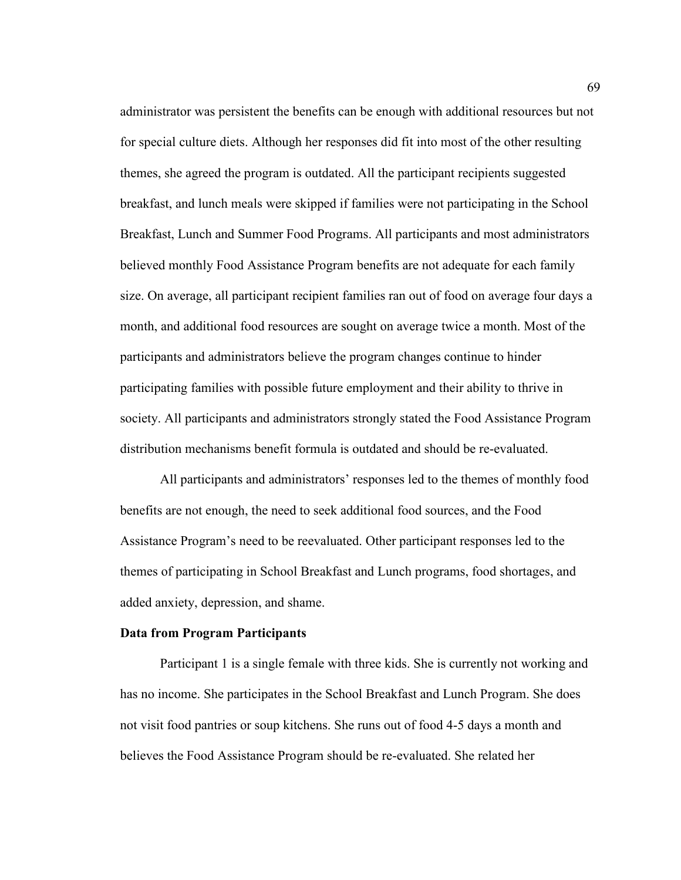administrator was persistent the benefits can be enough with additional resources but not for special culture diets. Although her responses did fit into most of the other resulting themes, she agreed the program is outdated. All the participant recipients suggested breakfast, and lunch meals were skipped if families were not participating in the School Breakfast, Lunch and Summer Food Programs. All participants and most administrators believed monthly Food Assistance Program benefits are not adequate for each family size. On average, all participant recipient families ran out of food on average four days a month, and additional food resources are sought on average twice a month. Most of the participants and administrators believe the program changes continue to hinder participating families with possible future employment and their ability to thrive in society. All participants and administrators strongly stated the Food Assistance Program distribution mechanisms benefit formula is outdated and should be re-evaluated.

All participants and administrators' responses led to the themes of monthly food benefits are not enough, the need to seek additional food sources, and the Food Assistance Program's need to be reevaluated. Other participant responses led to the themes of participating in School Breakfast and Lunch programs, food shortages, and added anxiety, depression, and shame.

**Data from Program Participants**

Participant 1 is a single female with three kids. She is currently not working and has no income. She participates in the School Breakfast and Lunch Program. She does not visit food pantries or soup kitchens. She runs out of food 4-5 days a month and believes the Food Assistance Program should be re-evaluated. She related her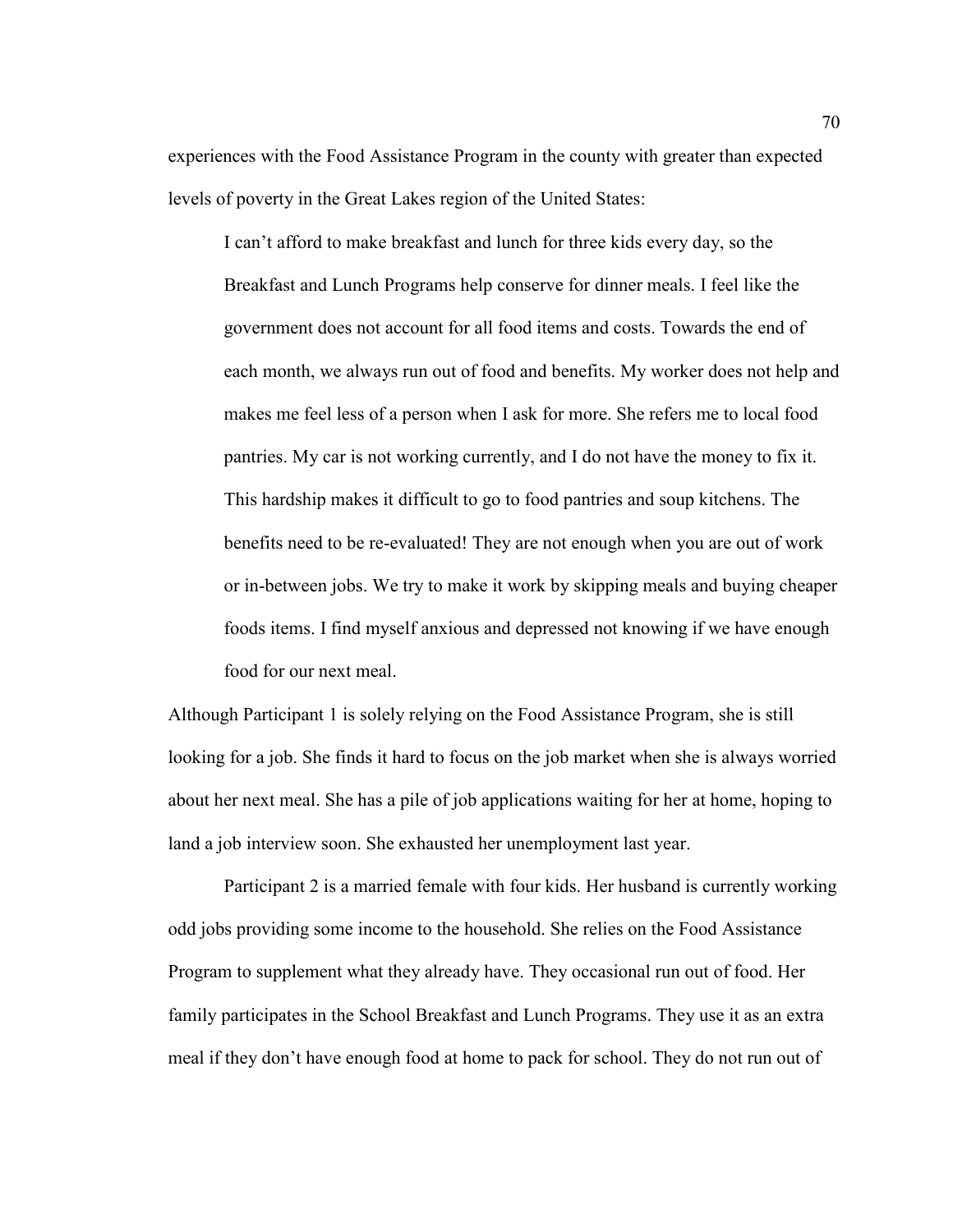experiences with the Food Assistance Program in the county with greater than expected levels of poverty in the Great Lakes region of the United States:

> I can't afford to make breakfast and lunch for three kids every day, so the Breakfast and Lunch Programs help conserve for dinner meals. I feel like the government does not account for all food items and costs. Towards the end of each month, we always run out of food and benefits. My worker does not help and makes me feel less of a person when I ask for more. She refers me to local food pantries. My car is not working currently, and I do not have the money to fix it. This hardship makes it difficult to go to food pantries and soup kitchens. The benefits need to be re-evaluated! They are not enough when you are out of work or in-between jobs. We try to make it work by skipping meals and buying cheaper foods items. I find myself anxious and depressed not knowing if we have enough food for our next meal.

Although Participant 1 is solely relying on the Food Assistance Program, she is still looking for a job. She finds it hard to focus on the job market when she is always worried about her next meal. She has a pile of job applications waiting for her at home, hoping to land a job interview soon. She exhausted her unemployment last year.

Participant 2 is a married female with four kids. Her husband is currently working odd jobs providing some income to the household. She relies on the Food Assistance Program to supplement what they already have. They occasional run out of food. Her family participates in the School Breakfast and Lunch Programs. They use it as an extra meal if they don't have enough food at home to pack for school. They do not run out of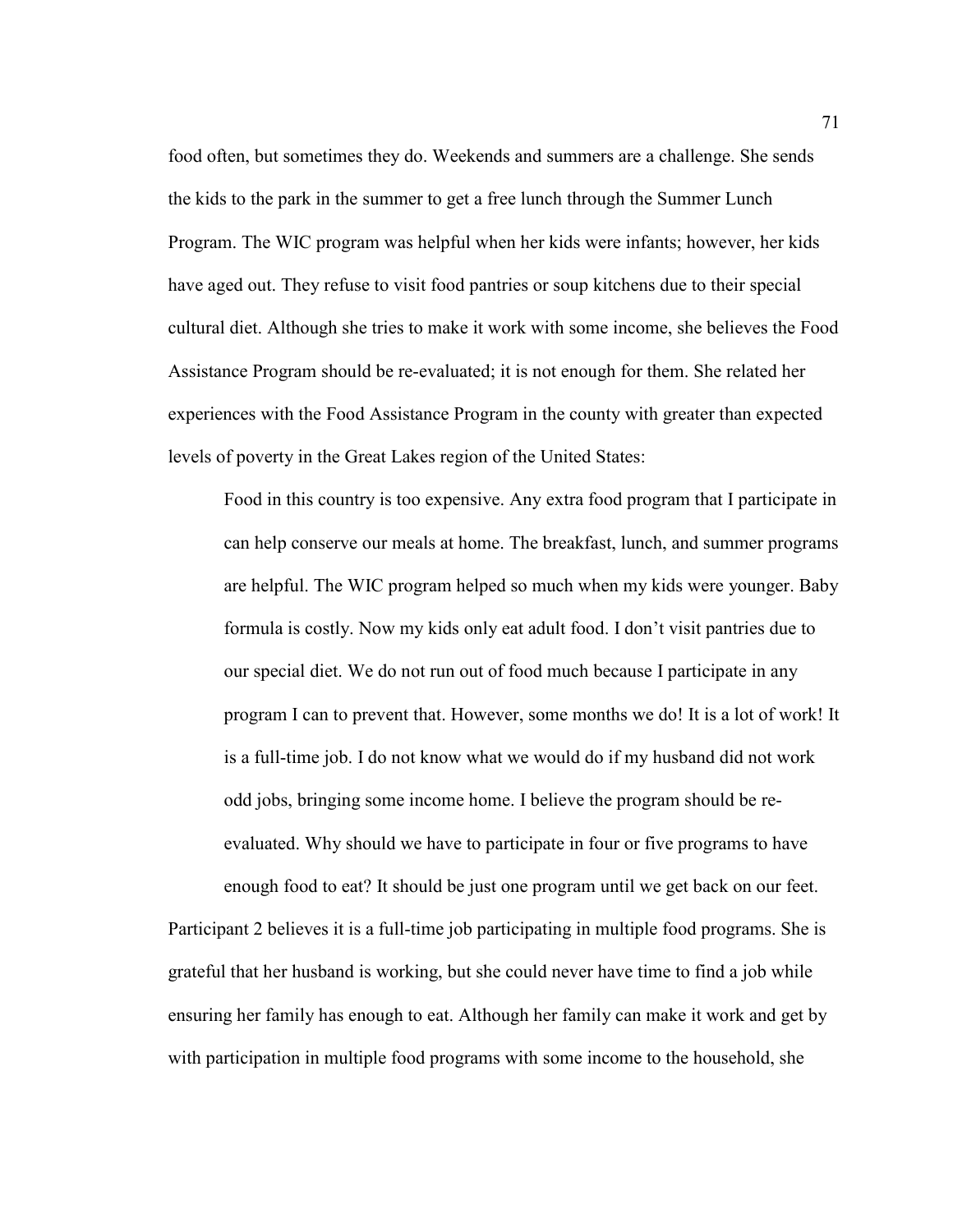food often, but sometimes they do. Weekends and summers are a challenge. She sends the kids to the park in the summer to get a free lunch through the Summer Lunch Program. The WIC program was helpful when her kids were infants; however, her kids have aged out. They refuse to visit food pantries or soup kitchens due to their special cultural diet. Although she tries to make it work with some income, she believes the Food Assistance Program should be re-evaluated; it is not enough for them. She related her experiences with the Food Assistance Program in the county with greater than expected levels of poverty in the Great Lakes region of the United States:

> Food in this country is too expensive. Any extra food program that I participate in can help conserve our meals at home. The breakfast, lunch, and summer programs are helpful. The WIC program helped so much when my kids were younger. Baby formula is costly. Now my kids only eat adult food. I don't visit pantries due to our special diet. We do not run out of food much because I participate in any program I can to prevent that. However, some months we do! It is a lot of work! It is a full-time job. I do not know what we would do if my husband did not work odd jobs, bringing some income home. I believe the program should be re-evaluated. Why should we have to participate in four or five programs to have enough food to eat? It should be just one program until we get back on our feet.

Participant 2 believes it is a full-time job participating in multiple food programs. She is grateful that her husband is working, but she could never have time to find a job while ensuring her family has enough to eat. Although her family can make it work and get by with participation in multiple food programs with some income to the household, she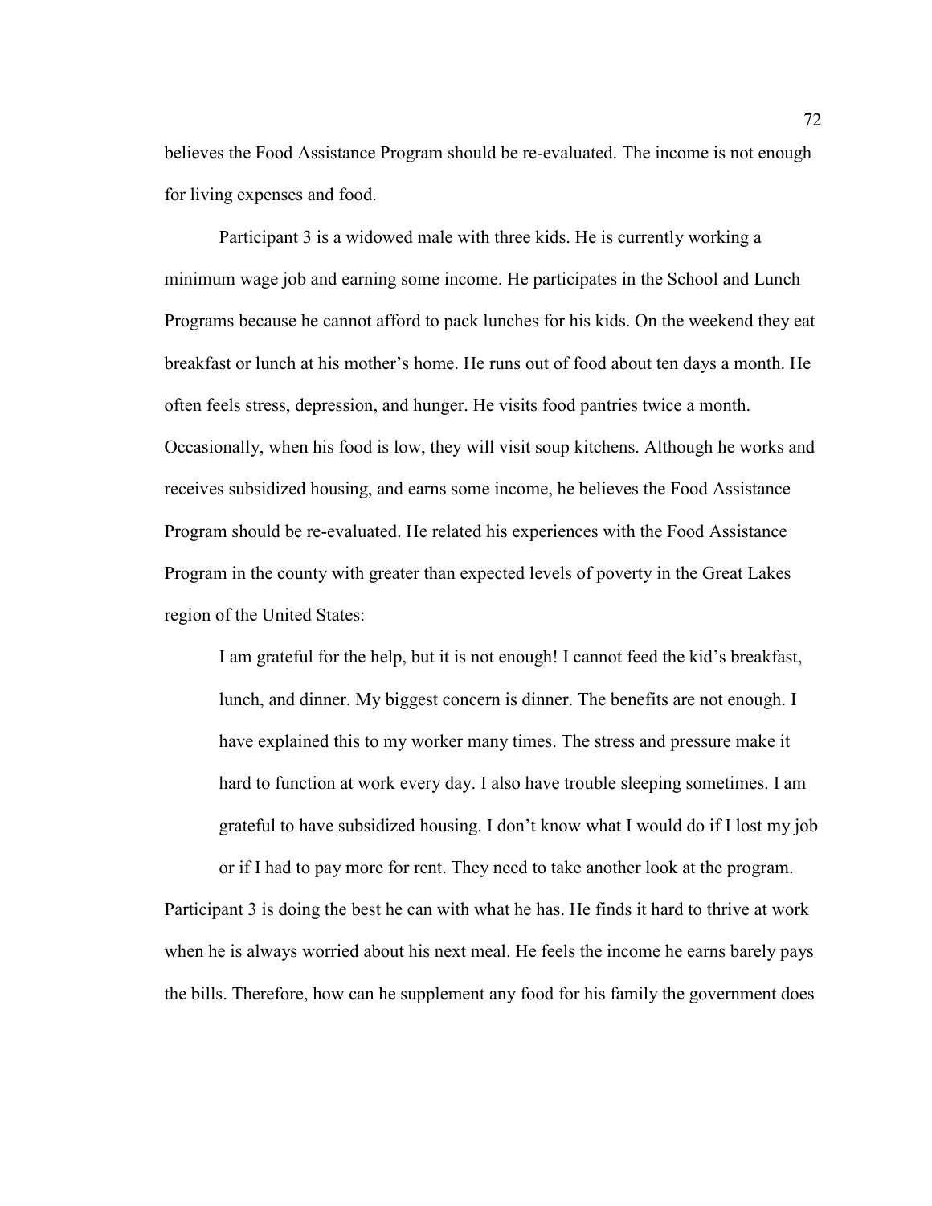believes the Food Assistance Program should be re-evaluated. The income is not enough for living expenses and food.

Participant 3 is a widowed male with three kids. He is currently working a minimum wage job and earning some income. He participates in the School and Lunch Programs because he cannot afford to pack lunches for his kids. On the weekend they eat breakfast or lunch at his mother's home. He runs out of food about ten days a month. He often feels stress, depression, and hunger. He visits food pantries twice a month. Occasionally, when his food is low, they will visit soup kitchens. Although he works and receives subsidized housing, and earns some income, he believes the Food Assistance Program should be re-evaluated. He related his experiences with the Food Assistance Program in the county with greater than expected levels of poverty in the Great Lakes region of the United States:

> I am grateful for the help, but it is not enough! I cannot feed the kid's breakfast, lunch, and dinner. My biggest concern is dinner. The benefits are not enough. I have explained this to my worker many times. The stress and pressure make it hard to function at work every day. I also have trouble sleeping sometimes. I am grateful to have subsidized housing. I don't know what I would do if I lost my job or if I had to pay more for rent. They need to take another look at the program.

Participant 3 is doing the best he can with what he has. He finds it hard to thrive at work when he is always worried about his next meal. He feels the income he earns barely pays the bills. Therefore, how can he supplement any food for his family the government does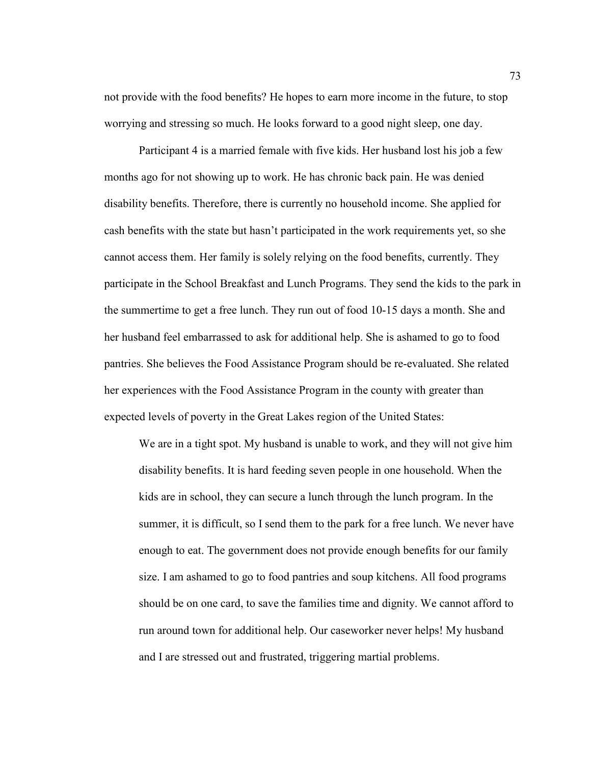not provide with the food benefits? He hopes to earn more income in the future, to stop worrying and stressing so much. He looks forward to a good night sleep, one day.

Participant 4 is a married female with five kids. Her husband lost his job a few months ago for not showing up to work. He has chronic back pain. He was denied disability benefits. Therefore, there is currently no household income. She applied for cash benefits with the state but hasn't participated in the work requirements yet, so she cannot access them. Her family is solely relying on the food benefits, currently. They participate in the School Breakfast and Lunch Programs. They send the kids to the park in the summertime to get a free lunch. They run out of food 10-15 days a month. She and her husband feel embarrassed to ask for additional help. She is ashamed to go to food pantries. She believes the Food Assistance Program should be re-evaluated. She related her experiences with the Food Assistance Program in the county with greater than expected levels of poverty in the Great Lakes region of the United States:

> We are in a tight spot. My husband is unable to work, and they will not give him disability benefits. It is hard feeding seven people in one household. When the kids are in school, they can secure a lunch through the lunch program. In the summer, it is difficult, so I send them to the park for a free lunch. We never have enough to eat. The government does not provide enough benefits for our family size. I am ashamed to go to food pantries and soup kitchens. All food programs should be on one card, to save the families time and dignity. We cannot afford to run around town for additional help. Our caseworker never helps! My husband and I are stressed out and frustrated, triggering martial problems.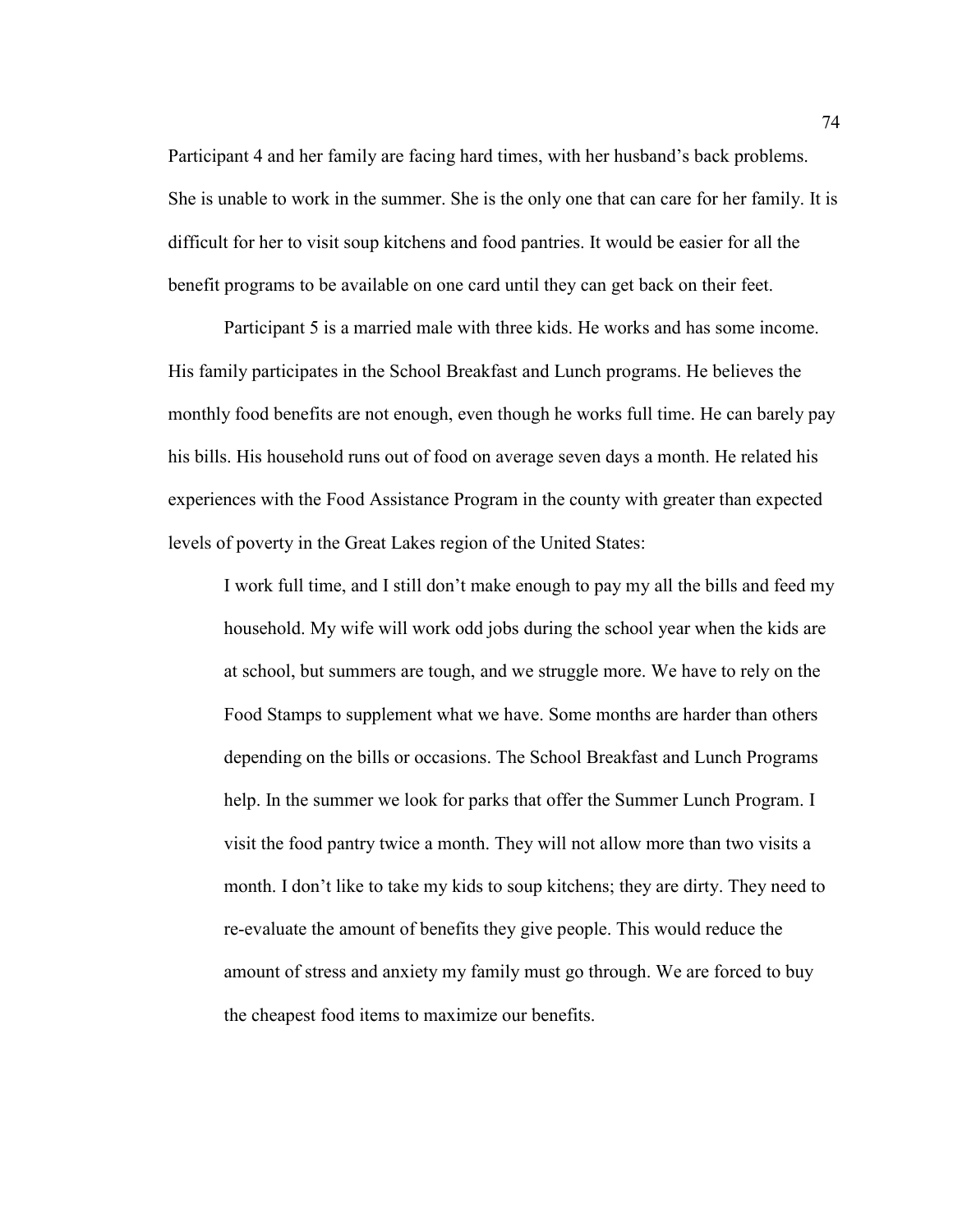Participant 4 and her family are facing hard times, with her husband's back problems. She is unable to work in the summer. She is the only one that can care for her family. It is difficult for her to visit soup kitchens and food pantries. It would be easier for all the benefit programs to be available on one card until they can get back on their feet.

Participant 5 is a married male with three kids. He works and has some income. His family participates in the School Breakfast and Lunch programs. He believes the monthly food benefits are not enough, even though he works full time. He can barely pay his bills. His household runs out of food on average seven days a month. He related his experiences with the Food Assistance Program in the county with greater than expected levels of poverty in the Great Lakes region of the United States:

> I work full time, and I still don't make enough to pay my all the bills and feed my household. My wife will work odd jobs during the school year when the kids are at school, but summers are tough, and we struggle more. We have to rely on the Food Stamps to supplement what we have. Some months are harder than others depending on the bills or occasions. The School Breakfast and Lunch Programs help. In the summer we look for parks that offer the Summer Lunch Program. I visit the food pantry twice a month. They will not allow more than two visits a month. I don't like to take my kids to soup kitchens; they are dirty. They need to re-evaluate the amount of benefits they give people. This would reduce the amount of stress and anxiety my family must go through. We are forced to buy the cheapest food items to maximize our benefits.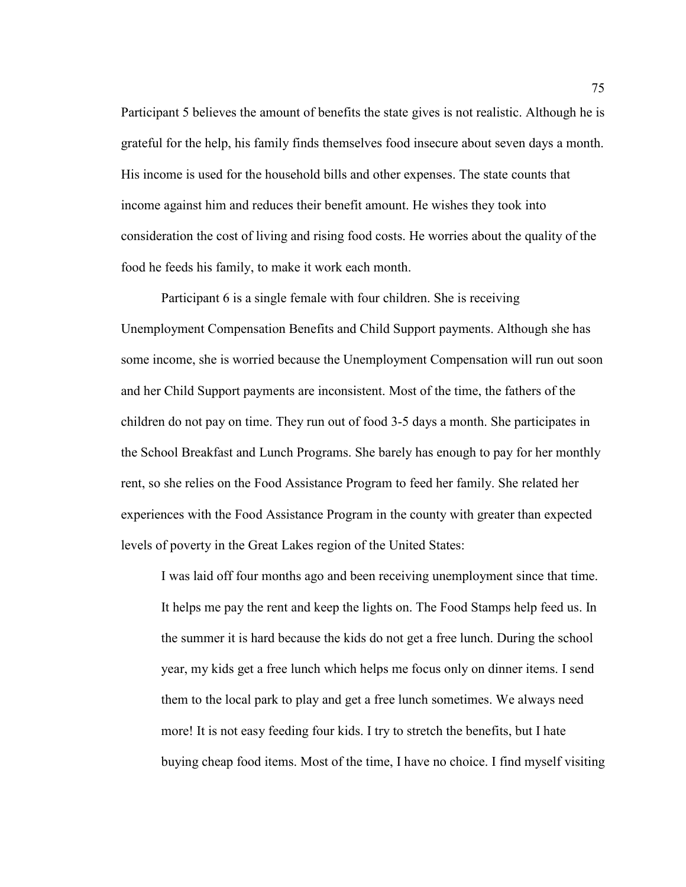Participant 5 believes the amount of benefits the state gives is not realistic. Although he is grateful for the help, his family finds themselves food insecure about seven days a month. His income is used for the household bills and other expenses. The state counts that income against him and reduces their benefit amount. He wishes they took into consideration the cost of living and rising food costs. He worries about the quality of the food he feeds his family, to make it work each month.

Participant 6 is a single female with four children. She is receiving Unemployment Compensation Benefits and Child Support payments. Although she has some income, she is worried because the Unemployment Compensation will run out soon and her Child Support payments are inconsistent. Most of the time, the fathers of the children do not pay on time. They run out of food 3-5 days a month. She participates in the School Breakfast and Lunch Programs. She barely has enough to pay for her monthly rent, so she relies on the Food Assistance Program to feed her family. She related her experiences with the Food Assistance Program in the county with greater than expected levels of poverty in the Great Lakes region of the United States:

> I was laid off four months ago and been receiving unemployment since that time. It helps me pay the rent and keep the lights on. The Food Stamps help feed us. In the summer it is hard because the kids do not get a free lunch. During the school year, my kids get a free lunch which helps me focus only on dinner items. I send them to the local park to play and get a free lunch sometimes. We always need more! It is not easy feeding four kids. I try to stretch the benefits, but I hate buying cheap food items. Most of the time, I have no choice. I find myself visiting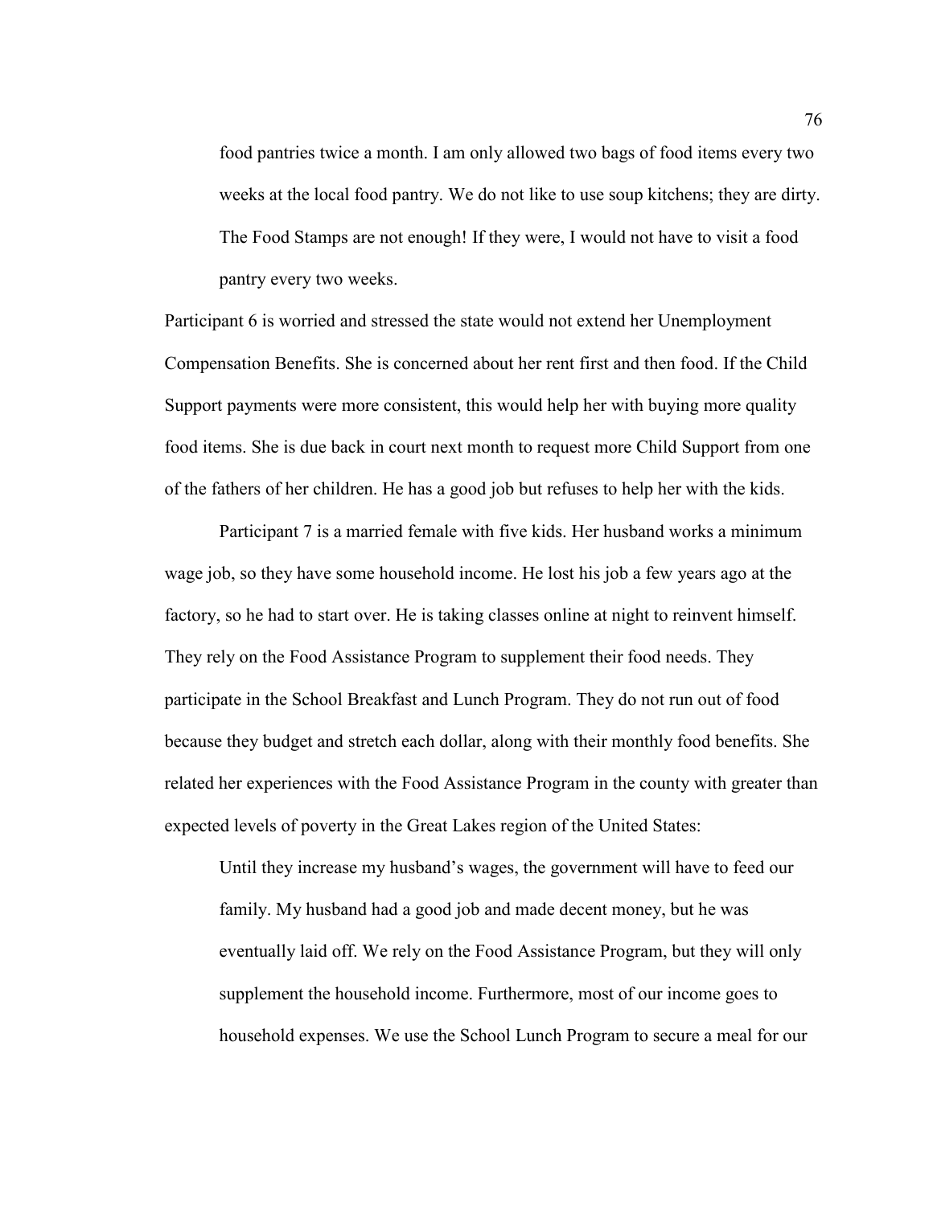> food pantries twice a month. I am only allowed two bags of food items every two weeks at the local food pantry. We do not like to use soup kitchens; they are dirty. The Food Stamps are not enough! If they were, I would not have to visit a food pantry every two weeks.

Participant 6 is worried and stressed the state would not extend her Unemployment Compensation Benefits. She is concerned about her rent first and then food. If the Child Support payments were more consistent, this would help her with buying more quality food items. She is due back in court next month to request more Child Support from one of the fathers of her children. He has a good job but refuses to help her with the kids.

Participant 7 is a married female with five kids. Her husband works a minimum wage job, so they have some household income. He lost his job a few years ago at the factory, so he had to start over. He is taking classes online at night to reinvent himself. They rely on the Food Assistance Program to supplement their food needs. They participate in the School Breakfast and Lunch Program. They do not run out of food because they budget and stretch each dollar, along with their monthly food benefits. She related her experiences with the Food Assistance Program in the county with greater than expected levels of poverty in the Great Lakes region of the United States:

> Until they increase my husband's wages, the government will have to feed our family. My husband had a good job and made decent money, but he was eventually laid off. We rely on the Food Assistance Program, but they will only supplement the household income. Furthermore, most of our income goes to household expenses. We use the School Lunch Program to secure a meal for our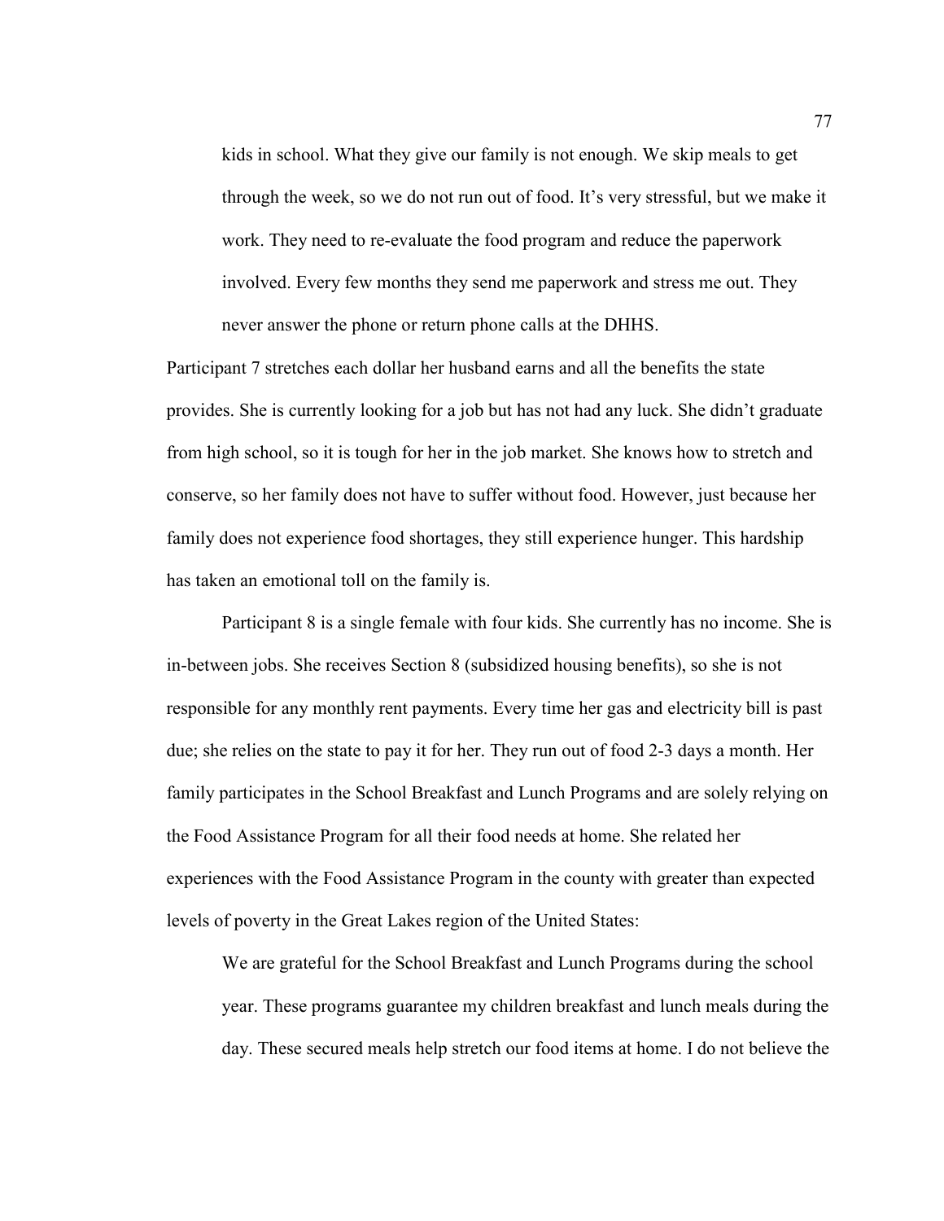> kids in school. What they give our family is not enough. We skip meals to get through the week, so we do not run out of food. It's very stressful, but we make it work. They need to re-evaluate the food program and reduce the paperwork involved. Every few months they send me paperwork and stress me out. They never answer the phone or return phone calls at the DHHS.

Participant 7 stretches each dollar her husband earns and all the benefits the state provides. She is currently looking for a job but has not had any luck. She didn't graduate from high school, so it is tough for her in the job market. She knows how to stretch and conserve, so her family does not have to suffer without food. However, just because her family does not experience food shortages, they still experience hunger. This hardship has taken an emotional toll on the family is.

Participant 8 is a single female with four kids. She currently has no income. She is in-between jobs. She receives Section 8 (subsidized housing benefits), so she is not responsible for any monthly rent payments. Every time her gas and electricity bill is past due; she relies on the state to pay it for her. They run out of food 2-3 days a month. Her family participates in the School Breakfast and Lunch Programs and are solely relying on the Food Assistance Program for all their food needs at home. She related her experiences with the Food Assistance Program in the county with greater than expected levels of poverty in the Great Lakes region of the United States:

> We are grateful for the School Breakfast and Lunch Programs during the school year. These programs guarantee my children breakfast and lunch meals during the day. These secured meals help stretch our food items at home. I do not believe the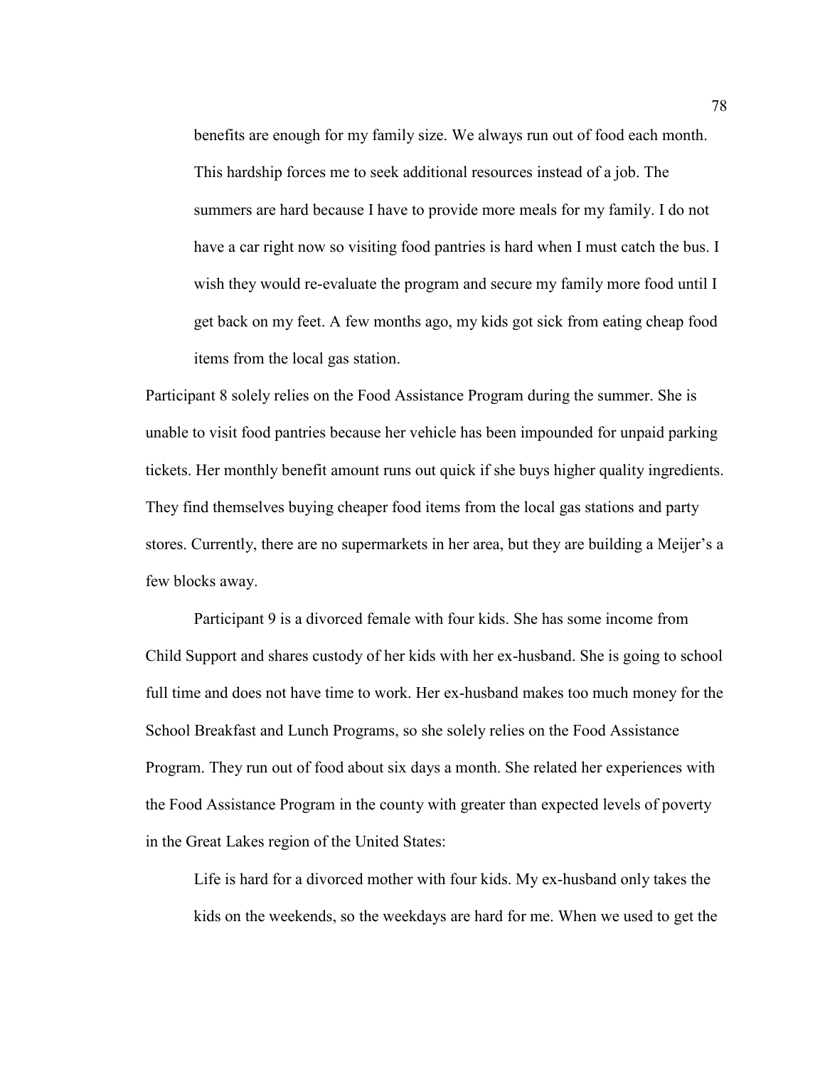> benefits are enough for my family size. We always run out of food each month. This hardship forces me to seek additional resources instead of a job. The summers are hard because I have to provide more meals for my family. I do not have a car right now so visiting food pantries is hard when I must catch the bus. I wish they would re-evaluate the program and secure my family more food until I get back on my feet. A few months ago, my kids got sick from eating cheap food items from the local gas station.

Participant 8 solely relies on the Food Assistance Program during the summer. She is unable to visit food pantries because her vehicle has been impounded for unpaid parking tickets. Her monthly benefit amount runs out quick if she buys higher quality ingredients. They find themselves buying cheaper food items from the local gas stations and party stores. Currently, there are no supermarkets in her area, but they are building a Meijer's a few blocks away.

Participant 9 is a divorced female with four kids. She has some income from Child Support and shares custody of her kids with her ex-husband. She is going to school full time and does not have time to work. Her ex-husband makes too much money for the School Breakfast and Lunch Programs, so she solely relies on the Food Assistance Program. They run out of food about six days a month. She related her experiences with the Food Assistance Program in the county with greater than expected levels of poverty in the Great Lakes region of the United States:

> Life is hard for a divorced mother with four kids. My ex-husband only takes the kids on the weekends, so the weekdays are hard for me. When we used to get the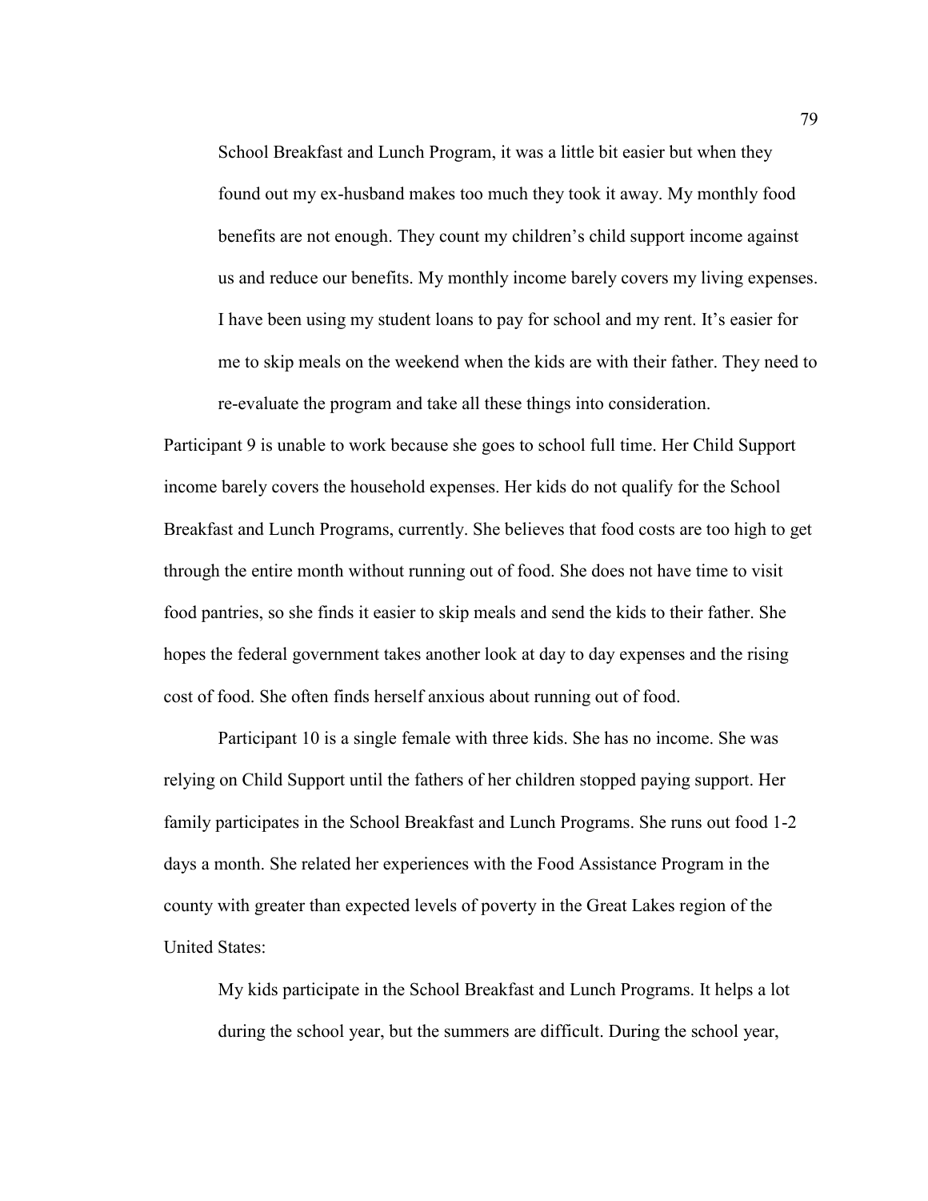> School Breakfast and Lunch Program, it was a little bit easier but when they found out my ex-husband makes too much they took it away. My monthly food benefits are not enough. They count my children's child support income against us and reduce our benefits. My monthly income barely covers my living expenses. I have been using my student loans to pay for school and my rent. It's easier for me to skip meals on the weekend when the kids are with their father. They need to re-evaluate the program and take all these things into consideration.

Participant 9 is unable to work because she goes to school full time. Her Child Support income barely covers the household expenses. Her kids do not qualify for the School Breakfast and Lunch Programs, currently. She believes that food costs are too high to get through the entire month without running out of food. She does not have time to visit food pantries, so she finds it easier to skip meals and send the kids to their father. She hopes the federal government takes another look at day to day expenses and the rising cost of food. She often finds herself anxious about running out of food.

Participant 10 is a single female with three kids. She has no income. She was relying on Child Support until the fathers of her children stopped paying support. Her family participates in the School Breakfast and Lunch Programs. She runs out food 1-2 days a month. She related her experiences with the Food Assistance Program in the county with greater than expected levels of poverty in the Great Lakes region of the United States:

> My kids participate in the School Breakfast and Lunch Programs. It helps a lot during the school year, but the summers are difficult. During the school year,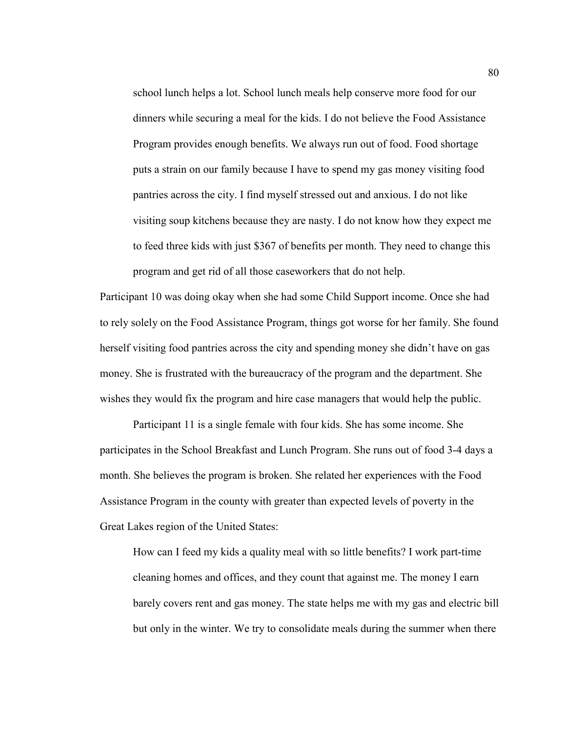> school lunch helps a lot. School lunch meals help conserve more food for our dinners while securing a meal for the kids. I do not believe the Food Assistance Program provides enough benefits. We always run out of food. Food shortage puts a strain on our family because I have to spend my gas money visiting food pantries across the city. I find myself stressed out and anxious. I do not like visiting soup kitchens because they are nasty. I do not know how they expect me to feed three kids with just $367 of benefits per month. They need to change this program and get rid of all those caseworkers that do not help.

Participant 10 was doing okay when she had some Child Support income. Once she had to rely solely on the Food Assistance Program, things got worse for her family. She found herself visiting food pantries across the city and spending money she didn't have on gas money. She is frustrated with the bureaucracy of the program and the department. She wishes they would fix the program and hire case managers that would help the public.

Participant 11 is a single female with four kids. She has some income. She participates in the School Breakfast and Lunch Program. She runs out of food 3-4 days a month. She believes the program is broken. She related her experiences with the Food Assistance Program in the county with greater than expected levels of poverty in the Great Lakes region of the United States:

> How can I feed my kids a quality meal with so little benefits? I work part-time cleaning homes and offices, and they count that against me. The money I earn barely covers rent and gas money. The state helps me with my gas and electric bill but only in the winter. We try to consolidate meals during the summer when there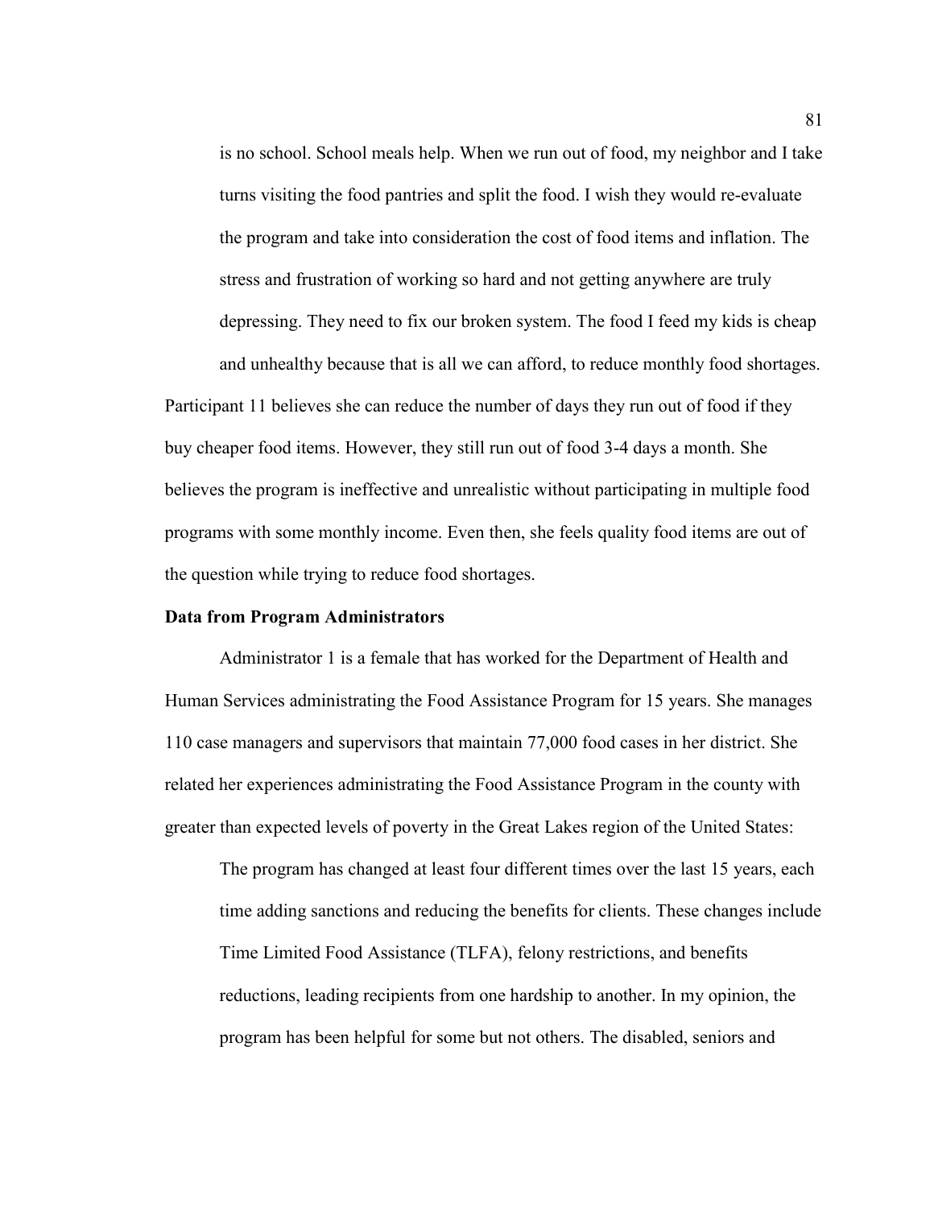> is no school. School meals help. When we run out of food, my neighbor and I take turns visiting the food pantries and split the food. I wish they would re-evaluate the program and take into consideration the cost of food items and inflation. The stress and frustration of working so hard and not getting anywhere are truly depressing. They need to fix our broken system. The food I feed my kids is cheap and unhealthy because that is all we can afford, to reduce monthly food shortages.

Participant 11 believes she can reduce the number of days they run out of food if they buy cheaper food items. However, they still run out of food 3-4 days a month. She believes the program is ineffective and unrealistic without participating in multiple food programs with some monthly income. Even then, she feels quality food items are out of the question while trying to reduce food shortages.

**Data from Program Administrators**

Administrator 1 is a female that has worked for the Department of Health and Human Services administrating the Food Assistance Program for 15 years. She manages 110 case managers and supervisors that maintain 77,000 food cases in her district. She related her experiences administrating the Food Assistance Program in the county with greater than expected levels of poverty in the Great Lakes region of the United States:

> The program has changed at least four different times over the last 15 years, each time adding sanctions and reducing the benefits for clients. These changes include Time Limited Food Assistance (TLFA), felony restrictions, and benefits reductions, leading recipients from one hardship to another. In my opinion, the program has been helpful for some but not others. The disabled, seniors and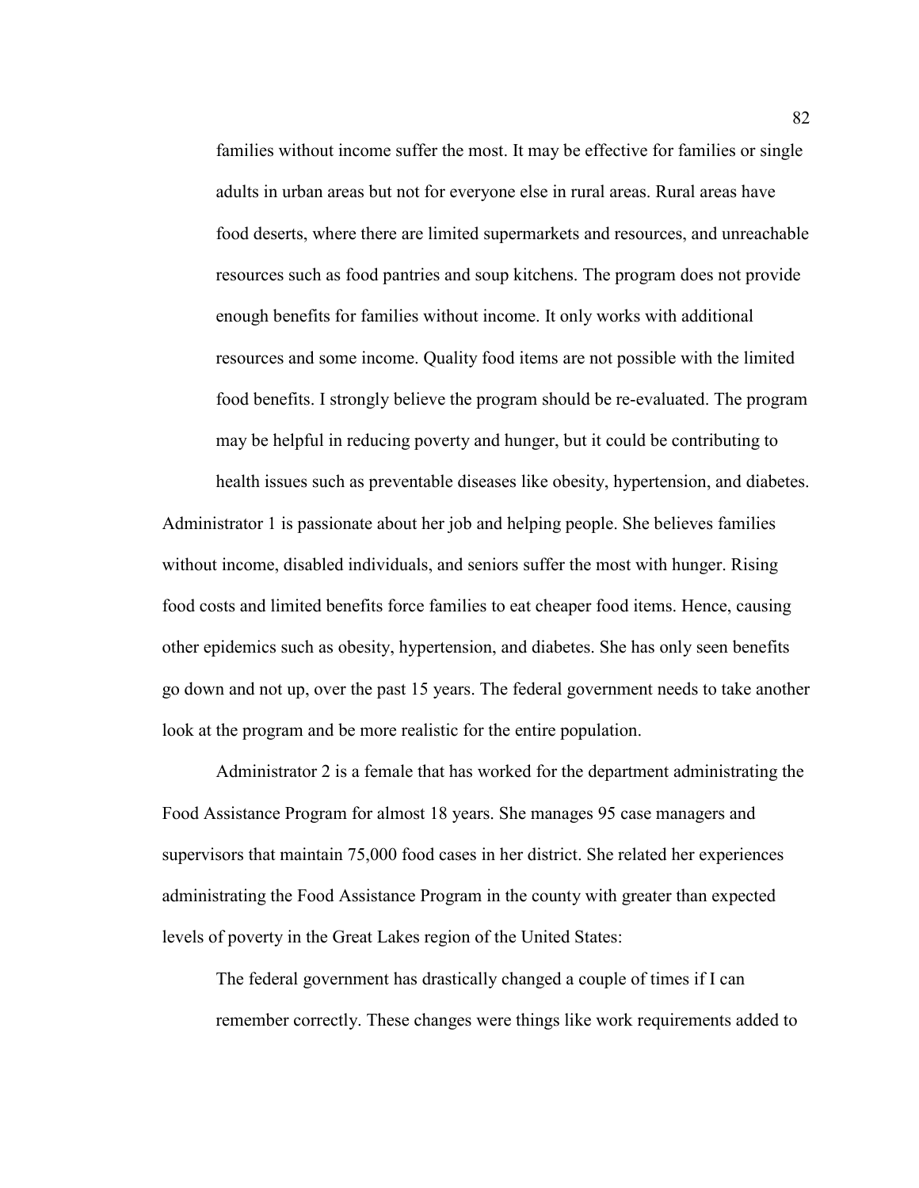> families without income suffer the most. It may be effective for families or single adults in urban areas but not for everyone else in rural areas. Rural areas have food deserts, where there are limited supermarkets and resources, and unreachable resources such as food pantries and soup kitchens. The program does not provide enough benefits for families without income. It only works with additional resources and some income. Quality food items are not possible with the limited food benefits. I strongly believe the program should be re-evaluated. The program may be helpful in reducing poverty and hunger, but it could be contributing to health issues such as preventable diseases like obesity, hypertension, and diabetes.

Administrator 1 is passionate about her job and helping people. She believes families without income, disabled individuals, and seniors suffer the most with hunger. Rising food costs and limited benefits force families to eat cheaper food items. Hence, causing other epidemics such as obesity, hypertension, and diabetes. She has only seen benefits go down and not up, over the past 15 years. The federal government needs to take another look at the program and be more realistic for the entire population.

Administrator 2 is a female that has worked for the department administrating the Food Assistance Program for almost 18 years. She manages 95 case managers and supervisors that maintain 75,000 food cases in her district. She related her experiences administrating the Food Assistance Program in the county with greater than expected levels of poverty in the Great Lakes region of the United States:

> The federal government has drastically changed a couple of times if I can remember correctly. These changes were things like work requirements added to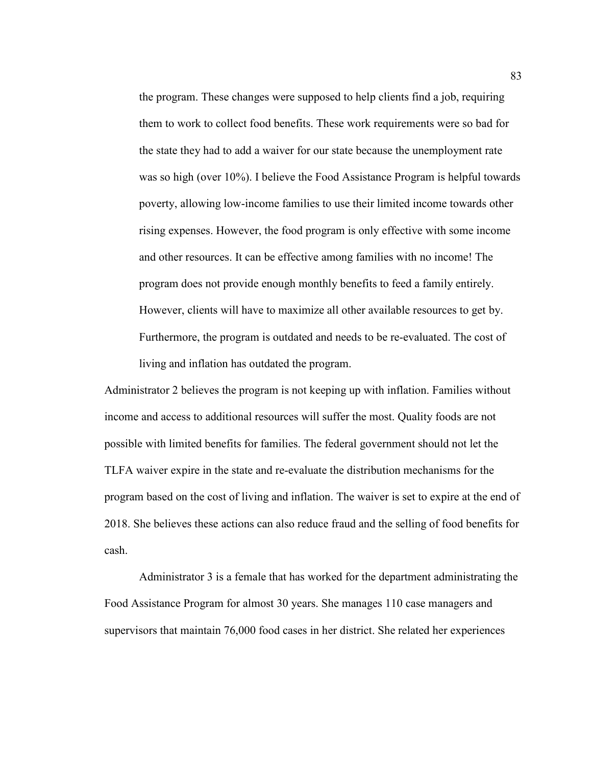> the program. These changes were supposed to help clients find a job, requiring them to work to collect food benefits. These work requirements were so bad for the state they had to add a waiver for our state because the unemployment rate was so high (over 10%). I believe the Food Assistance Program is helpful towards poverty, allowing low-income families to use their limited income towards other rising expenses. However, the food program is only effective with some income and other resources. It can be effective among families with no income! The program does not provide enough monthly benefits to feed a family entirely. However, clients will have to maximize all other available resources to get by. Furthermore, the program is outdated and needs to be re-evaluated. The cost of living and inflation has outdated the program.

Administrator 2 believes the program is not keeping up with inflation. Families without income and access to additional resources will suffer the most. Quality foods are not possible with limited benefits for families. The federal government should not let the TLFA waiver expire in the state and re-evaluate the distribution mechanisms for the program based on the cost of living and inflation. The waiver is set to expire at the end of 2018. She believes these actions can also reduce fraud and the selling of food benefits for cash.

Administrator 3 is a female that has worked for the department administrating the Food Assistance Program for almost 30 years. She manages 110 case managers and supervisors that maintain 76,000 food cases in her district. She related her experiences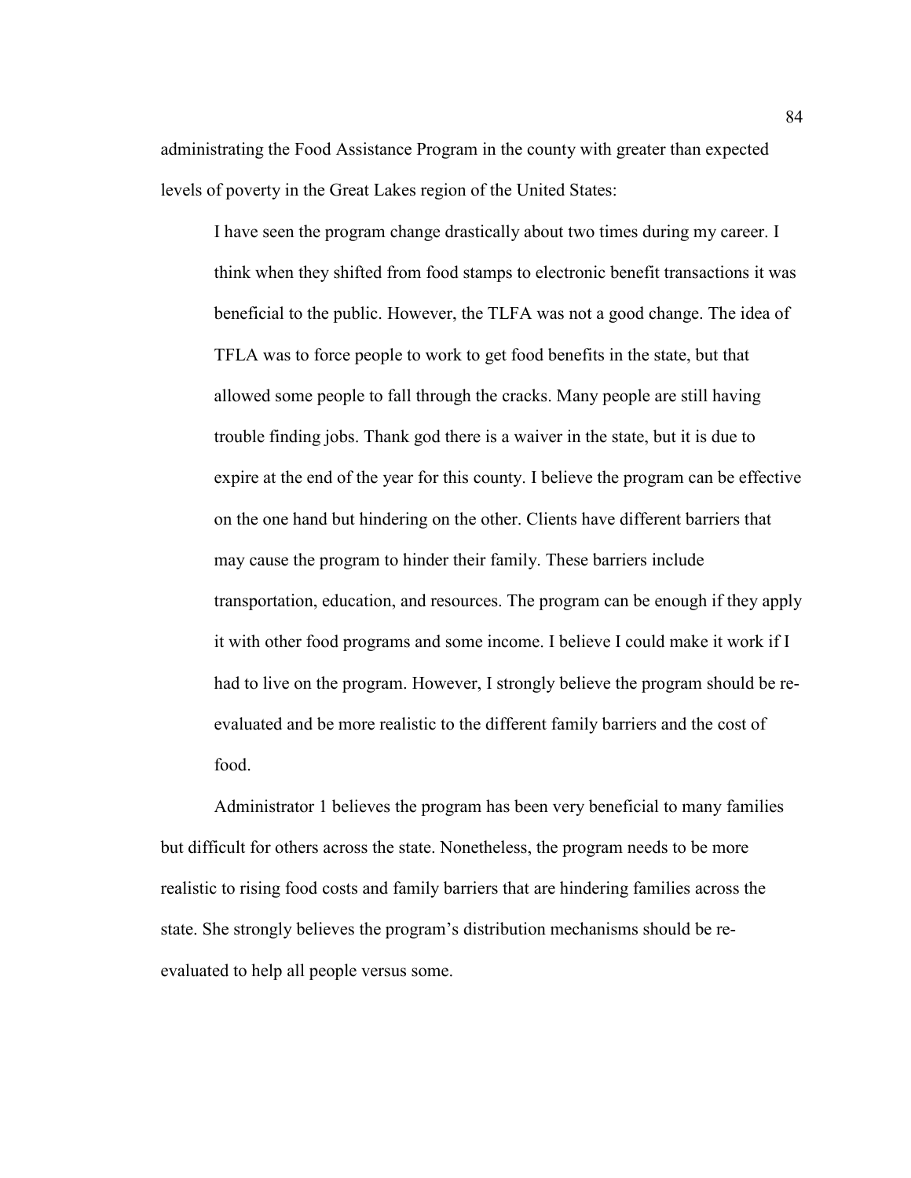administrating the Food Assistance Program in the county with greater than expected levels of poverty in the Great Lakes region of the United States:

> I have seen the program change drastically about two times during my career. I think when they shifted from food stamps to electronic benefit transactions it was beneficial to the public. However, the TLFA was not a good change. The idea of TFLA was to force people to work to get food benefits in the state, but that allowed some people to fall through the cracks. Many people are still having trouble finding jobs. Thank god there is a waiver in the state, but it is due to expire at the end of the year for this county. I believe the program can be effective on the one hand but hindering on the other. Clients have different barriers that may cause the program to hinder their family. These barriers include transportation, education, and resources. The program can be enough if they apply it with other food programs and some income. I believe I could make it work if I had to live on the program. However, I strongly believe the program should be re-evaluated and be more realistic to the different family barriers and the cost of food.

Administrator 1 believes the program has been very beneficial to many families but difficult for others across the state. Nonetheless, the program needs to be more realistic to rising food costs and family barriers that are hindering families across the state. She strongly believes the program's distribution mechanisms should be re-evaluated to help all people versus some.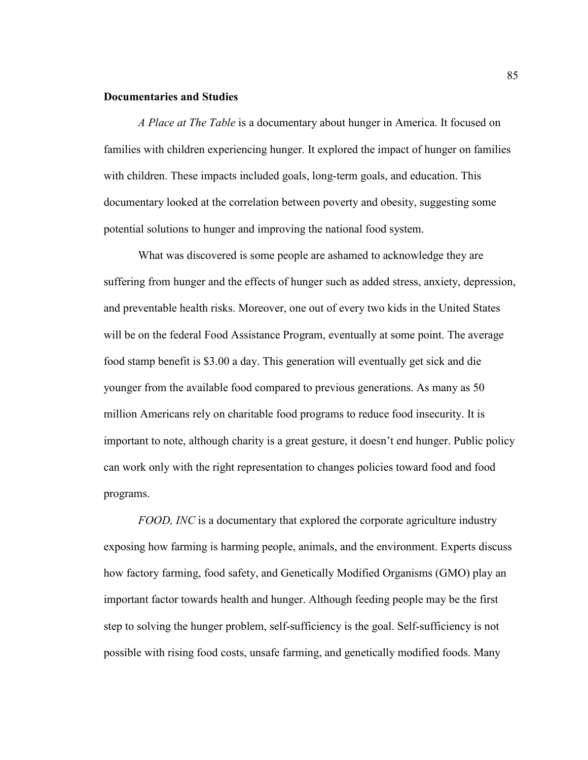### Documentaries and Studies

*A Place at The Table* is a documentary about hunger in America. It focused on families with children experiencing hunger. It explored the impact of hunger on families with children. These impacts included goals, long-term goals, and education. This documentary looked at the correlation between poverty and obesity, suggesting some potential solutions to hunger and improving the national food system.

What was discovered is some people are ashamed to acknowledge they are suffering from hunger and the effects of hunger such as added stress, anxiety, depression, and preventable health risks. Moreover, one out of every two kids in the United States will be on the federal Food Assistance Program, eventually at some point. The average food stamp benefit is $3.00 a day. This generation will eventually get sick and die younger from the available food compared to previous generations. As many as 50 million Americans rely on charitable food programs to reduce food insecurity. It is important to note, although charity is a great gesture, it doesn't end hunger. Public policy can work only with the right representation to changes policies toward food and food programs.

*FOOD, INC* is a documentary that explored the corporate agriculture industry exposing how farming is harming people, animals, and the environment. Experts discuss how factory farming, food safety, and Genetically Modified Organisms (GMO) play an important factor towards health and hunger. Although feeding people may be the first step to solving the hunger problem, self-sufficiency is the goal. Self-sufficiency is not possible with rising food costs, unsafe farming, and genetically modified foods. Many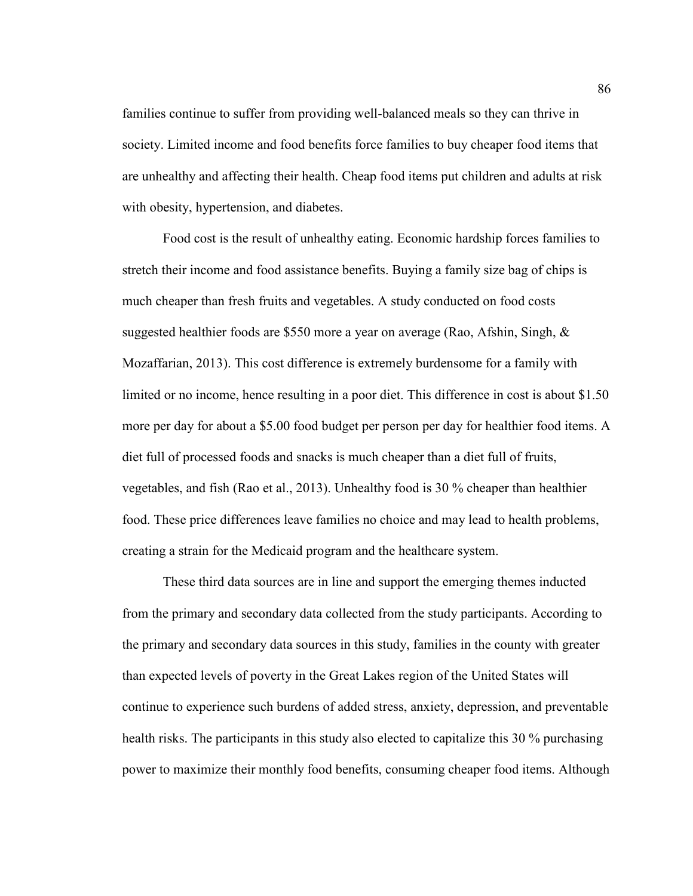families continue to suffer from providing well-balanced meals so they can thrive in society. Limited income and food benefits force families to buy cheaper food items that are unhealthy and affecting their health. Cheap food items put children and adults at risk with obesity, hypertension, and diabetes.

Food cost is the result of unhealthy eating. Economic hardship forces families to stretch their income and food assistance benefits. Buying a family size bag of chips is much cheaper than fresh fruits and vegetables. A study conducted on food costs suggested healthier foods are $550 more a year on average (Rao, Afshin, Singh, & Mozaffarian, 2013). This cost difference is extremely burdensome for a family with limited or no income, hence resulting in a poor diet. This difference in cost is about $1.50 more per day for about a $5.00 food budget per person per day for healthier food items. A diet full of processed foods and snacks is much cheaper than a diet full of fruits, vegetables, and fish (Rao et al., 2013). Unhealthy food is 30 % cheaper than healthier food. These price differences leave families no choice and may lead to health problems, creating a strain for the Medicaid program and the healthcare system.

These third data sources are in line and support the emerging themes inducted from the primary and secondary data collected from the study participants. According to the primary and secondary data sources in this study, families in the county with greater than expected levels of poverty in the Great Lakes region of the United States will continue to experience such burdens of added stress, anxiety, depression, and preventable health risks. The participants in this study also elected to capitalize this 30 % purchasing power to maximize their monthly food benefits, consuming cheaper food items. Although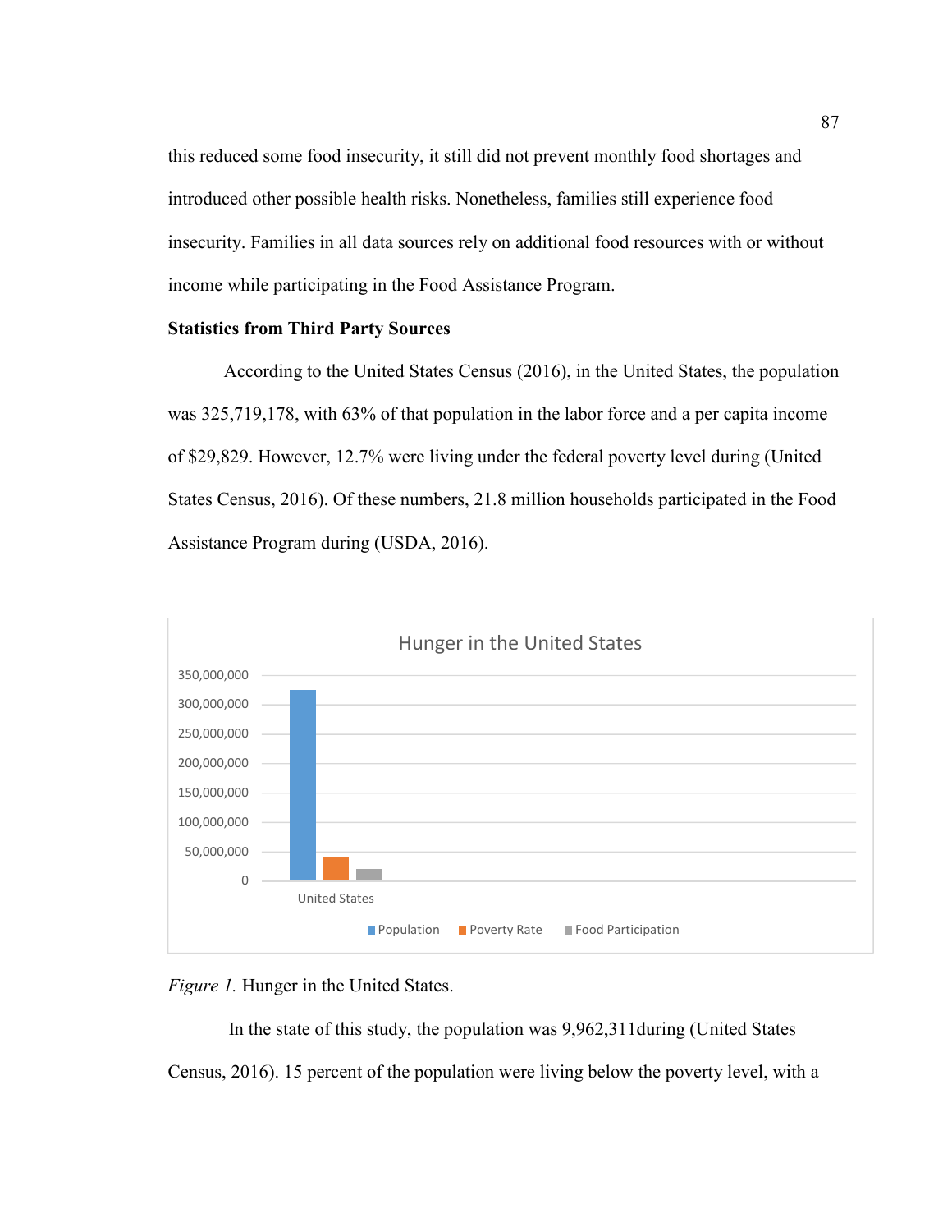this reduced some food insecurity, it still did not prevent monthly food shortages and introduced other possible health risks. Nonetheless, families still experience food insecurity. Families in all data sources rely on additional food resources with or without income while participating in the Food Assistance Program.

**Statistics from Third Party Sources**

According to the United States Census (2016), in the United States, the population was 325,719,178, with 63% of that population in the labor force and a per capita income of $29,829. However, 12.7% were living under the federal poverty level during (United States Census, 2016). Of these numbers, 21.8 million households participated in the Food Assistance Program during (USDA, 2016).

*Figure 1.* Hunger in the United States.

In the state of this study, the population was 9,962,311during (United States Census, 2016). 15 percent of the population were living below the poverty level, with a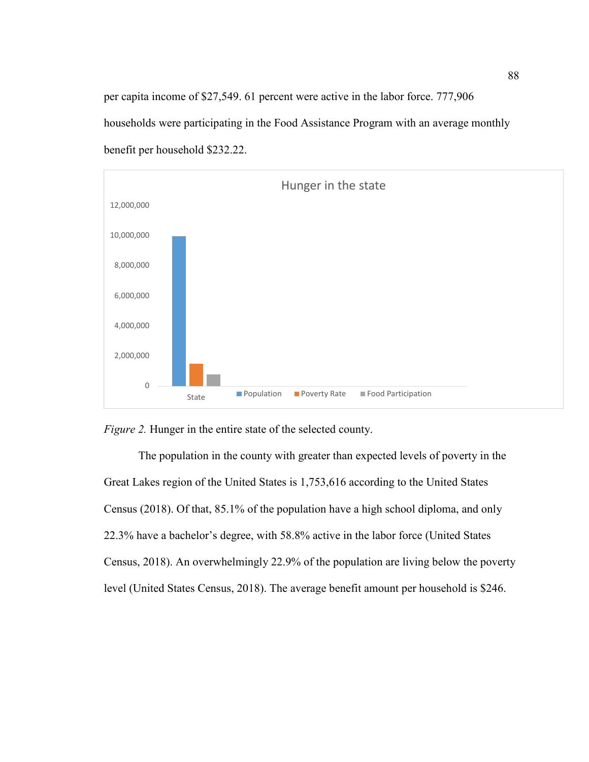per capita income of $27,549. 61 percent were active in the labor force. 777,906 households were participating in the Food Assistance Program with an average monthly benefit per household $232.22.

*Figure 2.* Hunger in the entire state of the selected county.

The population in the county with greater than expected levels of poverty in the Great Lakes region of the United States is 1,753,616 according to the United States Census (2018). Of that, 85.1% of the population have a high school diploma, and only 22.3% have a bachelor's degree, with 58.8% active in the labor force (United States Census, 2018). An overwhelmingly 22.9% of the population are living below the poverty level (United States Census, 2018). The average benefit amount per household is $246.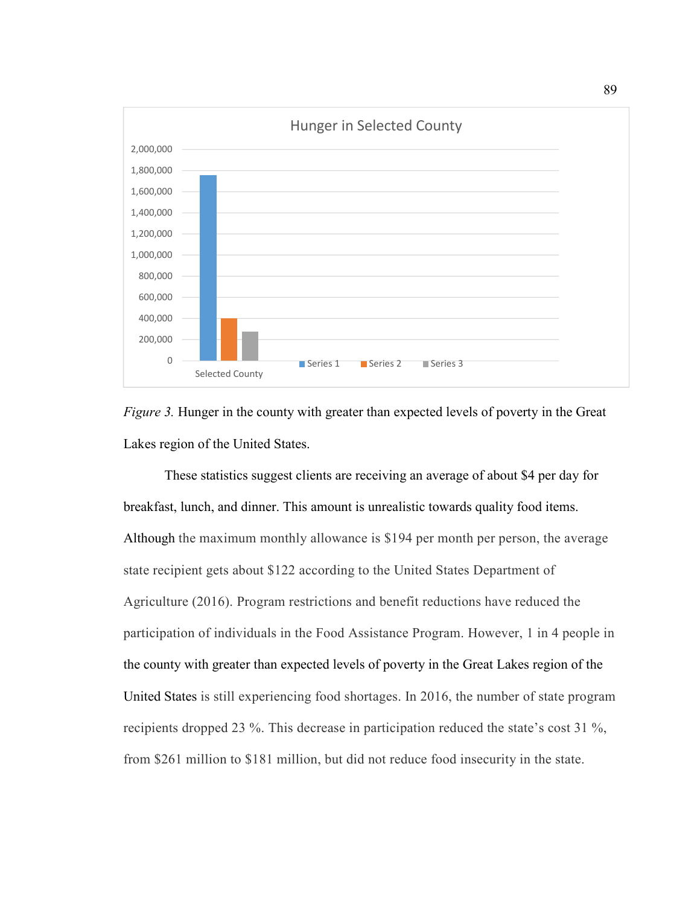*Figure 3.* Hunger in the county with greater than expected levels of poverty in the Great Lakes region of the United States.

These statistics suggest clients are receiving an average of about $4 per day for breakfast, lunch, and dinner. This amount is unrealistic towards quality food items. Although the maximum monthly allowance is $194 per month per person, the average state recipient gets about $122 according to the United States Department of Agriculture (2016). Program restrictions and benefit reductions have reduced the participation of individuals in the Food Assistance Program. However, 1 in 4 people in the county with greater than expected levels of poverty in the Great Lakes region of the United States is still experiencing food shortages. In 2016, the number of state program recipients dropped 23 %. This decrease in participation reduced the state's cost 31 %, from $261 million to $181 million, but did not reduce food insecurity in the state.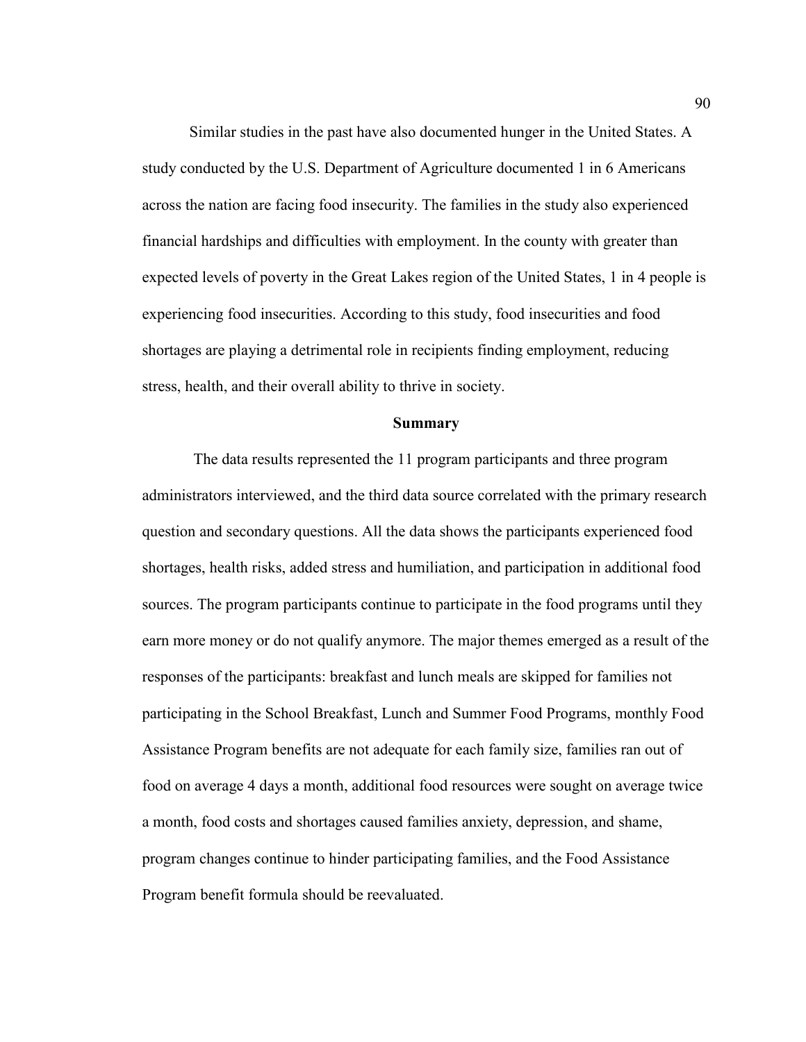Similar studies in the past have also documented hunger in the United States. A study conducted by the U.S. Department of Agriculture documented 1 in 6 Americans across the nation are facing food insecurity. The families in the study also experienced financial hardships and difficulties with employment. In the county with greater than expected levels of poverty in the Great Lakes region of the United States, 1 in 4 people is experiencing food insecurities. According to this study, food insecurities and food shortages are playing a detrimental role in recipients finding employment, reducing stress, health, and their overall ability to thrive in society.

## Summary

The data results represented the 11 program participants and three program administrators interviewed, and the third data source correlated with the primary research question and secondary questions. All the data shows the participants experienced food shortages, health risks, added stress and humiliation, and participation in additional food sources. The program participants continue to participate in the food programs until they earn more money or do not qualify anymore. The major themes emerged as a result of the responses of the participants: breakfast and lunch meals are skipped for families not participating in the School Breakfast, Lunch and Summer Food Programs, monthly Food Assistance Program benefits are not adequate for each family size, families ran out of food on average 4 days a month, additional food resources were sought on average twice a month, food costs and shortages caused families anxiety, depression, and shame, program changes continue to hinder participating families, and the Food Assistance Program benefit formula should be reevaluated.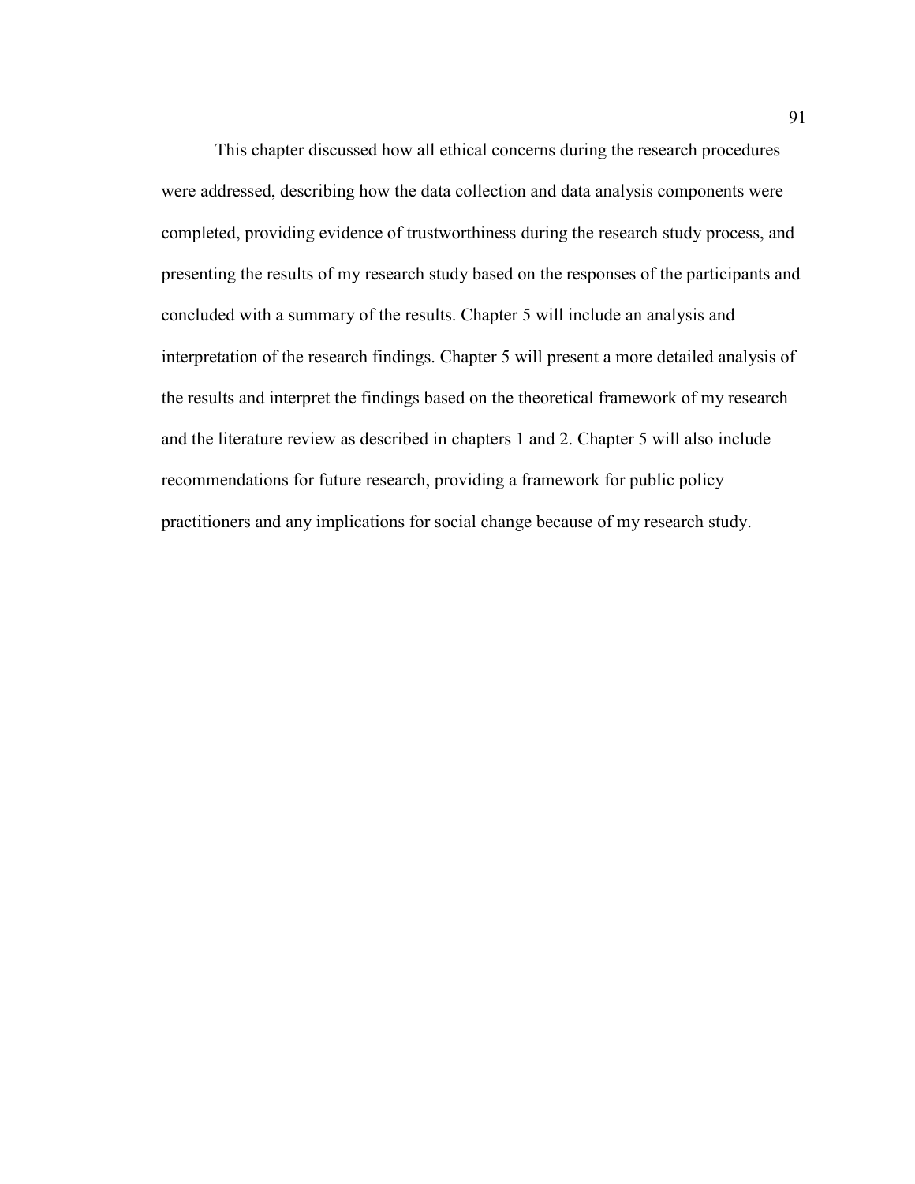This chapter discussed how all ethical concerns during the research procedures were addressed, describing how the data collection and data analysis components were completed, providing evidence of trustworthiness during the research study process, and presenting the results of my research study based on the responses of the participants and concluded with a summary of the results. Chapter 5 will include an analysis and interpretation of the research findings. Chapter 5 will present a more detailed analysis of the results and interpret the findings based on the theoretical framework of my research and the literature review as described in chapters 1 and 2. Chapter 5 will also include recommendations for future research, providing a framework for public policy practitioners and any implications for social change because of my research study.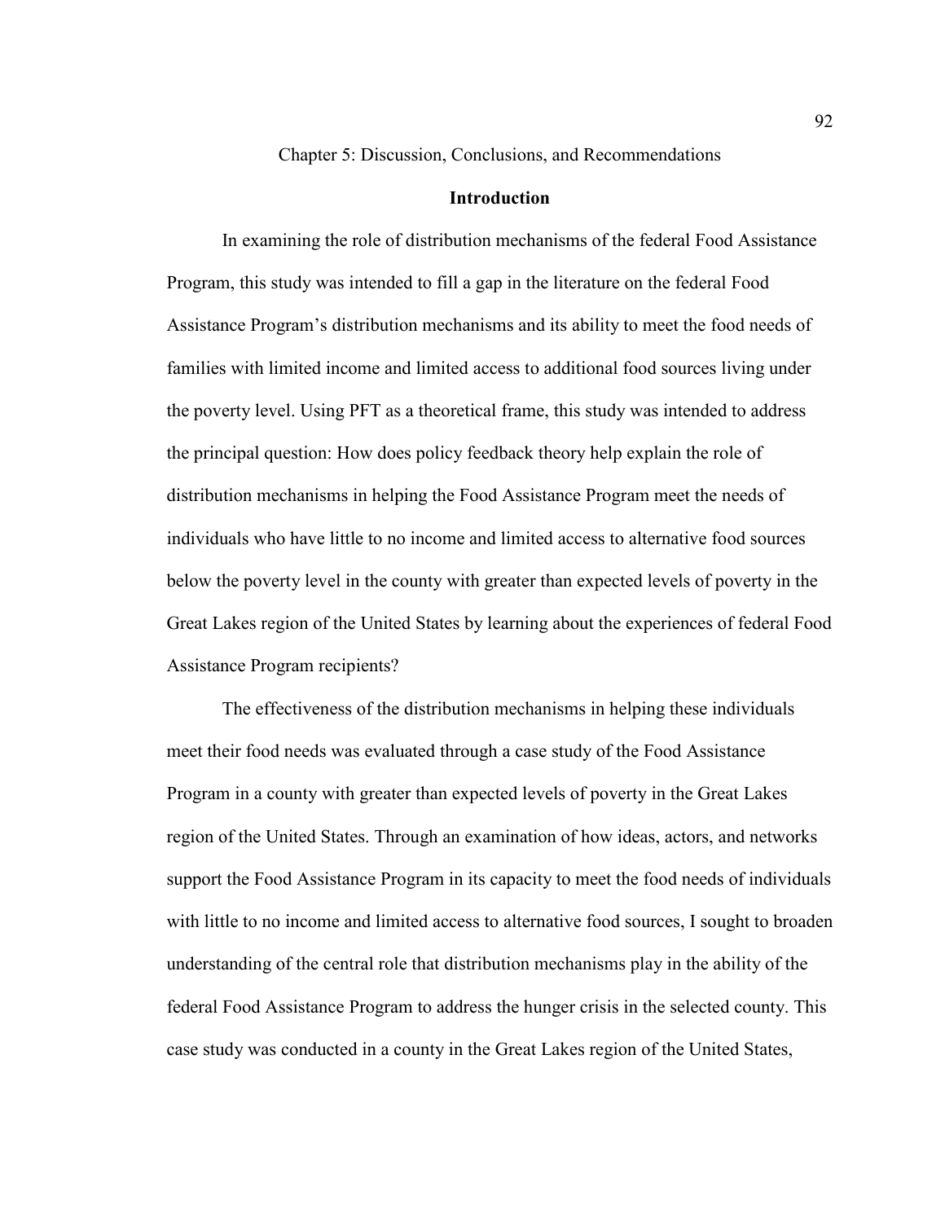# Chapter 5: Discussion, Conclusions, and Recommendations

## Introduction

In examining the role of distribution mechanisms of the federal Food Assistance Program, this study was intended to fill a gap in the literature on the federal Food Assistance Program's distribution mechanisms and its ability to meet the food needs of families with limited income and limited access to additional food sources living under the poverty level. Using PFT as a theoretical frame, this study was intended to address the principal question: How does policy feedback theory help explain the role of distribution mechanisms in helping the Food Assistance Program meet the needs of individuals who have little to no income and limited access to alternative food sources below the poverty level in the county with greater than expected levels of poverty in the Great Lakes region of the United States by learning about the experiences of federal Food Assistance Program recipients?

The effectiveness of the distribution mechanisms in helping these individuals meet their food needs was evaluated through a case study of the Food Assistance Program in a county with greater than expected levels of poverty in the Great Lakes region of the United States. Through an examination of how ideas, actors, and networks support the Food Assistance Program in its capacity to meet the food needs of individuals with little to no income and limited access to alternative food sources, I sought to broaden understanding of the central role that distribution mechanisms play in the ability of the federal Food Assistance Program to address the hunger crisis in the selected county. This case study was conducted in a county in the Great Lakes region of the United States,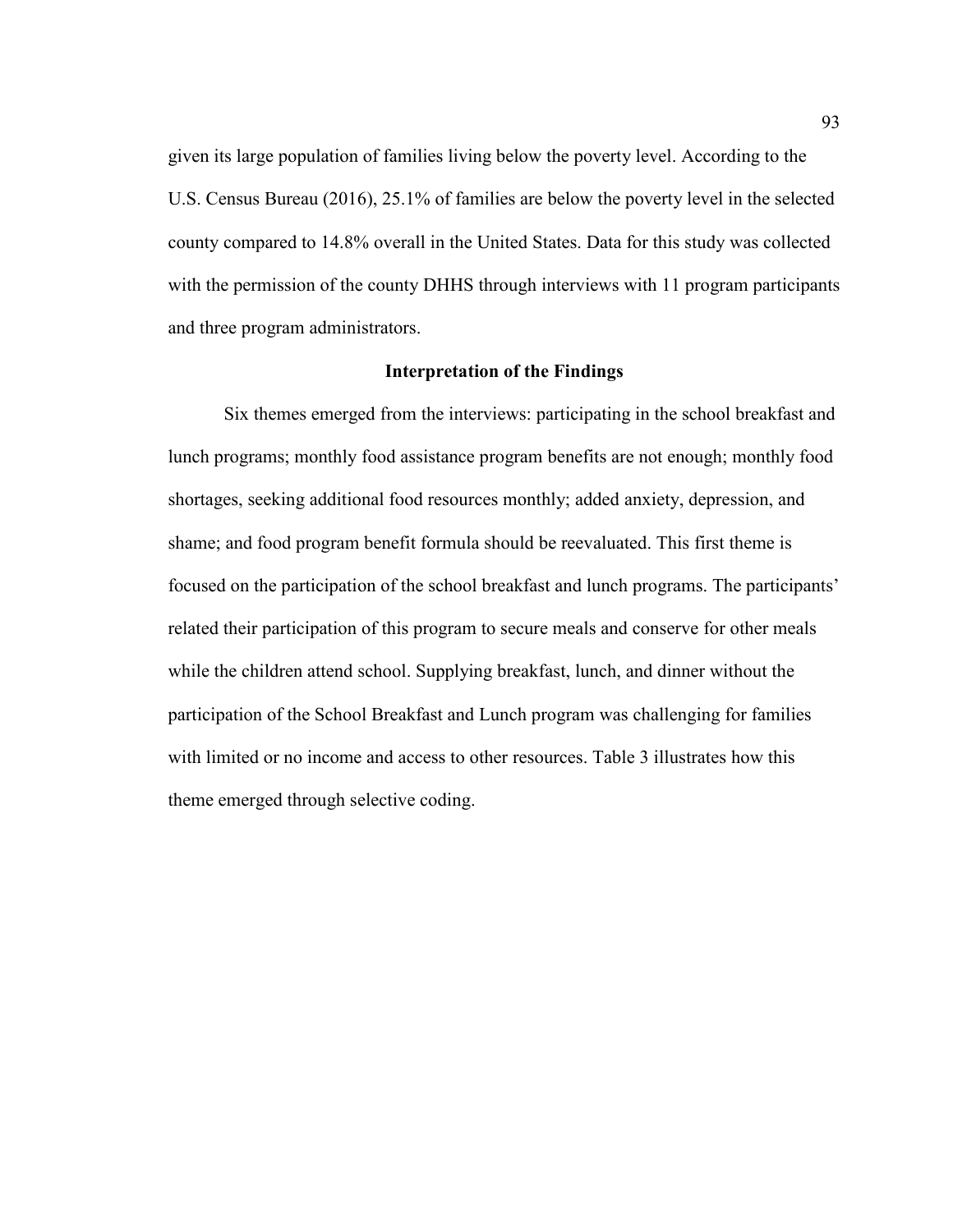given its large population of families living below the poverty level. According to the U.S. Census Bureau (2016), 25.1% of families are below the poverty level in the selected county compared to 14.8% overall in the United States. Data for this study was collected with the permission of the county DHHS through interviews with 11 program participants and three program administrators.

## Interpretation of the Findings

Six themes emerged from the interviews: participating in the school breakfast and lunch programs; monthly food assistance program benefits are not enough; monthly food shortages, seeking additional food resources monthly; added anxiety, depression, and shame; and food program benefit formula should be reevaluated. This first theme is focused on the participation of the school breakfast and lunch programs. The participants' related their participation of this program to secure meals and conserve for other meals while the children attend school. Supplying breakfast, lunch, and dinner without the participation of the School Breakfast and Lunch program was challenging for families with limited or no income and access to other resources. Table 3 illustrates how this theme emerged through selective coding.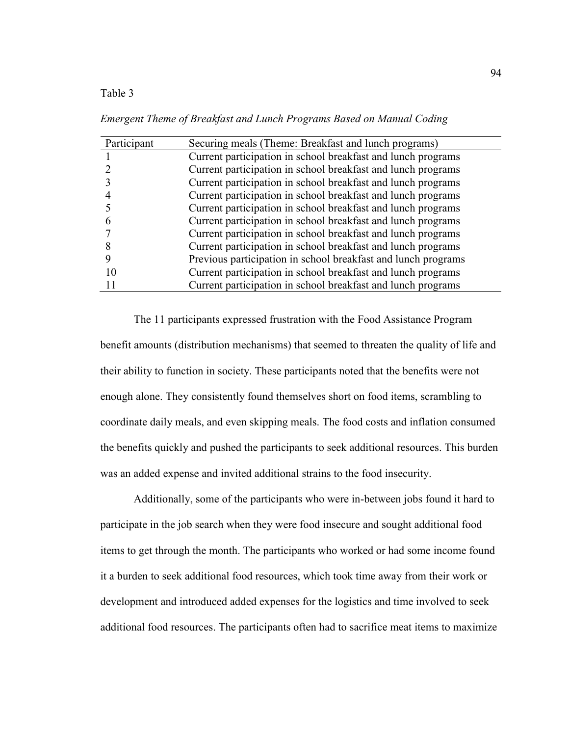Table 3

*Emergent Theme of Breakfast and Lunch Programs Based on Manual Coding*

| Participant | Securing meals (Theme: Breakfast and lunch programs) |
|---|---|
| 1 | Current participation in school breakfast and lunch programs |
| 2 | Current participation in school breakfast and lunch programs |
| 3 | Current participation in school breakfast and lunch programs |
| 4 | Current participation in school breakfast and lunch programs |
| 5 | Current participation in school breakfast and lunch programs |
| 6 | Current participation in school breakfast and lunch programs |
| 7 | Current participation in school breakfast and lunch programs |
| 8 | Current participation in school breakfast and lunch programs |
| 9 | Previous participation in school breakfast and lunch programs |
| 10 | Current participation in school breakfast and lunch programs |
| 11 | Current participation in school breakfast and lunch programs |

The 11 participants expressed frustration with the Food Assistance Program benefit amounts (distribution mechanisms) that seemed to threaten the quality of life and their ability to function in society. These participants noted that the benefits were not enough alone. They consistently found themselves short on food items, scrambling to coordinate daily meals, and even skipping meals. The food costs and inflation consumed the benefits quickly and pushed the participants to seek additional resources. This burden was an added expense and invited additional strains to the food insecurity.

Additionally, some of the participants who were in-between jobs found it hard to participate in the job search when they were food insecure and sought additional food items to get through the month. The participants who worked or had some income found it a burden to seek additional food resources, which took time away from their work or development and introduced added expenses for the logistics and time involved to seek additional food resources. The participants often had to sacrifice meat items to maximize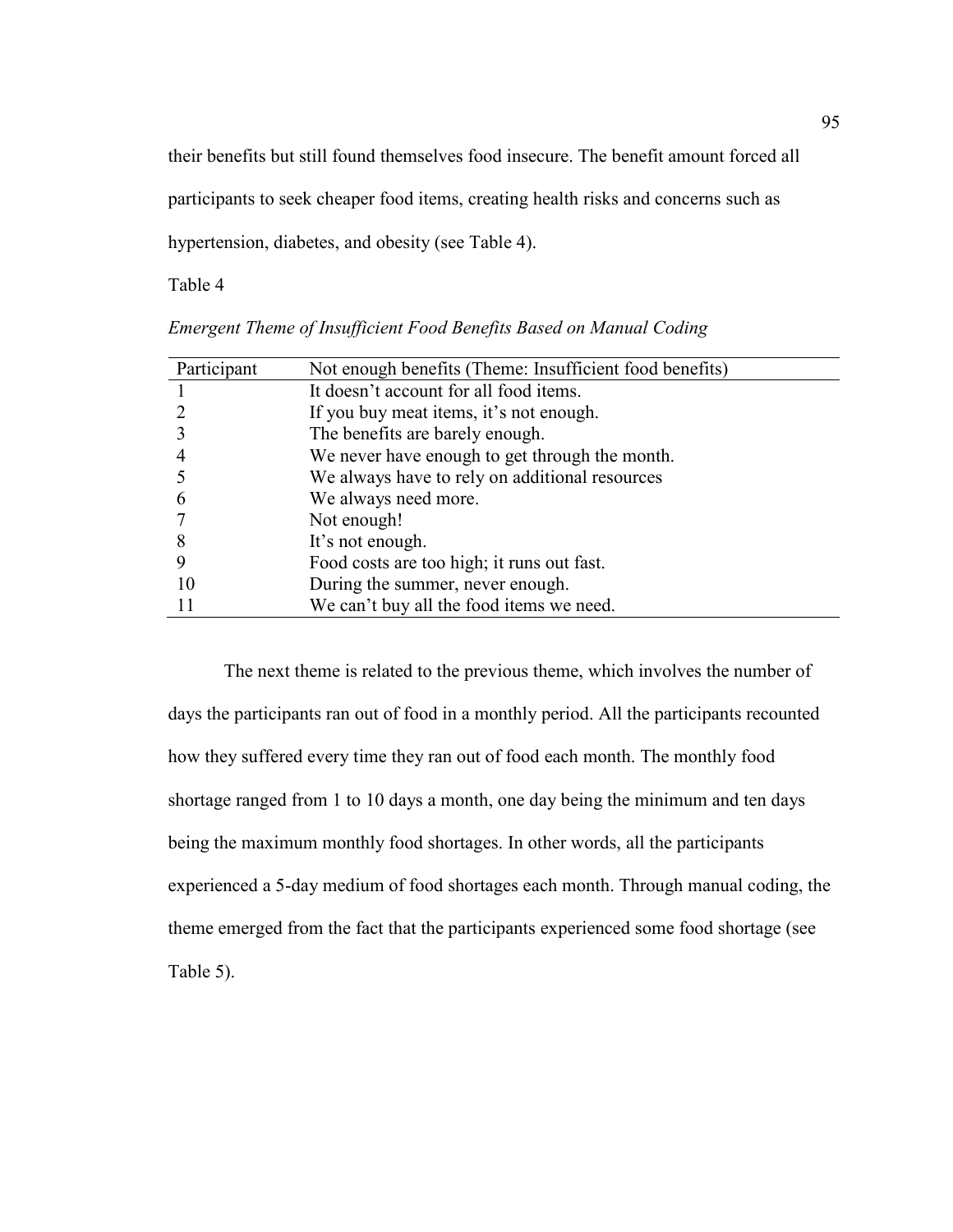their benefits but still found themselves food insecure. The benefit amount forced all participants to seek cheaper food items, creating health risks and concerns such as hypertension, diabetes, and obesity (see Table 4).

Table 4

*Emergent Theme of Insufficient Food Benefits Based on Manual Coding*

| Participant | Not enough benefits (Theme: Insufficient food benefits) |
|---|---|
| 1 | It doesn't account for all food items. |
| 2 | If you buy meat items, it's not enough. |
| 3 | The benefits are barely enough. |
| 4 | We never have enough to get through the month. |
| 5 | We always have to rely on additional resources |
| 6 | We always need more. |
| 7 | Not enough! |
| 8 | It's not enough. |
| 9 | Food costs are too high; it runs out fast. |
| 10 | During the summer, never enough. |
| 11 | We can't buy all the food items we need. |

The next theme is related to the previous theme, which involves the number of days the participants ran out of food in a monthly period. All the participants recounted how they suffered every time they ran out of food each month. The monthly food shortage ranged from 1 to 10 days a month, one day being the minimum and ten days being the maximum monthly food shortages. In other words, all the participants experienced a 5-day medium of food shortages each month. Through manual coding, the theme emerged from the fact that the participants experienced some food shortage (see Table 5).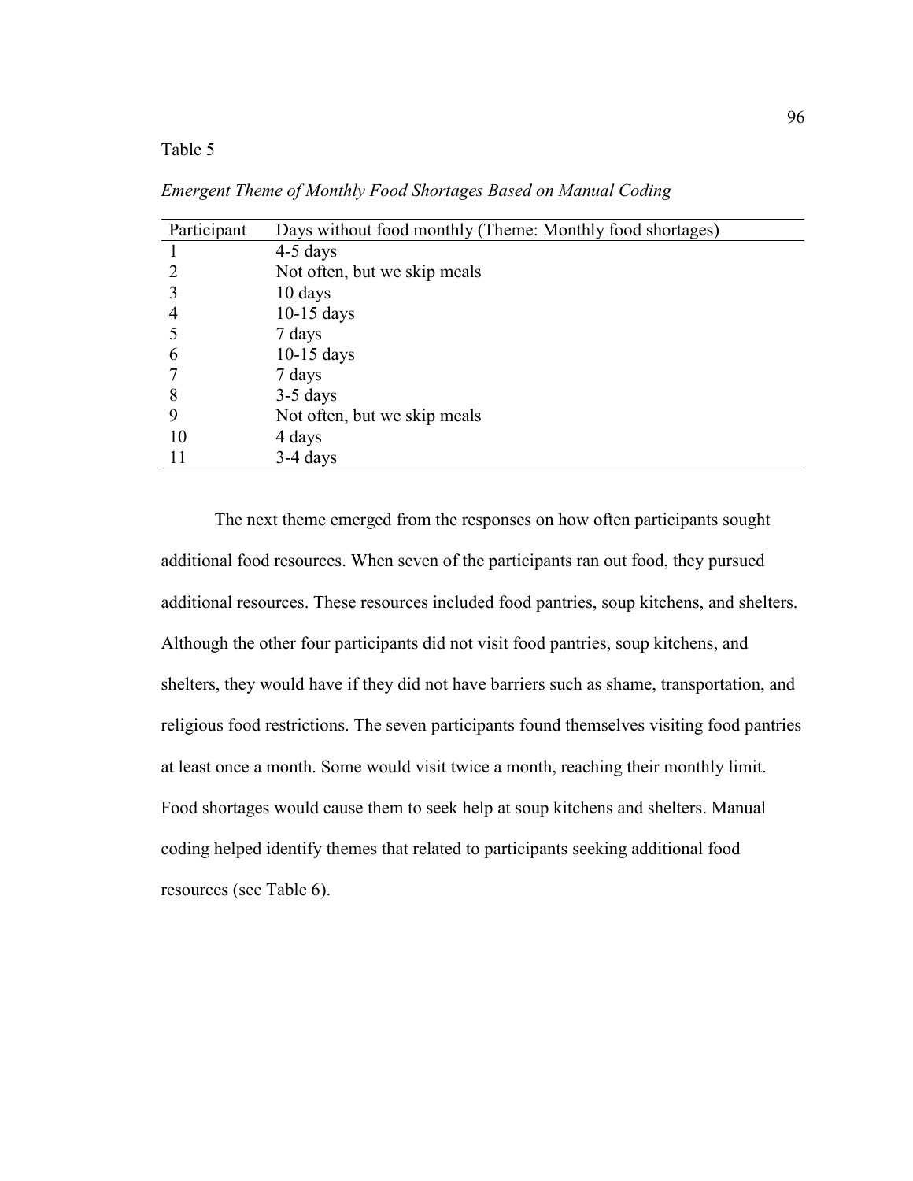Table 5

*Emergent Theme of Monthly Food Shortages Based on Manual Coding*

| Participant | Days without food monthly (Theme: Monthly food shortages) |
|---|---|
| 1 | 4-5 days |
| 2 | Not often, but we skip meals |
| 3 | 10 days |
| 4 | 10-15 days |
| 5 | 7 days |
| 6 | 10-15 days |
| 7 | 7 days |
| 8 | 3-5 days |
| 9 | Not often, but we skip meals |
| 10 | 4 days |
| 11 | 3-4 days |

The next theme emerged from the responses on how often participants sought additional food resources. When seven of the participants ran out food, they pursued additional resources. These resources included food pantries, soup kitchens, and shelters. Although the other four participants did not visit food pantries, soup kitchens, and shelters, they would have if they did not have barriers such as shame, transportation, and religious food restrictions. The seven participants found themselves visiting food pantries at least once a month. Some would visit twice a month, reaching their monthly limit. Food shortages would cause them to seek help at soup kitchens and shelters. Manual coding helped identify themes that related to participants seeking additional food resources (see Table 6).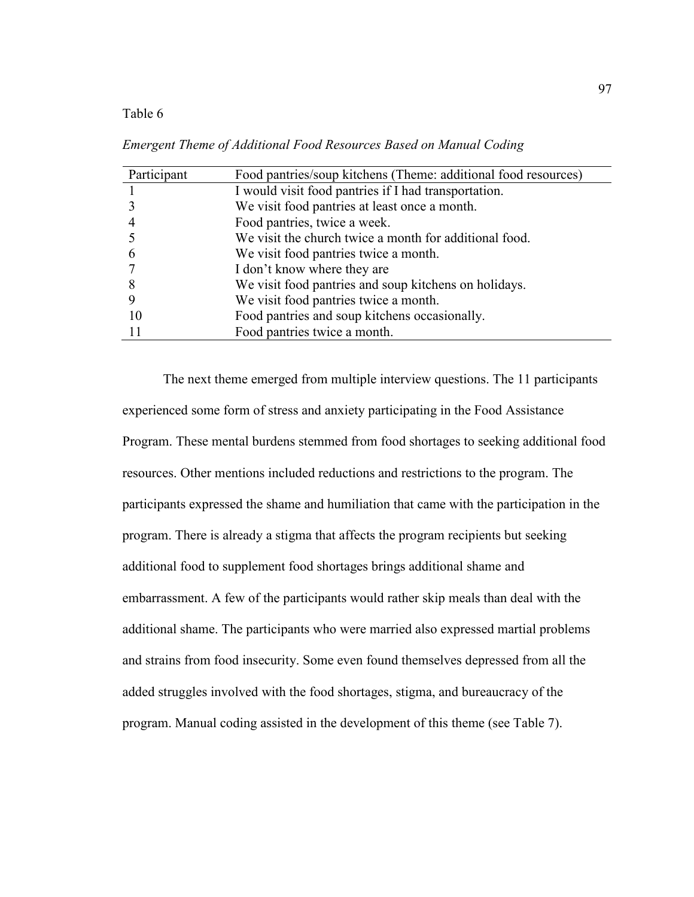Table 6

*Emergent Theme of Additional Food Resources Based on Manual Coding*

| Participant | Food pantries/soup kitchens (Theme: additional food resources) |
|---|---|
| 1 | I would visit food pantries if I had transportation. |
| 3 | We visit food pantries at least once a month. |
| 4 | Food pantries, twice a week. |
| 5 | We visit the church twice a month for additional food. |
| 6 | We visit food pantries twice a month. |
| 7 | I don't know where they are |
| 8 | We visit food pantries and soup kitchens on holidays. |
| 9 | We visit food pantries twice a month. |
| 10 | Food pantries and soup kitchens occasionally. |
| 11 | Food pantries twice a month. |

The next theme emerged from multiple interview questions. The 11 participants experienced some form of stress and anxiety participating in the Food Assistance Program. These mental burdens stemmed from food shortages to seeking additional food resources. Other mentions included reductions and restrictions to the program. The participants expressed the shame and humiliation that came with the participation in the program. There is already a stigma that affects the program recipients but seeking additional food to supplement food shortages brings additional shame and embarrassment. A few of the participants would rather skip meals than deal with the additional shame. The participants who were married also expressed martial problems and strains from food insecurity. Some even found themselves depressed from all the added struggles involved with the food shortages, stigma, and bureaucracy of the program. Manual coding assisted in the development of this theme (see Table 7).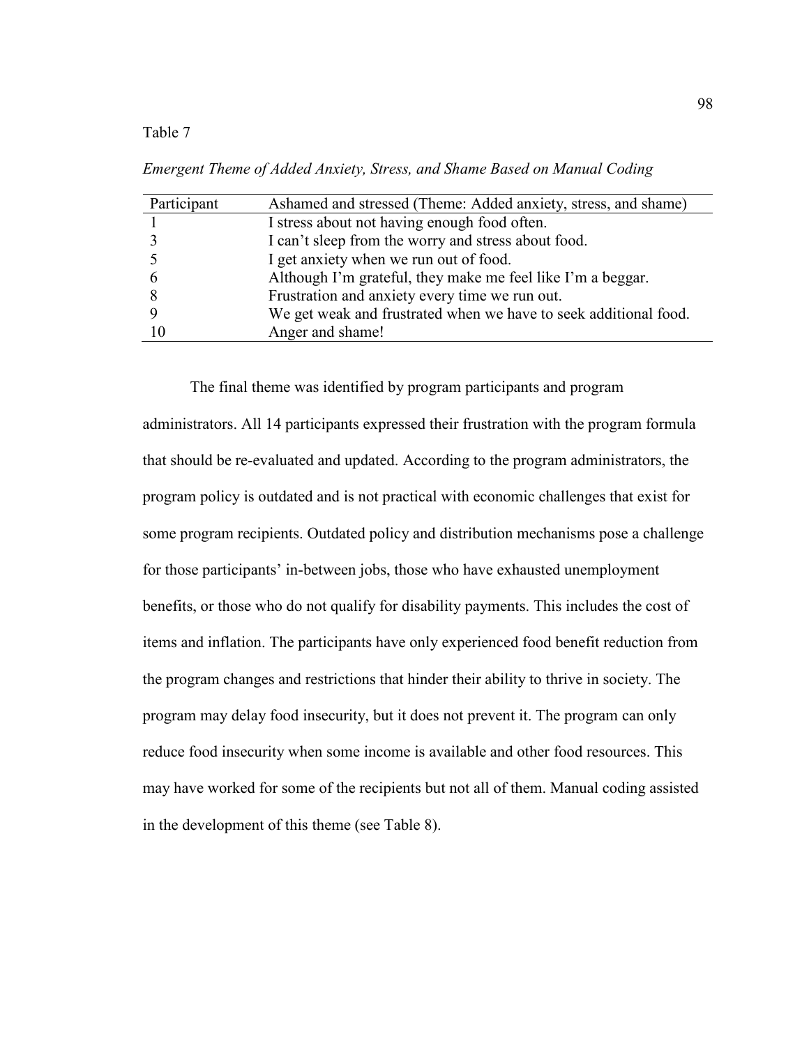Table 7

*Emergent Theme of Added Anxiety, Stress, and Shame Based on Manual Coding*

| Participant | Ashamed and stressed (Theme: Added anxiety, stress, and shame) |
|---|---|
| 1 | I stress about not having enough food often. |
| 3 | I can't sleep from the worry and stress about food. |
| 5 | I get anxiety when we run out of food. |
| 6 | Although I'm grateful, they make me feel like I'm a beggar. |
| 8 | Frustration and anxiety every time we run out. |
| 9 | We get weak and frustrated when we have to seek additional food. |
| 10 | Anger and shame! |

The final theme was identified by program participants and program administrators. All 14 participants expressed their frustration with the program formula that should be re-evaluated and updated. According to the program administrators, the program policy is outdated and is not practical with economic challenges that exist for some program recipients. Outdated policy and distribution mechanisms pose a challenge for those participants' in-between jobs, those who have exhausted unemployment benefits, or those who do not qualify for disability payments. This includes the cost of items and inflation. The participants have only experienced food benefit reduction from the program changes and restrictions that hinder their ability to thrive in society. The program may delay food insecurity, but it does not prevent it. The program can only reduce food insecurity when some income is available and other food resources. This may have worked for some of the recipients but not all of them. Manual coding assisted in the development of this theme (see Table 8).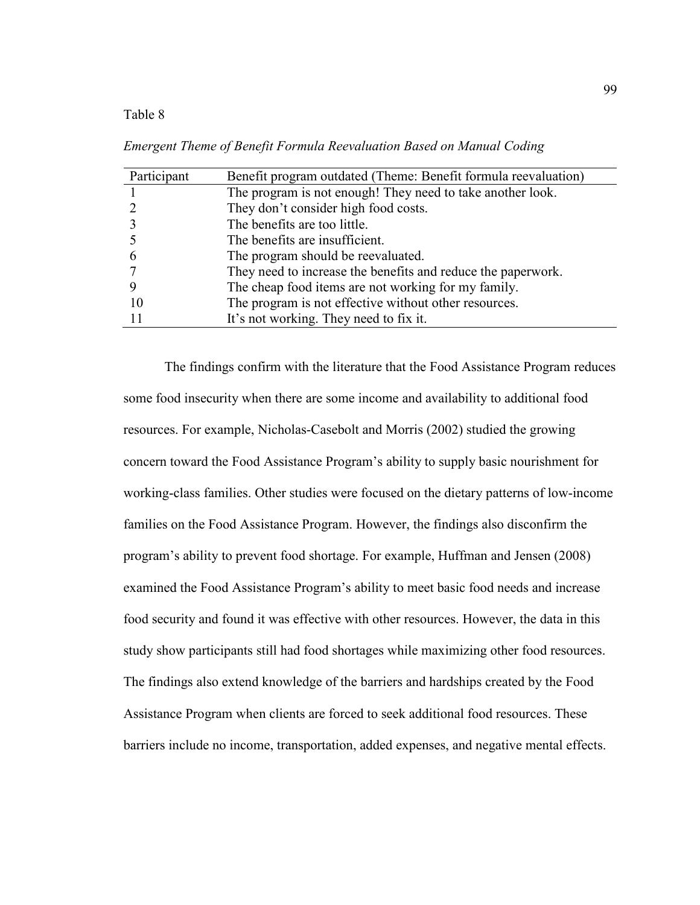Table 8

*Emergent Theme of Benefit Formula Reevaluation Based on Manual Coding*

| Participant | Benefit program outdated (Theme: Benefit formula reevaluation) |
|---|---|
| 1 | The program is not enough! They need to take another look. |
| 2 | They don't consider high food costs. |
| 3 | The benefits are too little. |
| 5 | The benefits are insufficient. |
| 6 | The program should be reevaluated. |
| 7 | They need to increase the benefits and reduce the paperwork. |
| 9 | The cheap food items are not working for my family. |
| 10 | The program is not effective without other resources. |
| 11 | It's not working. They need to fix it. |

The findings confirm with the literature that the Food Assistance Program reduces some food insecurity when there are some income and availability to additional food resources. For example, Nicholas-Casebolt and Morris (2002) studied the growing concern toward the Food Assistance Program's ability to supply basic nourishment for working-class families. Other studies were focused on the dietary patterns of low-income families on the Food Assistance Program. However, the findings also disconfirm the program's ability to prevent food shortage. For example, Huffman and Jensen (2008) examined the Food Assistance Program's ability to meet basic food needs and increase food security and found it was effective with other resources. However, the data in this study show participants still had food shortages while maximizing other food resources. The findings also extend knowledge of the barriers and hardships created by the Food Assistance Program when clients are forced to seek additional food resources. These barriers include no income, transportation, added expenses, and negative mental effects.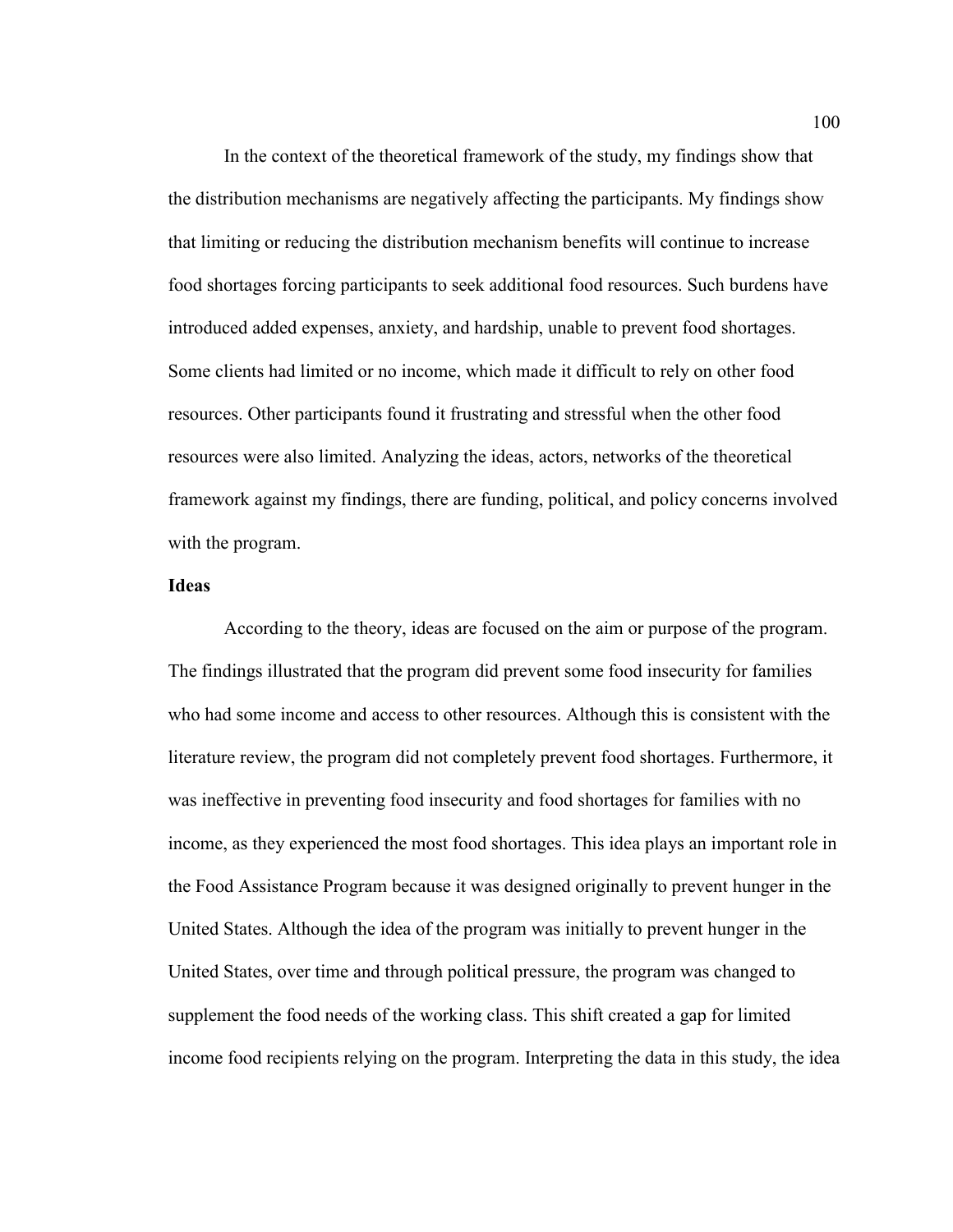In the context of the theoretical framework of the study, my findings show that the distribution mechanisms are negatively affecting the participants. My findings show that limiting or reducing the distribution mechanism benefits will continue to increase food shortages forcing participants to seek additional food resources. Such burdens have introduced added expenses, anxiety, and hardship, unable to prevent food shortages. Some clients had limited or no income, which made it difficult to rely on other food resources. Other participants found it frustrating and stressful when the other food resources were also limited. Analyzing the ideas, actors, networks of the theoretical framework against my findings, there are funding, political, and policy concerns involved with the program.

**Ideas**

According to the theory, ideas are focused on the aim or purpose of the program. The findings illustrated that the program did prevent some food insecurity for families who had some income and access to other resources. Although this is consistent with the literature review, the program did not completely prevent food shortages. Furthermore, it was ineffective in preventing food insecurity and food shortages for families with no income, as they experienced the most food shortages. This idea plays an important role in the Food Assistance Program because it was designed originally to prevent hunger in the United States. Although the idea of the program was initially to prevent hunger in the United States, over time and through political pressure, the program was changed to supplement the food needs of the working class. This shift created a gap for limited income food recipients relying on the program. Interpreting the data in this study, the idea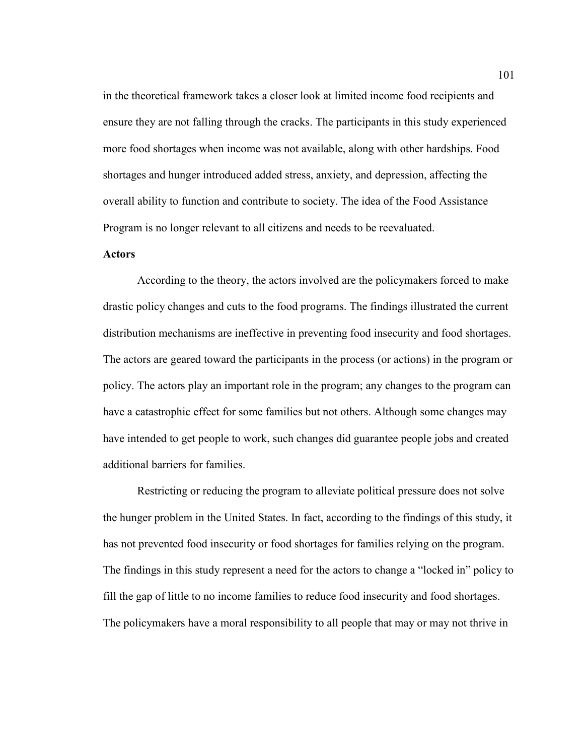in the theoretical framework takes a closer look at limited income food recipients and ensure they are not falling through the cracks. The participants in this study experienced more food shortages when income was not available, along with other hardships. Food shortages and hunger introduced added stress, anxiety, and depression, affecting the overall ability to function and contribute to society. The idea of the Food Assistance Program is no longer relevant to all citizens and needs to be reevaluated.

**Actors**

According to the theory, the actors involved are the policymakers forced to make drastic policy changes and cuts to the food programs. The findings illustrated the current distribution mechanisms are ineffective in preventing food insecurity and food shortages. The actors are geared toward the participants in the process (or actions) in the program or policy. The actors play an important role in the program; any changes to the program can have a catastrophic effect for some families but not others. Although some changes may have intended to get people to work, such changes did guarantee people jobs and created additional barriers for families.

Restricting or reducing the program to alleviate political pressure does not solve the hunger problem in the United States. In fact, according to the findings of this study, it has not prevented food insecurity or food shortages for families relying on the program. The findings in this study represent a need for the actors to change a "locked in" policy to fill the gap of little to no income families to reduce food insecurity and food shortages. The policymakers have a moral responsibility to all people that may or may not thrive in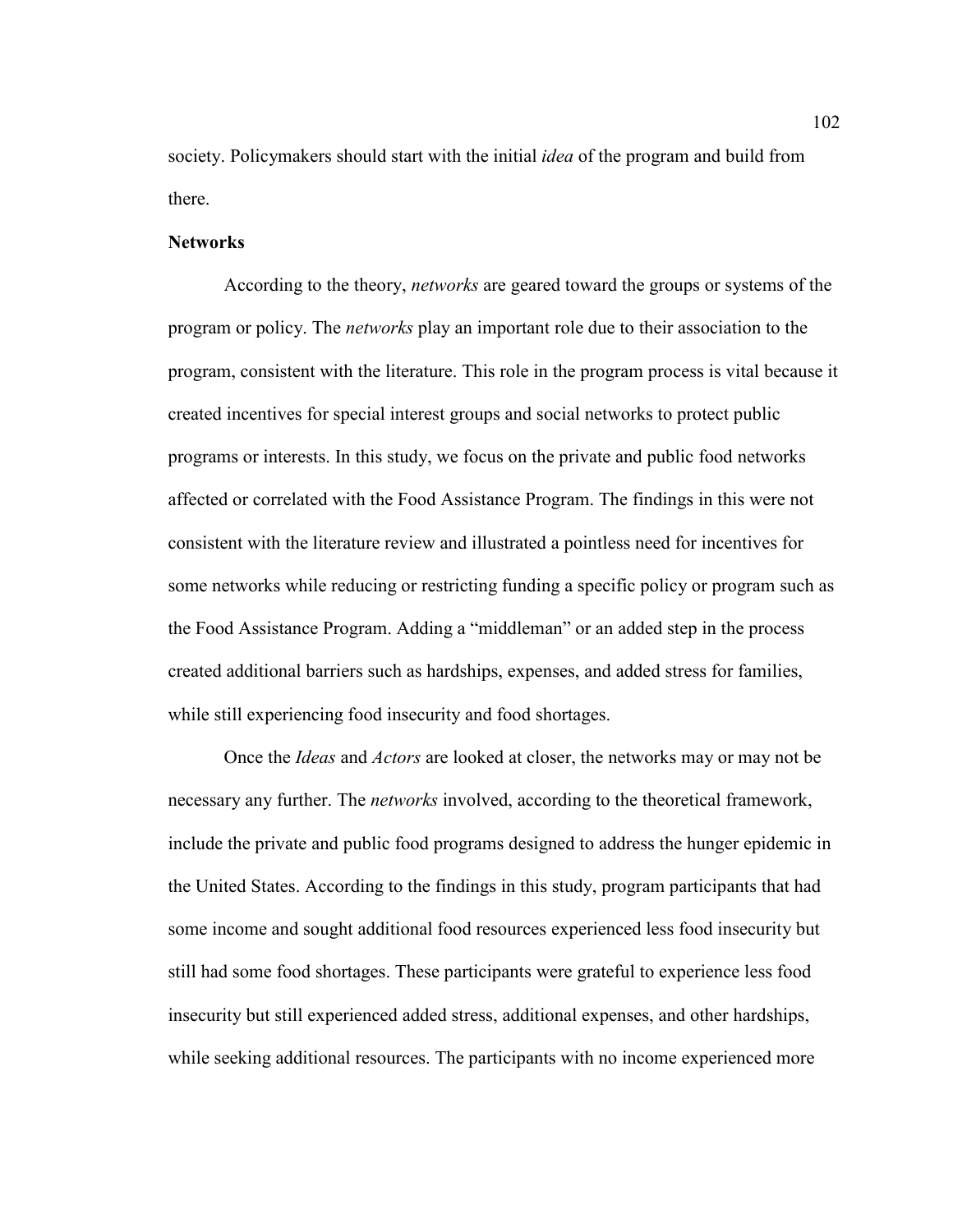society. Policymakers should start with the initial *idea* of the program and build from there.

**Networks**

According to the theory, *networks* are geared toward the groups or systems of the program or policy. The *networks* play an important role due to their association to the program, consistent with the literature. This role in the program process is vital because it created incentives for special interest groups and social networks to protect public programs or interests. In this study, we focus on the private and public food networks affected or correlated with the Food Assistance Program. The findings in this were not consistent with the literature review and illustrated a pointless need for incentives for some networks while reducing or restricting funding a specific policy or program such as the Food Assistance Program. Adding a "middleman" or an added step in the process created additional barriers such as hardships, expenses, and added stress for families, while still experiencing food insecurity and food shortages.

Once the *Ideas* and *Actors* are looked at closer, the networks may or may not be necessary any further. The *networks* involved, according to the theoretical framework, include the private and public food programs designed to address the hunger epidemic in the United States. According to the findings in this study, program participants that had some income and sought additional food resources experienced less food insecurity but still had some food shortages. These participants were grateful to experience less food insecurity but still experienced added stress, additional expenses, and other hardships, while seeking additional resources. The participants with no income experienced more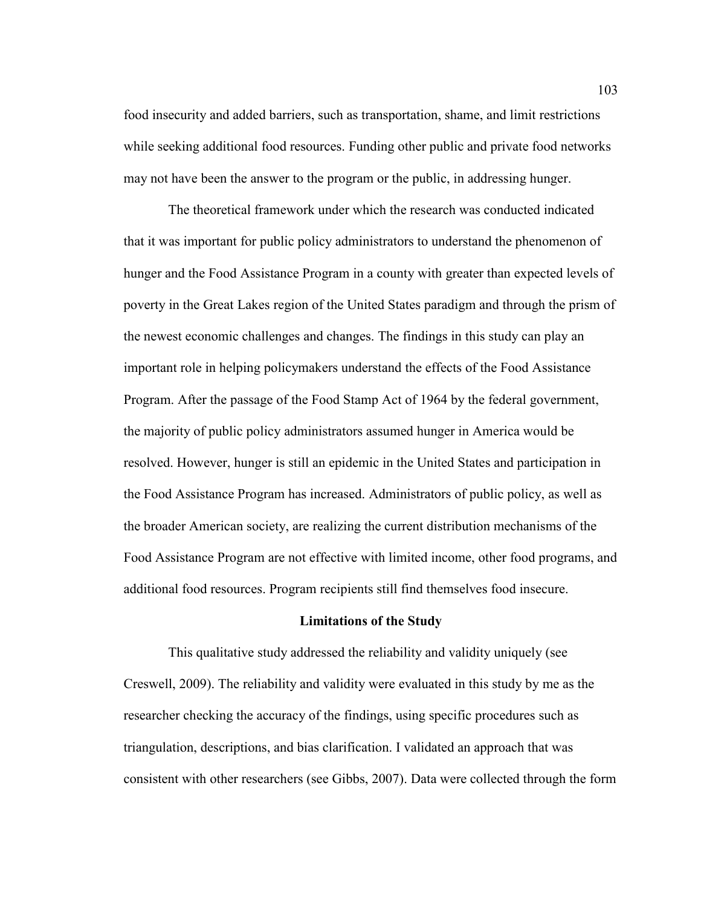food insecurity and added barriers, such as transportation, shame, and limit restrictions while seeking additional food resources. Funding other public and private food networks may not have been the answer to the program or the public, in addressing hunger.

The theoretical framework under which the research was conducted indicated that it was important for public policy administrators to understand the phenomenon of hunger and the Food Assistance Program in a county with greater than expected levels of poverty in the Great Lakes region of the United States paradigm and through the prism of the newest economic challenges and changes. The findings in this study can play an important role in helping policymakers understand the effects of the Food Assistance Program. After the passage of the Food Stamp Act of 1964 by the federal government, the majority of public policy administrators assumed hunger in America would be resolved. However, hunger is still an epidemic in the United States and participation in the Food Assistance Program has increased. Administrators of public policy, as well as the broader American society, are realizing the current distribution mechanisms of the Food Assistance Program are not effective with limited income, other food programs, and additional food resources. Program recipients still find themselves food insecure.

## Limitations of the Study

This qualitative study addressed the reliability and validity uniquely (see Creswell, 2009). The reliability and validity were evaluated in this study by me as the researcher checking the accuracy of the findings, using specific procedures such as triangulation, descriptions, and bias clarification. I validated an approach that was consistent with other researchers (see Gibbs, 2007). Data were collected through the form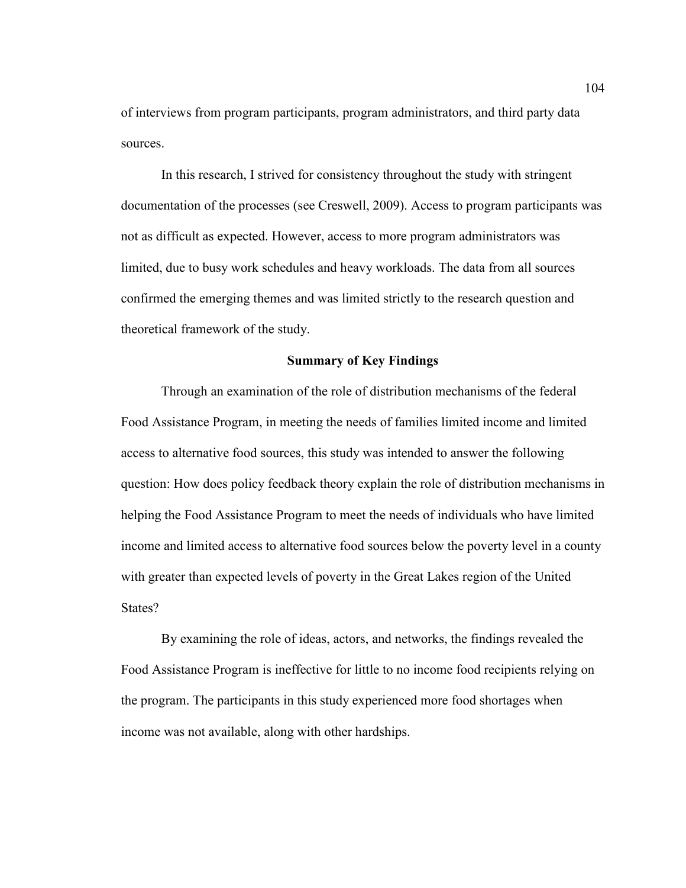of interviews from program participants, program administrators, and third party data sources.

In this research, I strived for consistency throughout the study with stringent documentation of the processes (see Creswell, 2009). Access to program participants was not as difficult as expected. However, access to more program administrators was limited, due to busy work schedules and heavy workloads. The data from all sources confirmed the emerging themes and was limited strictly to the research question and theoretical framework of the study.

## Summary of Key Findings

Through an examination of the role of distribution mechanisms of the federal Food Assistance Program, in meeting the needs of families limited income and limited access to alternative food sources, this study was intended to answer the following question: How does policy feedback theory explain the role of distribution mechanisms in helping the Food Assistance Program to meet the needs of individuals who have limited income and limited access to alternative food sources below the poverty level in a county with greater than expected levels of poverty in the Great Lakes region of the United States?

By examining the role of ideas, actors, and networks, the findings revealed the Food Assistance Program is ineffective for little to no income food recipients relying on the program. The participants in this study experienced more food shortages when income was not available, along with other hardships.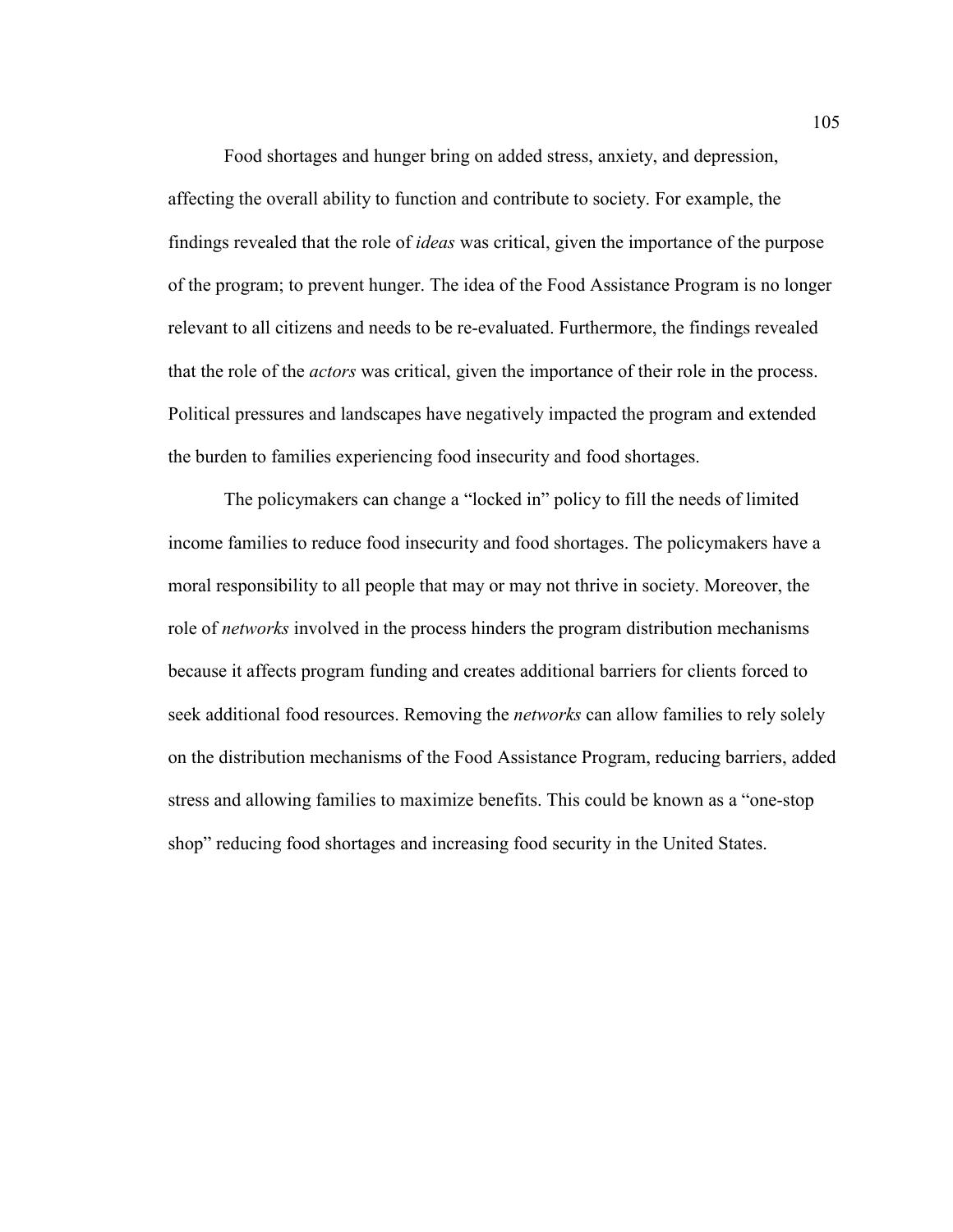Food shortages and hunger bring on added stress, anxiety, and depression, affecting the overall ability to function and contribute to society. For example, the findings revealed that the role of *ideas* was critical, given the importance of the purpose of the program; to prevent hunger. The idea of the Food Assistance Program is no longer relevant to all citizens and needs to be re-evaluated. Furthermore, the findings revealed that the role of the *actors* was critical, given the importance of their role in the process. Political pressures and landscapes have negatively impacted the program and extended the burden to families experiencing food insecurity and food shortages.

The policymakers can change a "locked in" policy to fill the needs of limited income families to reduce food insecurity and food shortages. The policymakers have a moral responsibility to all people that may or may not thrive in society. Moreover, the role of *networks* involved in the process hinders the program distribution mechanisms because it affects program funding and creates additional barriers for clients forced to seek additional food resources. Removing the *networks* can allow families to rely solely on the distribution mechanisms of the Food Assistance Program, reducing barriers, added stress and allowing families to maximize benefits. This could be known as a "one-stop shop" reducing food shortages and increasing food security in the United States.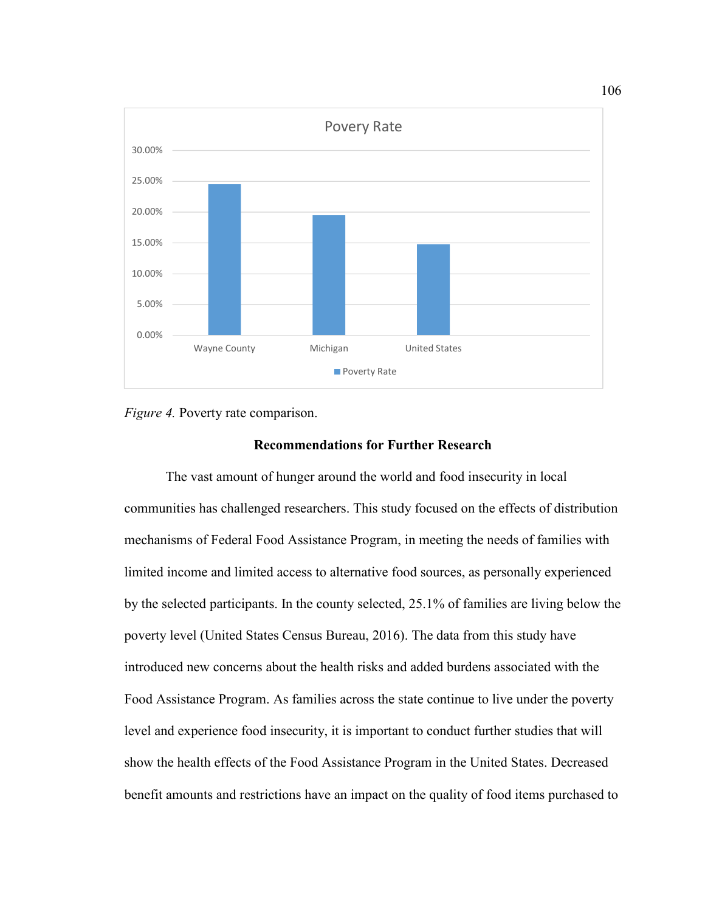Figure 4. Poverty rate comparison.

## Recommendations for Further Research

The vast amount of hunger around the world and food insecurity in local communities has challenged researchers. This study focused on the effects of distribution mechanisms of Federal Food Assistance Program, in meeting the needs of families with limited income and limited access to alternative food sources, as personally experienced by the selected participants. In the county selected, 25.1% of families are living below the poverty level (United States Census Bureau, 2016). The data from this study have introduced new concerns about the health risks and added burdens associated with the Food Assistance Program. As families across the state continue to live under the poverty level and experience food insecurity, it is important to conduct further studies that will show the health effects of the Food Assistance Program in the United States. Decreased benefit amounts and restrictions have an impact on the quality of food items purchased to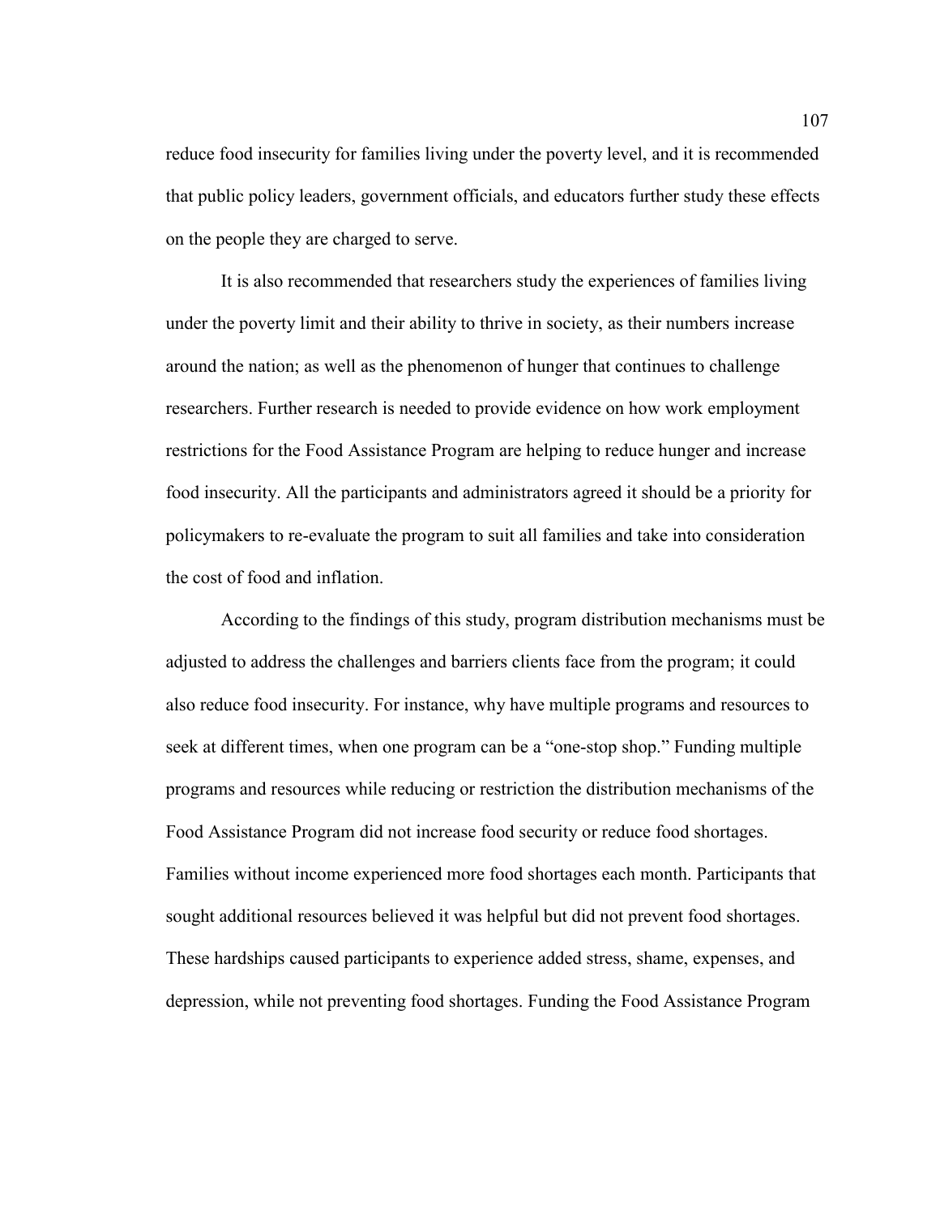reduce food insecurity for families living under the poverty level, and it is recommended that public policy leaders, government officials, and educators further study these effects on the people they are charged to serve.

It is also recommended that researchers study the experiences of families living under the poverty limit and their ability to thrive in society, as their numbers increase around the nation; as well as the phenomenon of hunger that continues to challenge researchers. Further research is needed to provide evidence on how work employment restrictions for the Food Assistance Program are helping to reduce hunger and increase food insecurity. All the participants and administrators agreed it should be a priority for policymakers to re-evaluate the program to suit all families and take into consideration the cost of food and inflation.

According to the findings of this study, program distribution mechanisms must be adjusted to address the challenges and barriers clients face from the program; it could also reduce food insecurity. For instance, why have multiple programs and resources to seek at different times, when one program can be a "one-stop shop." Funding multiple programs and resources while reducing or restriction the distribution mechanisms of the Food Assistance Program did not increase food security or reduce food shortages. Families without income experienced more food shortages each month. Participants that sought additional resources believed it was helpful but did not prevent food shortages. These hardships caused participants to experience added stress, shame, expenses, and depression, while not preventing food shortages. Funding the Food Assistance Program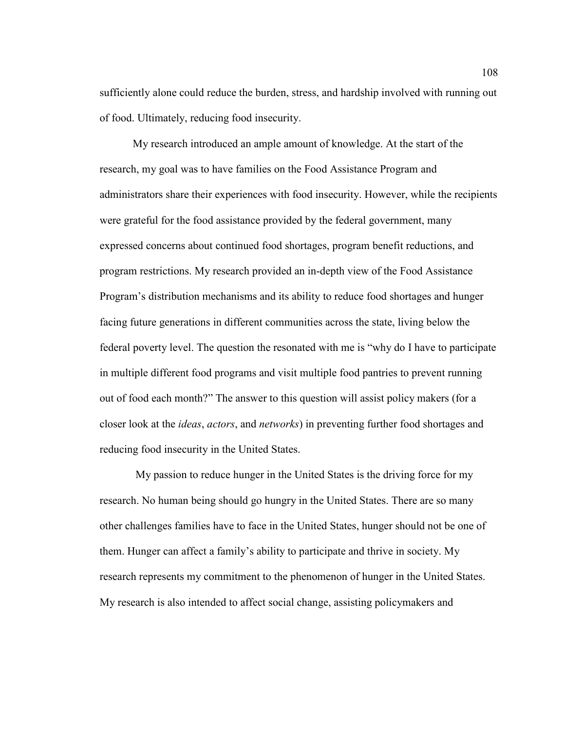sufficiently alone could reduce the burden, stress, and hardship involved with running out of food. Ultimately, reducing food insecurity.

My research introduced an ample amount of knowledge. At the start of the research, my goal was to have families on the Food Assistance Program and administrators share their experiences with food insecurity. However, while the recipients were grateful for the food assistance provided by the federal government, many expressed concerns about continued food shortages, program benefit reductions, and program restrictions. My research provided an in-depth view of the Food Assistance Program's distribution mechanisms and its ability to reduce food shortages and hunger facing future generations in different communities across the state, living below the federal poverty level. The question the resonated with me is "why do I have to participate in multiple different food programs and visit multiple food pantries to prevent running out of food each month?" The answer to this question will assist policy makers (for a closer look at the *ideas*, *actors*, and *networks*) in preventing further food shortages and reducing food insecurity in the United States.

My passion to reduce hunger in the United States is the driving force for my research. No human being should go hungry in the United States. There are so many other challenges families have to face in the United States, hunger should not be one of them. Hunger can affect a family's ability to participate and thrive in society. My research represents my commitment to the phenomenon of hunger in the United States. My research is also intended to affect social change, assisting policymakers and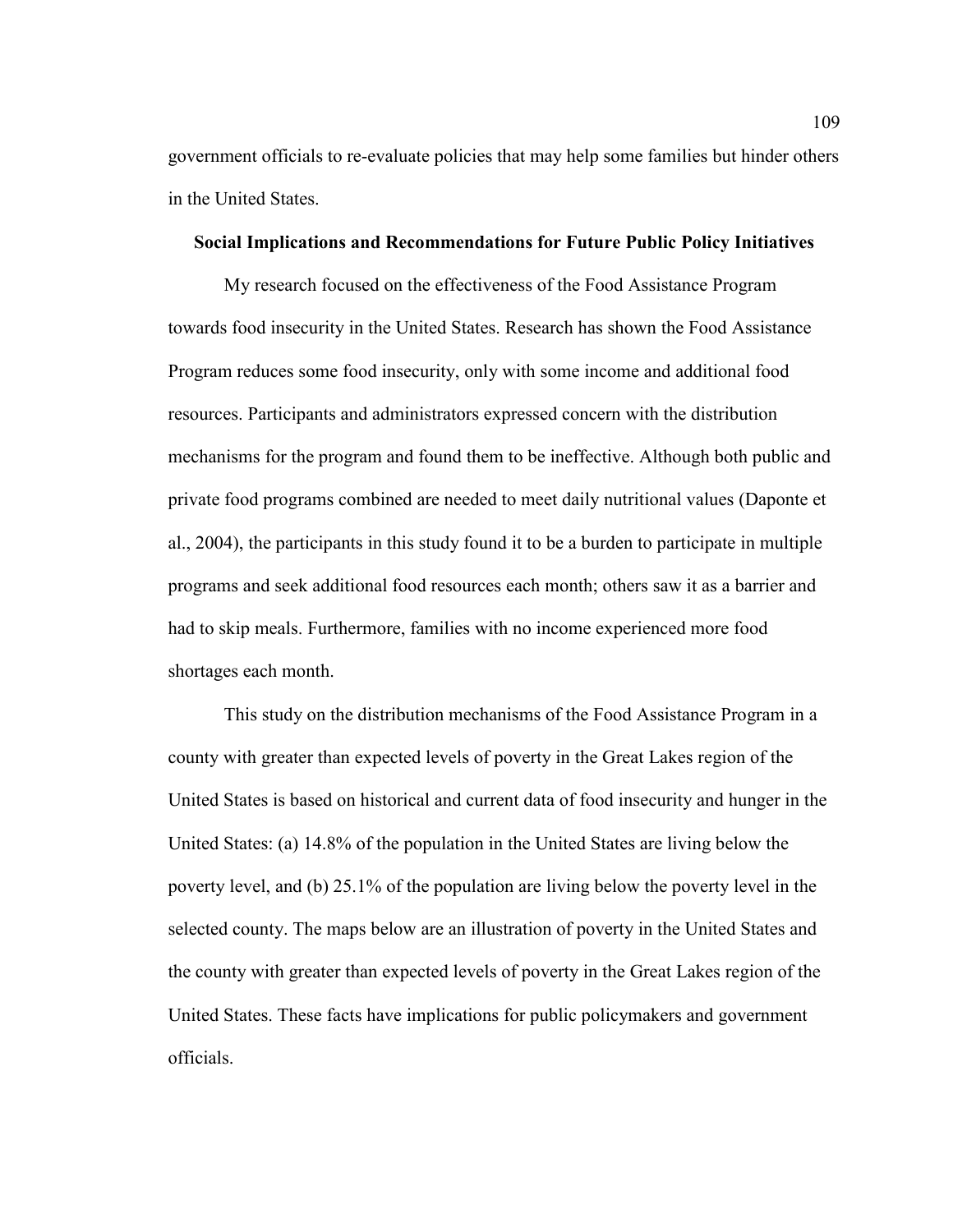government officials to re-evaluate policies that may help some families but hinder others in the United States.

## Social Implications and Recommendations for Future Public Policy Initiatives

My research focused on the effectiveness of the Food Assistance Program towards food insecurity in the United States. Research has shown the Food Assistance Program reduces some food insecurity, only with some income and additional food resources. Participants and administrators expressed concern with the distribution mechanisms for the program and found them to be ineffective. Although both public and private food programs combined are needed to meet daily nutritional values (Daponte et al., 2004), the participants in this study found it to be a burden to participate in multiple programs and seek additional food resources each month; others saw it as a barrier and had to skip meals. Furthermore, families with no income experienced more food shortages each month.

This study on the distribution mechanisms of the Food Assistance Program in a county with greater than expected levels of poverty in the Great Lakes region of the United States is based on historical and current data of food insecurity and hunger in the United States: (a) 14.8% of the population in the United States are living below the poverty level, and (b) 25.1% of the population are living below the poverty level in the selected county. The maps below are an illustration of poverty in the United States and the county with greater than expected levels of poverty in the Great Lakes region of the United States. These facts have implications for public policymakers and government officials.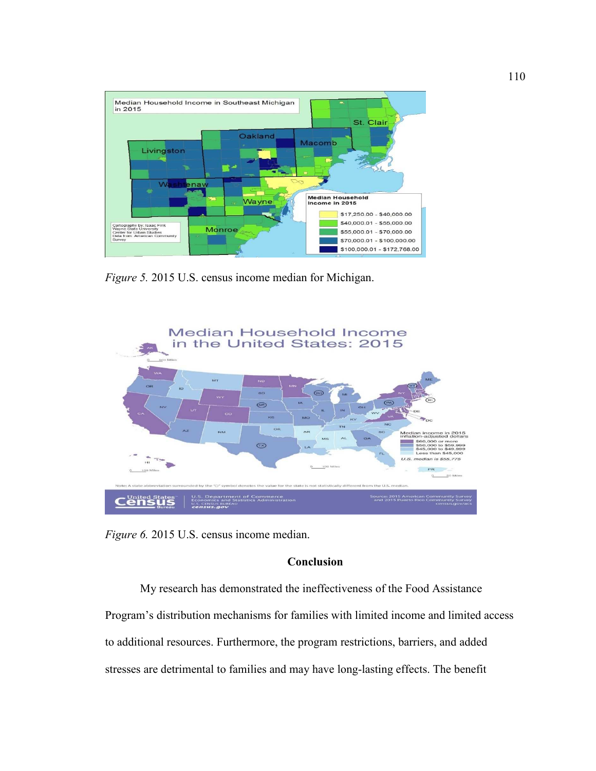*Figure 5.* 2015 U.S. census income median for Michigan.

*Figure 6.* 2015 U.S. census income median.

## Conclusion

My research has demonstrated the ineffectiveness of the Food Assistance Program's distribution mechanisms for families with limited income and limited access to additional resources. Furthermore, the program restrictions, barriers, and added stresses are detrimental to families and may have long-lasting effects. The benefit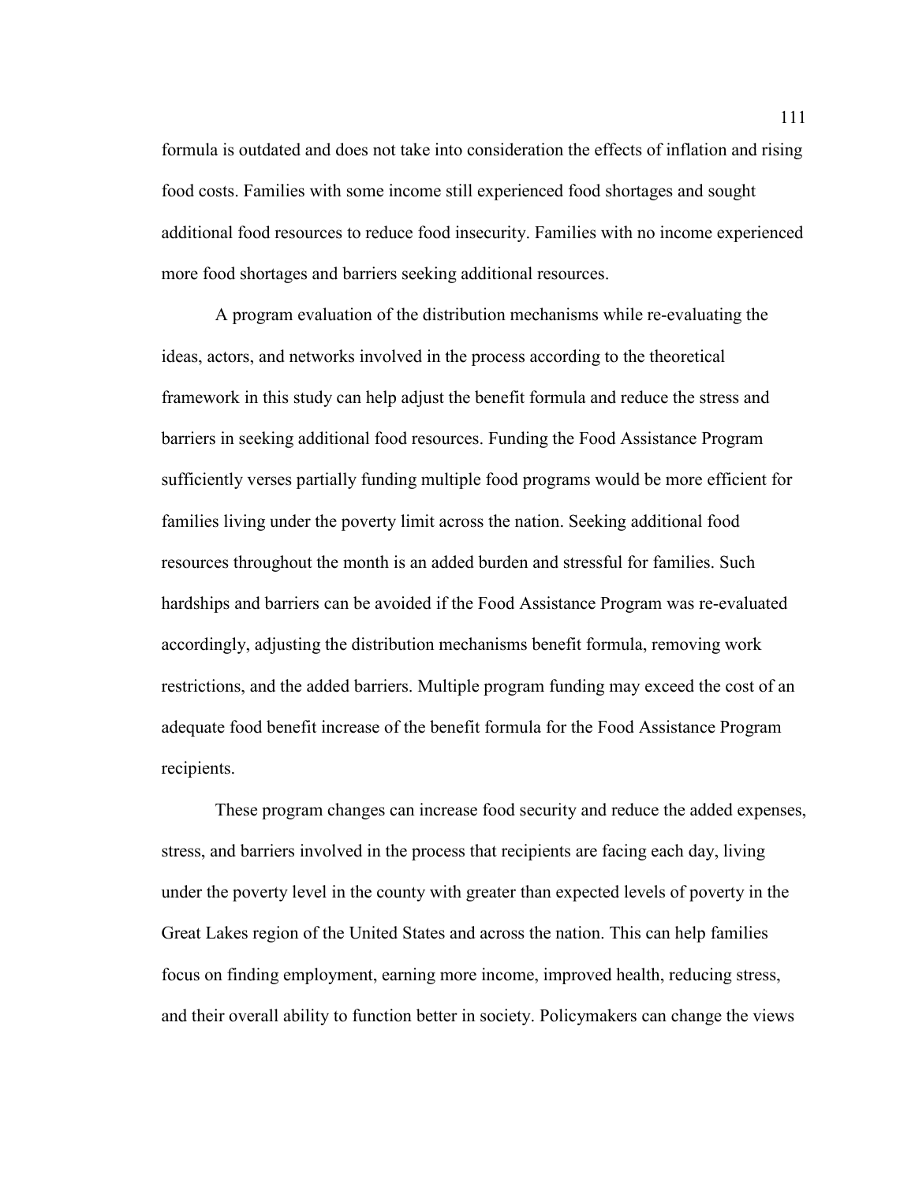formula is outdated and does not take into consideration the effects of inflation and rising food costs. Families with some income still experienced food shortages and sought additional food resources to reduce food insecurity. Families with no income experienced more food shortages and barriers seeking additional resources.

A program evaluation of the distribution mechanisms while re-evaluating the ideas, actors, and networks involved in the process according to the theoretical framework in this study can help adjust the benefit formula and reduce the stress and barriers in seeking additional food resources. Funding the Food Assistance Program sufficiently verses partially funding multiple food programs would be more efficient for families living under the poverty limit across the nation. Seeking additional food resources throughout the month is an added burden and stressful for families. Such hardships and barriers can be avoided if the Food Assistance Program was re-evaluated accordingly, adjusting the distribution mechanisms benefit formula, removing work restrictions, and the added barriers. Multiple program funding may exceed the cost of an adequate food benefit increase of the benefit formula for the Food Assistance Program recipients.

These program changes can increase food security and reduce the added expenses, stress, and barriers involved in the process that recipients are facing each day, living under the poverty level in the county with greater than expected levels of poverty in the Great Lakes region of the United States and across the nation. This can help families focus on finding employment, earning more income, improved health, reducing stress, and their overall ability to function better in society. Policymakers can change the views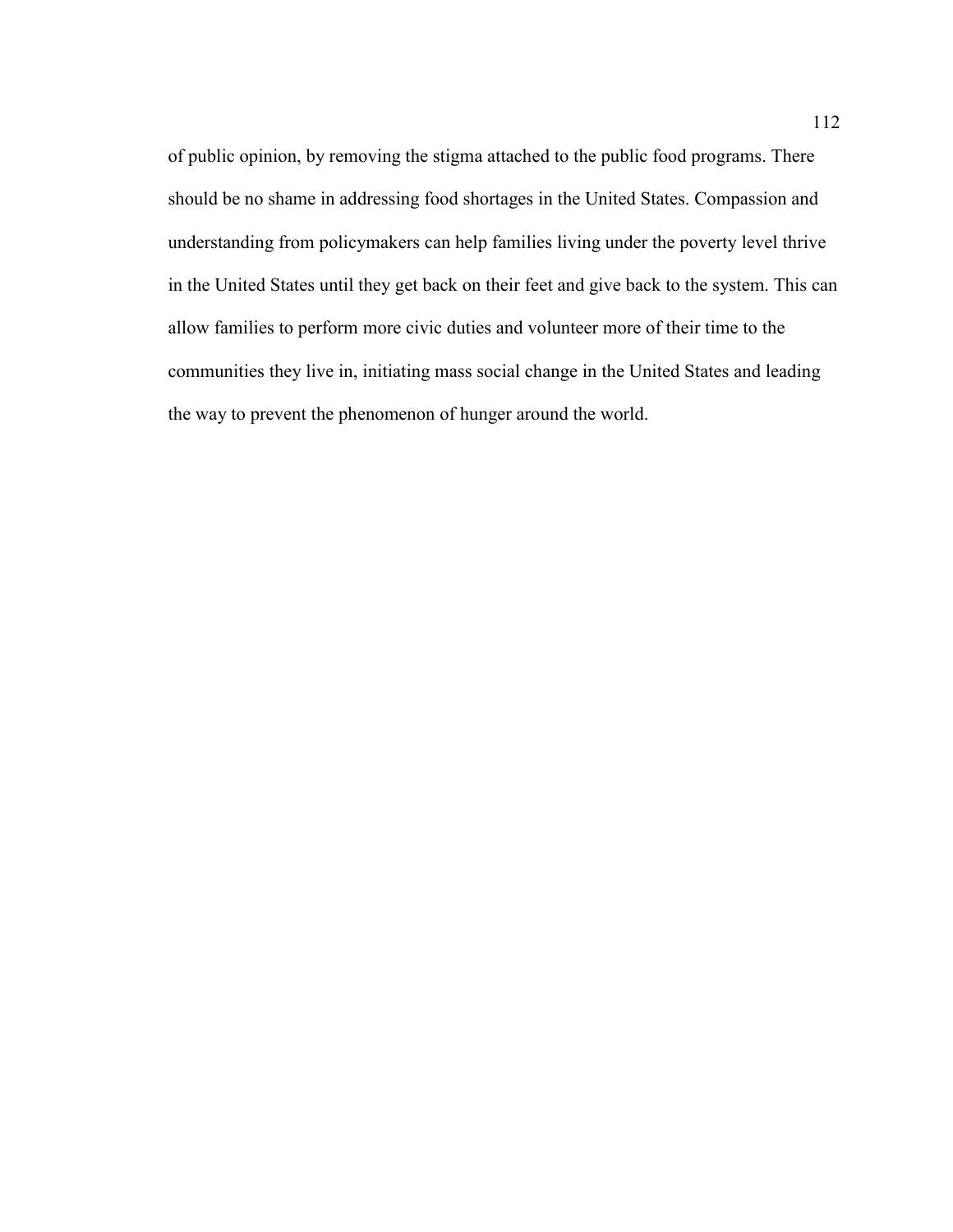of public opinion, by removing the stigma attached to the public food programs. There should be no shame in addressing food shortages in the United States. Compassion and understanding from policymakers can help families living under the poverty level thrive in the United States until they get back on their feet and give back to the system. This can allow families to perform more civic duties and volunteer more of their time to the communities they live in, initiating mass social change in the United States and leading the way to prevent the phenomenon of hunger around the world.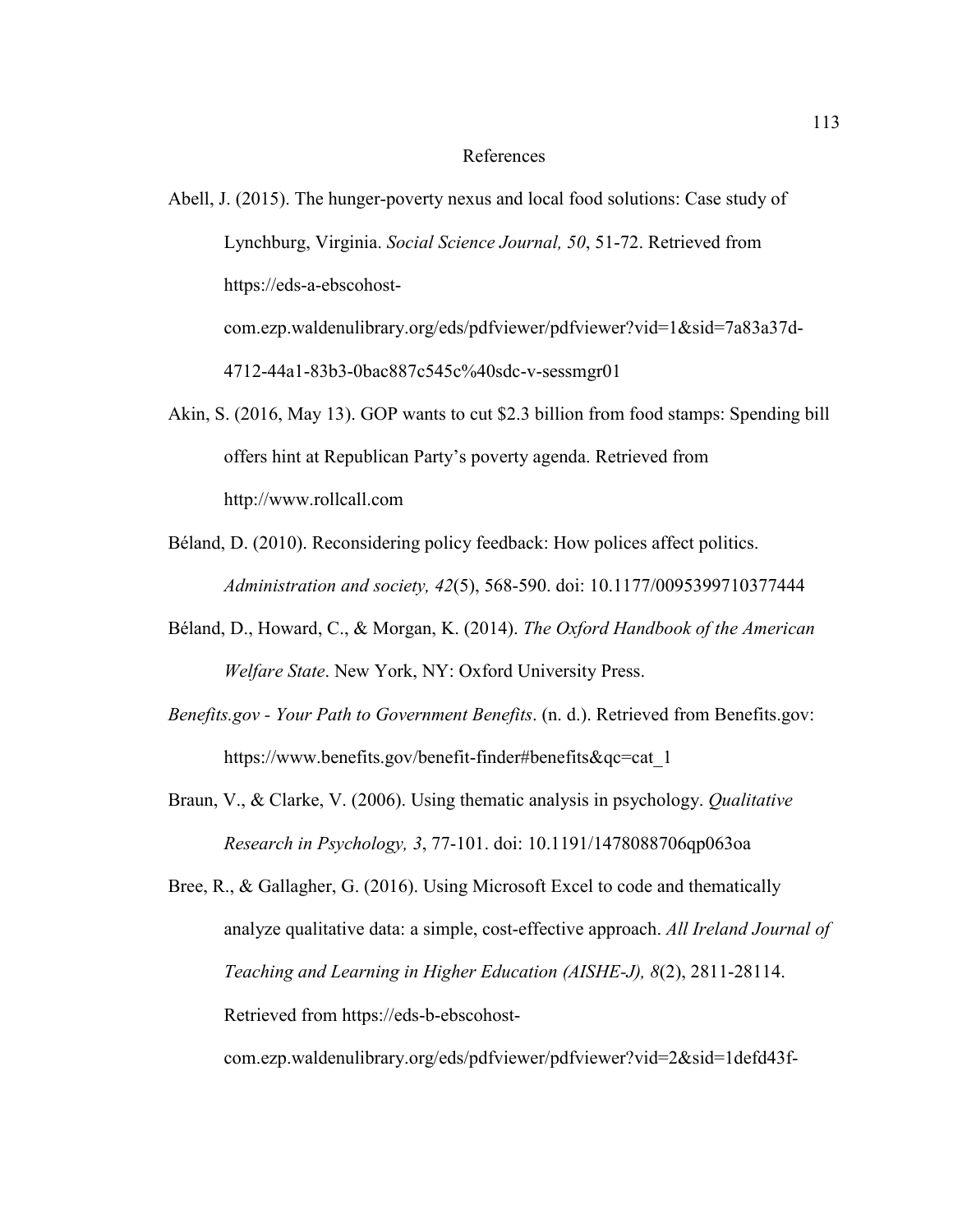# References

Abell, J. (2015). The hunger-poverty nexus and local food solutions: Case study of Lynchburg, Virginia. *Social Science Journal, 50*, 51-72. Retrieved from https://eds-a-ebscohost-com.ezp.waldenulibrary.org/eds/pdfviewer/pdfviewer?vid=1&sid=7a83a37d-4712-44a1-83b3-0bac887c545c%40sdc-v-sessmgr01

Akin, S. (2016, May 13). GOP wants to cut $2.3 billion from food stamps: Spending bill offers hint at Republican Party's poverty agenda. Retrieved from http://www.rollcall.com

Béland, D. (2010). Reconsidering policy feedback: How polices affect politics. *Administration and society, 42*(5), 568-590. doi: 10.1177/0095399710377444

Béland, D., Howard, C., & Morgan, K. (2014). *The Oxford Handbook of the American Welfare State*. New York, NY: Oxford University Press.

*Benefits.gov - Your Path to Government Benefits*. (n. d.). Retrieved from Benefits.gov: https://www.benefits.gov/benefit-finder#benefits&qc=cat_1

Braun, V., & Clarke, V. (2006). Using thematic analysis in psychology. *Qualitative Research in Psychology, 3*, 77-101. doi: 10.1191/1478088706qp063oa

Bree, R., & Gallagher, G. (2016). Using Microsoft Excel to code and thematically analyze qualitative data: a simple, cost-effective approach. *All Ireland Journal of Teaching and Learning in Higher Education (AISHE-J), 8*(2), 2811-28114. Retrieved from https://eds-b-ebscohost-com.ezp.waldenulibrary.org/eds/pdfviewer/pdfviewer?vid=2&sid=1defd43f-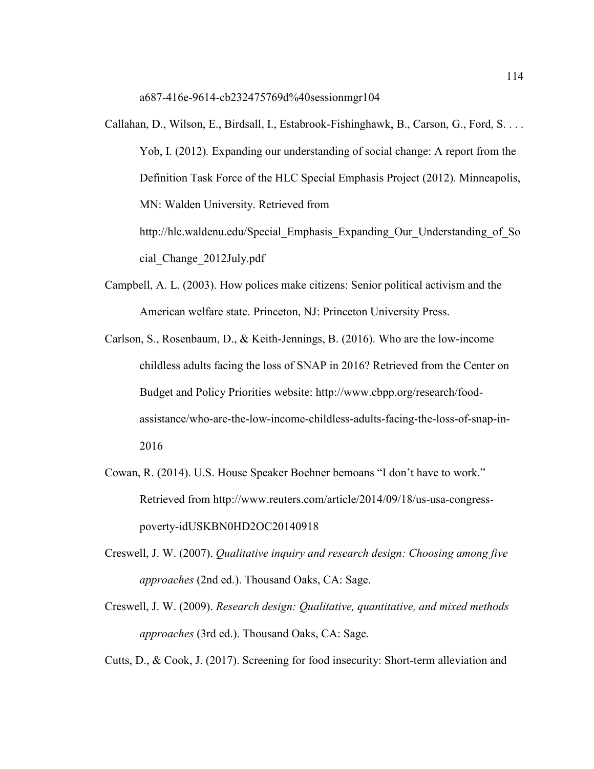a687-416e-9614-cb232475769d%40sessionmgr104

Callahan, D., Wilson, E., Birdsall, I., Estabrook-Fishinghawk, B., Carson, G., Ford, S. . . . Yob, I. (2012). Expanding our understanding of social change: A report from the Definition Task Force of the HLC Special Emphasis Project (2012). Minneapolis, MN: Walden University. Retrieved from http://hlc.waldenu.edu/Special_Emphasis_Expanding_Our_Understanding_of_Social_Change_2012July.pdf

Campbell, A. L. (2003). How polices make citizens: Senior political activism and the American welfare state. Princeton, NJ: Princeton University Press.

Carlson, S., Rosenbaum, D., & Keith-Jennings, B. (2016). Who are the low-income childless adults facing the loss of SNAP in 2016? Retrieved from the Center on Budget and Policy Priorities website: http://www.cbpp.org/research/food-assistance/who-are-the-low-income-childless-adults-facing-the-loss-of-snap-in-2016

Cowan, R. (2014). U.S. House Speaker Boehner bemoans "I don't have to work." Retrieved from http://www.reuters.com/article/2014/09/18/us-usa-congress-poverty-idUSKBN0HD2OC20140918

Creswell, J. W. (2007). *Qualitative inquiry and research design: Choosing among five approaches* (2nd ed.). Thousand Oaks, CA: Sage.

Creswell, J. W. (2009). *Research design: Qualitative, quantitative, and mixed methods approaches* (3rd ed.). Thousand Oaks, CA: Sage.

Cutts, D., & Cook, J. (2017). Screening for food insecurity: Short-term alleviation and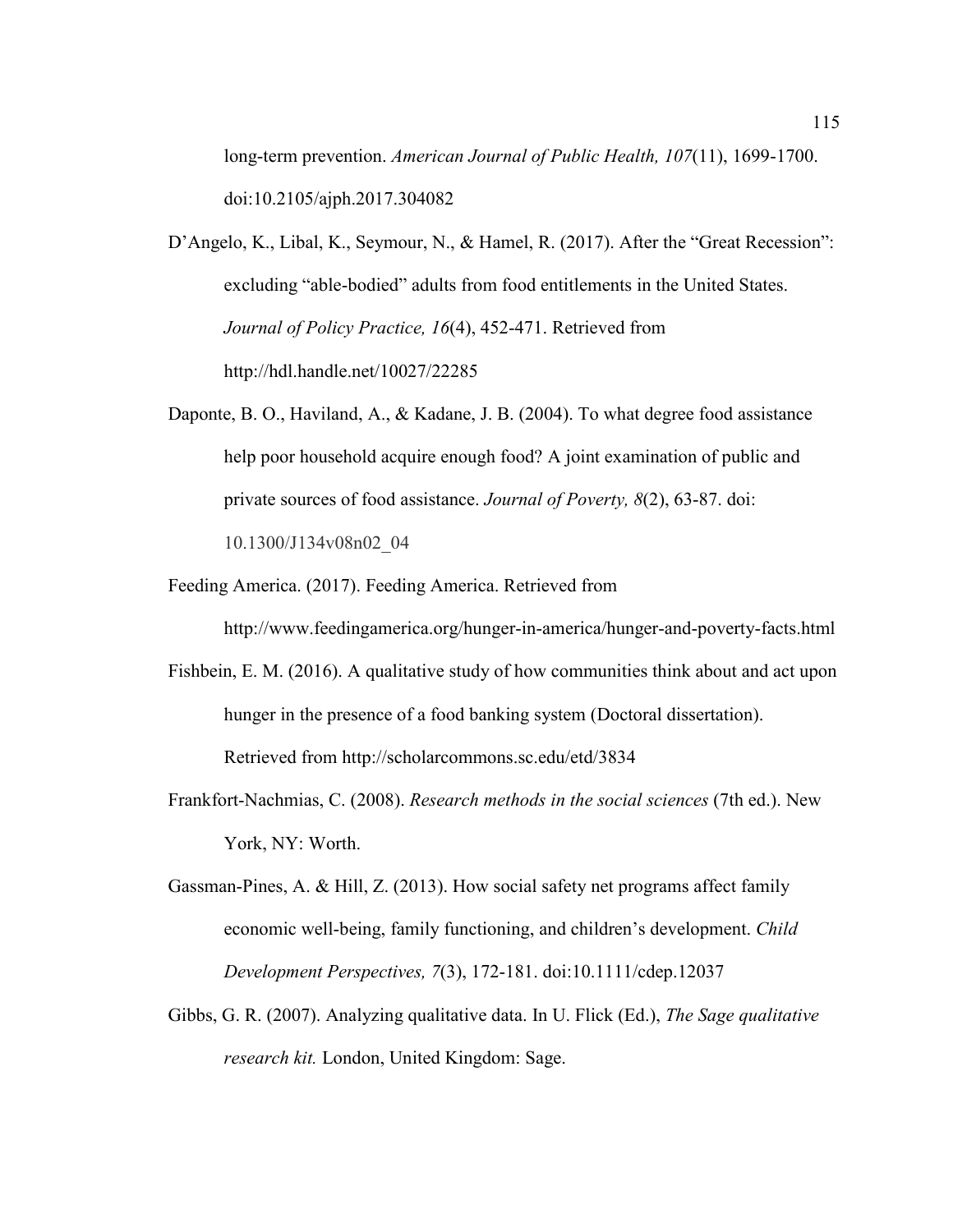long-term prevention. *American Journal of Public Health, 107*(11), 1699-1700. doi:10.2105/ajph.2017.304082

D'Angelo, K., Libal, K., Seymour, N., & Hamel, R. (2017). After the "Great Recession": excluding "able-bodied" adults from food entitlements in the United States. *Journal of Policy Practice, 16*(4), 452-471. Retrieved from http://hdl.handle.net/10027/22285

Daponte, B. O., Haviland, A., & Kadane, J. B. (2004). To what degree food assistance help poor household acquire enough food? A joint examination of public and private sources of food assistance. *Journal of Poverty, 8*(2), 63-87. doi: 10.1300/J134v08n02_04

Feeding America. (2017). Feeding America. Retrieved from http://www.feedingamerica.org/hunger-in-america/hunger-and-poverty-facts.html

Fishbein, E. M. (2016). A qualitative study of how communities think about and act upon hunger in the presence of a food banking system (Doctoral dissertation). Retrieved from http://scholarcommons.sc.edu/etd/3834

Frankfort-Nachmias, C. (2008). *Research methods in the social sciences* (7th ed.). New York, NY: Worth.

Gassman-Pines, A. & Hill, Z. (2013). How social safety net programs affect family economic well-being, family functioning, and children's development. *Child Development Perspectives, 7*(3), 172-181. doi:10.1111/cdep.12037

Gibbs, G. R. (2007). Analyzing qualitative data. In U. Flick (Ed.), *The Sage qualitative research kit.* London, United Kingdom: Sage.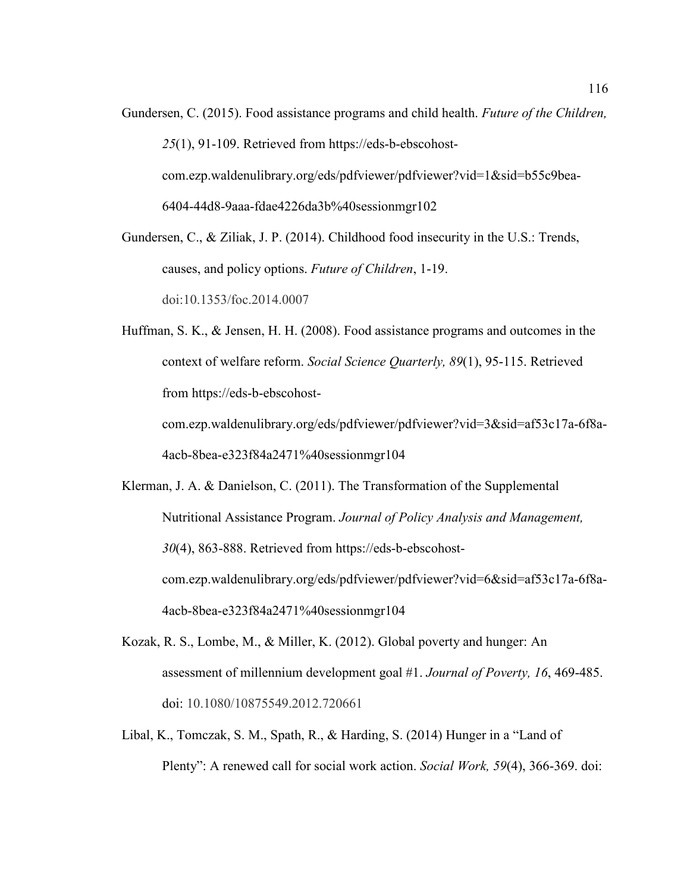Gundersen, C. (2015). Food assistance programs and child health. *Future of the Children, 25*(1), 91-109. Retrieved from https://eds-b-ebscohost-com.ezp.waldenulibrary.org/eds/pdfviewer/pdfviewer?vid=1&sid=b55c9bea-6404-44d8-9aaa-fdae4226da3b%40sessionmgr102

Gundersen, C., & Ziliak, J. P. (2014). Childhood food insecurity in the U.S.: Trends, causes, and policy options. *Future of Children*, 1-19. doi:10.1353/foc.2014.0007

Huffman, S. K., & Jensen, H. H. (2008). Food assistance programs and outcomes in the context of welfare reform. *Social Science Quarterly, 89*(1), 95-115. Retrieved from https://eds-b-ebscohost-com.ezp.waldenulibrary.org/eds/pdfviewer/pdfviewer?vid=3&sid=af53c17a-6f8a-4acb-8bea-e323f84a2471%40sessionmgr104

Klerman, J. A. & Danielson, C. (2011). The Transformation of the Supplemental Nutritional Assistance Program. *Journal of Policy Analysis and Management, 30*(4), 863-888. Retrieved from https://eds-b-ebscohost-com.ezp.waldenulibrary.org/eds/pdfviewer/pdfviewer?vid=6&sid=af53c17a-6f8a-4acb-8bea-e323f84a2471%40sessionmgr104

Kozak, R. S., Lombe, M., & Miller, K. (2012). Global poverty and hunger: An assessment of millennium development goal #1. *Journal of Poverty, 16*, 469-485. doi: 10.1080/10875549.2012.720661

Libal, K., Tomczak, S. M., Spath, R., & Harding, S. (2014) Hunger in a "Land of Plenty": A renewed call for social work action. *Social Work, 59*(4), 366-369. doi: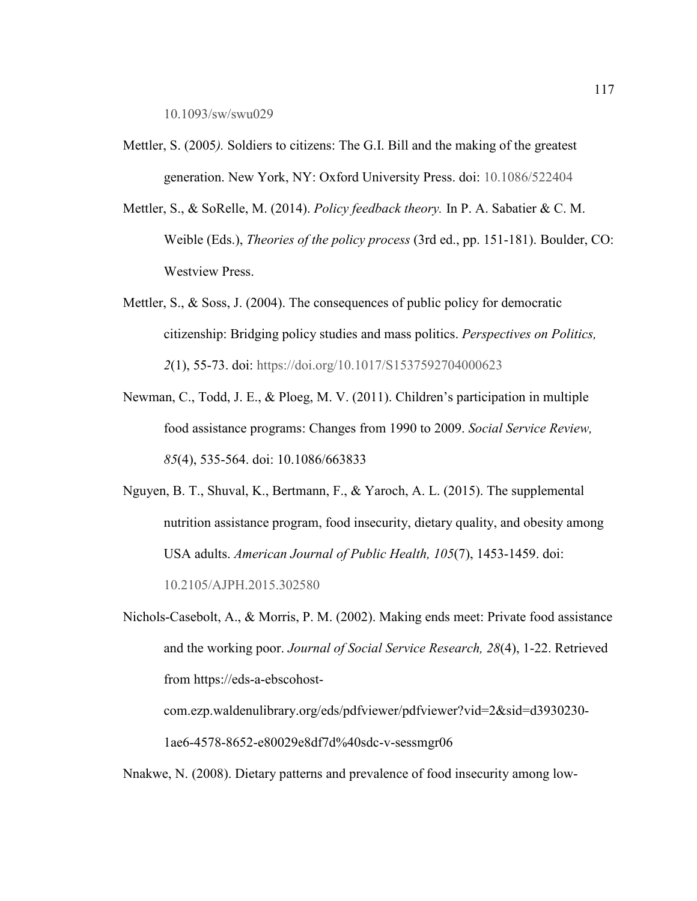10.1093/sw/swu029

Mettler, S. (2005*).* Soldiers to citizens: The G.I. Bill and the making of the greatest generation. New York, NY: Oxford University Press. doi: 10.1086/522404

Mettler, S., & SoRelle, M. (2014). *Policy feedback theory.* In P. A. Sabatier & C. M. Weible (Eds.), *Theories of the policy process* (3rd ed., pp. 151-181). Boulder, CO: Westview Press.

Mettler, S., & Soss, J. (2004). The consequences of public policy for democratic citizenship: Bridging policy studies and mass politics. *Perspectives on Politics, 2*(1), 55-73. doi: https://doi.org/10.1017/S1537592704000623

Newman, C., Todd, J. E., & Ploeg, M. V. (2011). Children's participation in multiple food assistance programs: Changes from 1990 to 2009. *Social Service Review, 85*(4), 535-564. doi: 10.1086/663833

Nguyen, B. T., Shuval, K., Bertmann, F., & Yaroch, A. L. (2015). The supplemental nutrition assistance program, food insecurity, dietary quality, and obesity among USA adults. *American Journal of Public Health, 105*(7), 1453-1459. doi: 10.2105/AJPH.2015.302580

Nichols-Casebolt, A., & Morris, P. M. (2002). Making ends meet: Private food assistance and the working poor. *Journal of Social Service Research, 28*(4), 1-22. Retrieved from https://eds-a-ebscohost-com.ezp.waldenulibrary.org/eds/pdfviewer/pdfviewer?vid=2&sid=d3930230-1ae6-4578-8652-e80029e8df7d%40sdc-v-sessmgr06

Nnakwe, N. (2008). Dietary patterns and prevalence of food insecurity among low-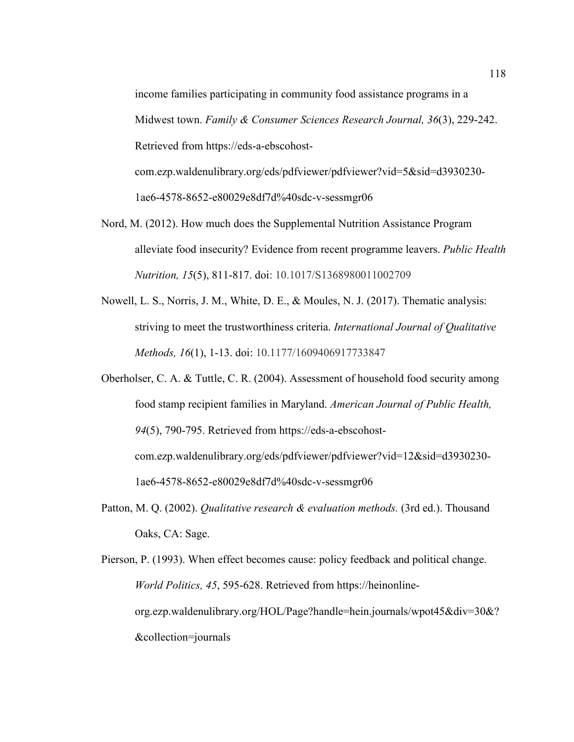income families participating in community food assistance programs in a Midwest town. *Family & Consumer Sciences Research Journal, 36*(3), 229-242. Retrieved from https://eds-a-ebscohost-com.ezp.waldenulibrary.org/eds/pdfviewer/pdfviewer?vid=5&sid=d3930230-1ae6-4578-8652-e80029e8df7d%40sdc-v-sessmgr06

Nord, M. (2012). How much does the Supplemental Nutrition Assistance Program alleviate food insecurity? Evidence from recent programme leavers. *Public Health Nutrition, 15*(5), 811-817. doi: 10.1017/S1368980011002709

Nowell, L. S., Norris, J. M., White, D. E., & Moules, N. J. (2017). Thematic analysis: striving to meet the trustworthiness criteria. *International Journal of Qualitative Methods, 16*(1), 1-13. doi: 10.1177/1609406917733847

Oberholser, C. A. & Tuttle, C. R. (2004). Assessment of household food security among food stamp recipient families in Maryland. *American Journal of Public Health, 94*(5), 790-795. Retrieved from https://eds-a-ebscohost-com.ezp.waldenulibrary.org/eds/pdfviewer/pdfviewer?vid=12&sid=d3930230-1ae6-4578-8652-e80029e8df7d%40sdc-v-sessmgr06

Patton, M. Q. (2002). *Qualitative research & evaluation methods.* (3rd ed.). Thousand Oaks, CA: Sage.

Pierson, P. (1993). When effect becomes cause: policy feedback and political change. *World Politics, 45*, 595-628. Retrieved from https://heinonline-org.ezp.waldenulibrary.org/HOL/Page?handle=hein.journals/wpot45&div=30&?&collection=journals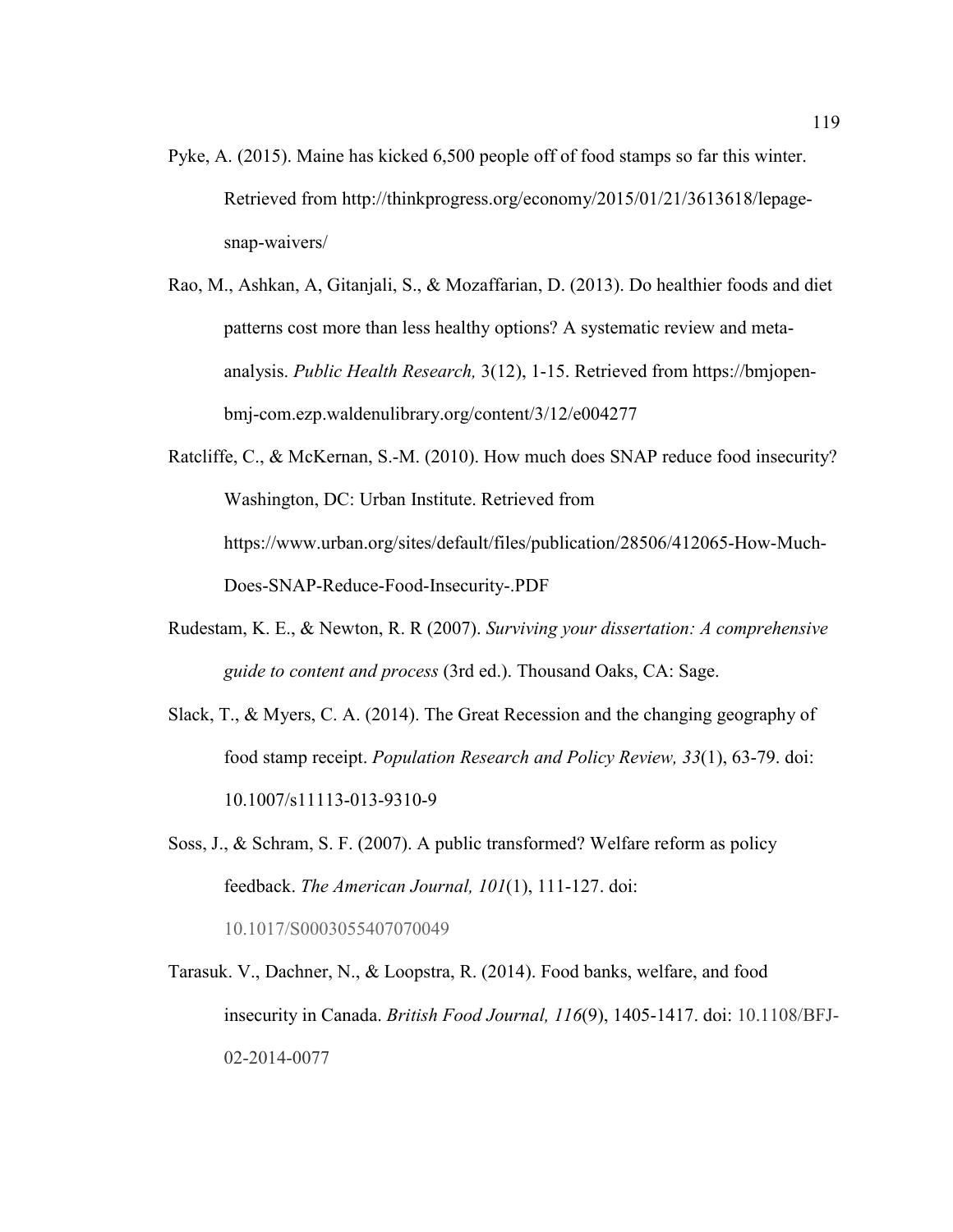Pyke, A. (2015). Maine has kicked 6,500 people off of food stamps so far this winter. Retrieved from http://thinkprogress.org/economy/2015/01/21/3613618/lepage-snap-waivers/

Rao, M., Ashkan, A, Gitanjali, S., & Mozaffarian, D. (2013). Do healthier foods and diet patterns cost more than less healthy options? A systematic review and meta-analysis. *Public Health Research,* 3(12), 1-15. Retrieved from https://bmjopen-bmj-com.ezp.waldenulibrary.org/content/3/12/e004277

Ratcliffe, C., & McKernan, S.-M. (2010). How much does SNAP reduce food insecurity? Washington, DC: Urban Institute. Retrieved from https://www.urban.org/sites/default/files/publication/28506/412065-How-Much-Does-SNAP-Reduce-Food-Insecurity-.PDF

Rudestam, K. E., & Newton, R. R (2007). *Surviving your dissertation: A comprehensive guide to content and process* (3rd ed.). Thousand Oaks, CA: Sage.

Slack, T., & Myers, C. A. (2014). The Great Recession and the changing geography of food stamp receipt. *Population Research and Policy Review, 33*(1), 63-79. doi: 10.1007/s11113-013-9310-9

Soss, J., & Schram, S. F. (2007). A public transformed? Welfare reform as policy feedback. *The American Journal, 101*(1), 111-127. doi: 10.1017/S0003055407070049

Tarasuk. V., Dachner, N., & Loopstra, R. (2014). Food banks, welfare, and food insecurity in Canada. *British Food Journal, 116*(9), 1405-1417. doi: 10.1108/BFJ-02-2014-0077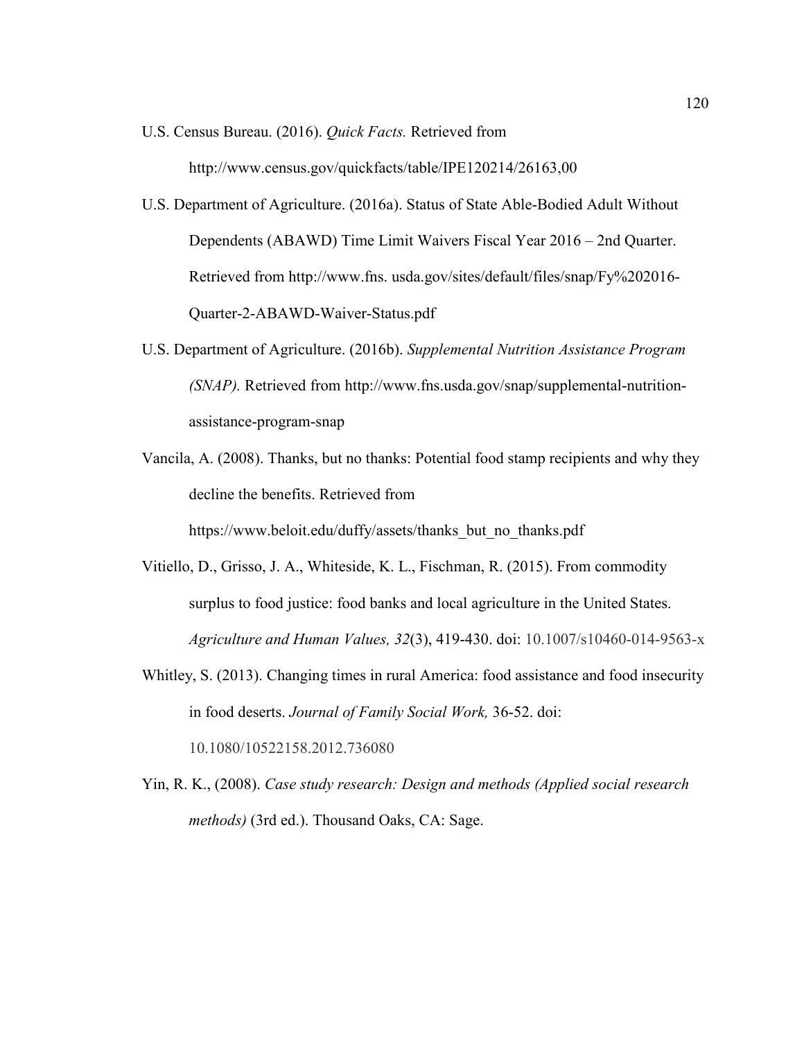U.S. Census Bureau. (2016). *Quick Facts.* Retrieved from http://www.census.gov/quickfacts/table/IPE120214/26163,00

U.S. Department of Agriculture. (2016a). Status of State Able-Bodied Adult Without Dependents (ABAWD) Time Limit Waivers Fiscal Year 2016 – 2nd Quarter. Retrieved from http://www.fns. usda.gov/sites/default/files/snap/Fy%202016-Quarter-2-ABAWD-Waiver-Status.pdf

U.S. Department of Agriculture. (2016b). *Supplemental Nutrition Assistance Program (SNAP).* Retrieved from http://www.fns.usda.gov/snap/supplemental-nutrition-assistance-program-snap

Vancila, A. (2008). Thanks, but no thanks: Potential food stamp recipients and why they decline the benefits. Retrieved from https://www.beloit.edu/duffy/assets/thanks_but_no_thanks.pdf

Vitiello, D., Grisso, J. A., Whiteside, K. L., Fischman, R. (2015). From commodity surplus to food justice: food banks and local agriculture in the United States. *Agriculture and Human Values, 32*(3), 419-430. doi: 10.1007/s10460-014-9563-x

Whitley, S. (2013). Changing times in rural America: food assistance and food insecurity in food deserts. *Journal of Family Social Work,* 36-52. doi: 10.1080/10522158.2012.736080

Yin, R. K., (2008). *Case study research: Design and methods (Applied social research methods)* (3rd ed.). Thousand Oaks, CA: Sage.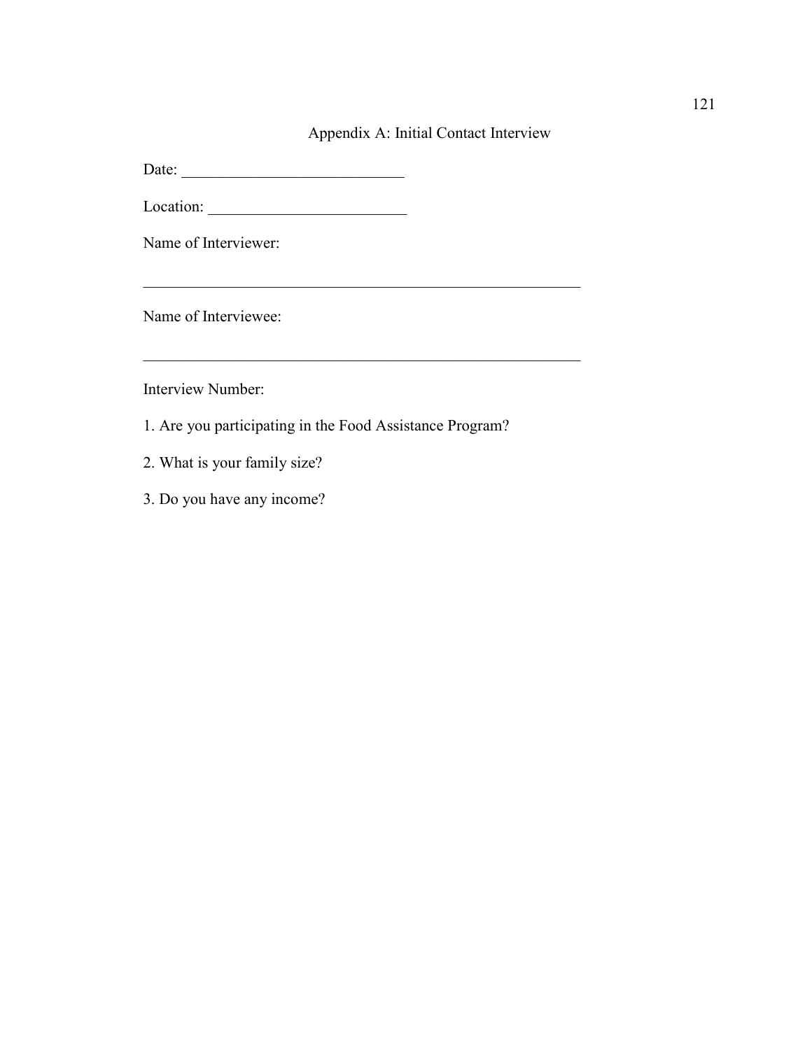# Appendix A: Initial Contact Interview

Date: ____________________________

Location: _________________________

Name of Interviewer:

_________________________________________________________

Name of Interviewee:

_________________________________________________________

Interview Number:

1. Are you participating in the Food Assistance Program?

2. What is your family size?

3. Do you have any income?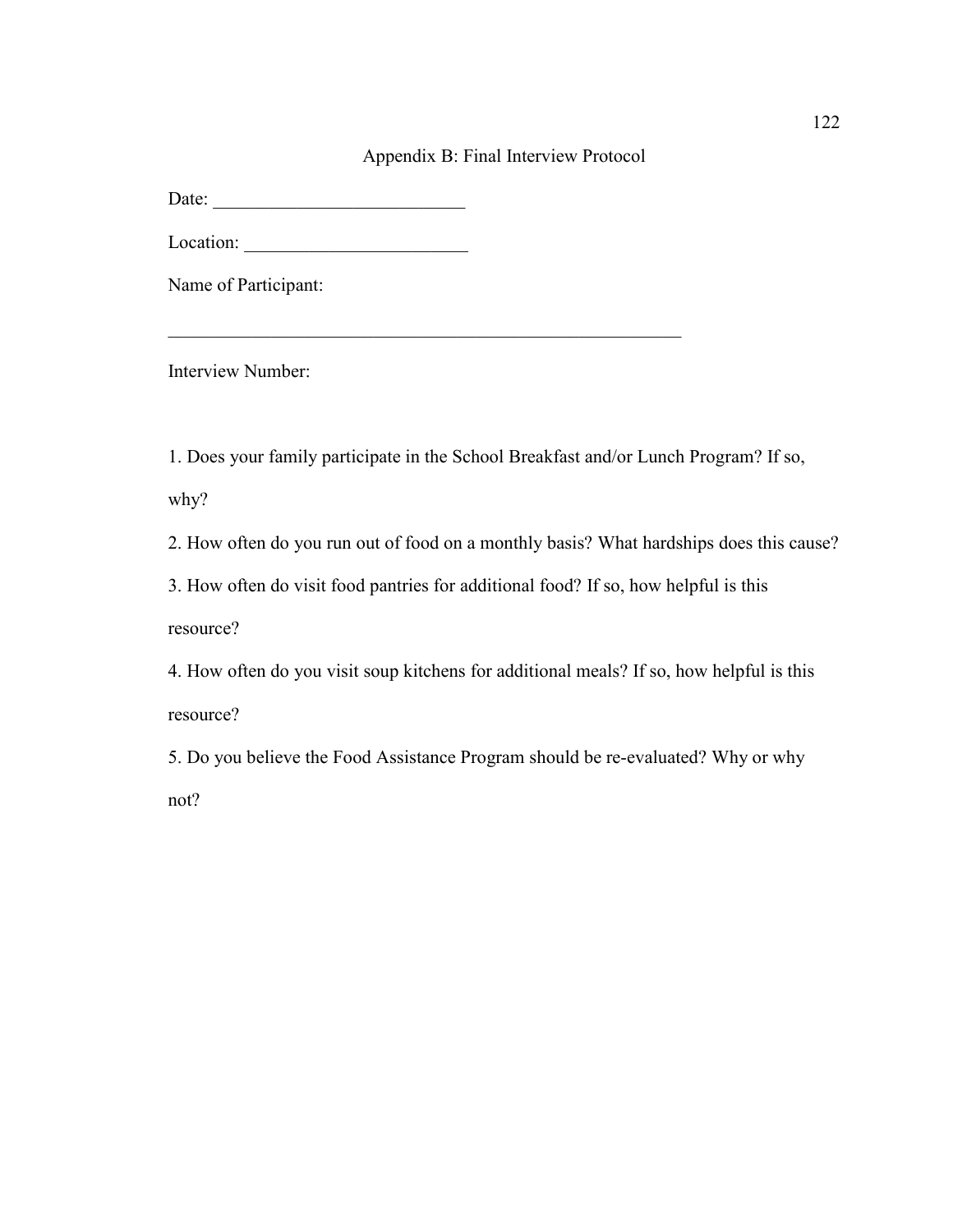# Appendix B: Final Interview Protocol

Date: ___________________________

Location: ________________________

Name of Participant:

_________________________________________________________

Interview Number:

1. Does your family participate in the School Breakfast and/or Lunch Program? If so, why?
2. How often do you run out of food on a monthly basis? What hardships does this cause?
3. How often do visit food pantries for additional food? If so, how helpful is this resource?
4. How often do you visit soup kitchens for additional meals? If so, how helpful is this resource?
5. Do you believe the Food Assistance Program should be re-evaluated? Why or why not?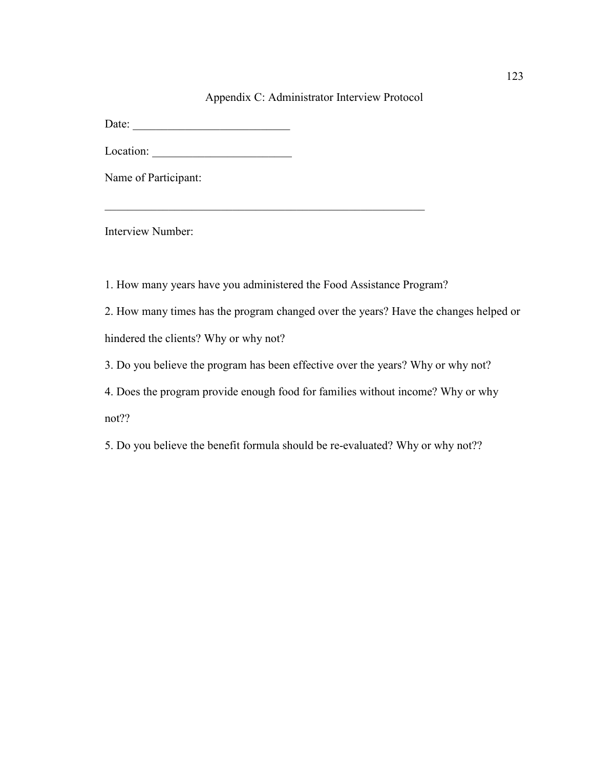# Appendix C: Administrator Interview Protocol

Date: ___________________________

Location: ________________________

Name of Participant:

_________________________________________________________

Interview Number:

1. How many years have you administered the Food Assistance Program?
2. How many times has the program changed over the years? Have the changes helped or hindered the clients? Why or why not?
3. Do you believe the program has been effective over the years? Why or why not?
4. Does the program provide enough food for families without income? Why or why not??
5. Do you believe the benefit formula should be re-evaluated? Why or why not??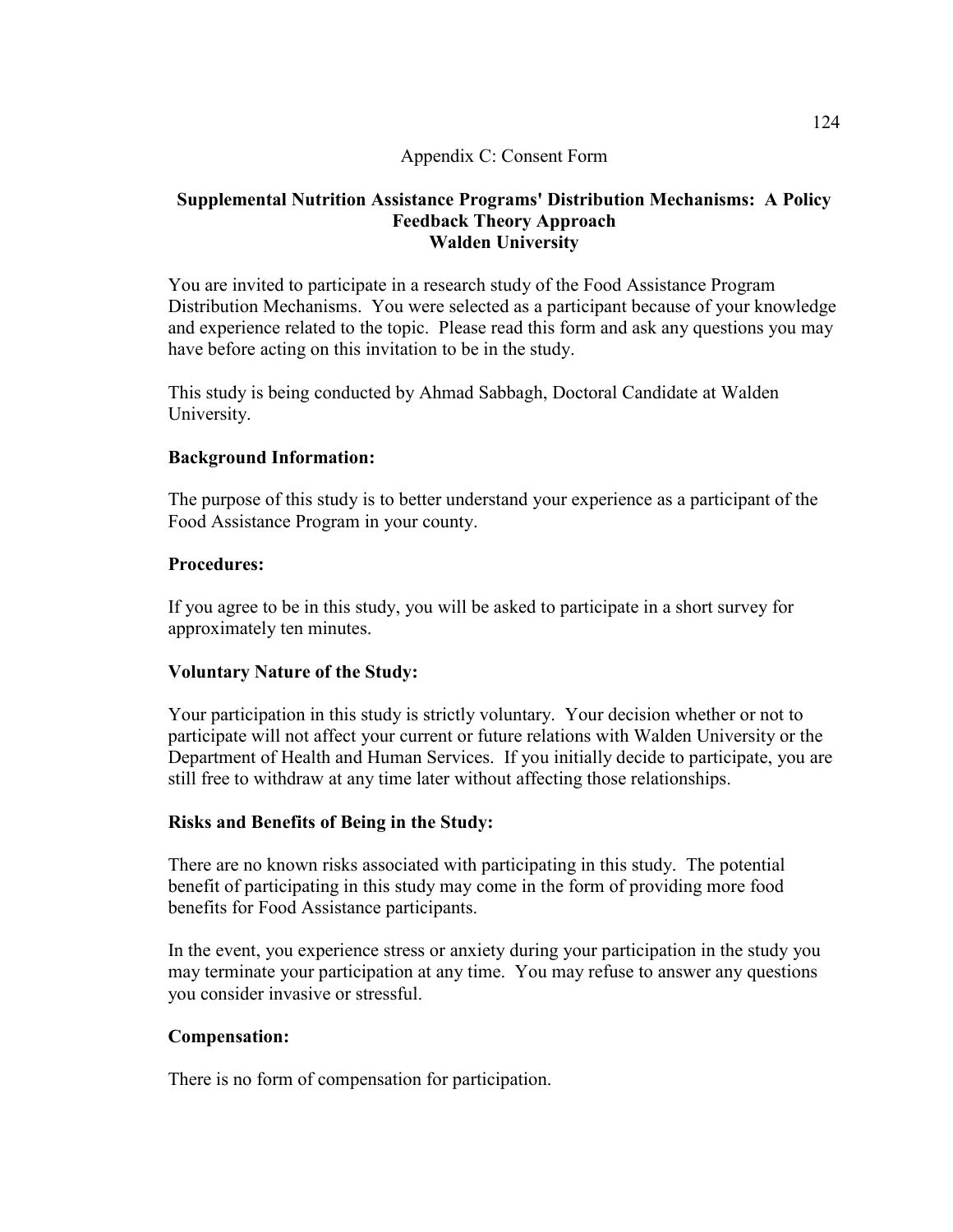Appendix C: Consent Form

## Supplemental Nutrition Assistance Programs' Distribution Mechanisms: A Policy Feedback Theory Approach
## Walden University

You are invited to participate in a research study of the Food Assistance Program Distribution Mechanisms. You were selected as a participant because of your knowledge and experience related to the topic. Please read this form and ask any questions you may have before acting on this invitation to be in the study.

This study is being conducted by Ahmad Sabbagh, Doctoral Candidate at Walden University.

**Background Information:**

The purpose of this study is to better understand your experience as a participant of the Food Assistance Program in your county.

**Procedures:**

If you agree to be in this study, you will be asked to participate in a short survey for approximately ten minutes.

**Voluntary Nature of the Study:**

Your participation in this study is strictly voluntary. Your decision whether or not to participate will not affect your current or future relations with Walden University or the Department of Health and Human Services. If you initially decide to participate, you are still free to withdraw at any time later without affecting those relationships.

**Risks and Benefits of Being in the Study:**

There are no known risks associated with participating in this study. The potential benefit of participating in this study may come in the form of providing more food benefits for Food Assistance participants.

In the event, you experience stress or anxiety during your participation in the study you may terminate your participation at any time. You may refuse to answer any questions you consider invasive or stressful.

**Compensation:**

There is no form of compensation for participation.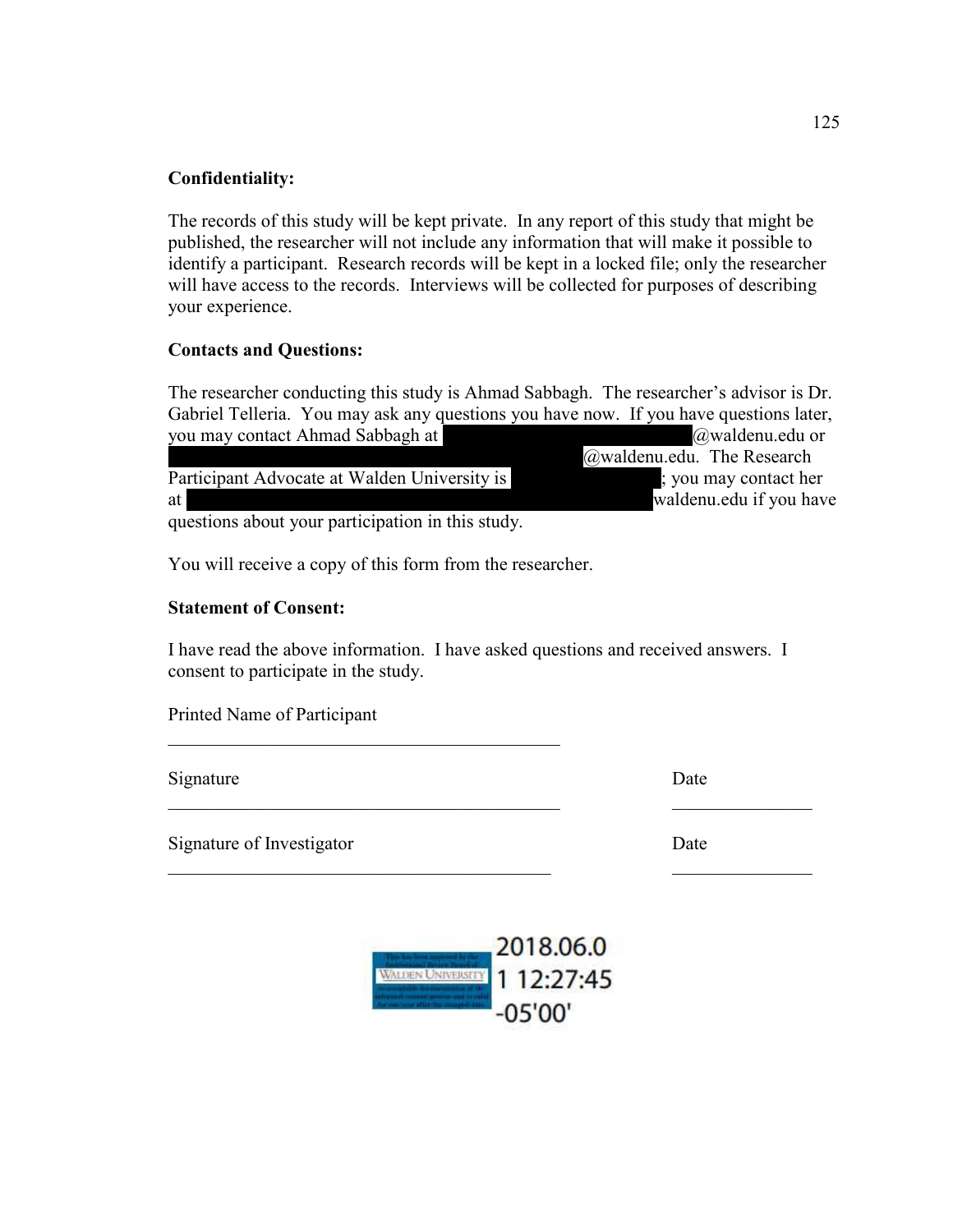**Confidentiality:**

The records of this study will be kept private. In any report of this study that might be published, the researcher will not include any information that will make it possible to identify a participant. Research records will be kept in a locked file; only the researcher will have access to the records. Interviews will be collected for purposes of describing your experience.

**Contacts and Questions:**

The researcher conducting this study is Ahmad Sabbagh. The researcher's advisor is Dr. Gabriel Telleria. You may ask any questions you have now. If you have questions later, you may contact Ahmad Sabbagh at @waldenu.edu or @waldenu.edu. The Research Participant Advocate at Walden University is ; you may contact her at waldenu.edu if you have questions about your participation in this study.

You will receive a copy of this form from the researcher.

**Statement of Consent:**

I have read the above information. I have asked questions and received answers. I consent to participate in the study.

Printed Name of Participant

\_\_\_\_\_\_\_\_\_\_\_\_\_\_\_\_\_\_\_\_\_\_\_\_\_\_\_\_\_\_\_\_\_\_\_\_\_\_\_\_\_\_\_\_

Signature \_\_\_\_\_\_\_\_\_\_\_\_\_\_\_\_\_\_\_\_\_\_\_\_\_\_\_\_\_\_\_\_\_\_\_\_\_\_\_\_\_\_\_\_ Date \_\_\_\_\_\_\_\_\_\_\_\_\_\_\_\_

Signature of Investigator \_\_\_\_\_\_\_\_\_\_\_\_\_\_\_\_\_\_\_\_\_\_\_\_\_\_\_\_\_\_\_\_\_\_\_\_\_\_\_\_\_\_\_\_ Date \_\_\_\_\_\_\_\_\_\_\_\_\_\_\_\_

WALDEN UNIVERSITY 2018.06.01 12:27:45 -05'00'